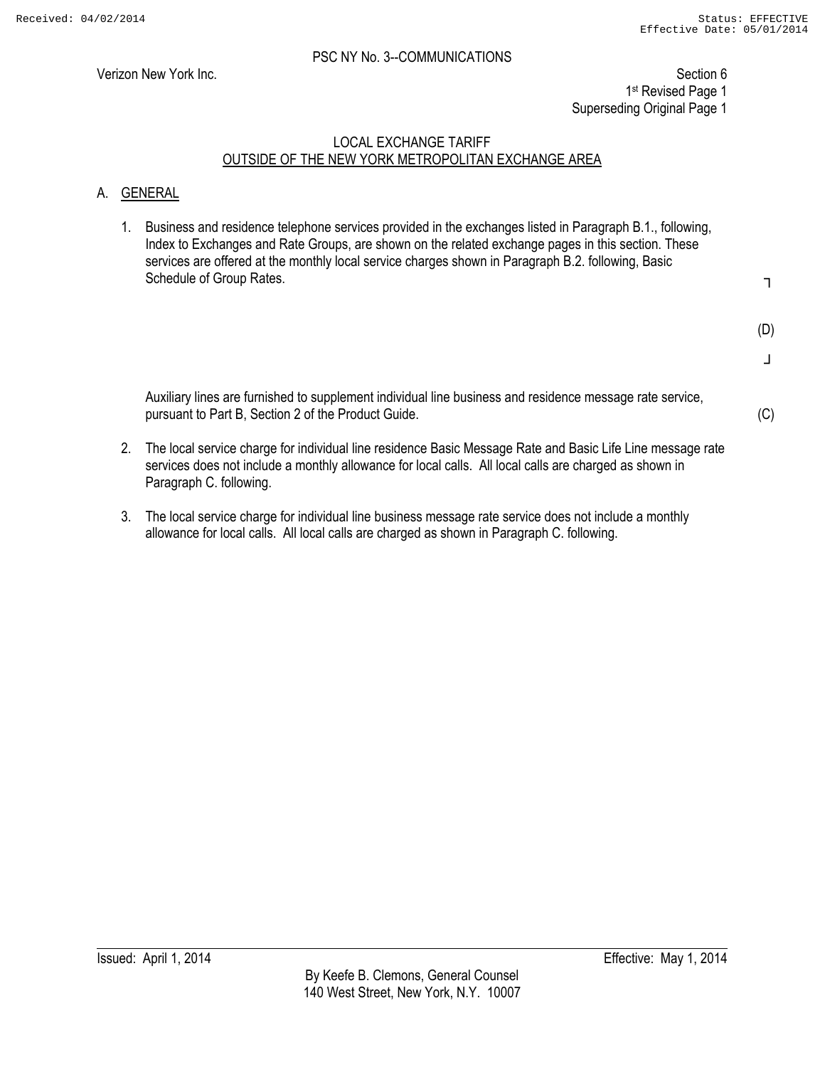PSC NY No. 3--COMMUNICATIONS

Verizon New York Inc.

Section 6
1st Revised Page 1
Superseding Original Page 1

LOCAL EXCHANGE TARIFF
OUTSIDE OF THE NEW YORK METROPOLITAN EXCHANGE AREA

## A. GENERAL

1. Business and residence telephone services provided in the exchanges listed in Paragraph B.1., following, Index to Exchanges and Rate Groups, are shown on the related exchange pages in this section. These services are offered at the monthly local service charges shown in Paragraph B.2. following, Basic Schedule of Group Rates.

   (D)

   Auxiliary lines are furnished to supplement individual line business and residence message rate service, pursuant to Part B, Section 2 of the Product Guide. (C)

2. The local service charge for individual line residence Basic Message Rate and Basic Life Line message rate services does not include a monthly allowance for local calls. All local calls are charged as shown in Paragraph C. following.

3. The local service charge for individual line business message rate service does not include a monthly allowance for local calls. All local calls are charged as shown in Paragraph C. following.

Issued: April 1, 2014

Effective: May 1, 2014

By Keefe B. Clemons, General Counsel
140 West Street, New York, N.Y. 10007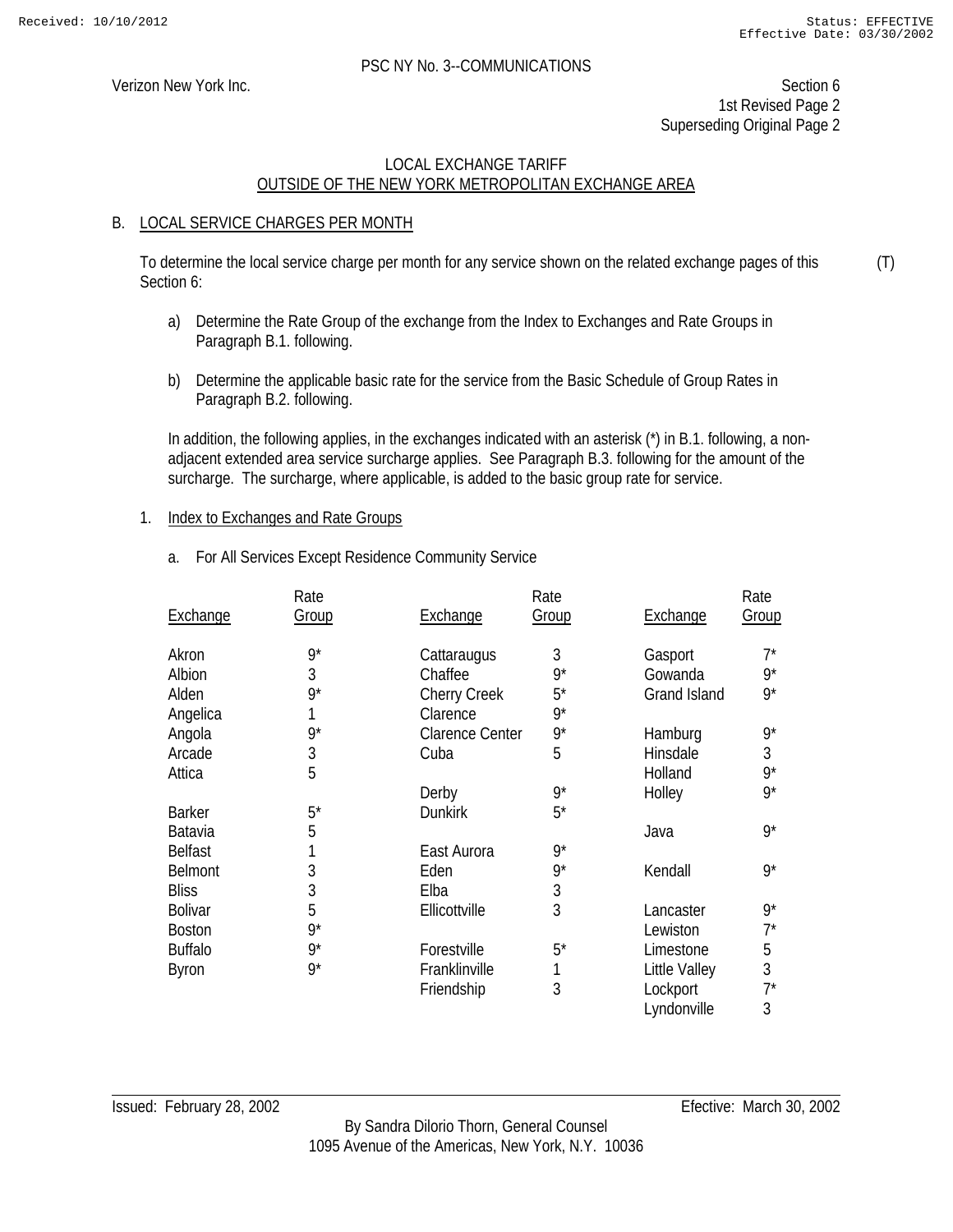PSC NY No. 3--COMMUNICATIONS

Verizon New York Inc.

Section 6
1st Revised Page 2
Superseding Original Page 2

LOCAL EXCHANGE TARIFF
OUTSIDE OF THE NEW YORK METROPOLITAN EXCHANGE AREA

B. LOCAL SERVICE CHARGES PER MONTH

To determine the local service charge per month for any service shown on the related exchange pages of this Section 6: (T)

a) Determine the Rate Group of the exchange from the Index to Exchanges and Rate Groups in Paragraph B.1. following.

b) Determine the applicable basic rate for the service from the Basic Schedule of Group Rates in Paragraph B.2. following.

In addition, the following applies, in the exchanges indicated with an asterisk (*) in B.1. following, a non-adjacent extended area service surcharge applies. See Paragraph B.3. following for the amount of the surcharge. The surcharge, where applicable, is added to the basic group rate for service.

1. Index to Exchanges and Rate Groups

a. For All Services Except Residence Community Service

| Exchange | Rate Group | Exchange | Rate Group | Exchange | Rate Group |
|---|---|---|---|---|---|
| Akron | 9* | Cattaraugus | 3 | Gasport | 7* |
| Albion | 3 | Chaffee | 9* | Gowanda | 9* |
| Alden | 9* | Cherry Creek | 5* | Grand Island | 9* |
| Angelica | 1 | Clarence | 9* | | |
| Angola | 9* | Clarence Center | 9* | Hamburg | 9* |
| Arcade | 3 | Cuba | 5 | Hinsdale | 3 |
| Attica | 5 | | | Holland | 9* |
| | | Derby | 9* | Holley | 9* |
| Barker | 5* | Dunkirk | 5* | | |
| Batavia | 5 | | | Java | 9* |
| Belfast | 1 | East Aurora | 9* | | |
| Belmont | 3 | Eden | 9* | Kendall | 9* |
| Bliss | 3 | Elba | 3 | | |
| Bolivar | 5 | Ellicottville | 3 | Lancaster | 9* |
| Boston | 9* | | | Lewiston | 7* |
| Buffalo | 9* | Forestville | 5* | Limestone | 5 |
| Byron | 9* | Franklinville | 1 | Little Valley | 3 |
| | | Friendship | 3 | Lockport | 7* |
| | | | | Lyndonville | 3 |

Issued: February 28, 2002

Efective: March 30, 2002

By Sandra Dilorio Thorn, General Counsel
1095 Avenue of the Americas, New York, N.Y. 10036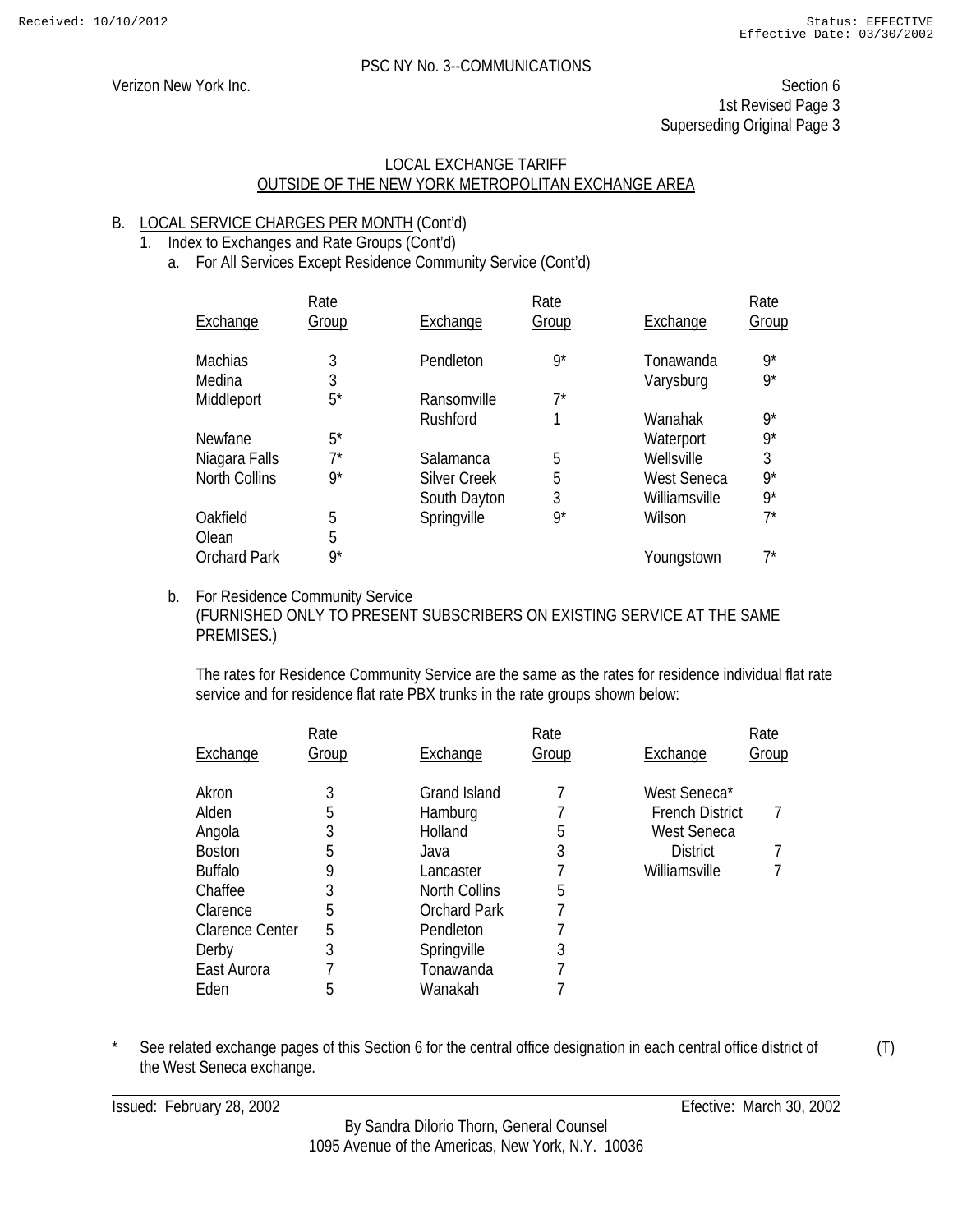PSC NY No. 3--COMMUNICATIONS

Verizon New York Inc.

Section 6
1st Revised Page 3
Superseding Original Page 3

LOCAL EXCHANGE TARIFF
OUTSIDE OF THE NEW YORK METROPOLITAN EXCHANGE AREA

B. LOCAL SERVICE CHARGES PER MONTH (Cont'd)

1. Index to Exchanges and Rate Groups (Cont'd)

a. For All Services Except Residence Community Service (Cont'd)

| Exchange | Rate Group | Exchange | Rate Group | Exchange | Rate Group |
|---|---|---|---|---|---|
| Machias | 3 | Pendleton | 9* | Tonawanda | 9* |
| Medina | 3 | | | Varysburg | 9* |
| Middleport | 5* | Ransomville | 7* | | |
| | | Rushford | 1 | Wanahak | 9* |
| Newfane | 5* | | | Waterport | 9* |
| Niagara Falls | 7* | Salamanca | 5 | Wellsville | 3 |
| North Collins | 9* | Silver Creek | 5 | West Seneca | 9* |
| | | South Dayton | 3 | Williamsville | 9* |
| Oakfield | 5 | Springville | 9* | Wilson | 7* |
| Olean | 5 | | | | |
| Orchard Park | 9* | | | Youngstown | 7* |

b. For Residence Community Service
(FURNISHED ONLY TO PRESENT SUBSCRIBERS ON EXISTING SERVICE AT THE SAME PREMISES.)

The rates for Residence Community Service are the same as the rates for residence individual flat rate service and for residence flat rate PBX trunks in the rate groups shown below:

| Exchange | Rate Group | Exchange | Rate Group | Exchange | Rate Group |
|---|---|---|---|---|---|
| Akron | 3 | Grand Island | 7 | West Seneca* | |
| Alden | 5 | Hamburg | 7 | French District | 7 |
| Angola | 3 | Holland | 5 | West Seneca District | 7 |
| Boston | 5 | Java | 3 | Williamsville | 7 |
| Buffalo | 9 | Lancaster | 7 | | |
| Chaffee | 3 | North Collins | 5 | | |
| Clarence | 5 | Orchard Park | 7 | | |
| Clarence Center | 5 | Pendleton | 7 | | |
| Derby | 3 | Springville | 3 | | |
| East Aurora | 7 | Tonawanda | 7 | | |
| Eden | 5 | Wanakah | 7 | | |

\* See related exchange pages of this Section 6 for the central office designation in each central office district of the West Seneca exchange. (T)

Issued: February 28, 2002 Efective: March 30, 2002

By Sandra Dilorio Thorn, General Counsel
1095 Avenue of the Americas, New York, N.Y. 10036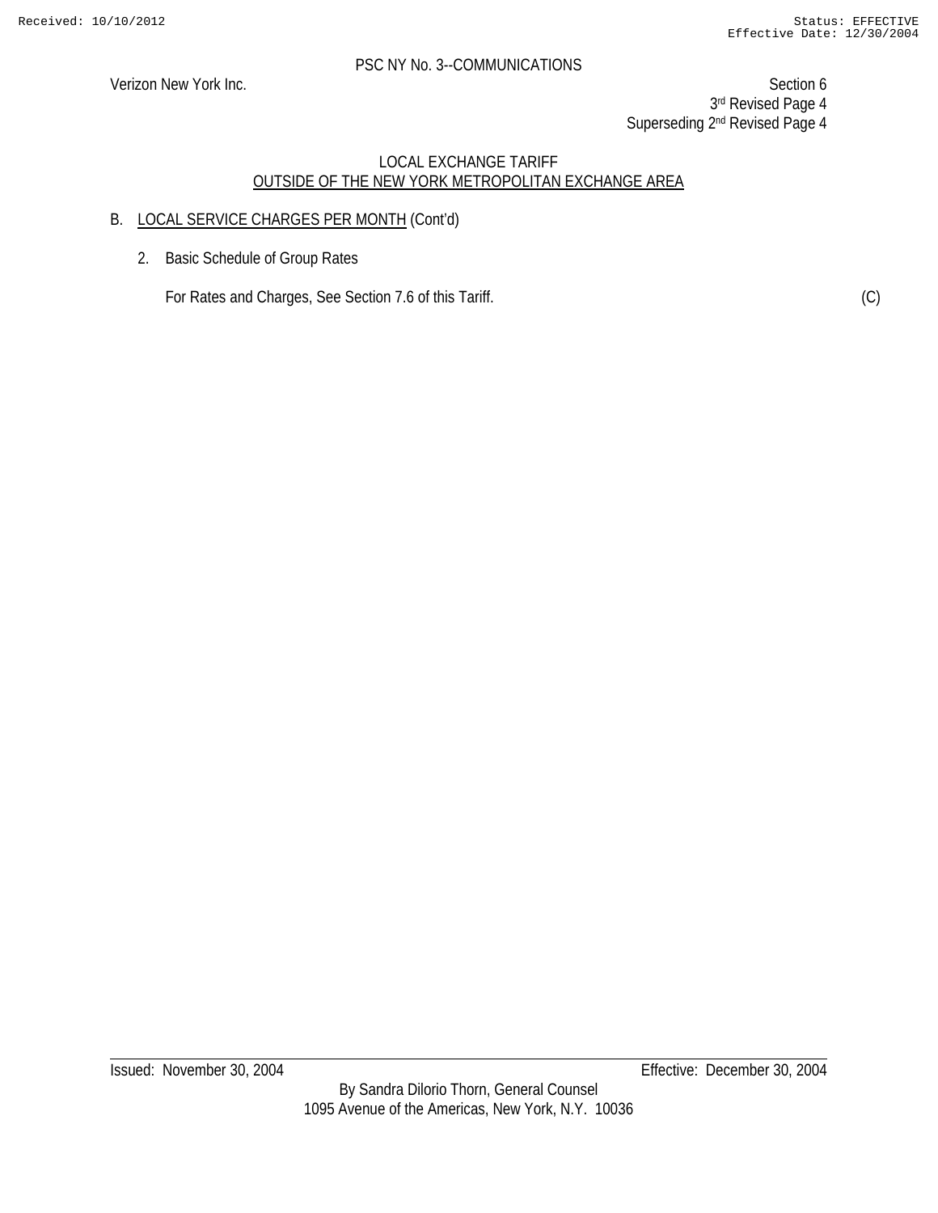LOCAL EXCHANGE TARIFF

OUTSIDE OF THE NEW YORK METROPOLITAN EXCHANGE AREA

B. LOCAL SERVICE CHARGES PER MONTH (Cont'd)

2. Basic Schedule of Group Rates

For Rates and Charges, See Section 7.6 of this Tariff. (C)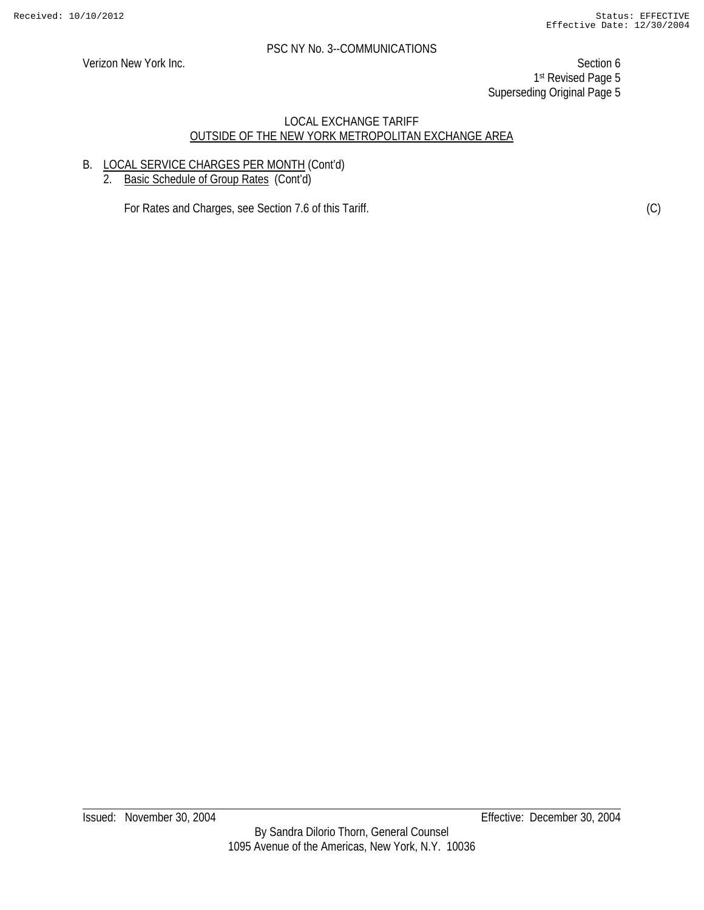PSC NY No. 3--COMMUNICATIONS

Verizon New York Inc.

Section 6
1st Revised Page 5
Superseding Original Page 5

LOCAL EXCHANGE TARIFF
OUTSIDE OF THE NEW YORK METROPOLITAN EXCHANGE AREA

B. LOCAL SERVICE CHARGES PER MONTH (Cont'd)

2. Basic Schedule of Group Rates (Cont'd)

For Rates and Charges, see Section 7.6 of this Tariff. (C)

Issued: November 30, 2004 Effective: December 30, 2004

By Sandra Dilorio Thorn, General Counsel
1095 Avenue of the Americas, New York, N.Y. 10036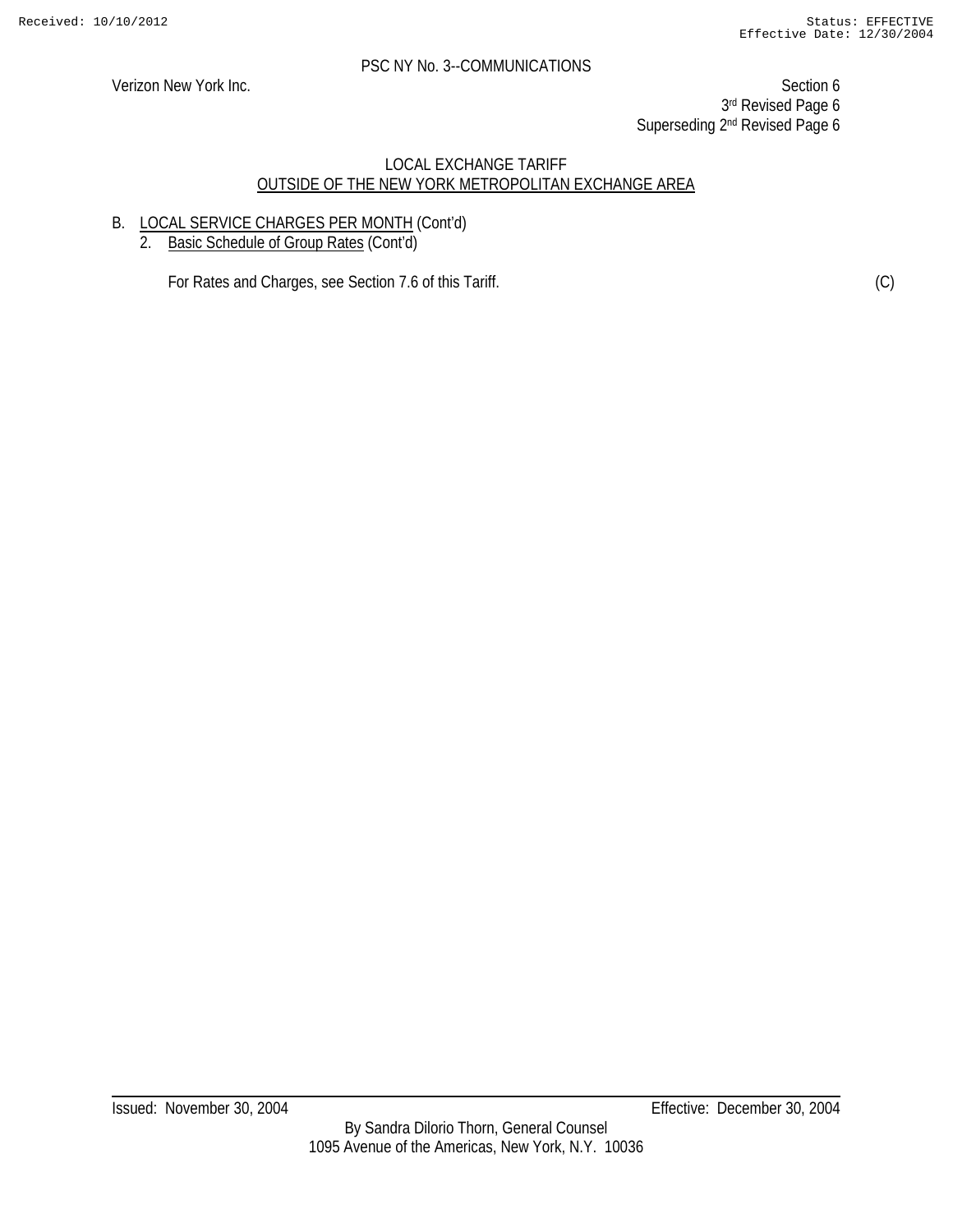LOCAL EXCHANGE TARIFF
OUTSIDE OF THE NEW YORK METROPOLITAN EXCHANGE AREA

B. LOCAL SERVICE CHARGES PER MONTH (Cont'd)

2. Basic Schedule of Group Rates (Cont'd)

For Rates and Charges, see Section 7.6 of this Tariff. (C)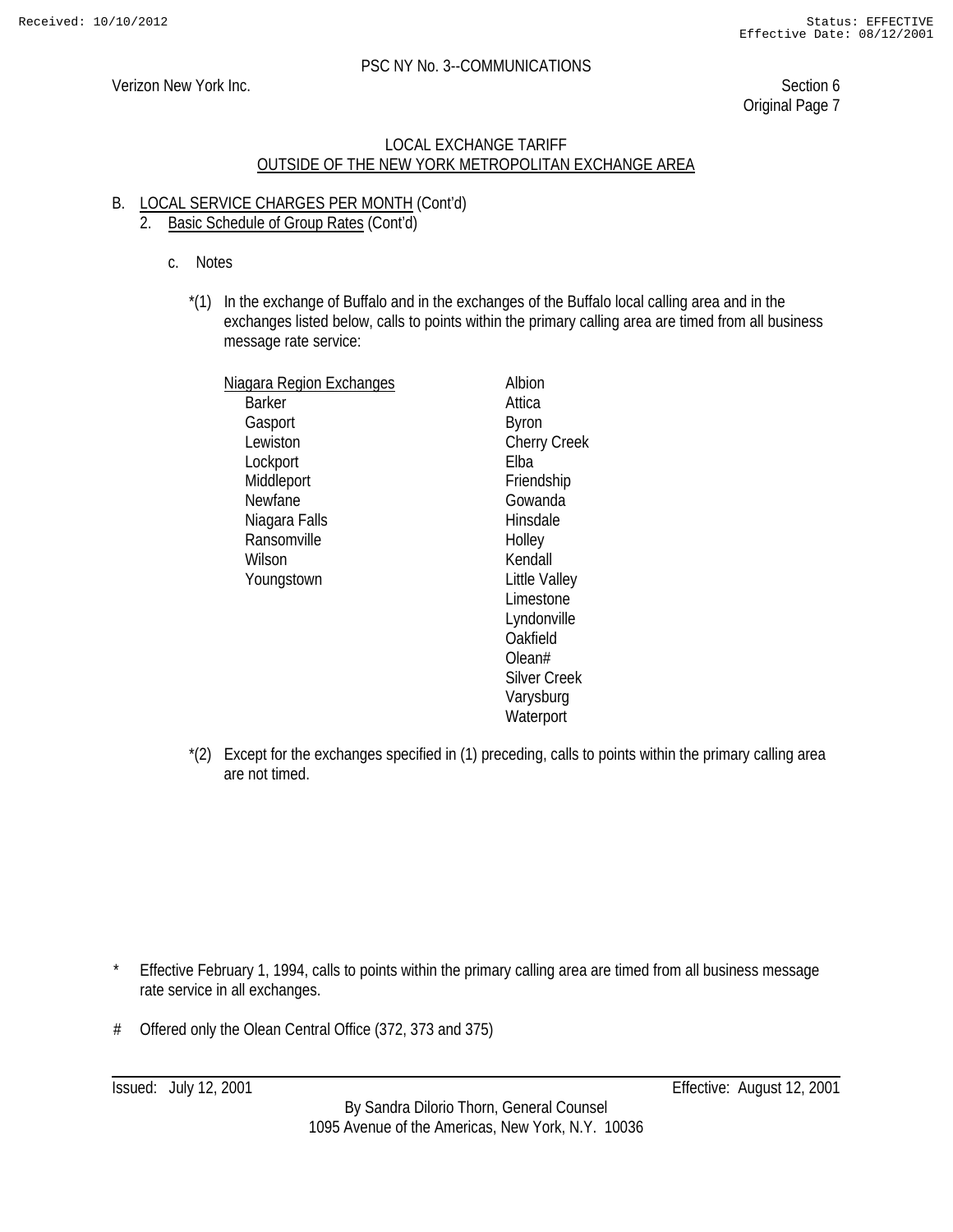PSC NY No. 3--COMMUNICATIONS

Verizon New York Inc.

Section 6
Original Page 7

LOCAL EXCHANGE TARIFF
OUTSIDE OF THE NEW YORK METROPOLITAN EXCHANGE AREA

B. LOCAL SERVICE CHARGES PER MONTH (Cont'd)

2. Basic Schedule of Group Rates (Cont'd)

c. Notes

*(1) In the exchange of Buffalo and in the exchanges of the Buffalo local calling area and in the exchanges listed below, calls to points within the primary calling area are timed from all business message rate service:

| Niagara Region Exchanges | |
|---|---|
| Barker | Albion |
| Gasport | Attica |
| Lewiston | Byron |
| Lockport | Cherry Creek |
| Middleport | Elba |
| Newfane | Friendship |
| Niagara Falls | Gowanda |
| Ransomville | Hinsdale |
| Wilson | Holley |
| Youngstown | Kendall |
| | Little Valley |
| | Limestone |
| | Lyndonville |
| | Oakfield |
| | Olean# |
| | Silver Creek |
| | Varysburg |
| | Waterport |

*(2) Except for the exchanges specified in (1) preceding, calls to points within the primary calling area are not timed.

\* Effective February 1, 1994, calls to points within the primary calling area are timed from all business message rate service in all exchanges.

\# Offered only the Olean Central Office (372, 373 and 375)

Issued: July 12, 2001 Effective: August 12, 2001

By Sandra Dilorio Thorn, General Counsel
1095 Avenue of the Americas, New York, N.Y. 10036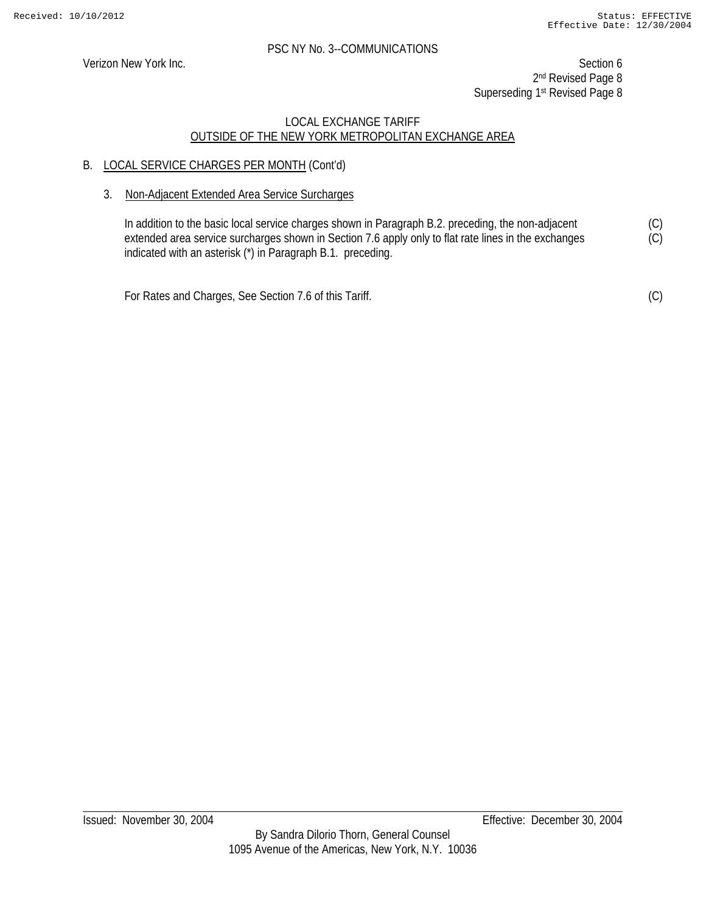PSC NY No. 3--COMMUNICATIONS

Verizon New York Inc.

Section 6
2nd Revised Page 8
Superseding 1st Revised Page 8

LOCAL EXCHANGE TARIFF
OUTSIDE OF THE NEW YORK METROPOLITAN EXCHANGE AREA

B. LOCAL SERVICE CHARGES PER MONTH (Cont'd)

3. Non-Adjacent Extended Area Service Surcharges

In addition to the basic local service charges shown in Paragraph B.2. preceding, the non-adjacent extended area service surcharges shown in Section 7.6 apply only to flat rate lines in the exchanges indicated with an asterisk (*) in Paragraph B.1. preceding. (C) (C)

For Rates and Charges, See Section 7.6 of this Tariff. (C)

Issued: November 30, 2004

Effective: December 30, 2004

By Sandra Dilorio Thorn, General Counsel
1095 Avenue of the Americas, New York, N.Y. 10036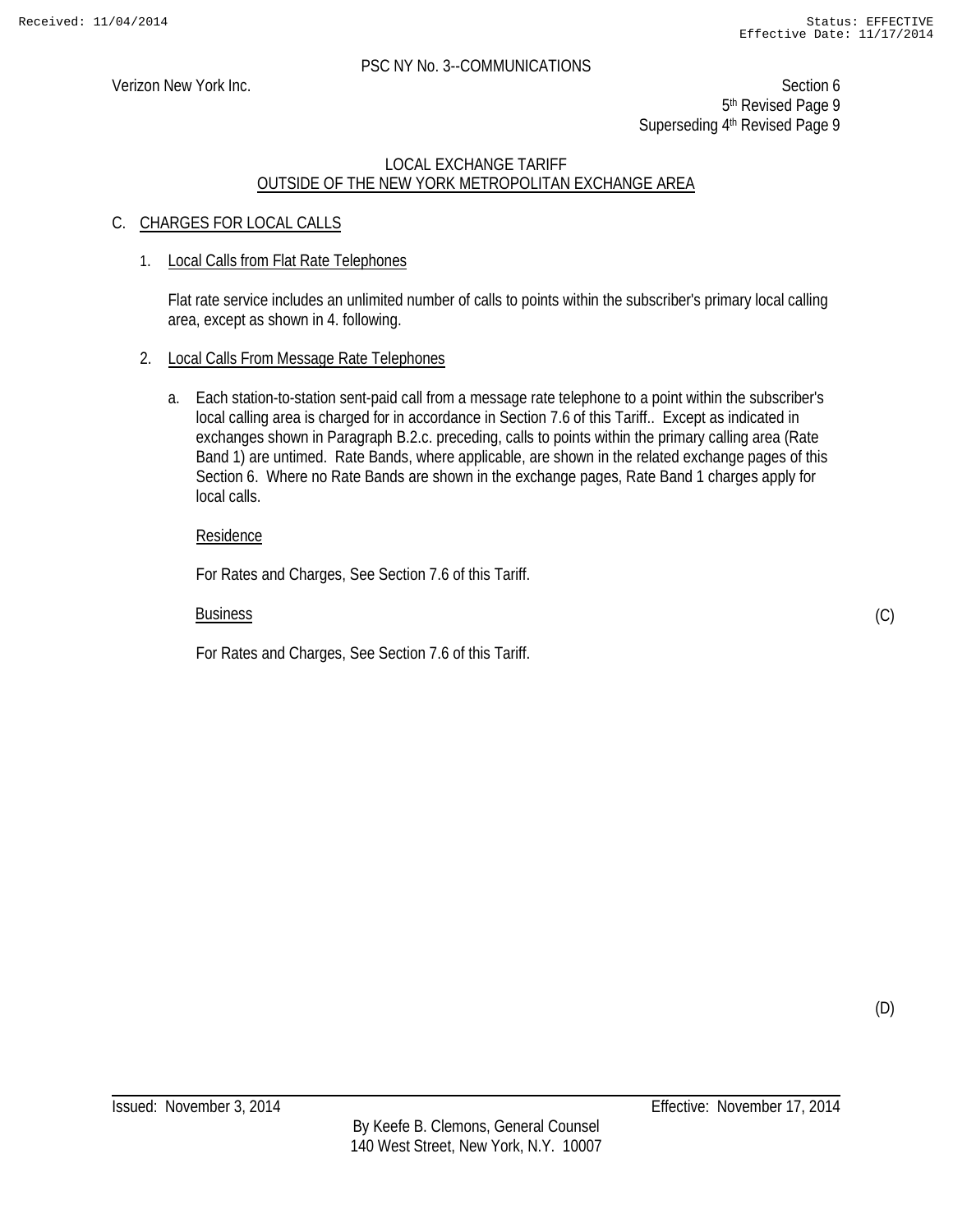PSC NY No. 3--COMMUNICATIONS

Verizon New York Inc.

Section 6
5th Revised Page 9
Superseding 4th Revised Page 9

LOCAL EXCHANGE TARIFF
OUTSIDE OF THE NEW YORK METROPOLITAN EXCHANGE AREA

## C. CHARGES FOR LOCAL CALLS

1. Local Calls from Flat Rate Telephones

   Flat rate service includes an unlimited number of calls to points within the subscriber's primary local calling area, except as shown in 4. following.

2. Local Calls From Message Rate Telephones

   a. Each station-to-station sent-paid call from a message rate telephone to a point within the subscriber's local calling area is charged for in accordance in Section 7.6 of this Tariff.. Except as indicated in exchanges shown in Paragraph B.2.c. preceding, calls to points within the primary calling area (Rate Band 1) are untimed. Rate Bands, where applicable, are shown in the related exchange pages of this Section 6. Where no Rate Bands are shown in the exchange pages, Rate Band 1 charges apply for local calls.

      Residence

      For Rates and Charges, See Section 7.6 of this Tariff.

      Business (C)

      For Rates and Charges, See Section 7.6 of this Tariff.

(D)

Issued: November 3, 2014

Effective: November 17, 2014

By Keefe B. Clemons, General Counsel
140 West Street, New York, N.Y. 10007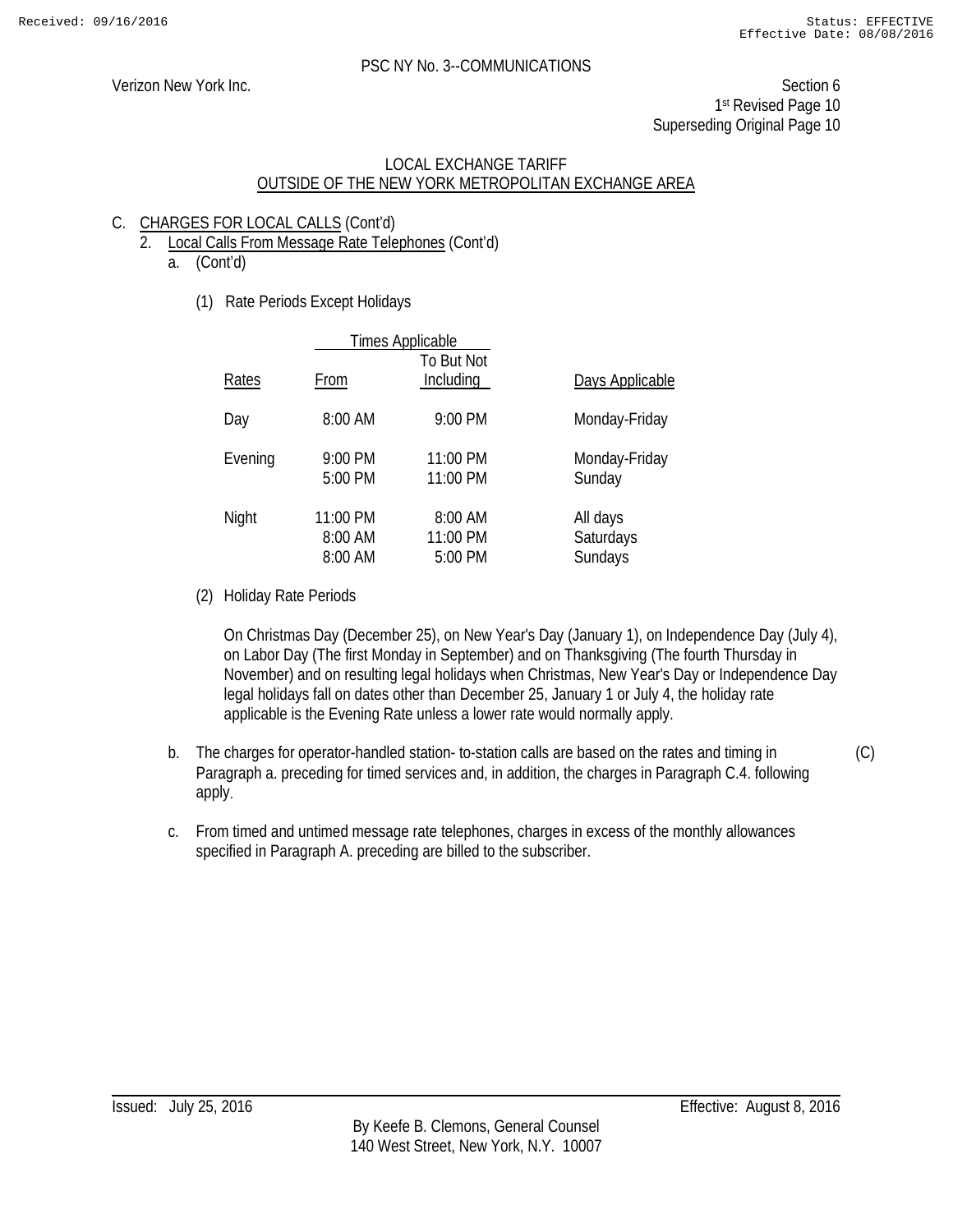PSC NY No. 3--COMMUNICATIONS

Verizon New York Inc.

Section 6
1st Revised Page 10
Superseding Original Page 10

LOCAL EXCHANGE TARIFF
OUTSIDE OF THE NEW YORK METROPOLITAN EXCHANGE AREA

C. CHARGES FOR LOCAL CALLS (Cont'd)

2. Local Calls From Message Rate Telephones (Cont'd)

a. (Cont'd)

(1) Rate Periods Except Holidays

| Rates | Times Applicable From | Times Applicable To But Not Including | Days Applicable |
|---|---|---|---|
| Day | 8:00 AM | 9:00 PM | Monday-Friday |
| Evening | 9:00 PM | 11:00 PM | Monday-Friday |
| | 5:00 PM | 11:00 PM | Sunday |
| Night | 11:00 PM | 8:00 AM | All days |
| | 8:00 AM | 11:00 PM | Saturdays |
| | 8:00 AM | 5:00 PM | Sundays |

(2) Holiday Rate Periods

On Christmas Day (December 25), on New Year's Day (January 1), on Independence Day (July 4), on Labor Day (The first Monday in September) and on Thanksgiving (The fourth Thursday in November) and on resulting legal holidays when Christmas, New Year's Day or Independence Day legal holidays fall on dates other than December 25, January 1 or July 4, the holiday rate applicable is the Evening Rate unless a lower rate would normally apply.

b. The charges for operator-handled station- to-station calls are based on the rates and timing in Paragraph a. preceding for timed services and, in addition, the charges in Paragraph C.4. following apply. (C)

c. From timed and untimed message rate telephones, charges in excess of the monthly allowances specified in Paragraph A. preceding are billed to the subscriber.

Issued: July 25, 2016

Effective: August 8, 2016

By Keefe B. Clemons, General Counsel
140 West Street, New York, N.Y. 10007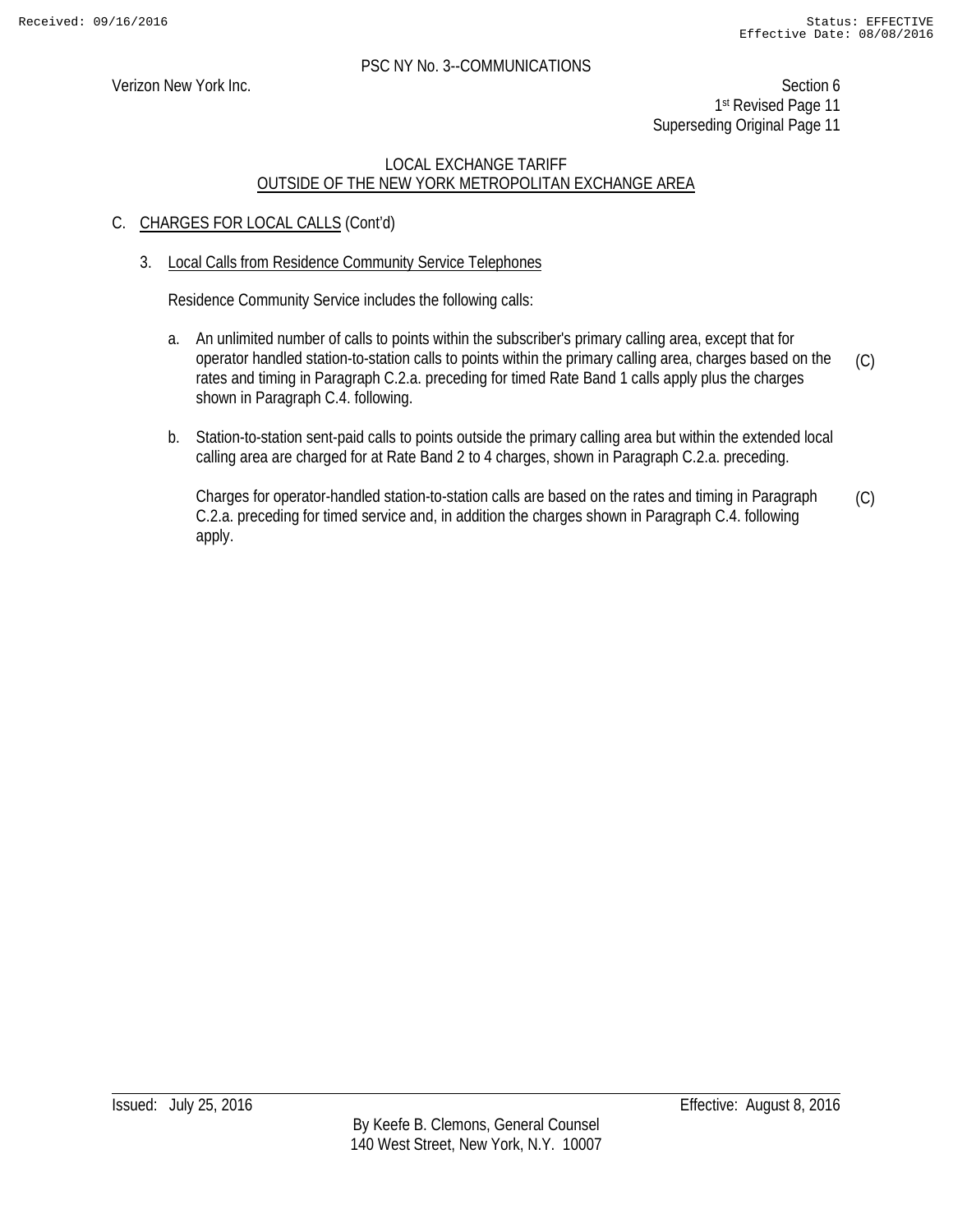LOCAL EXCHANGE TARIFF
OUTSIDE OF THE NEW YORK METROPOLITAN EXCHANGE AREA

C. CHARGES FOR LOCAL CALLS (Cont'd)

3. Local Calls from Residence Community Service Telephones

Residence Community Service includes the following calls:

a. An unlimited number of calls to points within the subscriber's primary calling area, except that for operator handled station-to-station calls to points within the primary calling area, charges based on the rates and timing in Paragraph C.2.a. preceding for timed Rate Band 1 calls apply plus the charges shown in Paragraph C.4. following. (C)

b. Station-to-station sent-paid calls to points outside the primary calling area but within the extended local calling area are charged for at Rate Band 2 to 4 charges, shown in Paragraph C.2.a. preceding.

Charges for operator-handled station-to-station calls are based on the rates and timing in Paragraph C.2.a. preceding for timed service and, in addition the charges shown in Paragraph C.4. following apply. (C)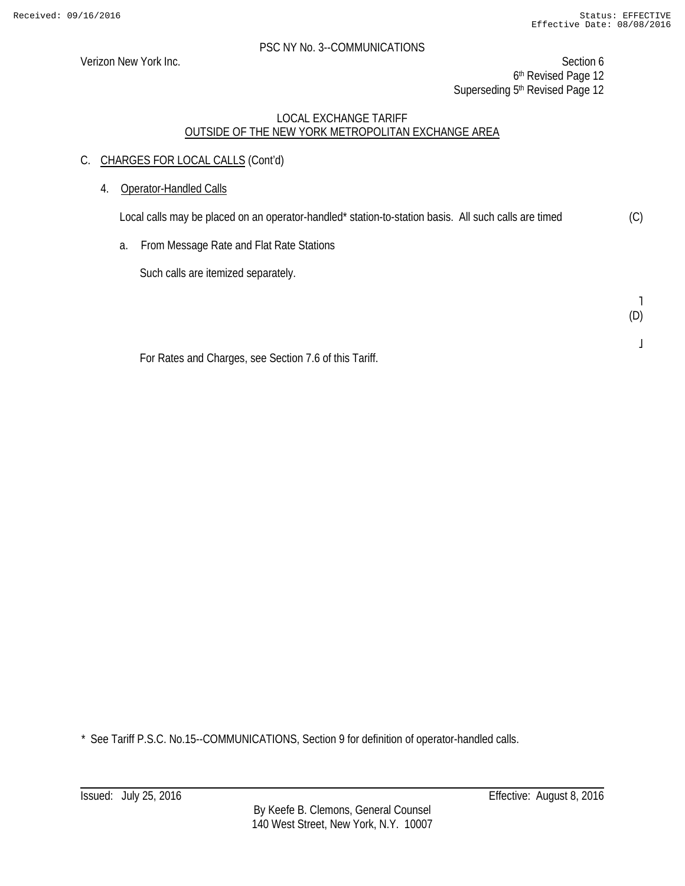PSC NY No. 3--COMMUNICATIONS

Verizon New York Inc.

Section 6
6th Revised Page 12
Superseding 5th Revised Page 12

LOCAL EXCHANGE TARIFF
OUTSIDE OF THE NEW YORK METROPOLITAN EXCHANGE AREA

C. CHARGES FOR LOCAL CALLS (Cont'd)

4. Operator-Handled Calls

Local calls may be placed on an operator-handled* station-to-station basis. All such calls are timed (C)

a. From Message Rate and Flat Rate Stations

Such calls are itemized separately.

(D)

For Rates and Charges, see Section 7.6 of this Tariff.

* See Tariff P.S.C. No.15--COMMUNICATIONS, Section 9 for definition of operator-handled calls.

Issued: July 25, 2016

Effective: August 8, 2016

By Keefe B. Clemons, General Counsel
140 West Street, New York, N.Y. 10007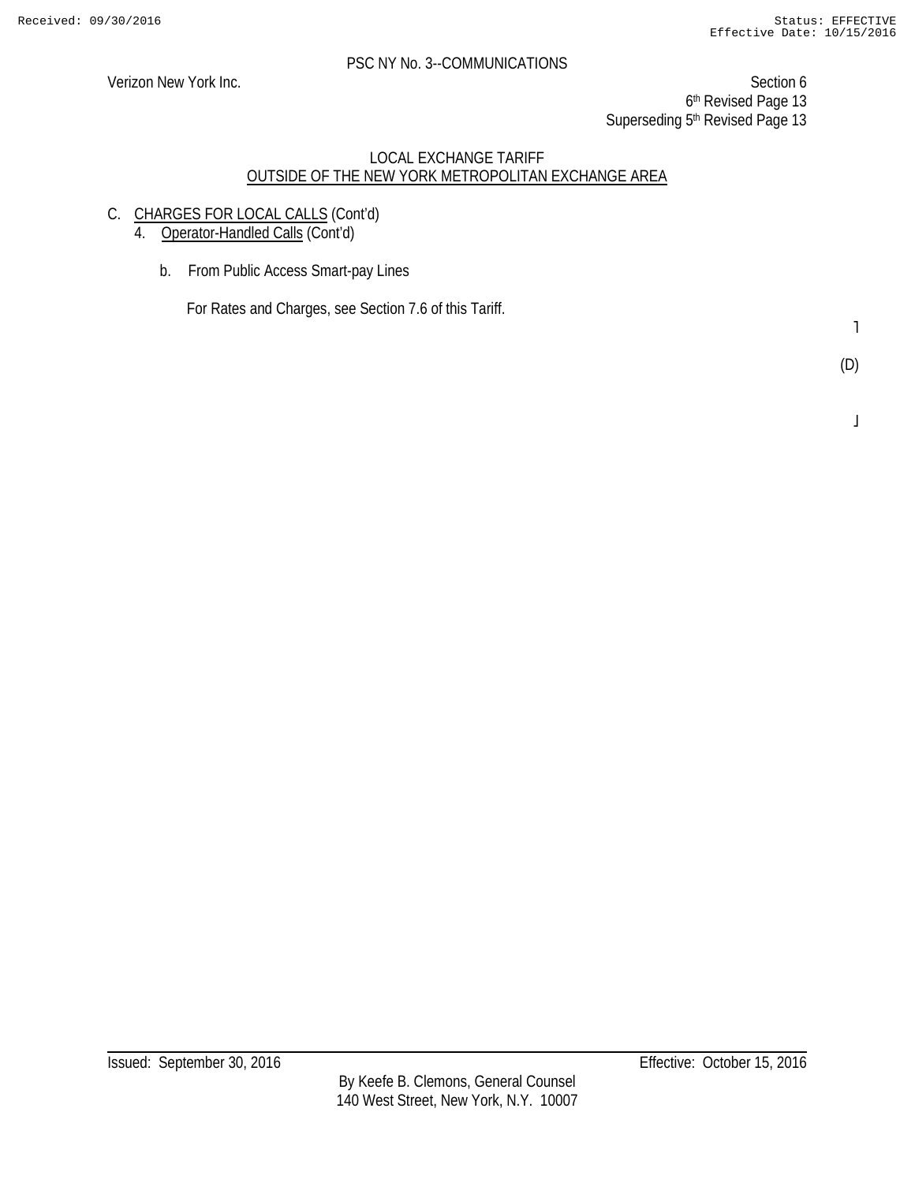PSC NY No. 3--COMMUNICATIONS

Verizon New York Inc.

Section 6
6th Revised Page 13
Superseding 5th Revised Page 13

LOCAL EXCHANGE TARIFF
OUTSIDE OF THE NEW YORK METROPOLITAN EXCHANGE AREA

C. CHARGES FOR LOCAL CALLS (Cont'd)

4. Operator-Handled Calls (Cont'd)

b. From Public Access Smart-pay Lines

For Rates and Charges, see Section 7.6 of this Tariff.

(D)

Issued: September 30, 2016

Effective: October 15, 2016

By Keefe B. Clemons, General Counsel
140 West Street, New York, N.Y. 10007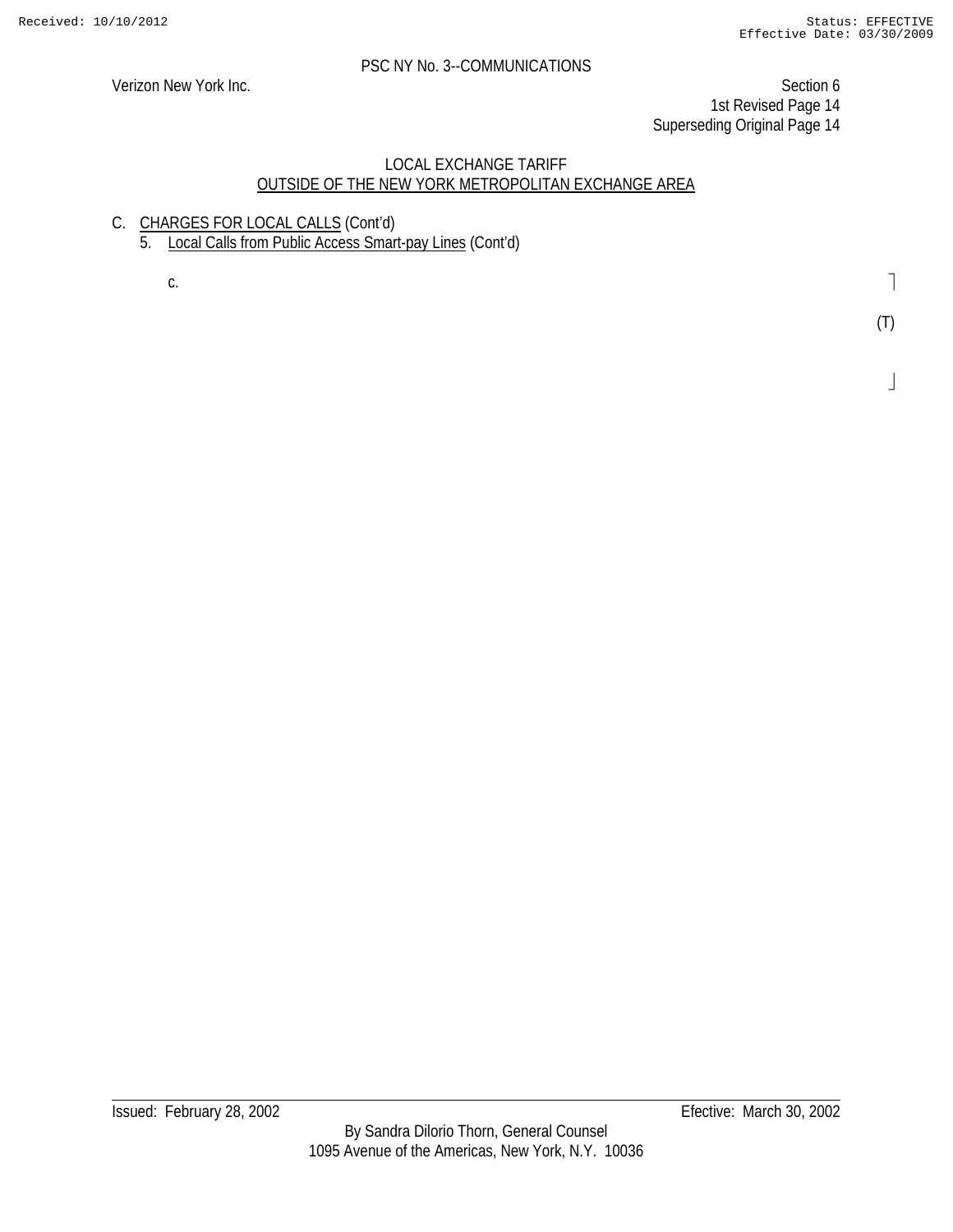PSC NY No. 3--COMMUNICATIONS

Verizon New York Inc.

Section 6
1st Revised Page 14
Superseding Original Page 14

LOCAL EXCHANGE TARIFF
OUTSIDE OF THE NEW YORK METROPOLITAN EXCHANGE AREA

C. CHARGES FOR LOCAL CALLS (Cont'd)

5. Local Calls from Public Access Smart-pay Lines (Cont'd)

c.

(T)

Issued: February 28, 2002

Efective: March 30, 2002

By Sandra Dilorio Thorn, General Counsel
1095 Avenue of the Americas, New York, N.Y. 10036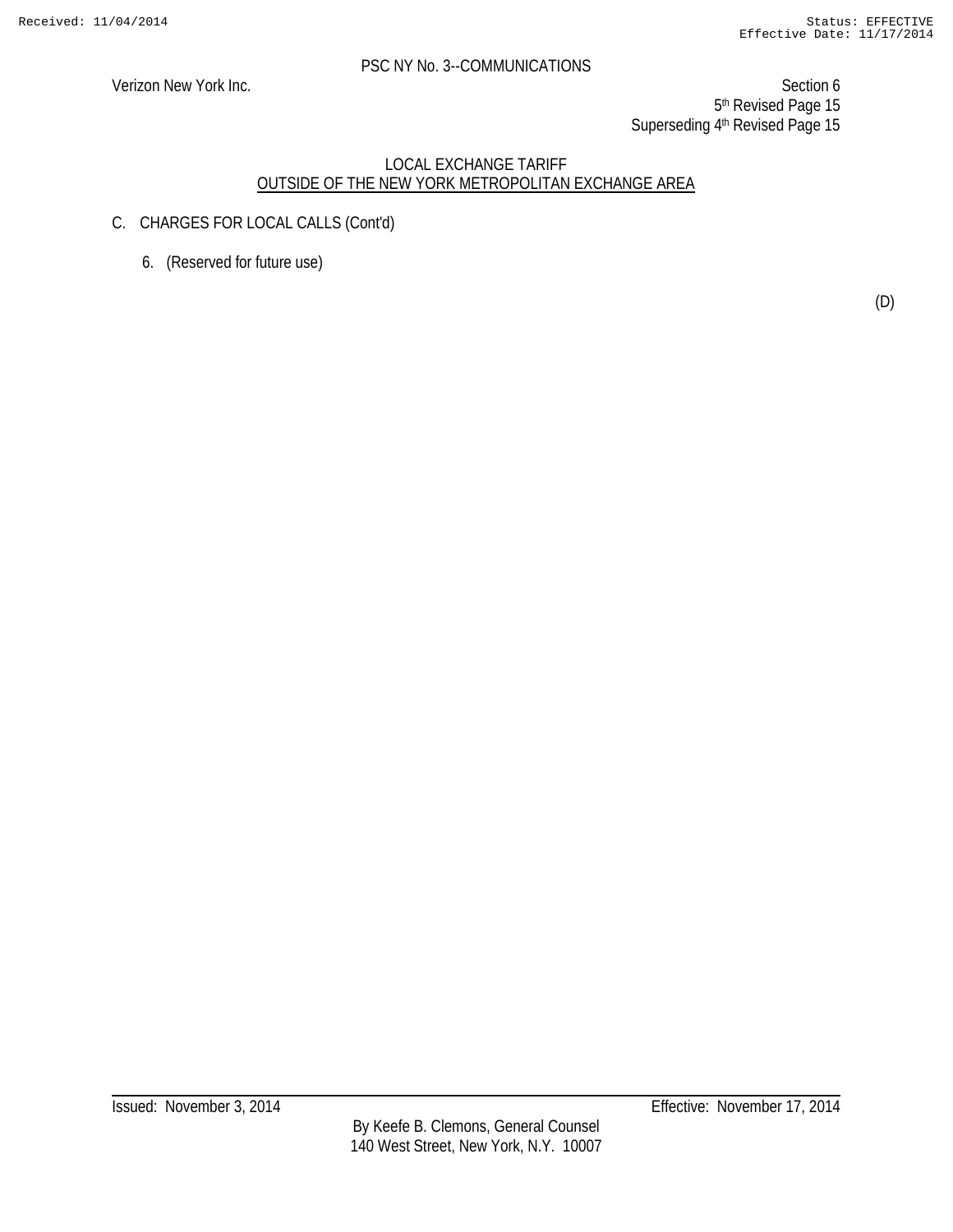PSC NY No. 3--COMMUNICATIONS

Verizon New York Inc.

Section 6
5th Revised Page 15
Superseding 4th Revised Page 15

LOCAL EXCHANGE TARIFF
OUTSIDE OF THE NEW YORK METROPOLITAN EXCHANGE AREA

C. CHARGES FOR LOCAL CALLS (Cont'd)

6. (Reserved for future use)

(D)

Issued: November 3, 2014

Effective: November 17, 2014

By Keefe B. Clemons, General Counsel
140 West Street, New York, N.Y. 10007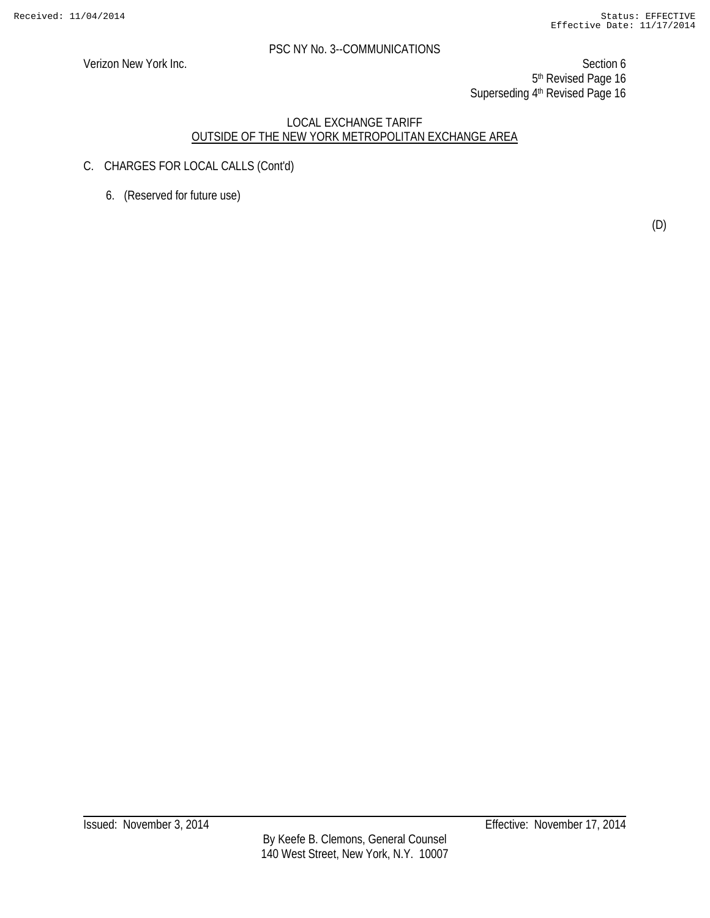PSC NY No. 3--COMMUNICATIONS

Verizon New York Inc.

Section 6
5th Revised Page 16
Superseding 4th Revised Page 16

LOCAL EXCHANGE TARIFF
OUTSIDE OF THE NEW YORK METROPOLITAN EXCHANGE AREA

C. CHARGES FOR LOCAL CALLS (Cont'd)

6. (Reserved for future use)

(D)

Issued: November 3, 2014

Effective: November 17, 2014

By Keefe B. Clemons, General Counsel
140 West Street, New York, N.Y. 10007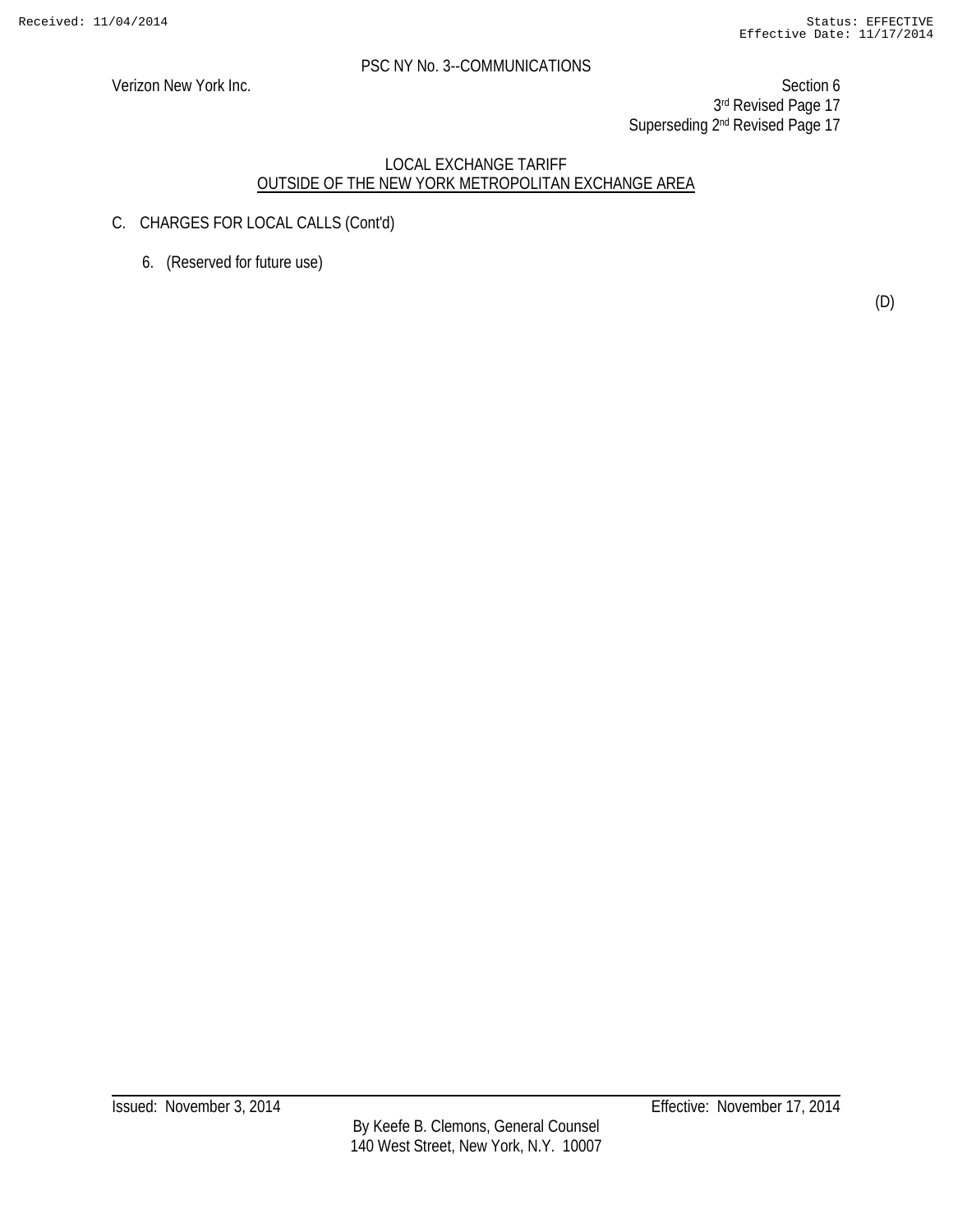PSC NY No. 3--COMMUNICATIONS

Verizon New York Inc.

Section 6
3rd Revised Page 17
Superseding 2nd Revised Page 17

LOCAL EXCHANGE TARIFF
OUTSIDE OF THE NEW YORK METROPOLITAN EXCHANGE AREA

C. CHARGES FOR LOCAL CALLS (Cont'd)

6. (Reserved for future use)

(D)

Issued: November 3, 2014

Effective: November 17, 2014

By Keefe B. Clemons, General Counsel
140 West Street, New York, N.Y. 10007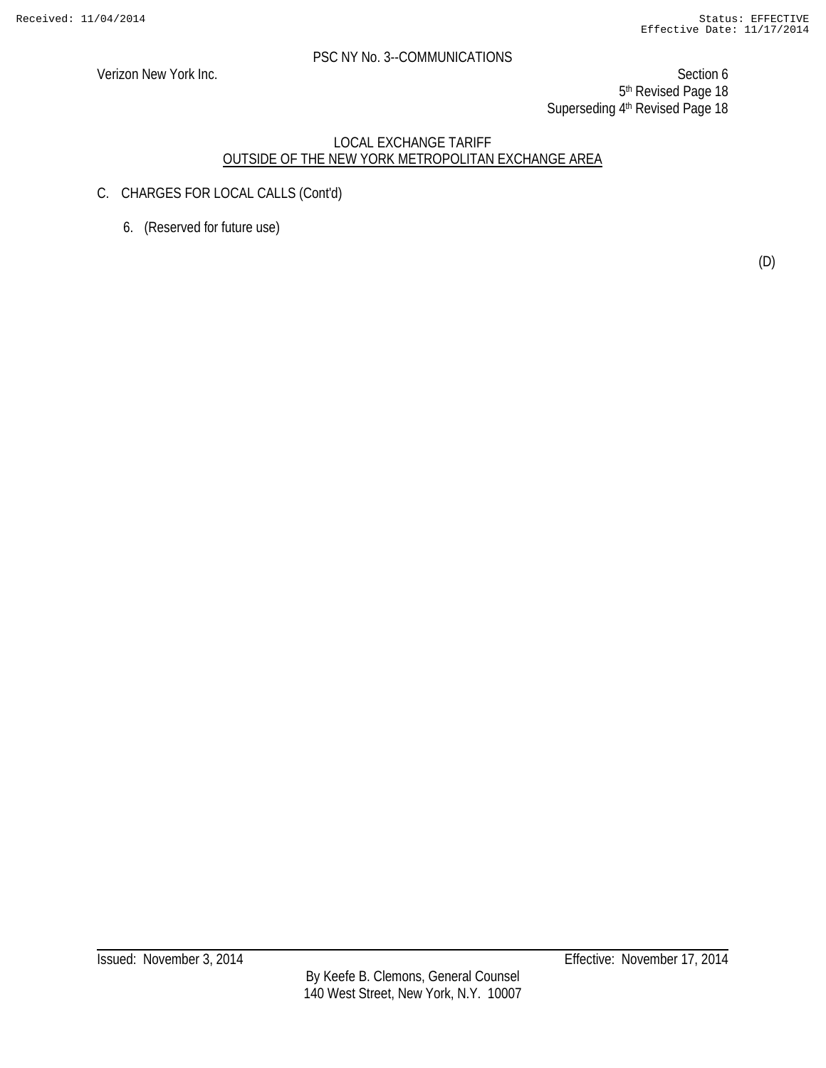PSC NY No. 3--COMMUNICATIONS

Verizon New York Inc.

Section 6
5th Revised Page 18
Superseding 4th Revised Page 18

LOCAL EXCHANGE TARIFF
OUTSIDE OF THE NEW YORK METROPOLITAN EXCHANGE AREA

C. CHARGES FOR LOCAL CALLS (Cont'd)

6. (Reserved for future use)

(D)

Issued: November 3, 2014

Effective: November 17, 2014

By Keefe B. Clemons, General Counsel
140 West Street, New York, N.Y. 10007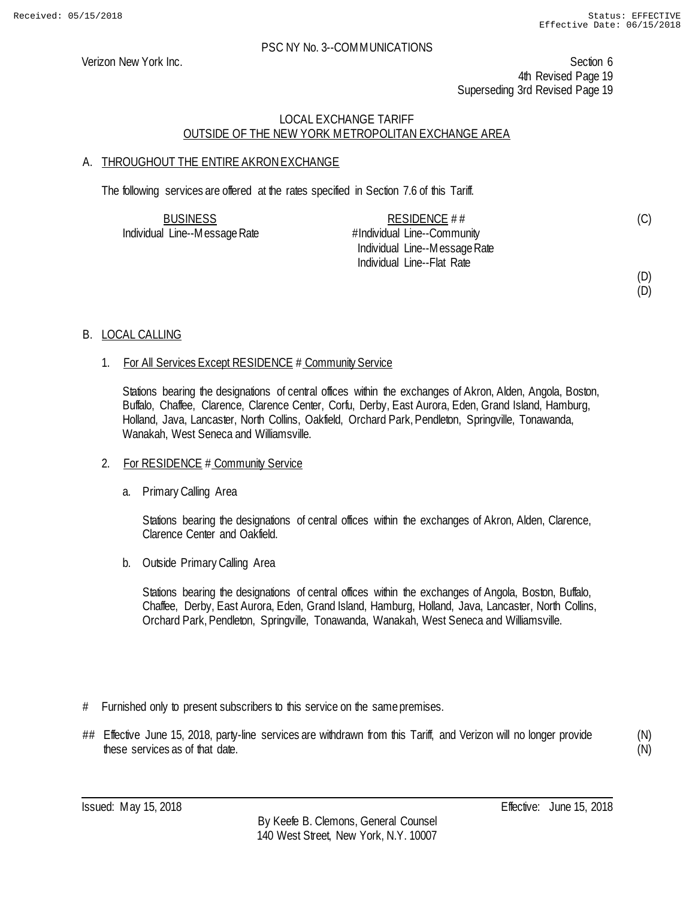PSC NY No. 3--COMMUNICATIONS

Verizon New York Inc.

Section 6
4th Revised Page 19
Superseding 3rd Revised Page 19

LOCAL EXCHANGE TARIFF
OUTSIDE OF THE NEW YORK METROPOLITAN EXCHANGE AREA

A. THROUGHOUT THE ENTIRE AKRON EXCHANGE

The following services are offered at the rates specified in Section 7.6 of this Tariff.

| BUSINESS | RESIDENCE ## | |
|---|---|---|
| Individual Line--Message Rate | #Individual Line--Community | (C) |
| | Individual Line--Message Rate | |
| | Individual Line--Flat Rate | |
| | | (D) |
| | | (D) |

B. LOCAL CALLING

1. For All Services Except RESIDENCE # Community Service

   Stations bearing the designations of central offices within the exchanges of Akron, Alden, Angola, Boston, Buffalo, Chaffee, Clarence, Clarence Center, Corfu, Derby, East Aurora, Eden, Grand Island, Hamburg, Holland, Java, Lancaster, North Collins, Oakfield, Orchard Park, Pendleton, Springville, Tonawanda, Wanakah, West Seneca and Williamsville.

2. For RESIDENCE # Community Service

   a. Primary Calling Area

      Stations bearing the designations of central offices within the exchanges of Akron, Alden, Clarence, Clarence Center and Oakfield.

   b. Outside Primary Calling Area

      Stations bearing the designations of central offices within the exchanges of Angola, Boston, Buffalo, Chaffee, Derby, East Aurora, Eden, Grand Island, Hamburg, Holland, Java, Lancaster, North Collins, Orchard Park, Pendleton, Springville, Tonawanda, Wanakah, West Seneca and Williamsville.

\# Furnished only to present subscribers to this service on the same premises.

\## Effective June 15, 2018, party-line services are withdrawn from this Tariff, and Verizon will no longer provide these services as of that date. (N) (N)

Issued: May 15, 2018

Effective: June 15, 2018

By Keefe B. Clemons, General Counsel
140 West Street, New York, N.Y. 10007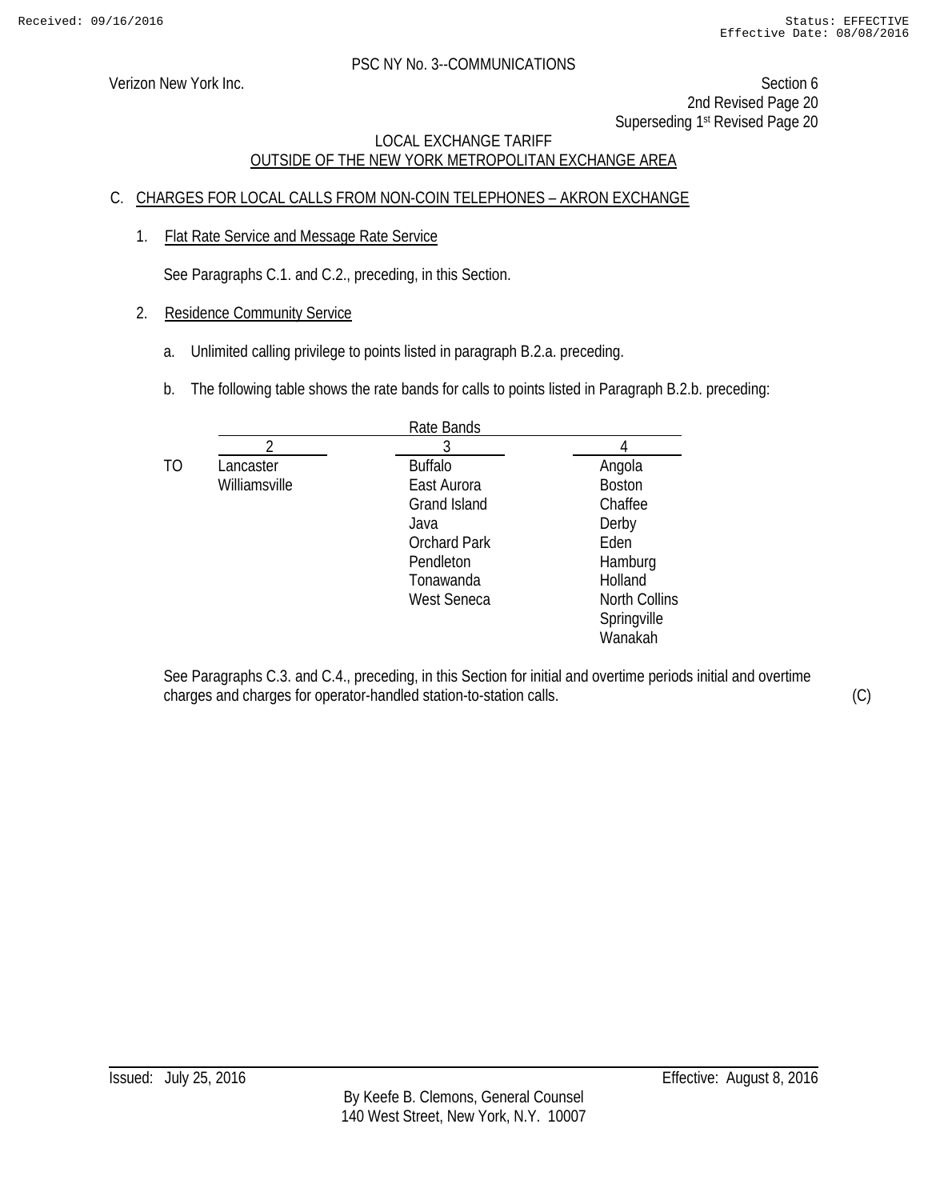PSC NY No. 3--COMMUNICATIONS

Verizon New York Inc.

Section 6
2nd Revised Page 20
Superseding 1st Revised Page 20

LOCAL EXCHANGE TARIFF
OUTSIDE OF THE NEW YORK METROPOLITAN EXCHANGE AREA

C. CHARGES FOR LOCAL CALLS FROM NON-COIN TELEPHONES – AKRON EXCHANGE

1. Flat Rate Service and Message Rate Service

   See Paragraphs C.1. and C.2., preceding, in this Section.

2. Residence Community Service

   a. Unlimited calling privilege to points listed in paragraph B.2.a. preceding.

   b. The following table shows the rate bands for calls to points listed in Paragraph B.2.b. preceding:

| | Rate Bands | | |
|---|---|---|---|
| | 2 | 3 | 4 |
| TO | Lancaster | Buffalo | Angola |
| | Williamsville | East Aurora | Boston |
| | | Grand Island | Chaffee |
| | | Java | Derby |
| | | Orchard Park | Eden |
| | | Pendleton | Hamburg |
| | | Tonawanda | Holland |
| | | West Seneca | North Collins |
| | | | Springville |
| | | | Wanakah |

See Paragraphs C.3. and C.4., preceding, in this Section for initial and overtime periods initial and overtime charges and charges for operator-handled station-to-station calls. (C)

Issued: July 25, 2016 Effective: August 8, 2016

By Keefe B. Clemons, General Counsel
140 West Street, New York, N.Y. 10007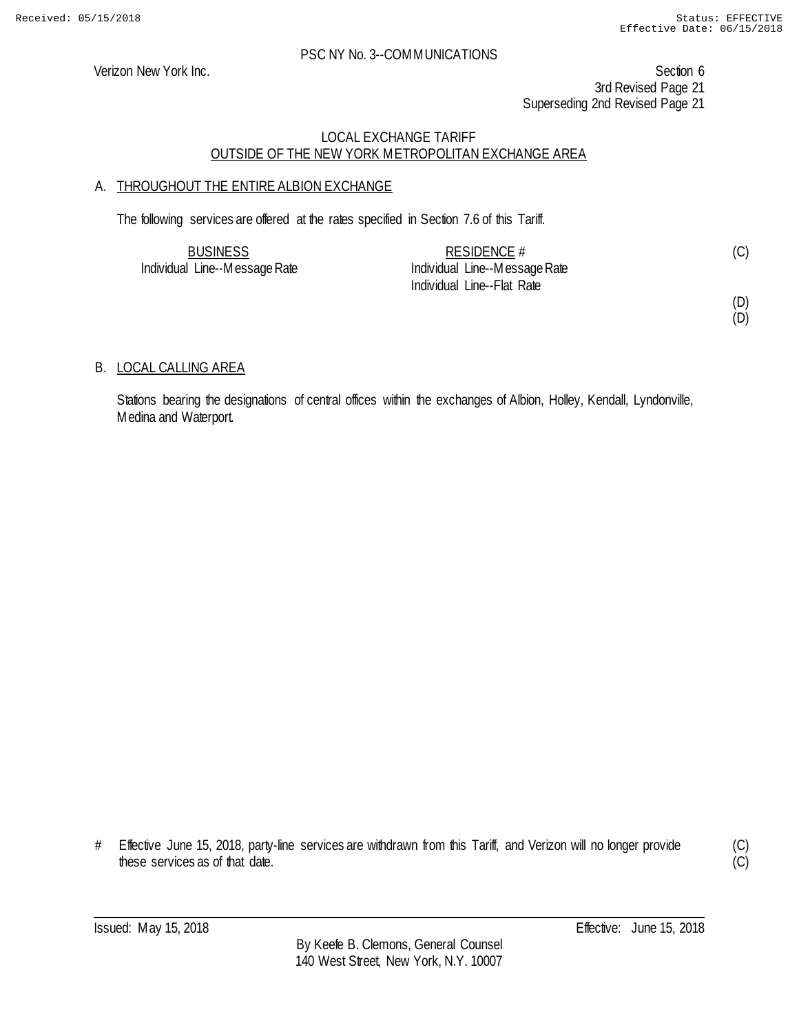PSC NY No. 3--COMMUNICATIONS

Verizon New York Inc.

Section 6
3rd Revised Page 21
Superseding 2nd Revised Page 21

LOCAL EXCHANGE TARIFF
OUTSIDE OF THE NEW YORK METROPOLITAN EXCHANGE AREA

A. THROUGHOUT THE ENTIRE ALBION EXCHANGE

The following services are offered at the rates specified in Section 7.6 of this Tariff.

| BUSINESS | RESIDENCE # | |
|---|---|---|
| Individual Line--Message Rate | Individual Line--Message Rate | (C) |
| | Individual Line--Flat Rate | |
| | | (D) |
| | | (D) |

B. LOCAL CALLING AREA

Stations bearing the designations of central offices within the exchanges of Albion, Holley, Kendall, Lyndonville, Medina and Waterport.

# Effective June 15, 2018, party-line services are withdrawn from this Tariff, and Verizon will no longer provide these services as of that date. (C)(C)

Issued: May 15, 2018 Effective: June 15, 2018

By Keefe B. Clemons, General Counsel
140 West Street, New York, N.Y. 10007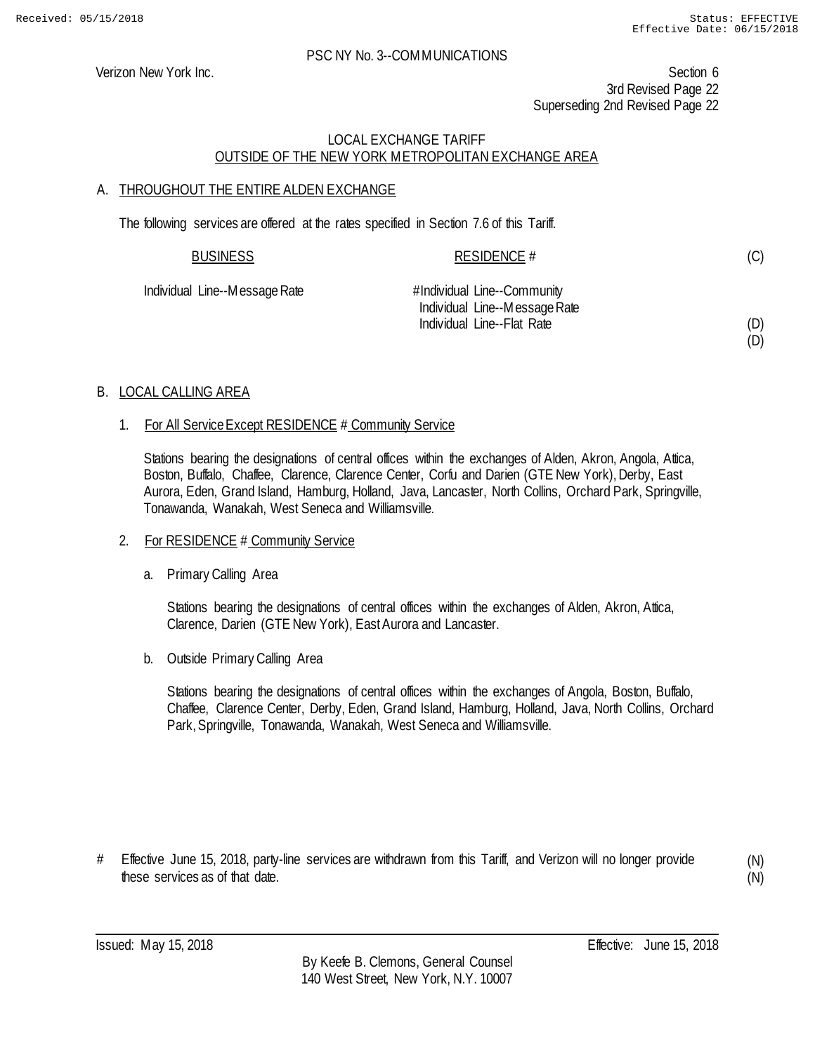PSC NY No. 3--COMMUNICATIONS

Verizon New York Inc.

Section 6
3rd Revised Page 22
Superseding 2nd Revised Page 22

LOCAL EXCHANGE TARIFF
OUTSIDE OF THE NEW YORK METROPOLITAN EXCHANGE AREA

A. THROUGHOUT THE ENTIRE ALDEN EXCHANGE

The following services are offered at the rates specified in Section 7.6 of this Tariff.

| BUSINESS | RESIDENCE # | |
|---|---|---|
| Individual Line--Message Rate | # Individual Line--Community | (C) |
| | Individual Line--Message Rate | |
| | Individual Line--Flat Rate | (D) |
| | | (D) |

B. LOCAL CALLING AREA

1. For All Service Except RESIDENCE # Community Service

   Stations bearing the designations of central offices within the exchanges of Alden, Akron, Angola, Attica, Boston, Buffalo, Chaffee, Clarence, Clarence Center, Corfu and Darien (GTE New York), Derby, East Aurora, Eden, Grand Island, Hamburg, Holland, Java, Lancaster, North Collins, Orchard Park, Springville, Tonawanda, Wanakah, West Seneca and Williamsville.

2. For RESIDENCE # Community Service

   a. Primary Calling Area

      Stations bearing the designations of central offices within the exchanges of Alden, Akron, Attica, Clarence, Darien (GTE New York), East Aurora and Lancaster.

   b. Outside Primary Calling Area

      Stations bearing the designations of central offices within the exchanges of Angola, Boston, Buffalo, Chaffee, Clarence Center, Derby, Eden, Grand Island, Hamburg, Holland, Java, North Collins, Orchard Park, Springville, Tonawanda, Wanakah, West Seneca and Williamsville.

\# Effective June 15, 2018, party-line services are withdrawn from this Tariff, and Verizon will no longer provide these services as of that date. (N) (N)

Issued: May 15, 2018 Effective: June 15, 2018

By Keefe B. Clemons, General Counsel
140 West Street, New York, N.Y. 10007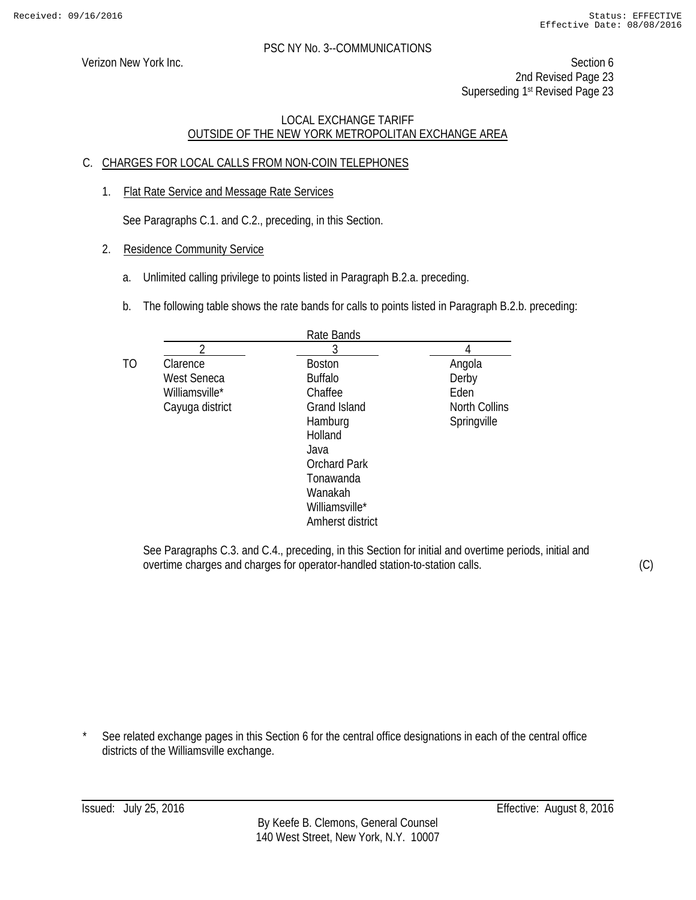PSC NY No. 3--COMMUNICATIONS

Verizon New York Inc.

Section 6
2nd Revised Page 23
Superseding 1st Revised Page 23

LOCAL EXCHANGE TARIFF
OUTSIDE OF THE NEW YORK METROPOLITAN EXCHANGE AREA

C. CHARGES FOR LOCAL CALLS FROM NON-COIN TELEPHONES

1. Flat Rate Service and Message Rate Services

See Paragraphs C.1. and C.2., preceding, in this Section.

2. Residence Community Service

a. Unlimited calling privilege to points listed in Paragraph B.2.a. preceding.

b. The following table shows the rate bands for calls to points listed in Paragraph B.2.b. preceding:

| | Rate Bands | | |
|---|---|---|---|
| | 2 | 3 | 4 |
| TO | Clarence | Boston | Angola |
| | West Seneca | Buffalo | Derby |
| | Williamsville* | Chaffee | Eden |
| | Cayuga district | Grand Island | North Collins |
| | | Hamburg | Springville |
| | | Holland | |
| | | Java | |
| | | Orchard Park | |
| | | Tonawanda | |
| | | Wanakah | |
| | | Williamsville* | |
| | | Amherst district | |

See Paragraphs C.3. and C.4., preceding, in this Section for initial and overtime periods, initial and overtime charges and charges for operator-handled station-to-station calls. (C)

\* See related exchange pages in this Section 6 for the central office designations in each of the central office districts of the Williamsville exchange.

Issued: July 25, 2016 Effective: August 8, 2016

By Keefe B. Clemons, General Counsel
140 West Street, New York, N.Y. 10007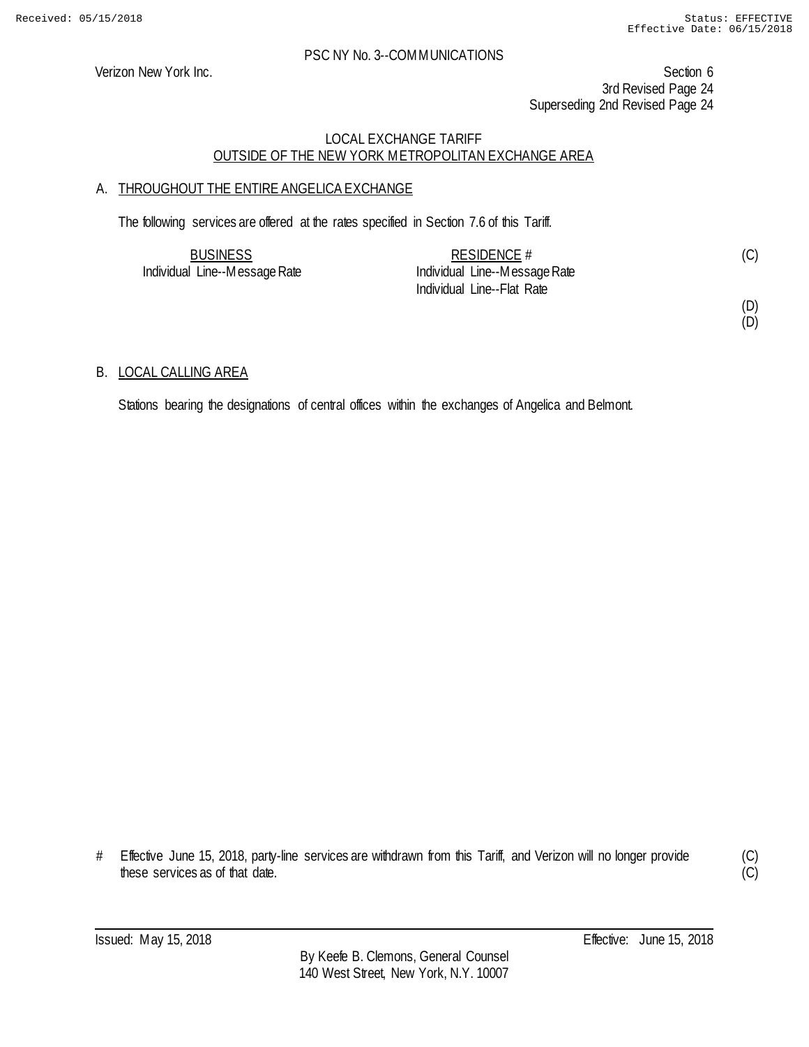LOCAL EXCHANGE TARIFF
OUTSIDE OF THE NEW YORK METROPOLITAN EXCHANGE AREA

A. THROUGHOUT THE ENTIRE ANGELICA EXCHANGE

The following services are offered at the rates specified in Section 7.6 of this Tariff.

| BUSINESS | RESIDENCE # | |
|---|---|---|
| Individual Line--Message Rate | Individual Line--Message Rate | (C) |
| | Individual Line--Flat Rate | |
| | | (D) |
| | | (D) |

B. LOCAL CALLING AREA

Stations bearing the designations of central offices within the exchanges of Angelica and Belmont.

# Effective June 15, 2018, party-line services are withdrawn from this Tariff, and Verizon will no longer provide these services as of that date. (C) (C)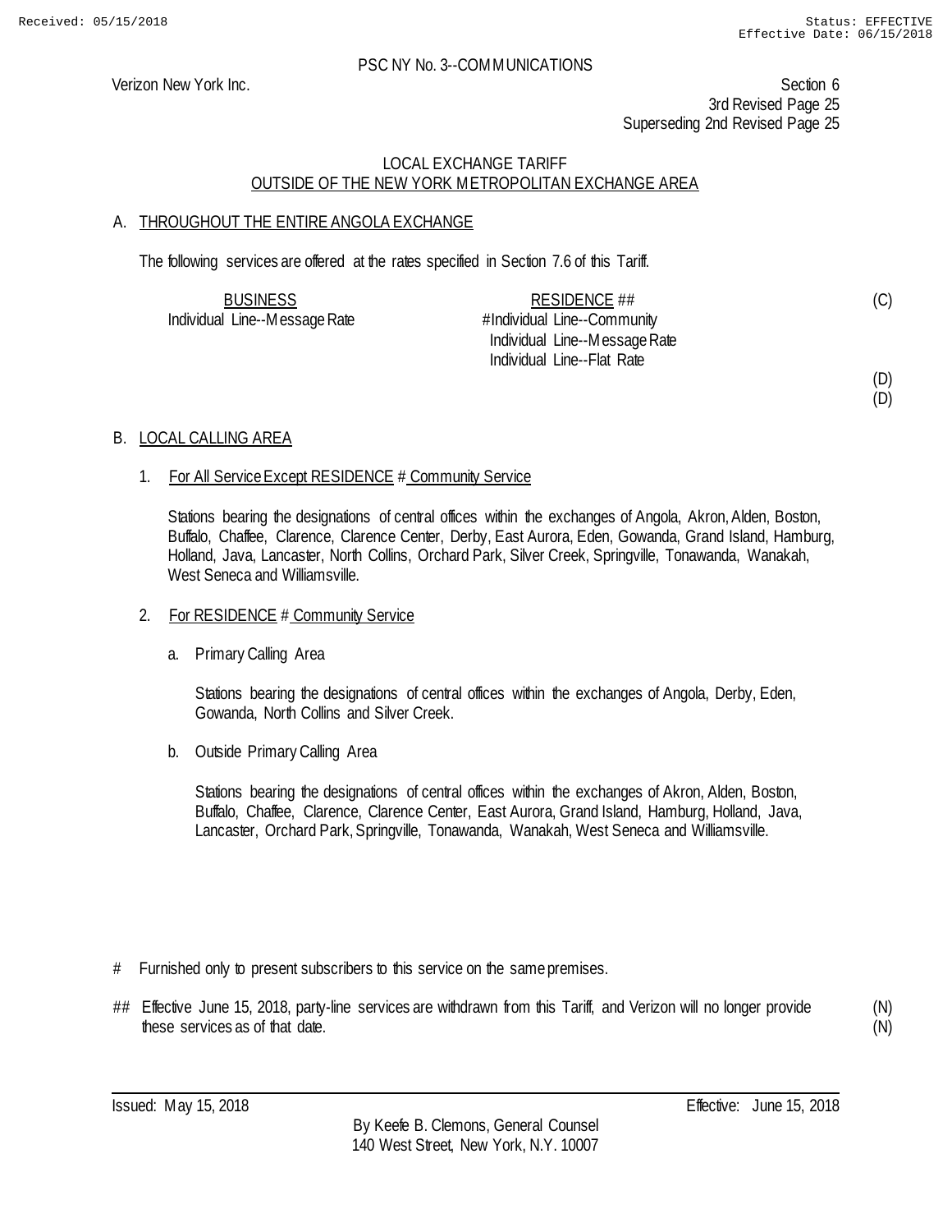PSC NY No. 3--COMMUNICATIONS

Verizon New York Inc.

Section 6
3rd Revised Page 25
Superseding 2nd Revised Page 25

LOCAL EXCHANGE TARIFF
OUTSIDE OF THE NEW YORK METROPOLITAN EXCHANGE AREA

A. THROUGHOUT THE ENTIRE ANGOLA EXCHANGE

The following services are offered at the rates specified in Section 7.6 of this Tariff.

| BUSINESS | RESIDENCE ## | |
|---|---|---|
| Individual Line--Message Rate | # Individual Line--Community | (C) |
| | Individual Line--Message Rate | |
| | Individual Line--Flat Rate | |
| | | (D) |
| | | (D) |

B. LOCAL CALLING AREA

1. For All Service Except RESIDENCE # Community Service

   Stations bearing the designations of central offices within the exchanges of Angola, Akron, Alden, Boston, Buffalo, Chaffee, Clarence, Clarence Center, Derby, East Aurora, Eden, Gowanda, Grand Island, Hamburg, Holland, Java, Lancaster, North Collins, Orchard Park, Silver Creek, Springville, Tonawanda, Wanakah, West Seneca and Williamsville.

2. For RESIDENCE # Community Service

   a. Primary Calling Area

      Stations bearing the designations of central offices within the exchanges of Angola, Derby, Eden, Gowanda, North Collins and Silver Creek.

   b. Outside Primary Calling Area

      Stations bearing the designations of central offices within the exchanges of Akron, Alden, Boston, Buffalo, Chaffee, Clarence, Clarence Center, East Aurora, Grand Island, Hamburg, Holland, Java, Lancaster, Orchard Park, Springville, Tonawanda, Wanakah, West Seneca and Williamsville.

# Furnished only to present subscribers to this service on the same premises.

## Effective June 15, 2018, party-line services are withdrawn from this Tariff, and Verizon will no longer provide these services as of that date. (N) (N)

Issued: May 15, 2018

Effective: June 15, 2018

By Keefe B. Clemons, General Counsel
140 West Street, New York, N.Y. 10007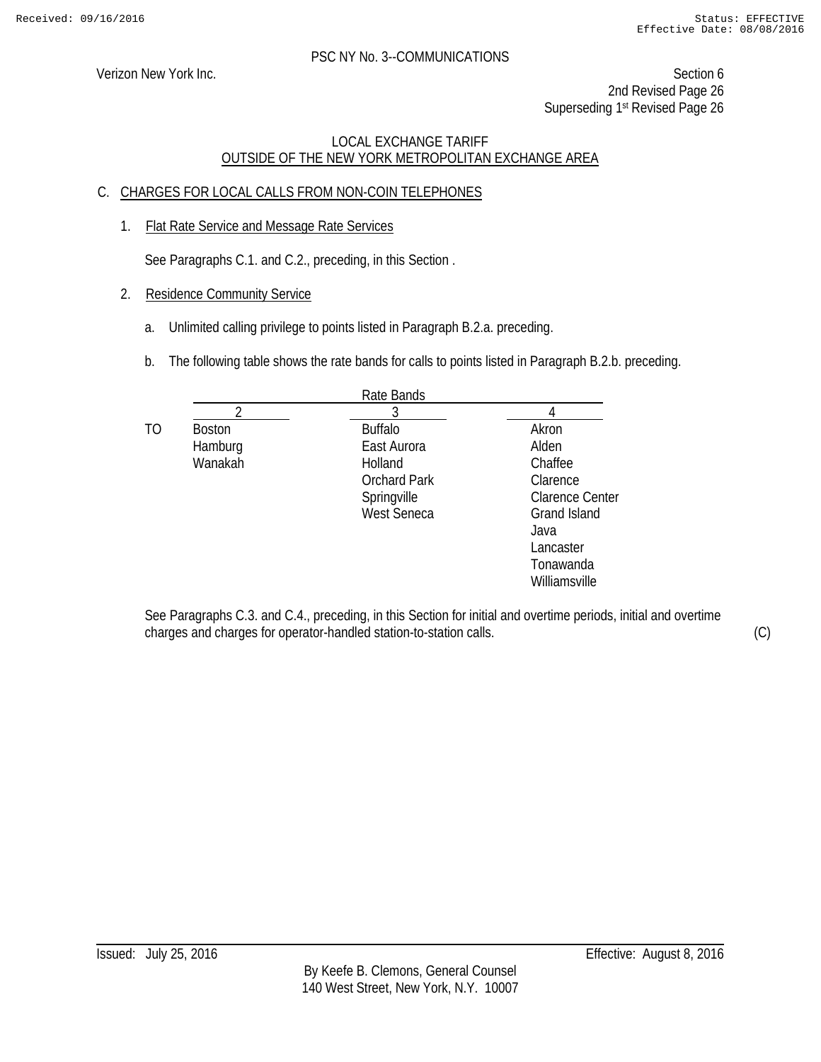PSC NY No. 3--COMMUNICATIONS

Verizon New York Inc.

Section 6
2nd Revised Page 26
Superseding 1st Revised Page 26

LOCAL EXCHANGE TARIFF
OUTSIDE OF THE NEW YORK METROPOLITAN EXCHANGE AREA

C. CHARGES FOR LOCAL CALLS FROM NON-COIN TELEPHONES

1. Flat Rate Service and Message Rate Services

   See Paragraphs C.1. and C.2., preceding, in this Section .

2. Residence Community Service

   a. Unlimited calling privilege to points listed in Paragraph B.2.a. preceding.

   b. The following table shows the rate bands for calls to points listed in Paragraph B.2.b. preceding.

| | Rate Bands | | |
|---|---|---|---|
| | 2 | 3 | 4 |
| TO | Boston | Buffalo | Akron |
| | Hamburg | East Aurora | Alden |
| | Wanakah | Holland | Chaffee |
| | | Orchard Park | Clarence |
| | | Springville | Clarence Center |
| | | West Seneca | Grand Island |
| | | | Java |
| | | | Lancaster |
| | | | Tonawanda |
| | | | Williamsville |

See Paragraphs C.3. and C.4., preceding, in this Section for initial and overtime periods, initial and overtime charges and charges for operator-handled station-to-station calls. (C)

Issued: July 25, 2016

Effective: August 8, 2016

By Keefe B. Clemons, General Counsel
140 West Street, New York, N.Y. 10007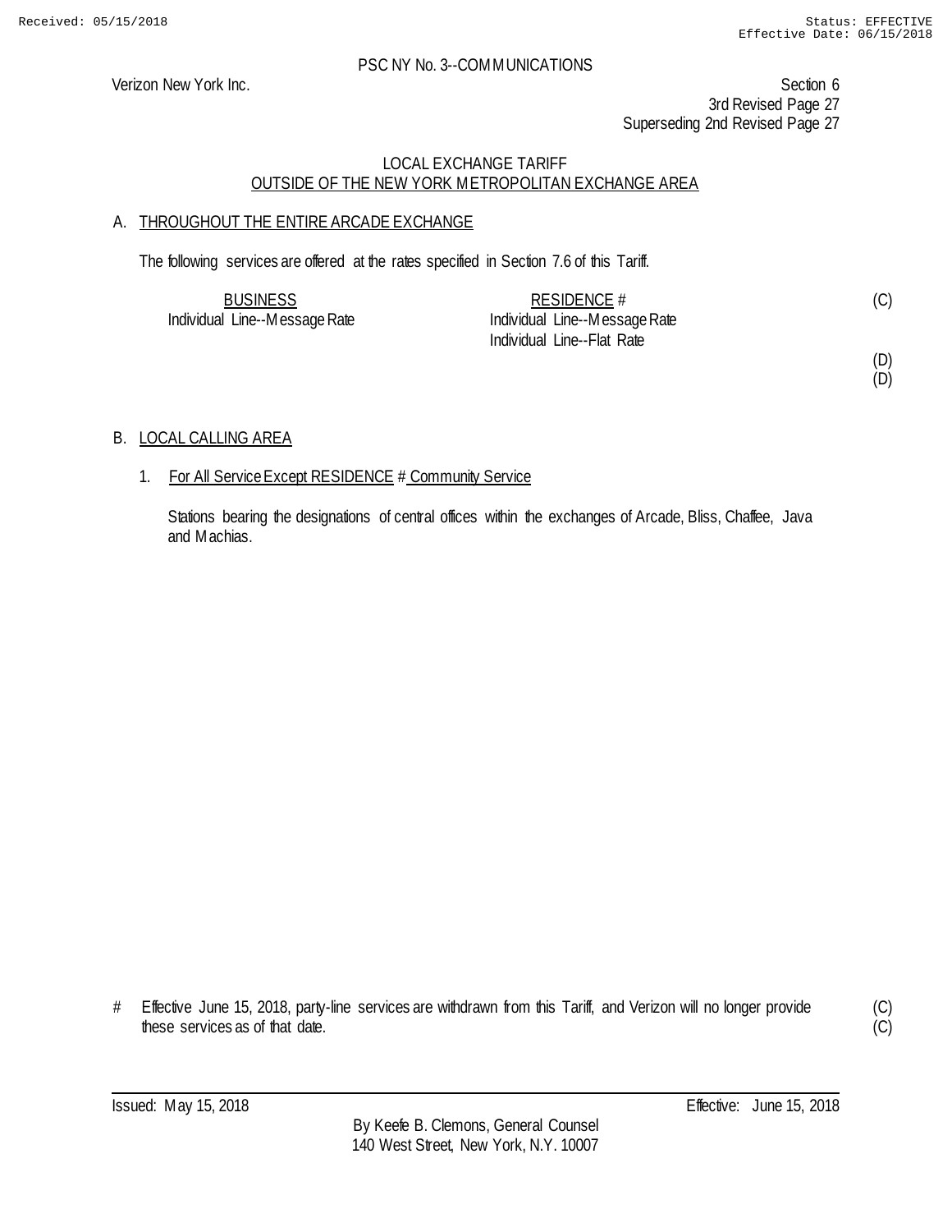PSC NY No. 3--COMMUNICATIONS

Verizon New York Inc.

Section 6
3rd Revised Page 27
Superseding 2nd Revised Page 27

LOCAL EXCHANGE TARIFF
OUTSIDE OF THE NEW YORK METROPOLITAN EXCHANGE AREA

A. THROUGHOUT THE ENTIRE ARCADE EXCHANGE

The following services are offered at the rates specified in Section 7.6 of this Tariff.

| BUSINESS | RESIDENCE # | |
|---|---|---|
| Individual Line--Message Rate | Individual Line--Message Rate | (C) |
| | Individual Line--Flat Rate | |
| | | (D) |
| | | (D) |

B. LOCAL CALLING AREA

1. For All Service Except RESIDENCE # Community Service

   Stations bearing the designations of central offices within the exchanges of Arcade, Bliss, Chaffee, Java and Machias.

# Effective June 15, 2018, party-line services are withdrawn from this Tariff, and Verizon will no longer provide these services as of that date. (C) (C)

Issued: May 15, 2018
Effective: June 15, 2018

By Keefe B. Clemons, General Counsel
140 West Street, New York, N.Y. 10007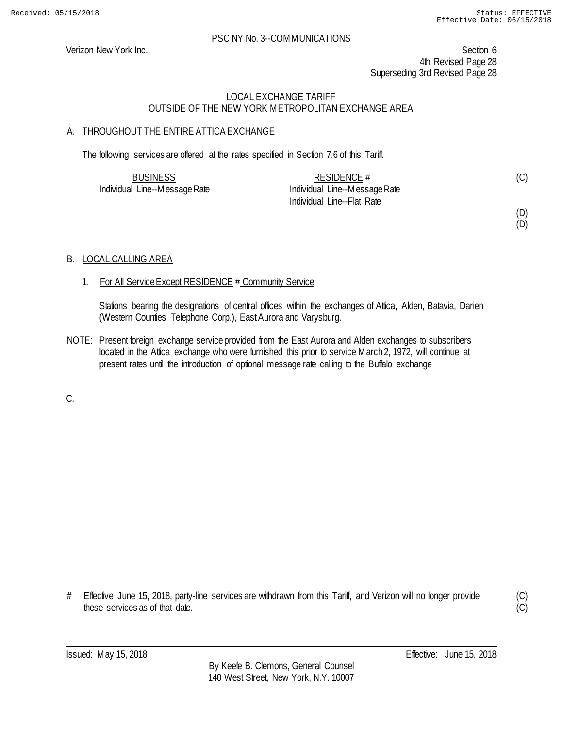PSC NY No. 3--COMMUNICATIONS

Verizon New York Inc.

Section 6
4th Revised Page 28
Superseding 3rd Revised Page 28

LOCAL EXCHANGE TARIFF
OUTSIDE OF THE NEW YORK METROPOLITAN EXCHANGE AREA

A. THROUGHOUT THE ENTIRE ATTICA EXCHANGE

The following services are offered at the rates specified in Section 7.6 of this Tariff.

| BUSINESS | RESIDENCE # | |
|---|---|---|
| Individual Line--Message Rate | Individual Line--Message Rate | (C) |
| | Individual Line--Flat Rate | |
| | | (D) |
| | | (D) |

B. LOCAL CALLING AREA

1. For All Service Except RESIDENCE # Community Service

   Stations bearing the designations of central offices within the exchanges of Attica, Alden, Batavia, Darien (Western Counties Telephone Corp.), East Aurora and Varysburg.

NOTE: Present foreign exchange service provided from the East Aurora and Alden exchanges to subscribers located in the Attica exchange who were furnished this prior to service March 2, 1972, will continue at present rates until the introduction of optional message rate calling to the Buffalo exchange

C.

\# Effective June 15, 2018, party-line services are withdrawn from this Tariff, and Verizon will no longer provide these services as of that date. (C)

Issued: May 15, 2018

Effective: June 15, 2018

By Keefe B. Clemons, General Counsel
140 West Street, New York, N.Y. 10007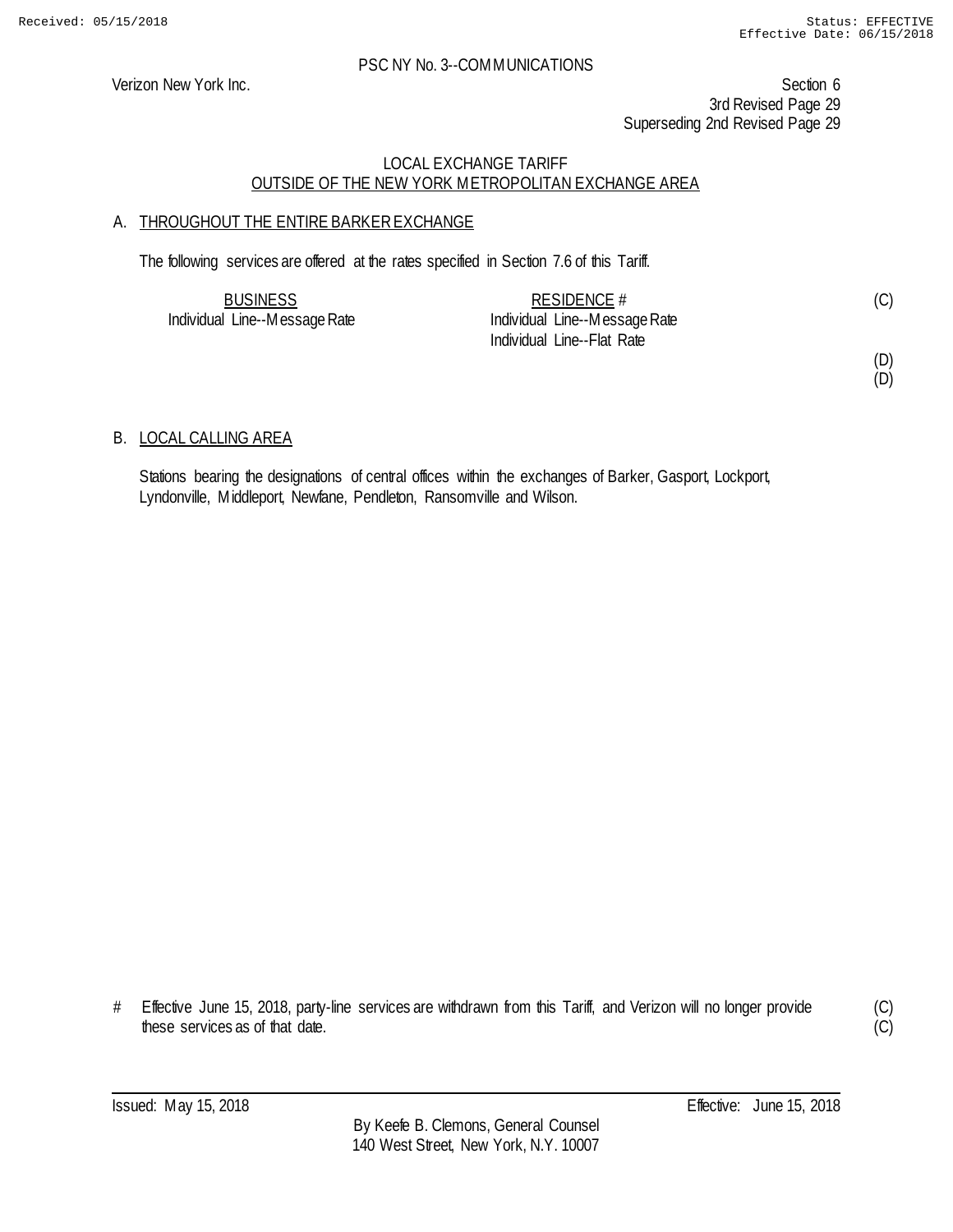PSC NY No. 3--COMMUNICATIONS

Verizon New York Inc.

Section 6
3rd Revised Page 29
Superseding 2nd Revised Page 29

LOCAL EXCHANGE TARIFF
OUTSIDE OF THE NEW YORK METROPOLITAN EXCHANGE AREA

A. THROUGHOUT THE ENTIRE BARKER EXCHANGE

The following services are offered at the rates specified in Section 7.6 of this Tariff.

| BUSINESS | RESIDENCE # | |
|---|---|---|
| Individual Line--Message Rate | Individual Line--Message Rate | (C) |
| | Individual Line--Flat Rate | |
| | | (D) |
| | | (D) |

B. LOCAL CALLING AREA

Stations bearing the designations of central offices within the exchanges of Barker, Gasport, Lockport, Lyndonville, Middleport, Newfane, Pendleton, Ransomville and Wilson.

# Effective June 15, 2018, party-line services are withdrawn from this Tariff, and Verizon will no longer provide these services as of that date. (C)
(C)

Issued: May 15, 2018

Effective: June 15, 2018

By Keefe B. Clemons, General Counsel
140 West Street, New York, N.Y. 10007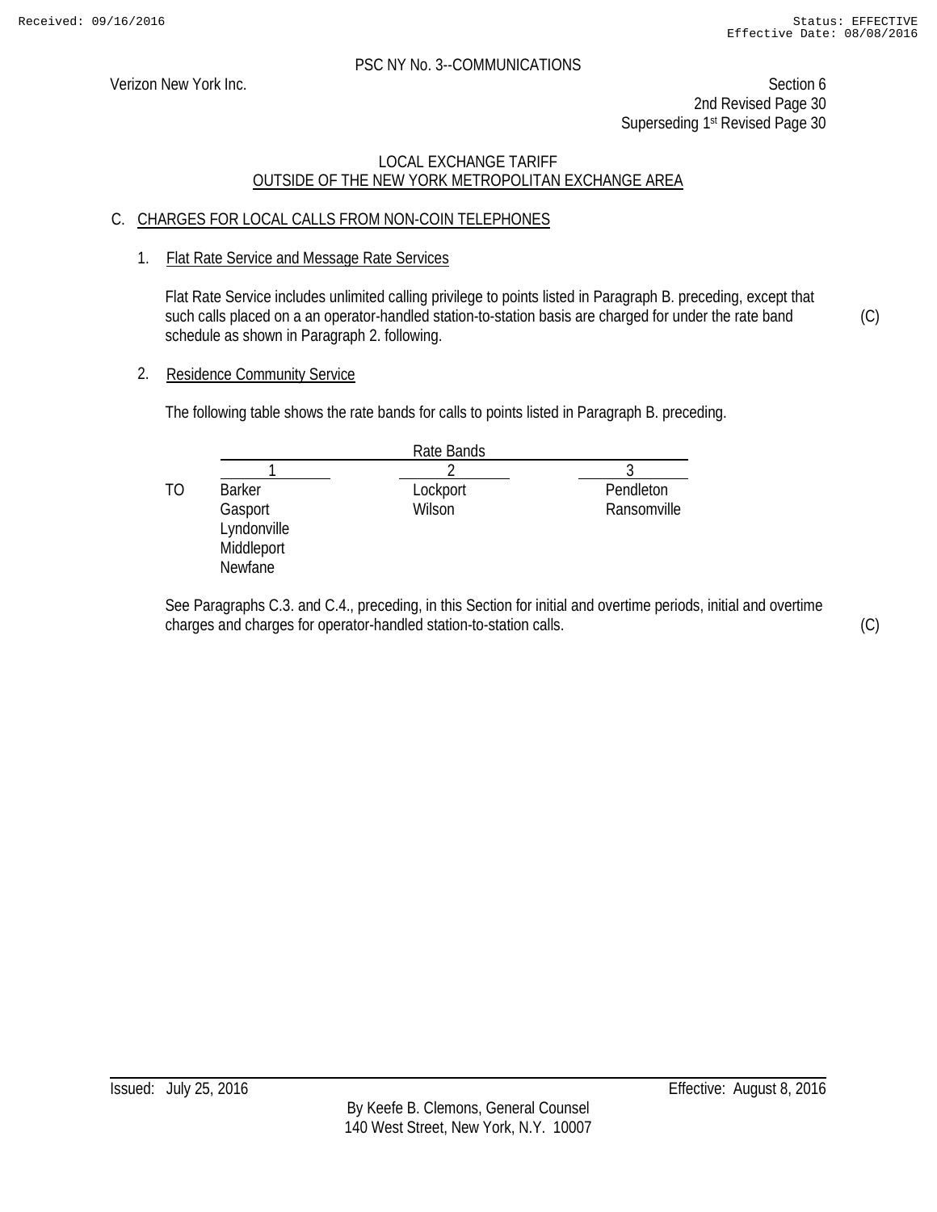PSC NY No. 3--COMMUNICATIONS

Verizon New York Inc.

Section 6
2nd Revised Page 30
Superseding 1st Revised Page 30

LOCAL EXCHANGE TARIFF
OUTSIDE OF THE NEW YORK METROPOLITAN EXCHANGE AREA

## C. CHARGES FOR LOCAL CALLS FROM NON-COIN TELEPHONES

### 1. Flat Rate Service and Message Rate Services

Flat Rate Service includes unlimited calling privilege to points listed in Paragraph B. preceding, except that such calls placed on a an operator-handled station-to-station basis are charged for under the rate band schedule as shown in Paragraph 2. following. (C)

### 2. Residence Community Service

The following table shows the rate bands for calls to points listed in Paragraph B. preceding.

| | Rate Bands | | |
|---|---|---|---|
| | 1 | 2 | 3 |
| TO | Barker | Lockport | Pendleton |
| | Gasport | Wilson | Ransomville |
| | Lyndonville | | |
| | Middleport | | |
| | Newfane | | |

See Paragraphs C.3. and C.4., preceding, in this Section for initial and overtime periods, initial and overtime charges and charges for operator-handled station-to-station calls. (C)

Issued: July 25, 2016

Effective: August 8, 2016

By Keefe B. Clemons, General Counsel
140 West Street, New York, N.Y. 10007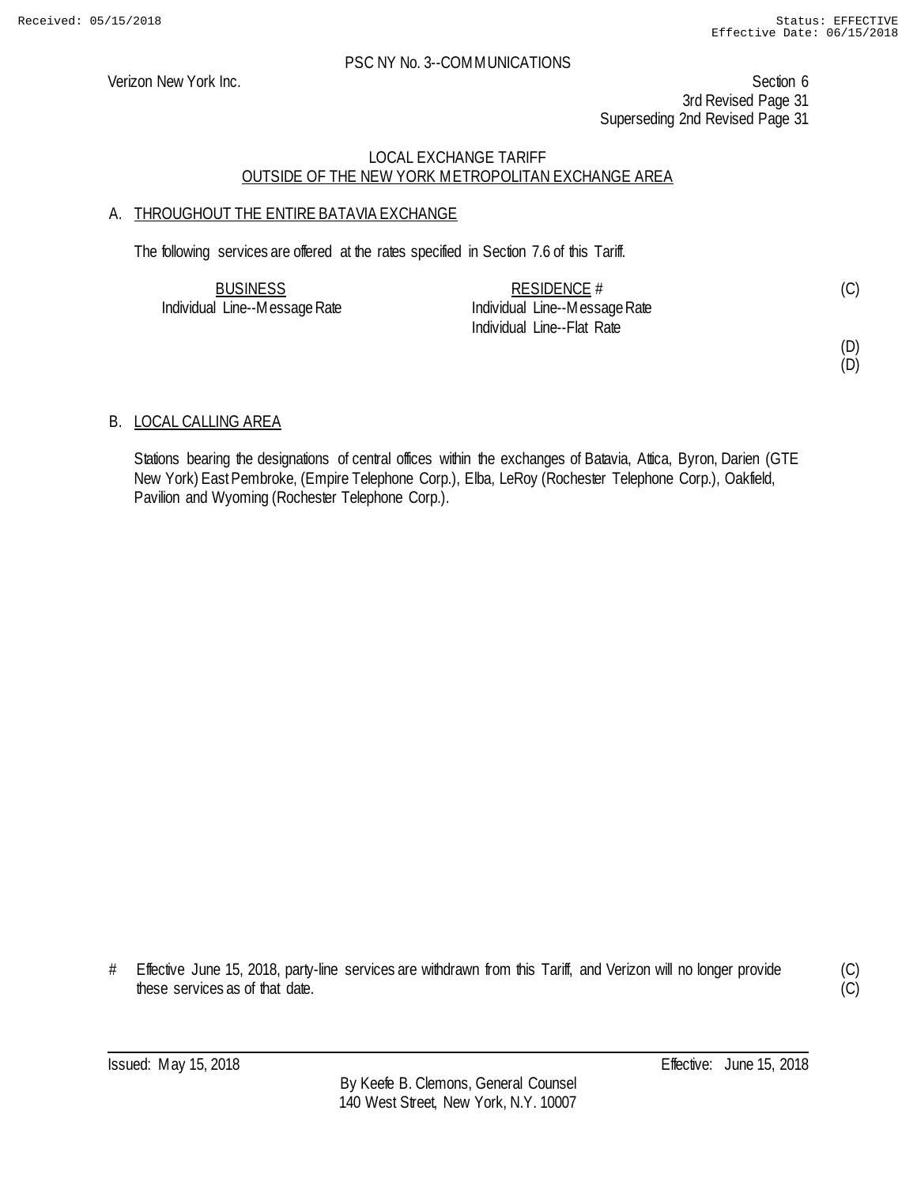PSC NY No. 3--COMMUNICATIONS

Verizon New York Inc.

Section 6
3rd Revised Page 31
Superseding 2nd Revised Page 31

LOCAL EXCHANGE TARIFF
OUTSIDE OF THE NEW YORK METROPOLITAN EXCHANGE AREA

## A. THROUGHOUT THE ENTIRE BATAVIA EXCHANGE

The following services are offered at the rates specified in Section 7.6 of this Tariff.

| BUSINESS | RESIDENCE # | |
|---|---|---|
| Individual Line--Message Rate | Individual Line--Message Rate | (C) |
| | Individual Line--Flat Rate | |
| | | (D) |
| | | (D) |

## B. LOCAL CALLING AREA

Stations bearing the designations of central offices within the exchanges of Batavia, Attica, Byron, Darien (GTE New York) East Pembroke, (Empire Telephone Corp.), Elba, LeRoy (Rochester Telephone Corp.), Oakfield, Pavilion and Wyoming (Rochester Telephone Corp.).

# Effective June 15, 2018, party-line services are withdrawn from this Tariff, and Verizon will no longer provide these services as of that date. (C)
(C)

Issued: May 15, 2018

Effective: June 15, 2018

By Keefe B. Clemons, General Counsel
140 West Street, New York, N.Y. 10007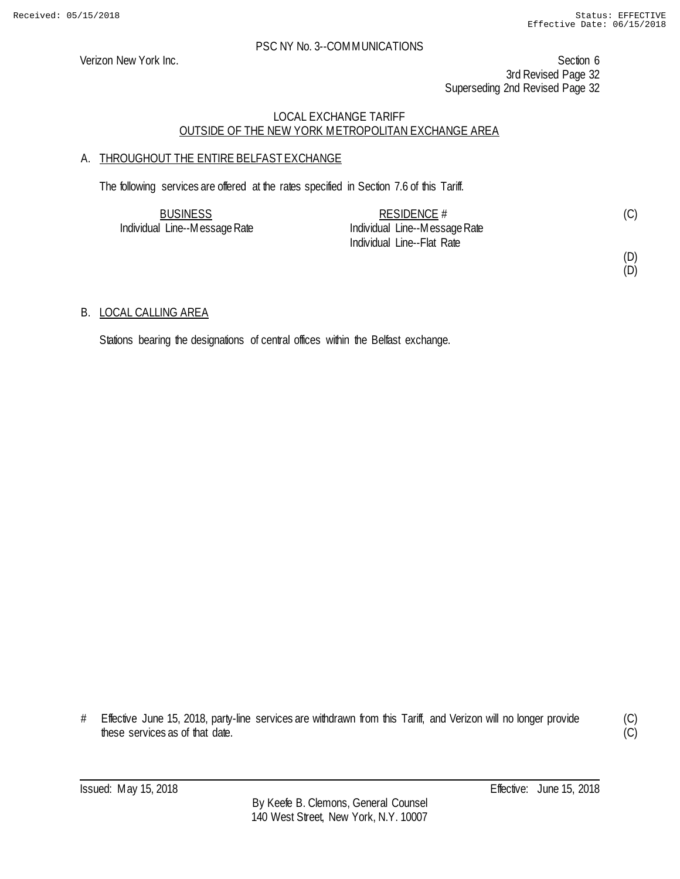PSC NY No. 3--COMMUNICATIONS

Verizon New York Inc.

Section 6
3rd Revised Page 32
Superseding 2nd Revised Page 32

LOCAL EXCHANGE TARIFF
OUTSIDE OF THE NEW YORK METROPOLITAN EXCHANGE AREA

## A. THROUGHOUT THE ENTIRE BELFAST EXCHANGE

The following services are offered at the rates specified in Section 7.6 of this Tariff.

| BUSINESS | RESIDENCE # | |
|---|---|---|
| Individual Line--Message Rate | Individual Line--Message Rate | (C) |
| | Individual Line--Flat Rate | |
| | | (D) |
| | | (D) |

## B. LOCAL CALLING AREA

Stations bearing the designations of central offices within the Belfast exchange.

# Effective June 15, 2018, party-line services are withdrawn from this Tariff, and Verizon will no longer provide these services as of that date. (C)
(C)

Issued: May 15, 2018

Effective: June 15, 2018

By Keefe B. Clemons, General Counsel
140 West Street, New York, N.Y. 10007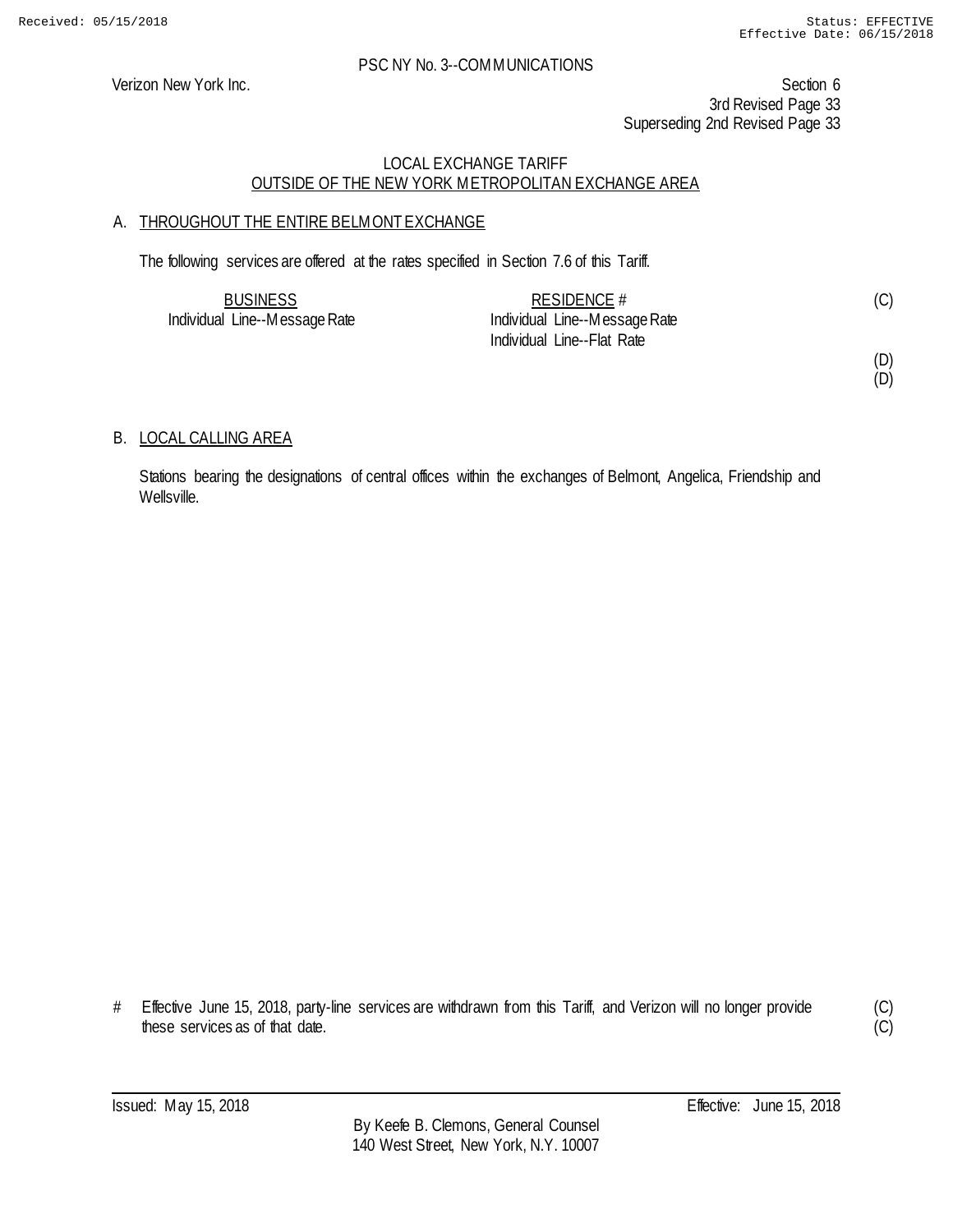PSC NY No. 3--COMMUNICATIONS

Verizon New York Inc.

Section 6
3rd Revised Page 33
Superseding 2nd Revised Page 33

LOCAL EXCHANGE TARIFF
OUTSIDE OF THE NEW YORK METROPOLITAN EXCHANGE AREA

A. THROUGHOUT THE ENTIRE BELMONT EXCHANGE

The following services are offered at the rates specified in Section 7.6 of this Tariff.

| BUSINESS | RESIDENCE # | |
|---|---|---|
| Individual Line--Message Rate | Individual Line--Message Rate | (C) |
| | Individual Line--Flat Rate | |
| | | (D) |
| | | (D) |

B. LOCAL CALLING AREA

Stations bearing the designations of central offices within the exchanges of Belmont, Angelica, Friendship and Wellsville.

# Effective June 15, 2018, party-line services are withdrawn from this Tariff, and Verizon will no longer provide these services as of that date. (C)
(C)

Issued: May 15, 2018 Effective: June 15, 2018

By Keefe B. Clemons, General Counsel
140 West Street, New York, N.Y. 10007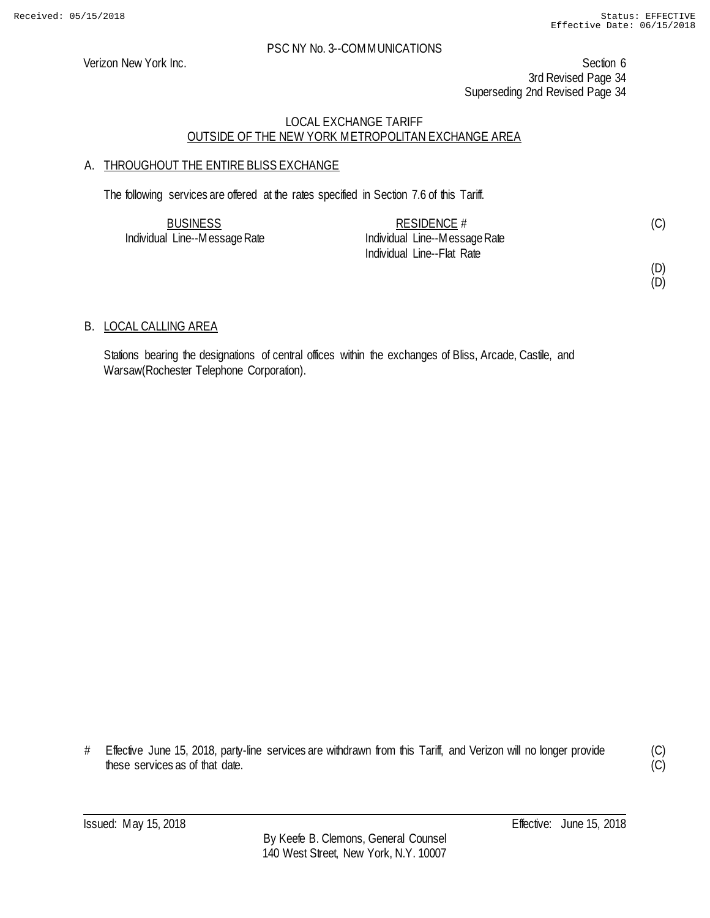Verizon New York Inc.

Section 6
3rd Revised Page 34
Superseding 2nd Revised Page 34

LOCAL EXCHANGE TARIFF
OUTSIDE OF THE NEW YORK METROPOLITAN EXCHANGE AREA

A. THROUGHOUT THE ENTIRE BLISS EXCHANGE

The following services are offered at the rates specified in Section 7.6 of this Tariff.

| BUSINESS | RESIDENCE # | |
|---|---|---|
| Individual Line--Message Rate | Individual Line--Message Rate | (C) |
| | Individual Line--Flat Rate | |
| | | (D) |
| | | (D) |

B. LOCAL CALLING AREA

Stations bearing the designations of central offices within the exchanges of Bliss, Arcade, Castile, and Warsaw(Rochester Telephone Corporation).

\# Effective June 15, 2018, party-line services are withdrawn from this Tariff, and Verizon will no longer provide these services as of that date. (C)

Issued: May 15, 2018 Effective: June 15, 2018

By Keefe B. Clemons, General Counsel
140 West Street, New York, N.Y. 10007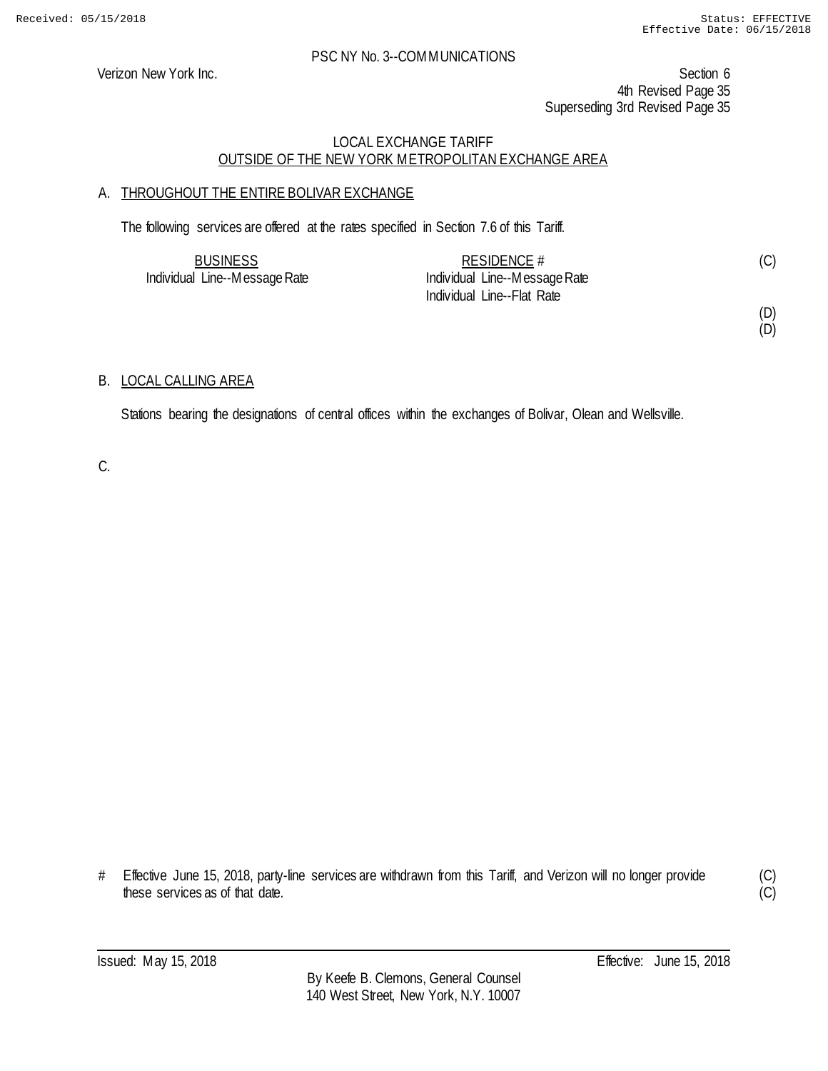PSC NY No. 3--COMMUNICATIONS

Verizon New York Inc.

Section 6
4th Revised Page 35
Superseding 3rd Revised Page 35

LOCAL EXCHANGE TARIFF
OUTSIDE OF THE NEW YORK METROPOLITAN EXCHANGE AREA

A. THROUGHOUT THE ENTIRE BOLIVAR EXCHANGE

The following services are offered at the rates specified in Section 7.6 of this Tariff.

| BUSINESS | RESIDENCE # | |
|---|---|---|
| Individual Line--Message Rate | Individual Line--Message Rate | (C) |
| | Individual Line--Flat Rate | |
| | | (D) |
| | | (D) |

B. LOCAL CALLING AREA

Stations bearing the designations of central offices within the exchanges of Bolivar, Olean and Wellsville.

C.

# Effective June 15, 2018, party-line services are withdrawn from this Tariff, and Verizon will no longer provide these services as of that date. (C) (C)

Issued: May 15, 2018 Effective: June 15, 2018

By Keefe B. Clemons, General Counsel
140 West Street, New York, N.Y. 10007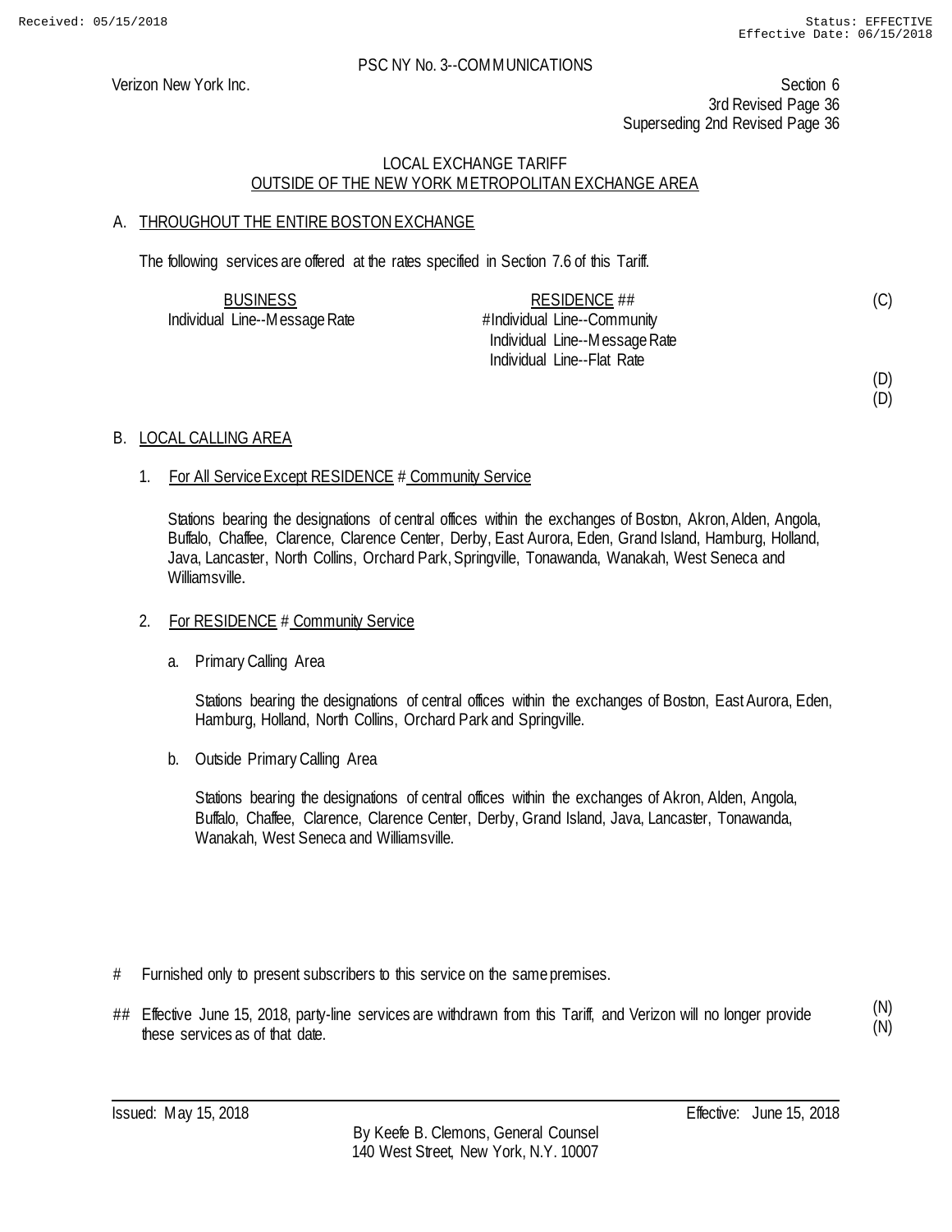PSC NY No. 3--COMMUNICATIONS

Verizon New York Inc.

Section 6
3rd Revised Page 36
Superseding 2nd Revised Page 36

## LOCAL EXCHANGE TARIFF
## OUTSIDE OF THE NEW YORK METROPOLITAN EXCHANGE AREA

### A. THROUGHOUT THE ENTIRE BOSTON EXCHANGE

The following services are offered at the rates specified in Section 7.6 of this Tariff.

| BUSINESS | RESIDENCE ## | |
|---|---|---|
| Individual Line--Message Rate | # Individual Line--Community | (C) |
| | Individual Line--Message Rate | |
| | Individual Line--Flat Rate | |
| | | (D) |
| | | (D) |

### B. LOCAL CALLING AREA

1. For All Service Except RESIDENCE # Community Service

   Stations bearing the designations of central offices within the exchanges of Boston, Akron, Alden, Angola, Buffalo, Chaffee, Clarence, Clarence Center, Derby, East Aurora, Eden, Grand Island, Hamburg, Holland, Java, Lancaster, North Collins, Orchard Park, Springville, Tonawanda, Wanakah, West Seneca and Williamsville.

2. For RESIDENCE # Community Service

   a. Primary Calling Area

      Stations bearing the designations of central offices within the exchanges of Boston, East Aurora, Eden, Hamburg, Holland, North Collins, Orchard Park and Springville.

   b. Outside Primary Calling Area

      Stations bearing the designations of central offices within the exchanges of Akron, Alden, Angola, Buffalo, Chaffee, Clarence, Clarence Center, Derby, Grand Island, Java, Lancaster, Tonawanda, Wanakah, West Seneca and Williamsville.

\# Furnished only to present subscribers to this service on the same premises.

\## Effective June 15, 2018, party-line services are withdrawn from this Tariff, and Verizon will no longer provide these services as of that date. (N)(N)

Issued: May 15, 2018 Effective: June 15, 2018

By Keefe B. Clemons, General Counsel
140 West Street, New York, N.Y. 10007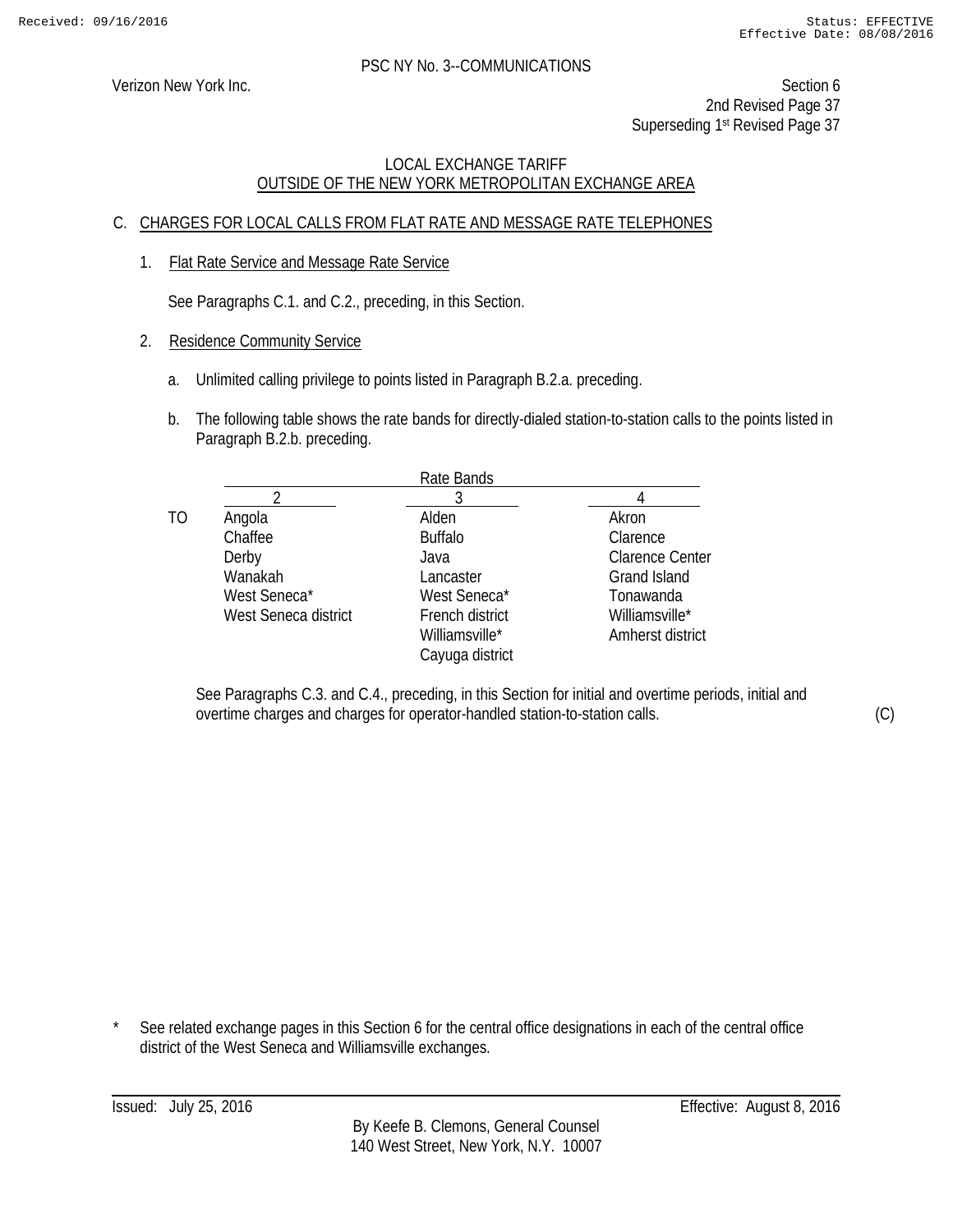PSC NY No. 3--COMMUNICATIONS

Verizon New York Inc.

Section 6
2nd Revised Page 37
Superseding 1st Revised Page 37

LOCAL EXCHANGE TARIFF
OUTSIDE OF THE NEW YORK METROPOLITAN EXCHANGE AREA

## C. CHARGES FOR LOCAL CALLS FROM FLAT RATE AND MESSAGE RATE TELEPHONES

1. Flat Rate Service and Message Rate Service

   See Paragraphs C.1. and C.2., preceding, in this Section.

2. Residence Community Service

   a. Unlimited calling privilege to points listed in Paragraph B.2.a. preceding.

   b. The following table shows the rate bands for directly-dialed station-to-station calls to the points listed in Paragraph B.2.b. preceding.

| | Rate Bands | | |
|---|---|---|---|
| | 2 | 3 | 4 |
| TO | Angola | Alden | Akron |
| | Chaffee | Buffalo | Clarence |
| | Derby | Java | Clarence Center |
| | Wanakah | Lancaster | Grand Island |
| | West Seneca* | West Seneca* | Tonawanda |
| | West Seneca district | French district | Williamsville* |
| | | Williamsville* | Amherst district |
| | | Cayuga district | |

   See Paragraphs C.3. and C.4., preceding, in this Section for initial and overtime periods, initial and overtime charges and charges for operator-handled station-to-station calls. (C)

\* See related exchange pages in this Section 6 for the central office designations in each of the central office district of the West Seneca and Williamsville exchanges.

Issued: July 25, 2016 Effective: August 8, 2016

By Keefe B. Clemons, General Counsel
140 West Street, New York, N.Y. 10007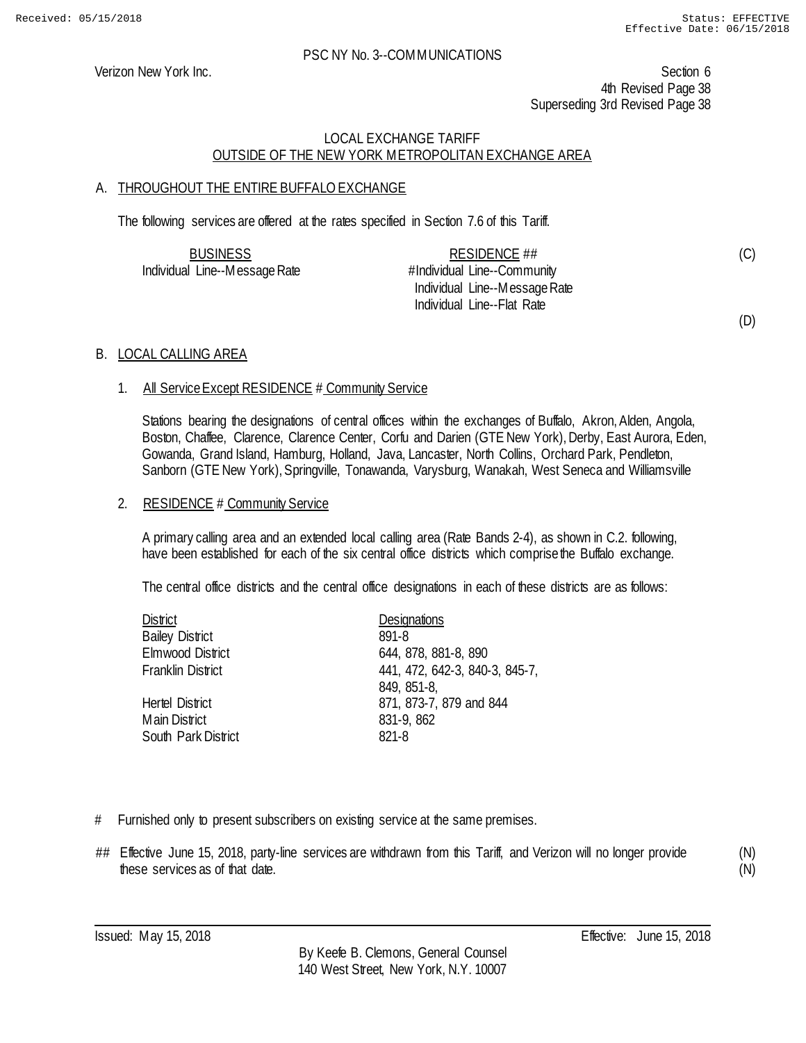PSC NY No. 3--COMMUNICATIONS

Verizon New York Inc.

Section 6
4th Revised Page 38
Superseding 3rd Revised Page 38

LOCAL EXCHANGE TARIFF
OUTSIDE OF THE NEW YORK METROPOLITAN EXCHANGE AREA

## A. THROUGHOUT THE ENTIRE BUFFALO EXCHANGE

The following services are offered at the rates specified in Section 7.6 of this Tariff.

| BUSINESS | RESIDENCE ## | |
|---|---|---|
| Individual Line--Message Rate | # Individual Line--Community | (C) |
| | Individual Line--Message Rate | |
| | Individual Line--Flat Rate | |
| | | (D) |

## B. LOCAL CALLING AREA

1. All Service Except RESIDENCE # Community Service

   Stations bearing the designations of central offices within the exchanges of Buffalo, Akron, Alden, Angola, Boston, Chaffee, Clarence, Clarence Center, Corfu and Darien (GTE New York), Derby, East Aurora, Eden, Gowanda, Grand Island, Hamburg, Holland, Java, Lancaster, North Collins, Orchard Park, Pendleton, Sanborn (GTE New York), Springville, Tonawanda, Varysburg, Wanakah, West Seneca and Williamsville

2. RESIDENCE # Community Service

   A primary calling area and an extended local calling area (Rate Bands 2-4), as shown in C.2. following, have been established for each of the six central office districts which comprise the Buffalo exchange.

   The central office districts and the central office designations in each of these districts are as follows:

| District | Designations |
|---|---|
| Bailey District | 891-8 |
| Elmwood District | 644, 878, 881-8, 890 |
| Franklin District | 441, 472, 642-3, 840-3, 845-7, 849, 851-8, |
| Hertel District | 871, 873-7, 879 and 844 |
| Main District | 831-9, 862 |
| South Park District | 821-8 |

# Furnished only to present subscribers on existing service at the same premises.

## Effective June 15, 2018, party-line services are withdrawn from this Tariff, and Verizon will no longer provide these services as of that date. (N) (N)

Issued: May 15, 2018 Effective: June 15, 2018

By Keefe B. Clemons, General Counsel
140 West Street, New York, N.Y. 10007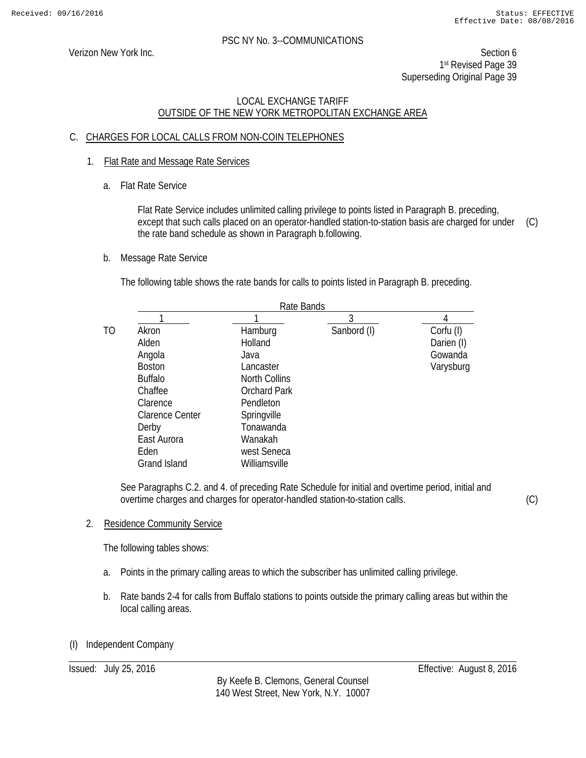PSC NY No. 3--COMMUNICATIONS

Verizon New York Inc.

Section 6
1st Revised Page 39
Superseding Original Page 39

LOCAL EXCHANGE TARIFF
OUTSIDE OF THE NEW YORK METROPOLITAN EXCHANGE AREA

## C. CHARGES FOR LOCAL CALLS FROM NON-COIN TELEPHONES

### 1. Flat Rate and Message Rate Services

a. Flat Rate Service

Flat Rate Service includes unlimited calling privilege to points listed in Paragraph B. preceding, except that such calls placed on an operator-handled station-to-station basis are charged for under the rate band schedule as shown in Paragraph b.following. (C)

b. Message Rate Service

The following table shows the rate bands for calls to points listed in Paragraph B. preceding.

| | Rate Bands | | | |
|---|---|---|---|---|
| | 1 | 1 | 3 | 4 |
| TO | Akron | Hamburg | Sanbord (I) | Corfu (I) |
| | Alden | Holland | | Darien (I) |
| | Angola | Java | | Gowanda |
| | Boston | Lancaster | | Varysburg |
| | Buffalo | North Collins | | |
| | Chaffee | Orchard Park | | |
| | Clarence | Pendleton | | |
| | Clarence Center | Springville | | |
| | Derby | Tonawanda | | |
| | East Aurora | Wanakah | | |
| | Eden | west Seneca | | |
| | Grand Island | Williamsville | | |

See Paragraphs C.2. and 4. of preceding Rate Schedule for initial and overtime period, initial and overtime charges and charges for operator-handled station-to-station calls. (C)

### 2. Residence Community Service

The following tables shows:

a. Points in the primary calling areas to which the subscriber has unlimited calling privilege.

b. Rate bands 2-4 for calls from Buffalo stations to points outside the primary calling areas but within the local calling areas.

(I) Independent Company

Issued: July 25, 2016

Effective: August 8, 2016

By Keefe B. Clemons, General Counsel
140 West Street, New York, N.Y. 10007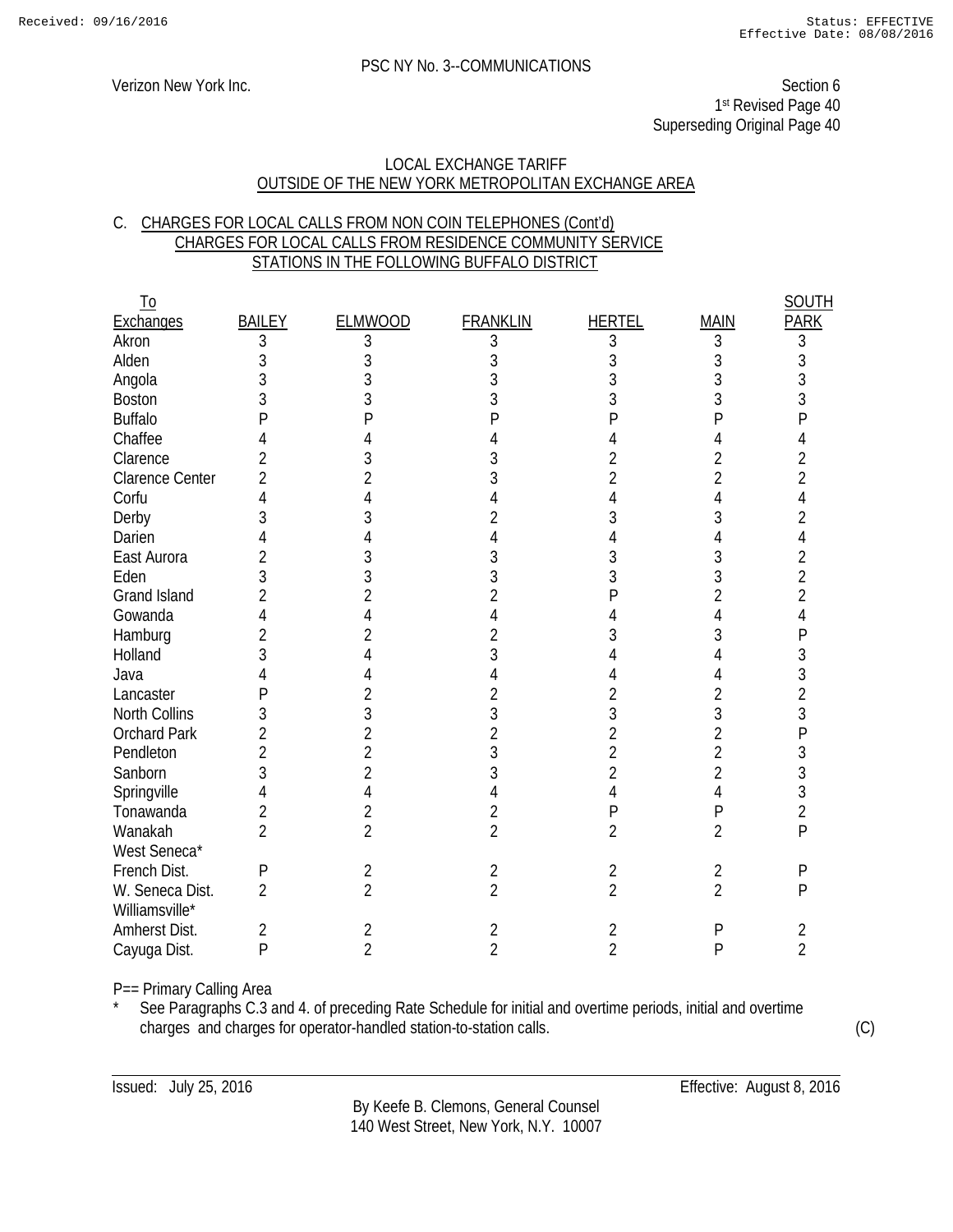PSC NY No. 3--COMMUNICATIONS

Verizon New York Inc.

Section 6
1st Revised Page 40
Superseding Original Page 40

## LOCAL EXCHANGE TARIFF
## OUTSIDE OF THE NEW YORK METROPOLITAN EXCHANGE AREA

### C. CHARGES FOR LOCAL CALLS FROM NON COIN TELEPHONES (Cont'd)
### CHARGES FOR LOCAL CALLS FROM RESIDENCE COMMUNITY SERVICE STATIONS IN THE FOLLOWING BUFFALO DISTRICT

| To Exchanges | BAILEY | ELMWOOD | FRANKLIN | HERTEL | MAIN | SOUTH PARK |
|---|---|---|---|---|---|---|
| Akron | 3 | 3 | 3 | 3 | 3 | 3 |
| Alden | 3 | 3 | 3 | 3 | 3 | 3 |
| Angola | 3 | 3 | 3 | 3 | 3 | 3 |
| Boston | 3 | 3 | 3 | 3 | 3 | 3 |
| Buffalo | P | P | P | P | P | P |
| Chaffee | 4 | 4 | 4 | 4 | 4 | 4 |
| Clarence | 2 | 3 | 3 | 2 | 2 | 2 |
| Clarence Center | 2 | 2 | 3 | 2 | 2 | 2 |
| Corfu | 4 | 4 | 4 | 4 | 4 | 4 |
| Derby | 3 | 3 | 2 | 3 | 3 | 2 |
| Darien | 4 | 4 | 4 | 4 | 4 | 4 |
| East Aurora | 2 | 3 | 3 | 3 | 3 | 2 |
| Eden | 3 | 3 | 3 | 3 | 3 | 2 |
| Grand Island | 2 | 2 | 2 | P | 2 | 2 |
| Gowanda | 4 | 4 | 4 | 4 | 4 | 4 |
| Hamburg | 2 | 2 | 2 | 3 | 3 | P |
| Holland | 3 | 4 | 3 | 4 | 4 | 3 |
| Java | 4 | 4 | 4 | 4 | 4 | 3 |
| Lancaster | P | 2 | 2 | 2 | 2 | 2 |
| North Collins | 3 | 3 | 3 | 3 | 3 | 3 |
| Orchard Park | 2 | 2 | 2 | 2 | 2 | P |
| Pendleton | 2 | 2 | 3 | 2 | 2 | 3 |
| Sanborn | 3 | 2 | 3 | 2 | 2 | 3 |
| Springville | 4 | 4 | 4 | 4 | 4 | 3 |
| Tonawanda | 2 | 2 | 2 | P | P | 2 |
| Wanakah | 2 | 2 | 2 | 2 | 2 | P |
| West Seneca* | | | | | | |
| French Dist. | P | 2 | 2 | 2 | 2 | P |
| W. Seneca Dist. | 2 | 2 | 2 | 2 | 2 | P |
| Williamsville* | | | | | | |
| Amherst Dist. | 2 | 2 | 2 | 2 | P | 2 |
| Cayuga Dist. | P | 2 | 2 | 2 | P | 2 |

P== Primary Calling Area

\* See Paragraphs C.3 and 4. of preceding Rate Schedule for initial and overtime periods, initial and overtime charges and charges for operator-handled station-to-station calls. (C)

Issued: July 25, 2016

Effective: August 8, 2016

By Keefe B. Clemons, General Counsel
140 West Street, New York, N.Y. 10007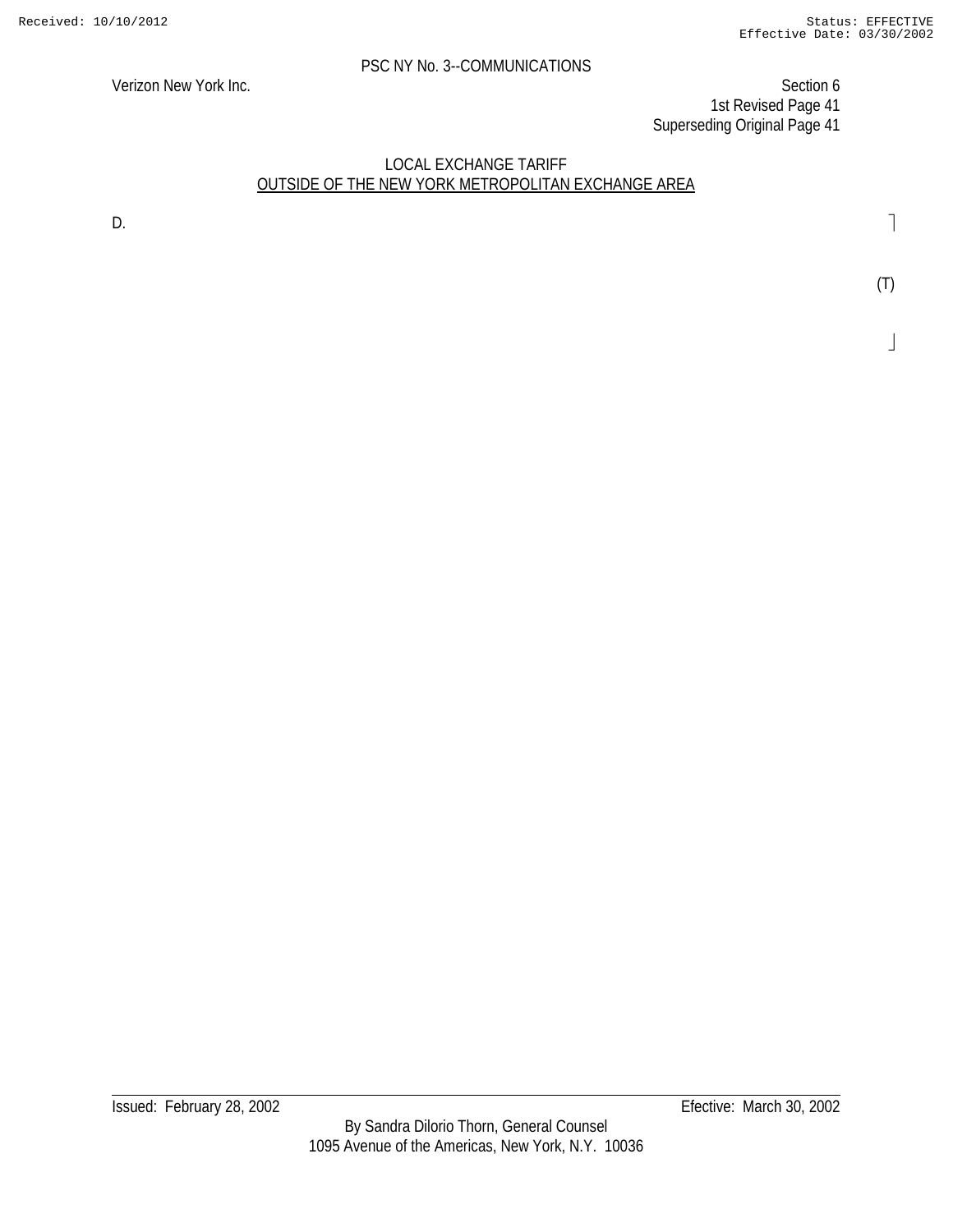PSC NY No. 3--COMMUNICATIONS

Verizon New York Inc.

Section 6
1st Revised Page 41
Superseding Original Page 41

LOCAL EXCHANGE TARIFF
OUTSIDE OF THE NEW YORK METROPOLITAN EXCHANGE AREA

D.

(T)

Issued: February 28, 2002

Efective: March 30, 2002

By Sandra Dilorio Thorn, General Counsel
1095 Avenue of the Americas, New York, N.Y. 10036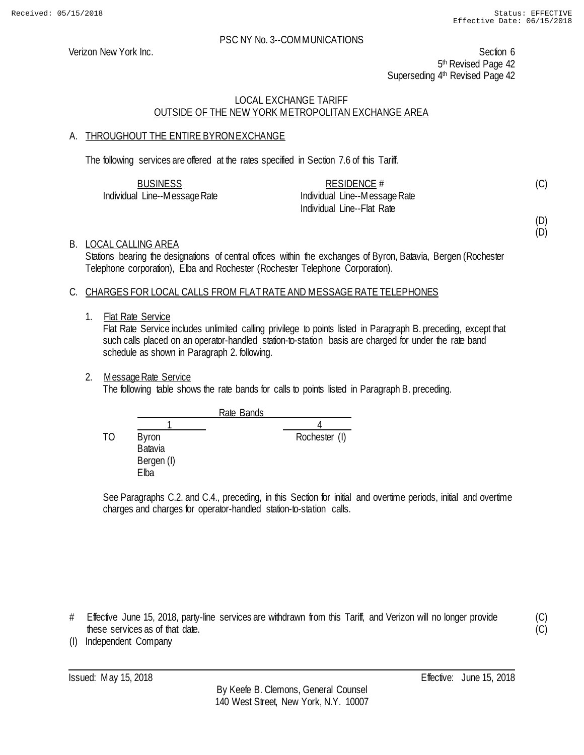PSC NY No. 3--COMMUNICATIONS

Verizon New York Inc.

Section 6
5th Revised Page 42
Superseding 4th Revised Page 42

LOCAL EXCHANGE TARIFF
OUTSIDE OF THE NEW YORK METROPOLITAN EXCHANGE AREA

## A. THROUGHOUT THE ENTIRE BYRON EXCHANGE

The following services are offered at the rates specified in Section 7.6 of this Tariff.

| BUSINESS | RESIDENCE # | |
|---|---|---|
| Individual Line--Message Rate | Individual Line--Message Rate | (C) |
| | Individual Line--Flat Rate | |
| | | (D) |
| | | (D) |

## B. LOCAL CALLING AREA

Stations bearing the designations of central offices within the exchanges of Byron, Batavia, Bergen (Rochester Telephone corporation), Elba and Rochester (Rochester Telephone Corporation).

## C. CHARGES FOR LOCAL CALLS FROM FLAT RATE AND MESSAGE RATE TELEPHONES

1. Flat Rate Service
   Flat Rate Service includes unlimited calling privilege to points listed in Paragraph B. preceding, except that such calls placed on an operator-handled station-to-station basis are charged for under the rate band schedule as shown in Paragraph 2. following.

2. Message Rate Service
   The following table shows the rate bands for calls to points listed in Paragraph B. preceding.

| | Rate Bands | |
|---|---|---|
| | 1 | 4 |
| TO | Byron | Rochester (I) |
| | Batavia | |
| | Bergen (I) | |
| | Elba | |

See Paragraphs C.2. and C.4., preceding, in this Section for initial and overtime periods, initial and overtime charges and charges for operator-handled station-to-station calls.

\# Effective June 15, 2018, party-line services are withdrawn from this Tariff, and Verizon will no longer provide these services as of that date. (C)

(I) Independent Company

Issued: May 15, 2018 Effective: June 15, 2018

By Keefe B. Clemons, General Counsel
140 West Street, New York, N.Y. 10007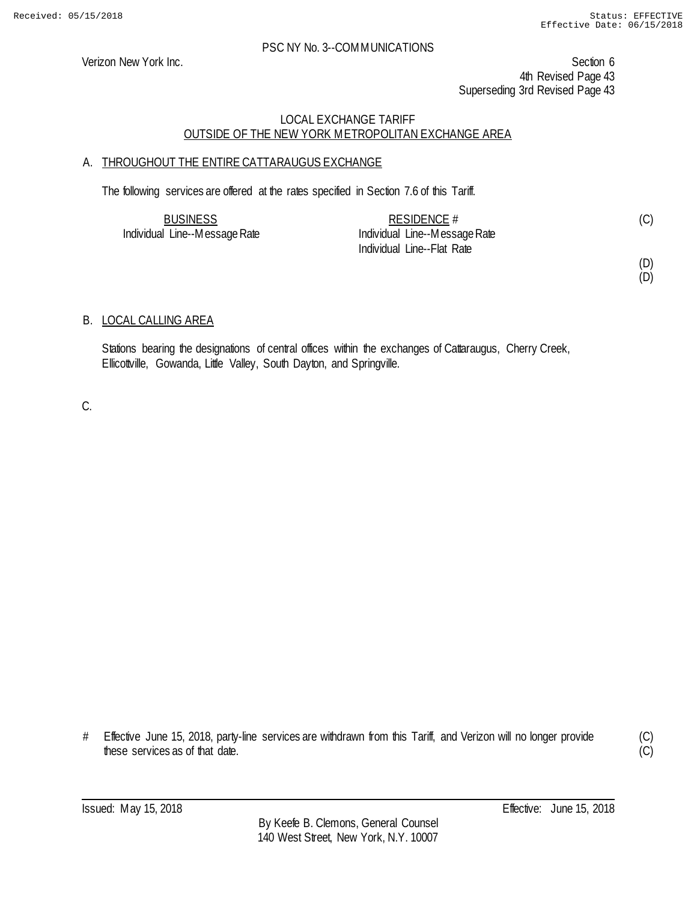PSC NY No. 3--COMMUNICATIONS

Verizon New York Inc.

Section 6
4th Revised Page 43
Superseding 3rd Revised Page 43

LOCAL EXCHANGE TARIFF
OUTSIDE OF THE NEW YORK METROPOLITAN EXCHANGE AREA

A. THROUGHOUT THE ENTIRE CATTARAUGUS EXCHANGE

The following services are offered at the rates specified in Section 7.6 of this Tariff.

| BUSINESS | RESIDENCE # | |
|---|---|---|
| Individual Line--Message Rate | Individual Line--Message Rate | (C) |
| | Individual Line--Flat Rate | |
| | | (D) |
| | | (D) |

B. LOCAL CALLING AREA

Stations bearing the designations of central offices within the exchanges of Cattaraugus, Cherry Creek, Ellicottville, Gowanda, Little Valley, South Dayton, and Springville.

C.

# Effective June 15, 2018, party-line services are withdrawn from this Tariff, and Verizon will no longer provide these services as of that date. (C)(C)

Issued: May 15, 2018

Effective: June 15, 2018

By Keefe B. Clemons, General Counsel
140 West Street, New York, N.Y. 10007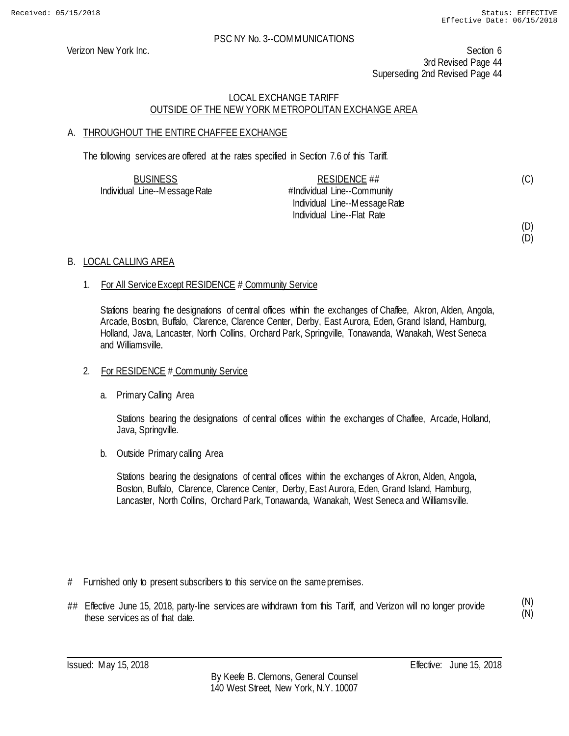PSC NY No. 3--COMMUNICATIONS

Verizon New York Inc.

Section 6
3rd Revised Page 44
Superseding 2nd Revised Page 44

LOCAL EXCHANGE TARIFF
OUTSIDE OF THE NEW YORK METROPOLITAN EXCHANGE AREA

## A. THROUGHOUT THE ENTIRE CHAFFEE EXCHANGE

The following services are offered at the rates specified in Section 7.6 of this Tariff.

| BUSINESS | RESIDENCE ## | |
|---|---|---|
| Individual Line--Message Rate | #Individual Line--Community | (C) |
| | Individual Line--Message Rate | |
| | Individual Line--Flat Rate | |
| | | (D) |
| | | (D) |

## B. LOCAL CALLING AREA

1. For All Service Except RESIDENCE # Community Service

   Stations bearing the designations of central offices within the exchanges of Chaffee, Akron, Alden, Angola, Arcade, Boston, Buffalo, Clarence, Clarence Center, Derby, East Aurora, Eden, Grand Island, Hamburg, Holland, Java, Lancaster, North Collins, Orchard Park, Springville, Tonawanda, Wanakah, West Seneca and Williamsville.

2. For RESIDENCE # Community Service

   a. Primary Calling Area

      Stations bearing the designations of central offices within the exchanges of Chaffee, Arcade, Holland, Java, Springville.

   b. Outside Primary calling Area

      Stations bearing the designations of central offices within the exchanges of Akron, Alden, Angola, Boston, Buffalo, Clarence, Clarence Center, Derby, East Aurora, Eden, Grand Island, Hamburg, Lancaster, North Collins, Orchard Park, Tonawanda, Wanakah, West Seneca and Williamsville.

# Furnished only to present subscribers to this service on the same premises.

## Effective June 15, 2018, party-line services are withdrawn from this Tariff, and Verizon will no longer provide these services as of that date. (N) (N)

Issued: May 15, 2018

Effective: June 15, 2018

By Keefe B. Clemons, General Counsel
140 West Street, New York, N.Y. 10007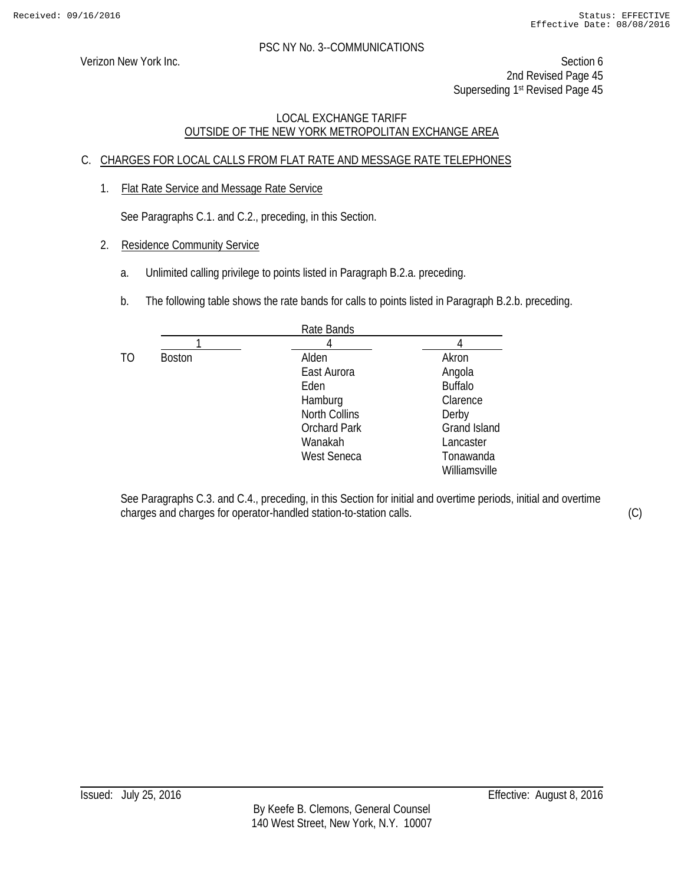PSC NY No. 3--COMMUNICATIONS

Verizon New York Inc.

Section 6
2nd Revised Page 45
Superseding 1st Revised Page 45

LOCAL EXCHANGE TARIFF
OUTSIDE OF THE NEW YORK METROPOLITAN EXCHANGE AREA

## C. CHARGES FOR LOCAL CALLS FROM FLAT RATE AND MESSAGE RATE TELEPHONES

### 1. Flat Rate Service and Message Rate Service

See Paragraphs C.1. and C.2., preceding, in this Section.

### 2. Residence Community Service

a. Unlimited calling privilege to points listed in Paragraph B.2.a. preceding.

b. The following table shows the rate bands for calls to points listed in Paragraph B.2.b. preceding.

| | Rate Bands | | |
|---|---|---|---|
| | 1 | 4 | 4 |
| TO | Boston | Alden | Akron |
| | | East Aurora | Angola |
| | | Eden | Buffalo |
| | | Hamburg | Clarence |
| | | North Collins | Derby |
| | | Orchard Park | Grand Island |
| | | Wanakah | Lancaster |
| | | West Seneca | Tonawanda |
| | | | Williamsville |

See Paragraphs C.3. and C.4., preceding, in this Section for initial and overtime periods, initial and overtime charges and charges for operator-handled station-to-station calls. (C)

Issued: July 25, 2016

Effective: August 8, 2016

By Keefe B. Clemons, General Counsel
140 West Street, New York, N.Y. 10007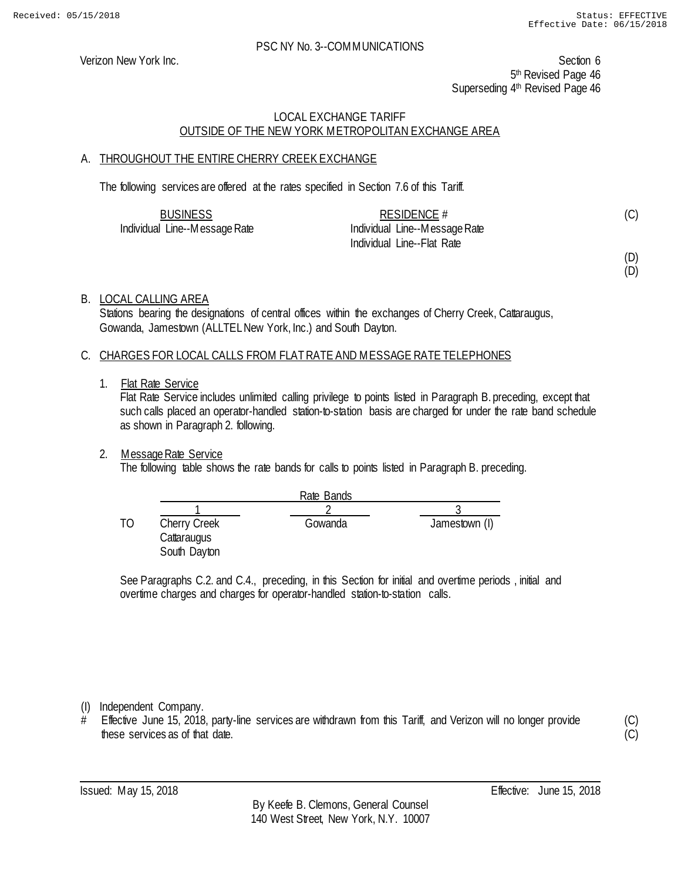PSC NY No. 3--COMMUNICATIONS

Verizon New York Inc.

Section 6
5th Revised Page 46
Superseding 4th Revised Page 46

LOCAL EXCHANGE TARIFF
OUTSIDE OF THE NEW YORK METROPOLITAN EXCHANGE AREA

## A. THROUGHOUT THE ENTIRE CHERRY CREEK EXCHANGE

The following services are offered at the rates specified in Section 7.6 of this Tariff.

| BUSINESS | RESIDENCE # | |
|---|---|---|
| Individual Line--Message Rate | Individual Line--Message Rate | (C) |
| | Individual Line--Flat Rate | |
| | | (D) |
| | | (D) |

## B. LOCAL CALLING AREA

Stations bearing the designations of central offices within the exchanges of Cherry Creek, Cattaraugus, Gowanda, Jamestown (ALLTEL New York, Inc.) and South Dayton.

## C. CHARGES FOR LOCAL CALLS FROM FLAT RATE AND MESSAGE RATE TELEPHONES

1. Flat Rate Service

   Flat Rate Service includes unlimited calling privilege to points listed in Paragraph B. preceding, except that such calls placed an operator-handled station-to-station basis are charged for under the rate band schedule as shown in Paragraph 2. following.

2. Message Rate Service

   The following table shows the rate bands for calls to points listed in Paragraph B. preceding.

| | Rate Bands | | |
|---|---|---|---|
| | 1 | 2 | 3 |
| TO | Cherry Creek | Gowanda | Jamestown (I) |
| | Cattaraugus | | |
| | South Dayton | | |

   See Paragraphs C.2. and C.4., preceding, in this Section for initial and overtime periods , initial and overtime charges and charges for operator-handled station-to-station calls.

(I) Independent Company.

\# Effective June 15, 2018, party-line services are withdrawn from this Tariff, and Verizon will no longer provide these services as of that date. (C)(C)

Issued: May 15, 2018 | Effective: June 15, 2018

By Keefe B. Clemons, General Counsel
140 West Street, New York, N.Y. 10007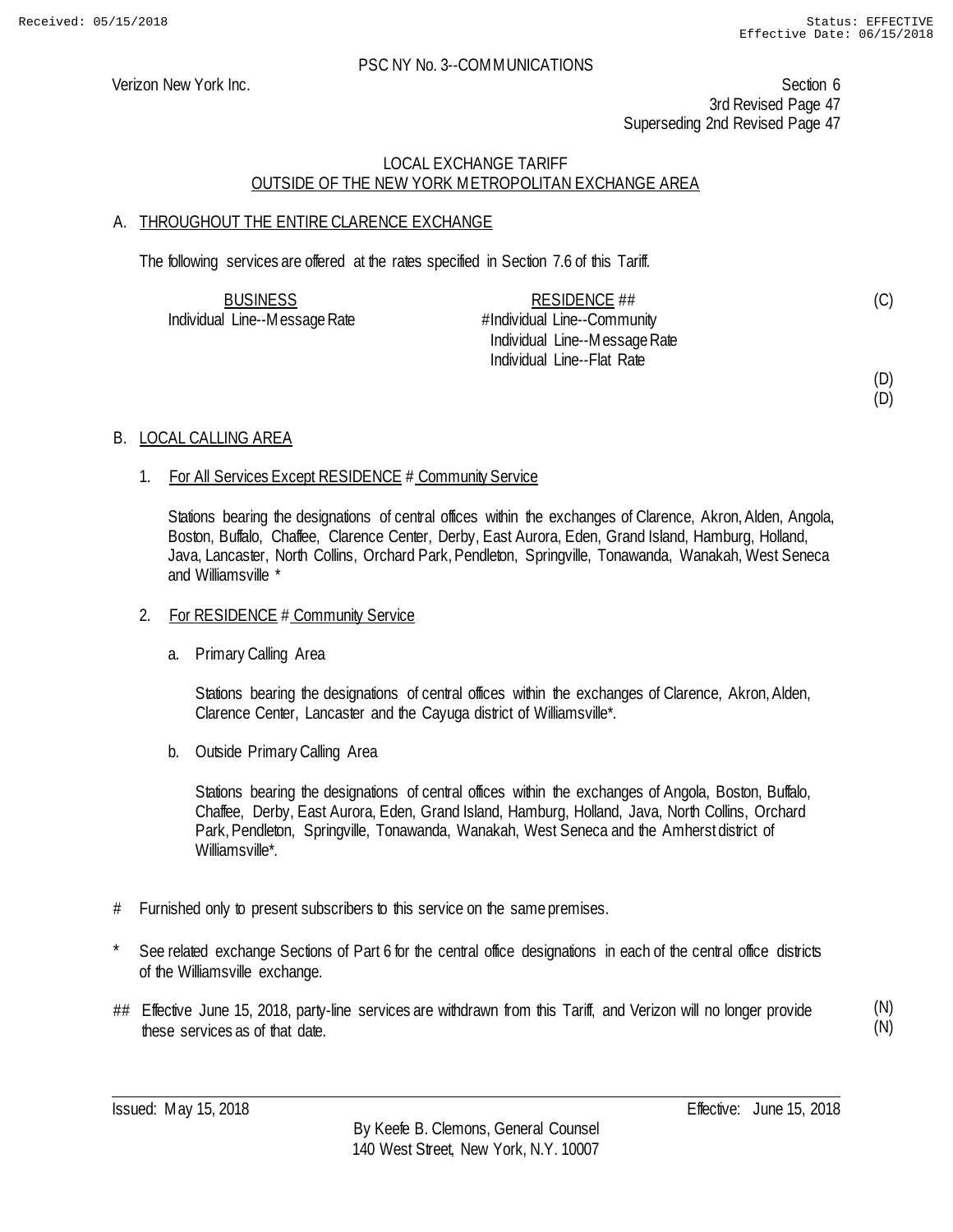PSC NY No. 3--COMMUNICATIONS

Verizon New York Inc.

Section 6
3rd Revised Page 47
Superseding 2nd Revised Page 47

## LOCAL EXCHANGE TARIFF
## OUTSIDE OF THE NEW YORK METROPOLITAN EXCHANGE AREA

### A. THROUGHOUT THE ENTIRE CLARENCE EXCHANGE

The following services are offered at the rates specified in Section 7.6 of this Tariff.

| BUSINESS | RESIDENCE ## | |
|---|---|---|
| Individual Line--Message Rate | #Individual Line--Community | (C) |
| | Individual Line--Message Rate | |
| | Individual Line--Flat Rate | |
| | | (D) |
| | | (D) |

### B. LOCAL CALLING AREA

1. For All Services Except RESIDENCE # Community Service

   Stations bearing the designations of central offices within the exchanges of Clarence, Akron, Alden, Angola, Boston, Buffalo, Chaffee, Clarence Center, Derby, East Aurora, Eden, Grand Island, Hamburg, Holland, Java, Lancaster, North Collins, Orchard Park, Pendleton, Springville, Tonawanda, Wanakah, West Seneca and Williamsville *

2. For RESIDENCE # Community Service

   a. Primary Calling Area

      Stations bearing the designations of central offices within the exchanges of Clarence, Akron, Alden, Clarence Center, Lancaster and the Cayuga district of Williamsville*.

   b. Outside Primary Calling Area

      Stations bearing the designations of central offices within the exchanges of Angola, Boston, Buffalo, Chaffee, Derby, East Aurora, Eden, Grand Island, Hamburg, Holland, Java, North Collins, Orchard Park, Pendleton, Springville, Tonawanda, Wanakah, West Seneca and the Amherst district of Williamsville*.

\# Furnished only to present subscribers to this service on the same premises.

\* See related exchange Sections of Part 6 for the central office designations in each of the central office districts of the Williamsville exchange.

\## Effective June 15, 2018, party-line services are withdrawn from this Tariff, and Verizon will no longer provide these services as of that date. (N) (N)

Issued: May 15, 2018 Effective: June 15, 2018

By Keefe B. Clemons, General Counsel
140 West Street, New York, N.Y. 10007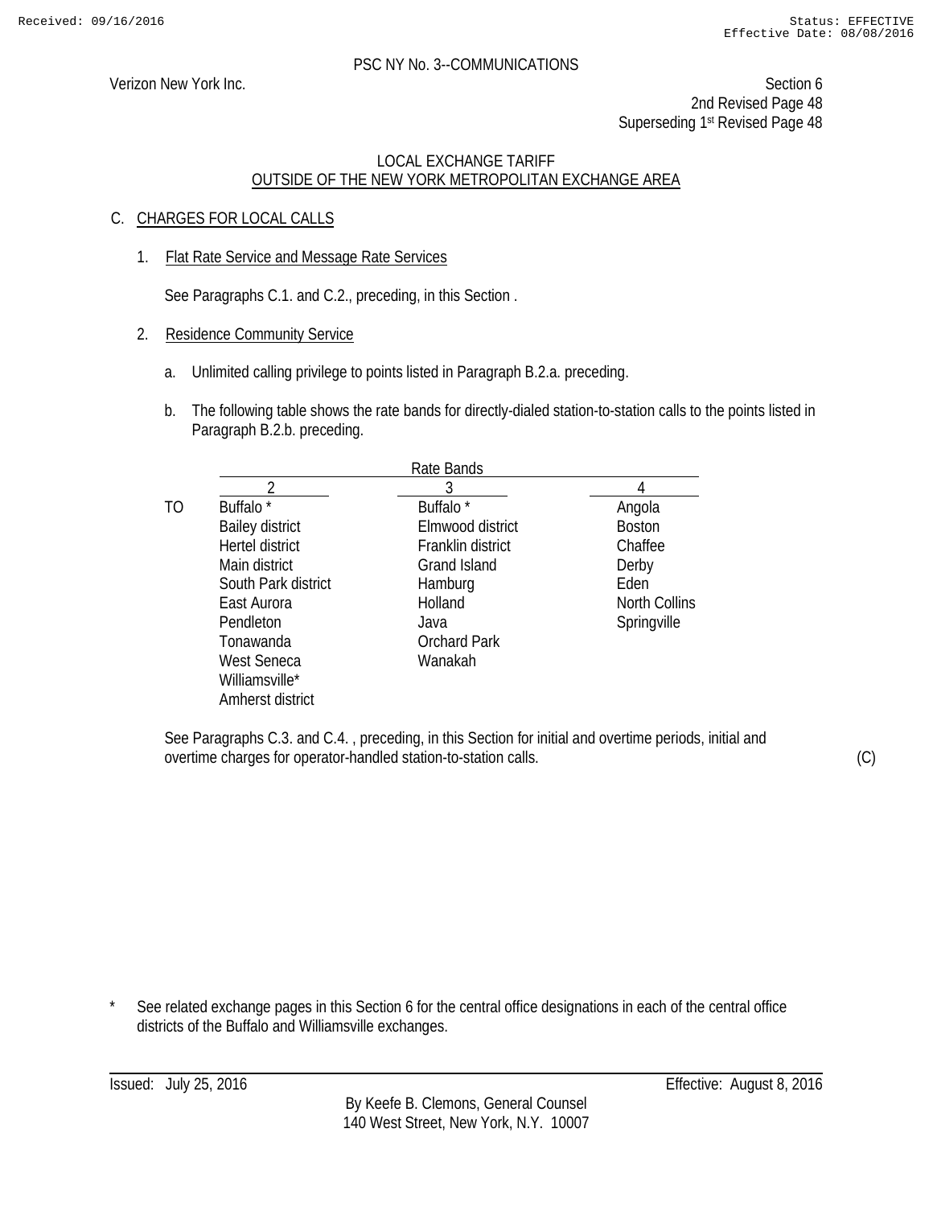PSC NY No. 3--COMMUNICATIONS

Verizon New York Inc.

Section 6
2nd Revised Page 48
Superseding 1st Revised Page 48

LOCAL EXCHANGE TARIFF
OUTSIDE OF THE NEW YORK METROPOLITAN EXCHANGE AREA

C. CHARGES FOR LOCAL CALLS

1. Flat Rate Service and Message Rate Services

   See Paragraphs C.1. and C.2., preceding, in this Section .

2. Residence Community Service

   a. Unlimited calling privilege to points listed in Paragraph B.2.a. preceding.

   b. The following table shows the rate bands for directly-dialed station-to-station calls to the points listed in Paragraph B.2.b. preceding.

| | Rate Bands | | |
|---|---|---|---|
| | 2 | 3 | 4 |
| TO | Buffalo * | Buffalo * | Angola |
| | Bailey district | Elmwood district | Boston |
| | Hertel district | Franklin district | Chaffee |
| | Main district | Grand Island | Derby |
| | South Park district | Hamburg | Eden |
| | East Aurora | Holland | North Collins |
| | Pendleton | Java | Springville |
| | Tonawanda | Orchard Park | |
| | West Seneca | Wanakah | |
| | Williamsville* | | |
| | Amherst district | | |

See Paragraphs C.3. and C.4. , preceding, in this Section for initial and overtime periods, initial and overtime charges for operator-handled station-to-station calls. (C)

\* See related exchange pages in this Section 6 for the central office designations in each of the central office districts of the Buffalo and Williamsville exchanges.

Issued: July 25, 2016 Effective: August 8, 2016

By Keefe B. Clemons, General Counsel
140 West Street, New York, N.Y. 10007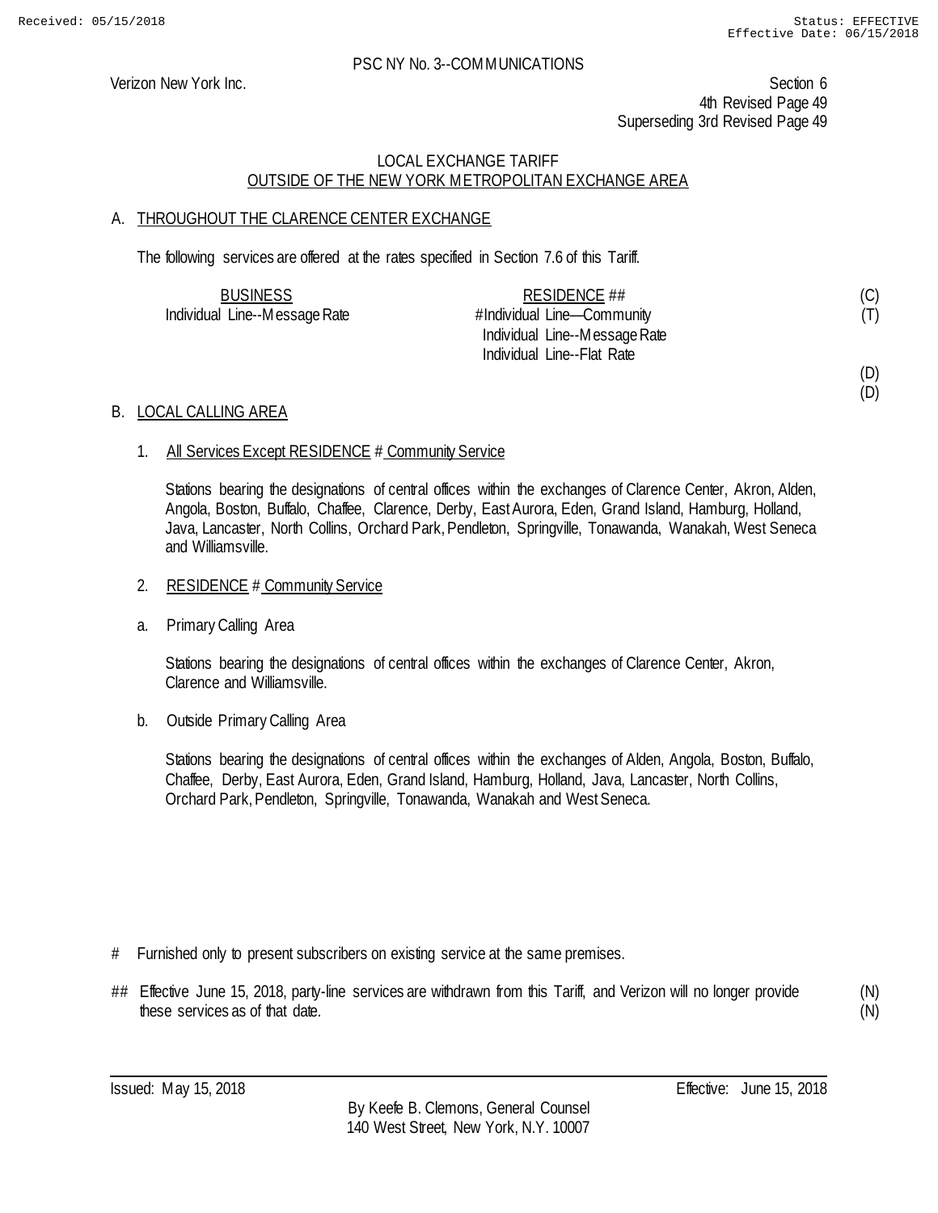PSC NY No. 3--COMMUNICATIONS

Verizon New York Inc.

Section 6
4th Revised Page 49
Superseding 3rd Revised Page 49

LOCAL EXCHANGE TARIFF
OUTSIDE OF THE NEW YORK METROPOLITAN EXCHANGE AREA

## A. THROUGHOUT THE CLARENCE CENTER EXCHANGE

The following services are offered at the rates specified in Section 7.6 of this Tariff.

| BUSINESS | RESIDENCE ## | |
|---|---|---|
| Individual Line--Message Rate | # Individual Line—Community | (C) (T) |
| | Individual Line--Message Rate | |
| | Individual Line--Flat Rate | |
| | | (D) (D) |

## B. LOCAL CALLING AREA

1. All Services Except RESIDENCE # Community Service

   Stations bearing the designations of central offices within the exchanges of Clarence Center, Akron, Alden, Angola, Boston, Buffalo, Chaffee, Clarence, Derby, East Aurora, Eden, Grand Island, Hamburg, Holland, Java, Lancaster, North Collins, Orchard Park, Pendleton, Springville, Tonawanda, Wanakah, West Seneca and Williamsville.

2. RESIDENCE # Community Service

   a. Primary Calling Area

   Stations bearing the designations of central offices within the exchanges of Clarence Center, Akron, Clarence and Williamsville.

   b. Outside Primary Calling Area

   Stations bearing the designations of central offices within the exchanges of Alden, Angola, Boston, Buffalo, Chaffee, Derby, East Aurora, Eden, Grand Island, Hamburg, Holland, Java, Lancaster, North Collins, Orchard Park, Pendleton, Springville, Tonawanda, Wanakah and West Seneca.

# Furnished only to present subscribers on existing service at the same premises.

## Effective June 15, 2018, party-line services are withdrawn from this Tariff, and Verizon will no longer provide these services as of that date. (N) (N)

Issued: May 15, 2018

Effective: June 15, 2018

By Keefe B. Clemons, General Counsel
140 West Street, New York, N.Y. 10007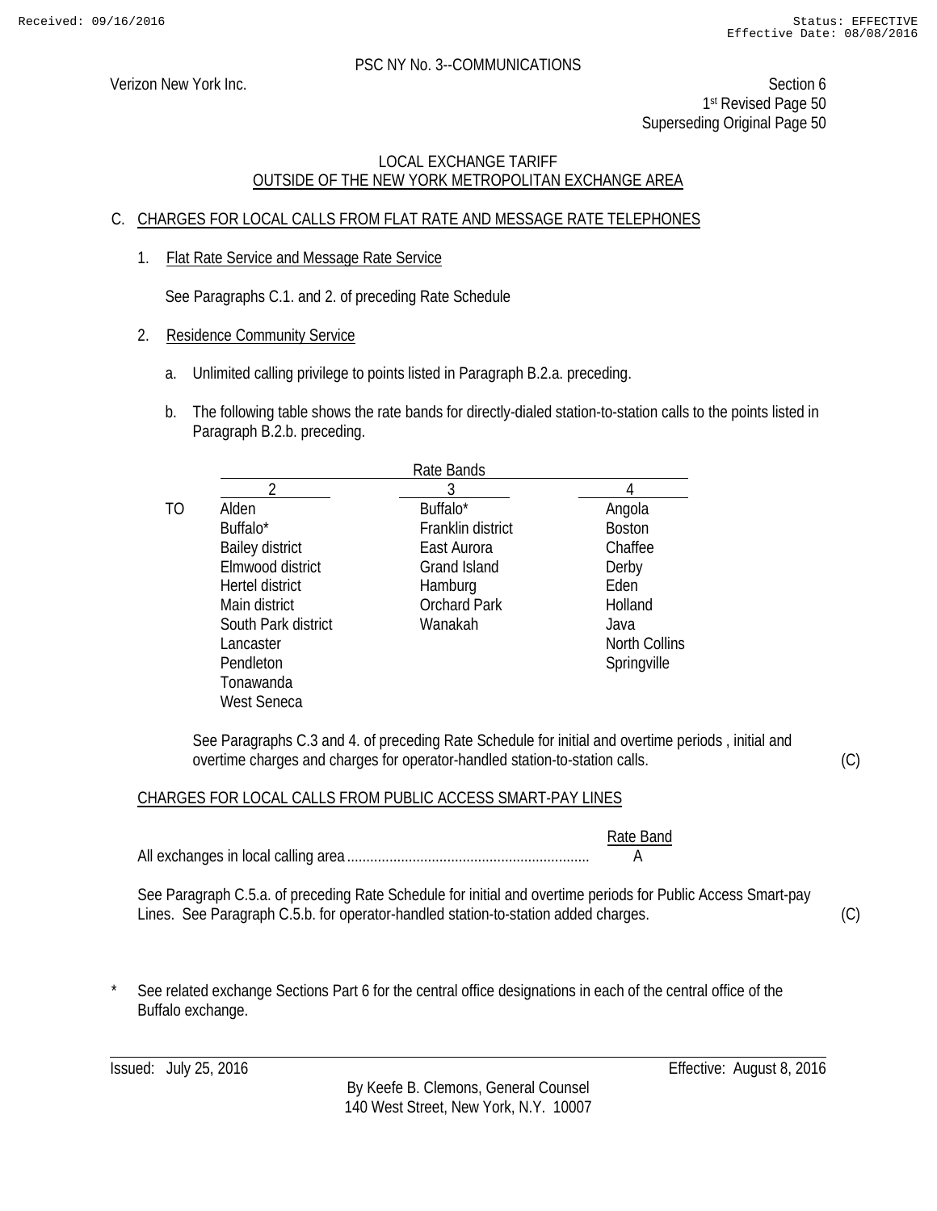PSC NY No. 3--COMMUNICATIONS

Verizon New York Inc.

Section 6
1st Revised Page 50
Superseding Original Page 50

LOCAL EXCHANGE TARIFF
OUTSIDE OF THE NEW YORK METROPOLITAN EXCHANGE AREA

## C. CHARGES FOR LOCAL CALLS FROM FLAT RATE AND MESSAGE RATE TELEPHONES

1. Flat Rate Service and Message Rate Service

   See Paragraphs C.1. and 2. of preceding Rate Schedule

2. Residence Community Service

   a. Unlimited calling privilege to points listed in Paragraph B.2.a. preceding.

   b. The following table shows the rate bands for directly-dialed station-to-station calls to the points listed in Paragraph B.2.b. preceding.

| | Rate Bands | | |
|---|---|---|---|
| | 2 | 3 | 4 |
| TO | Alden | Buffalo* | Angola |
| | Buffalo* | Franklin district | Boston |
| | Bailey district | East Aurora | Chaffee |
| | Elmwood district | Grand Island | Derby |
| | Hertel district | Hamburg | Eden |
| | Main district | Orchard Park | Holland |
| | South Park district | Wanakah | Java |
| | Lancaster | | North Collins |
| | Pendleton | | Springville |
| | Tonawanda | | |
| | West Seneca | | |

See Paragraphs C.3 and 4. of preceding Rate Schedule for initial and overtime periods , initial and overtime charges and charges for operator-handled station-to-station calls. (C)

CHARGES FOR LOCAL CALLS FROM PUBLIC ACCESS SMART-PAY LINES

| | Rate Band |
|---|---|
| All exchanges in local calling area | A |

See Paragraph C.5.a. of preceding Rate Schedule for initial and overtime periods for Public Access Smart-pay Lines. See Paragraph C.5.b. for operator-handled station-to-station added charges. (C)

\* See related exchange Sections Part 6 for the central office designations in each of the central office of the Buffalo exchange.

Issued: July 25, 2016 | Effective: August 8, 2016

By Keefe B. Clemons, General Counsel
140 West Street, New York, N.Y. 10007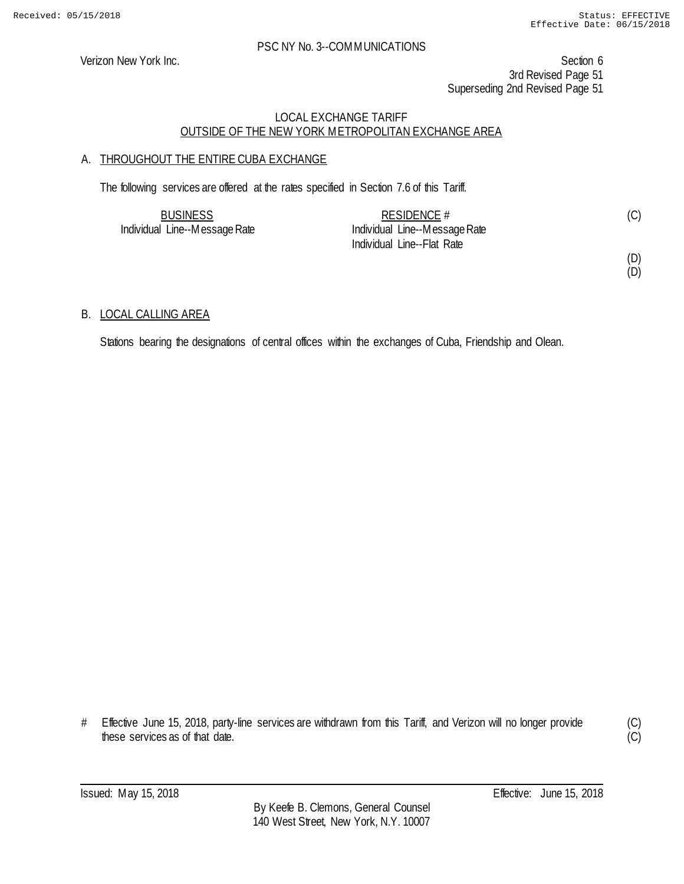Verizon New York Inc.

PSC NY No. 3--COMMUNICATIONS

Section 6
3rd Revised Page 51
Superseding 2nd Revised Page 51

LOCAL EXCHANGE TARIFF
OUTSIDE OF THE NEW YORK METROPOLITAN EXCHANGE AREA

## A. THROUGHOUT THE ENTIRE CUBA EXCHANGE

The following services are offered at the rates specified in Section 7.6 of this Tariff.

| BUSINESS | RESIDENCE # | |
|---|---|---|
| Individual Line--Message Rate | Individual Line--Message Rate | (C) |
| | Individual Line--Flat Rate | |
| | | (D) |
| | | (D) |

## B. LOCAL CALLING AREA

Stations bearing the designations of central offices within the exchanges of Cuba, Friendship and Olean.

# Effective June 15, 2018, party-line services are withdrawn from this Tariff, and Verizon will no longer provide these services as of that date. (C)(C)

Issued: May 15, 2018

Effective: June 15, 2018

By Keefe B. Clemons, General Counsel
140 West Street, New York, N.Y. 10007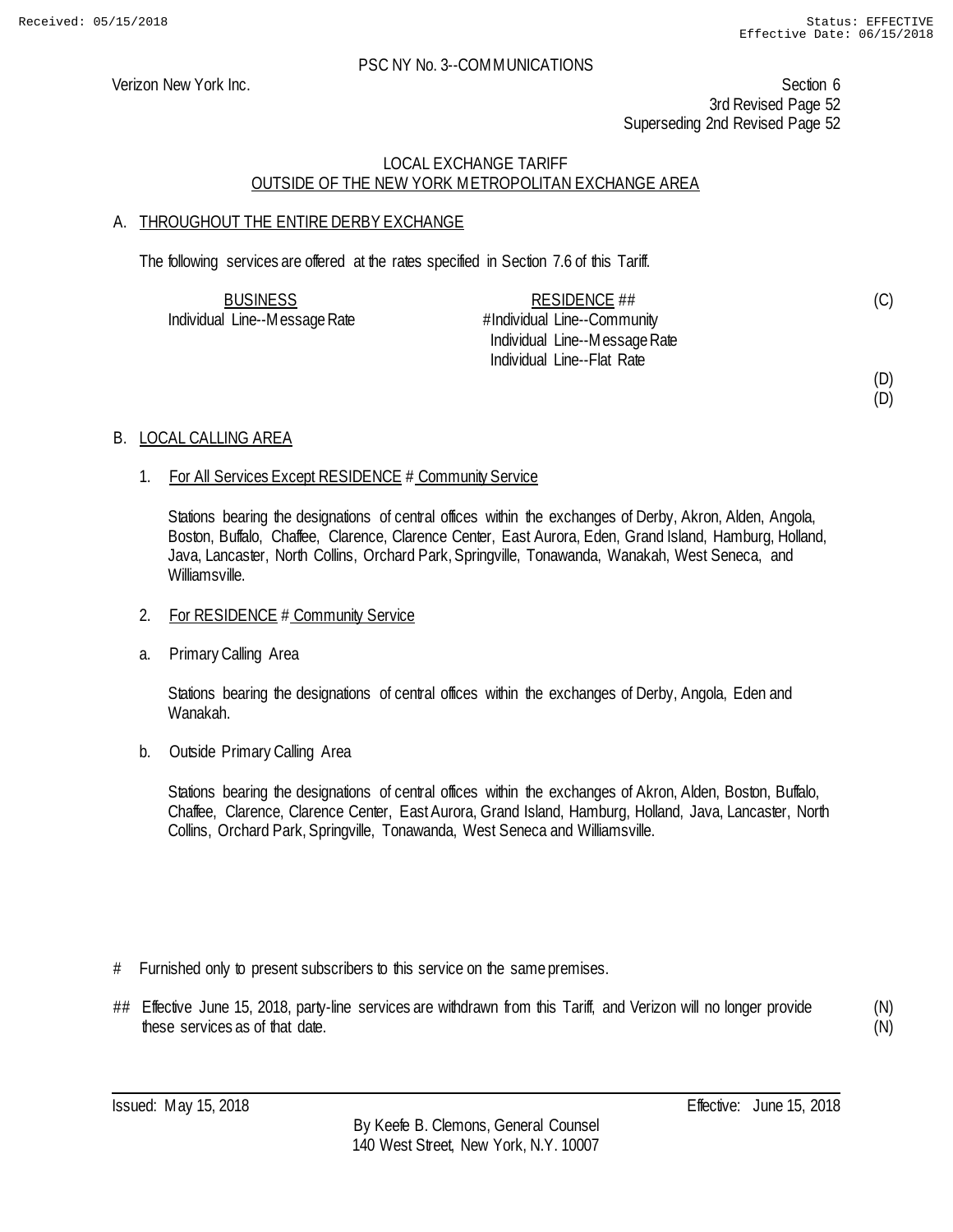PSC NY No. 3--COMMUNICATIONS

Verizon New York Inc.

Section 6
3rd Revised Page 52
Superseding 2nd Revised Page 52

LOCAL EXCHANGE TARIFF
OUTSIDE OF THE NEW YORK METROPOLITAN EXCHANGE AREA

A. THROUGHOUT THE ENTIRE DERBY EXCHANGE

The following services are offered at the rates specified in Section 7.6 of this Tariff.

| BUSINESS | RESIDENCE ## | |
|---|---|---|
| Individual Line--Message Rate | # Individual Line--Community | (C) |
| | Individual Line--Message Rate | |
| | Individual Line--Flat Rate | |
| | | (D) |
| | | (D) |

B. LOCAL CALLING AREA

1. For All Services Except RESIDENCE # Community Service

   Stations bearing the designations of central offices within the exchanges of Derby, Akron, Alden, Angola, Boston, Buffalo, Chaffee, Clarence, Clarence Center, East Aurora, Eden, Grand Island, Hamburg, Holland, Java, Lancaster, North Collins, Orchard Park, Springville, Tonawanda, Wanakah, West Seneca, and Williamsville.

2. For RESIDENCE # Community Service

   a. Primary Calling Area

   Stations bearing the designations of central offices within the exchanges of Derby, Angola, Eden and Wanakah.

   b. Outside Primary Calling Area

   Stations bearing the designations of central offices within the exchanges of Akron, Alden, Boston, Buffalo, Chaffee, Clarence, Clarence Center, East Aurora, Grand Island, Hamburg, Holland, Java, Lancaster, North Collins, Orchard Park, Springville, Tonawanda, West Seneca and Williamsville.

# Furnished only to present subscribers to this service on the same premises.

## Effective June 15, 2018, party-line services are withdrawn from this Tariff, and Verizon will no longer provide these services as of that date. (N) (N)

Issued: May 15, 2018

Effective: June 15, 2018

By Keefe B. Clemons, General Counsel
140 West Street, New York, N.Y. 10007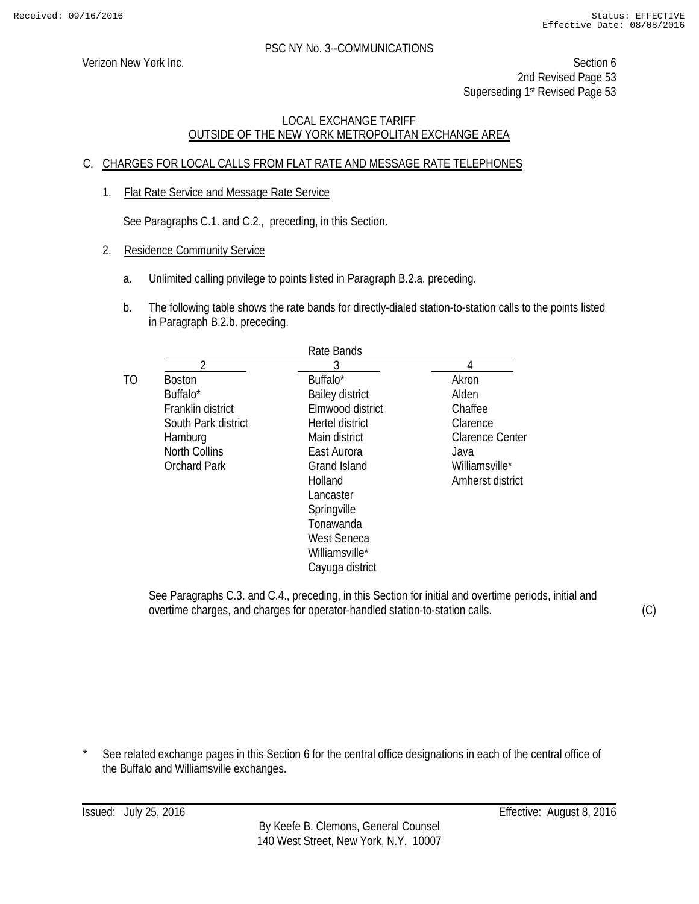PSC NY No. 3--COMMUNICATIONS

Verizon New York Inc.

Section 6
2nd Revised Page 53
Superseding 1st Revised Page 53

LOCAL EXCHANGE TARIFF
OUTSIDE OF THE NEW YORK METROPOLITAN EXCHANGE AREA

C. CHARGES FOR LOCAL CALLS FROM FLAT RATE AND MESSAGE RATE TELEPHONES

1. Flat Rate Service and Message Rate Service

See Paragraphs C.1. and C.2., preceding, in this Section.

2. Residence Community Service

a. Unlimited calling privilege to points listed in Paragraph B.2.a. preceding.

b. The following table shows the rate bands for directly-dialed station-to-station calls to the points listed in Paragraph B.2.b. preceding.

| | Rate Bands | | |
|---|---|---|---|
| | 2 | 3 | 4 |
| TO | Boston | Buffalo* | Akron |
| | Buffalo* | Bailey district | Alden |
| | Franklin district | Elmwood district | Chaffee |
| | South Park district | Hertel district | Clarence |
| | Hamburg | Main district | Clarence Center |
| | North Collins | East Aurora | Java |
| | Orchard Park | Grand Island | Williamsville* |
| | | Holland | Amherst district |
| | | Lancaster | |
| | | Springville | |
| | | Tonawanda | |
| | | West Seneca | |
| | | Williamsville* | |
| | | Cayuga district | |

See Paragraphs C.3. and C.4., preceding, in this Section for initial and overtime periods, initial and overtime charges, and charges for operator-handled station-to-station calls. (C)

\* See related exchange pages in this Section 6 for the central office designations in each of the central office of the Buffalo and Williamsville exchanges.

Issued: July 25, 2016

Effective: August 8, 2016

By Keefe B. Clemons, General Counsel
140 West Street, New York, N.Y. 10007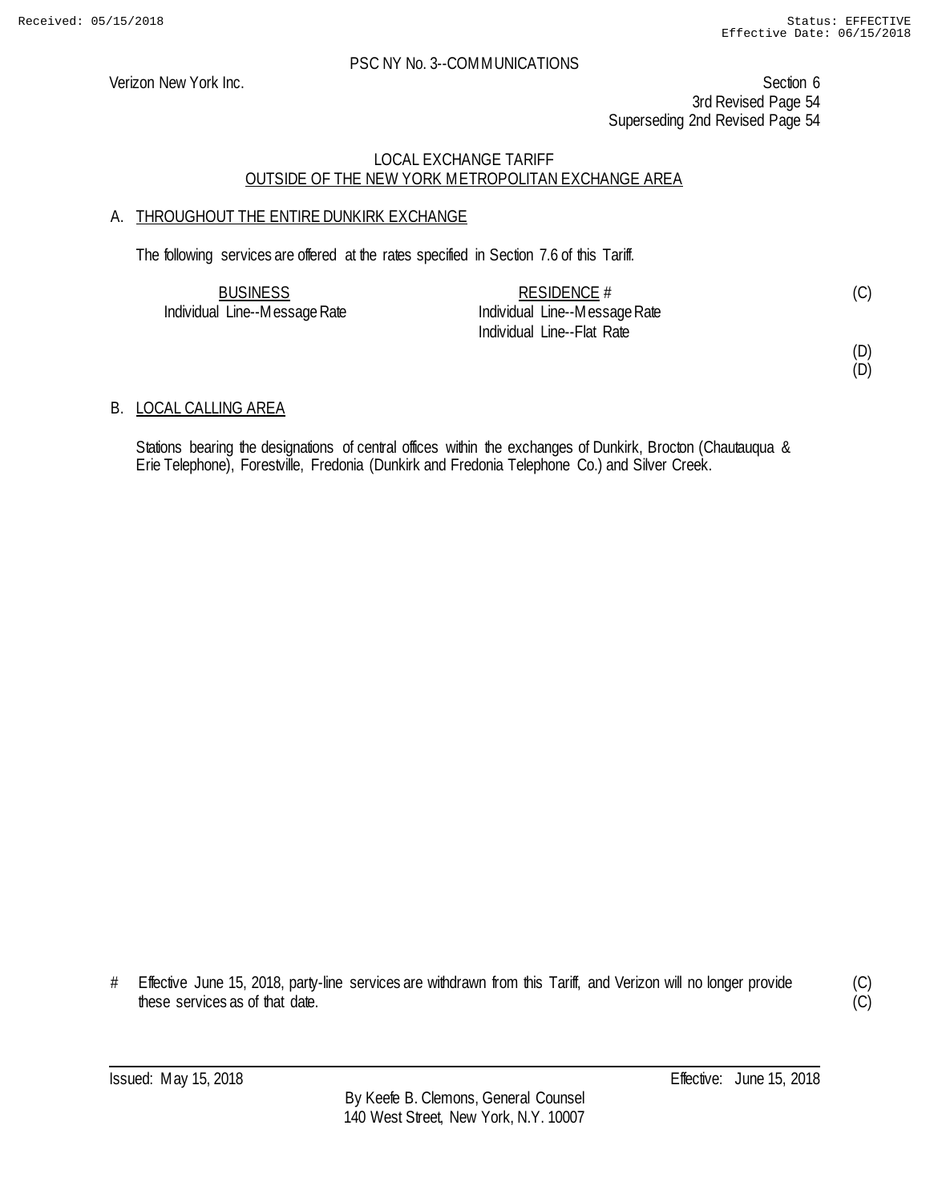Verizon New York Inc.

PSC NY No. 3--COMMUNICATIONS

Section 6
3rd Revised Page 54
Superseding 2nd Revised Page 54

LOCAL EXCHANGE TARIFF
OUTSIDE OF THE NEW YORK METROPOLITAN EXCHANGE AREA

A. THROUGHOUT THE ENTIRE DUNKIRK EXCHANGE

The following services are offered at the rates specified in Section 7.6 of this Tariff.

| BUSINESS | RESIDENCE # | |
|---|---|---|
| Individual Line--Message Rate | Individual Line--Message Rate | (C) |
| | Individual Line--Flat Rate | |
| | | (D) |
| | | (D) |

B. LOCAL CALLING AREA

Stations bearing the designations of central offices within the exchanges of Dunkirk, Brocton (Chautauqua & Erie Telephone), Forestville, Fredonia (Dunkirk and Fredonia Telephone Co.) and Silver Creek.

\# Effective June 15, 2018, party-line services are withdrawn from this Tariff, and Verizon will no longer provide these services as of that date. (C) (C)

Issued: May 15, 2018 Effective: June 15, 2018

By Keefe B. Clemons, General Counsel
140 West Street, New York, N.Y. 10007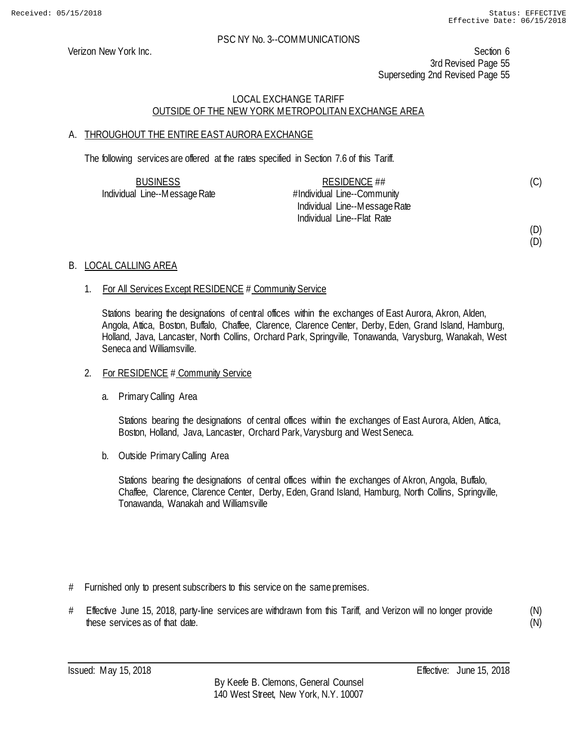PSC NY No. 3--COMMUNICATIONS

Verizon New York Inc.

Section 6
3rd Revised Page 55
Superseding 2nd Revised Page 55

LOCAL EXCHANGE TARIFF
OUTSIDE OF THE NEW YORK METROPOLITAN EXCHANGE AREA

A. THROUGHOUT THE ENTIRE EAST AURORA EXCHANGE

The following services are offered at the rates specified in Section 7.6 of this Tariff.

| BUSINESS | RESIDENCE ## | |
|---|---|---|
| Individual Line--Message Rate | # Individual Line--Community | (C) |
| | Individual Line--Message Rate | |
| | Individual Line--Flat Rate | |
| | | (D) |
| | | (D) |

B. LOCAL CALLING AREA

1. For All Services Except RESIDENCE # Community Service

   Stations bearing the designations of central offices within the exchanges of East Aurora, Akron, Alden, Angola, Attica, Boston, Buffalo, Chaffee, Clarence, Clarence Center, Derby, Eden, Grand Island, Hamburg, Holland, Java, Lancaster, North Collins, Orchard Park, Springville, Tonawanda, Varysburg, Wanakah, West Seneca and Williamsville.

2. For RESIDENCE # Community Service

   a. Primary Calling Area

      Stations bearing the designations of central offices within the exchanges of East Aurora, Alden, Attica, Boston, Holland, Java, Lancaster, Orchard Park, Varysburg and West Seneca.

   b. Outside Primary Calling Area

      Stations bearing the designations of central offices within the exchanges of Akron, Angola, Buffalo, Chaffee, Clarence, Clarence Center, Derby, Eden, Grand Island, Hamburg, North Collins, Springville, Tonawanda, Wanakah and Williamsville

# Furnished only to present subscribers to this service on the same premises.

# Effective June 15, 2018, party-line services are withdrawn from this Tariff, and Verizon will no longer provide these services as of that date. (N)
(N)

Issued: May 15, 2018
Effective: June 15, 2018

By Keefe B. Clemons, General Counsel
140 West Street, New York, N.Y. 10007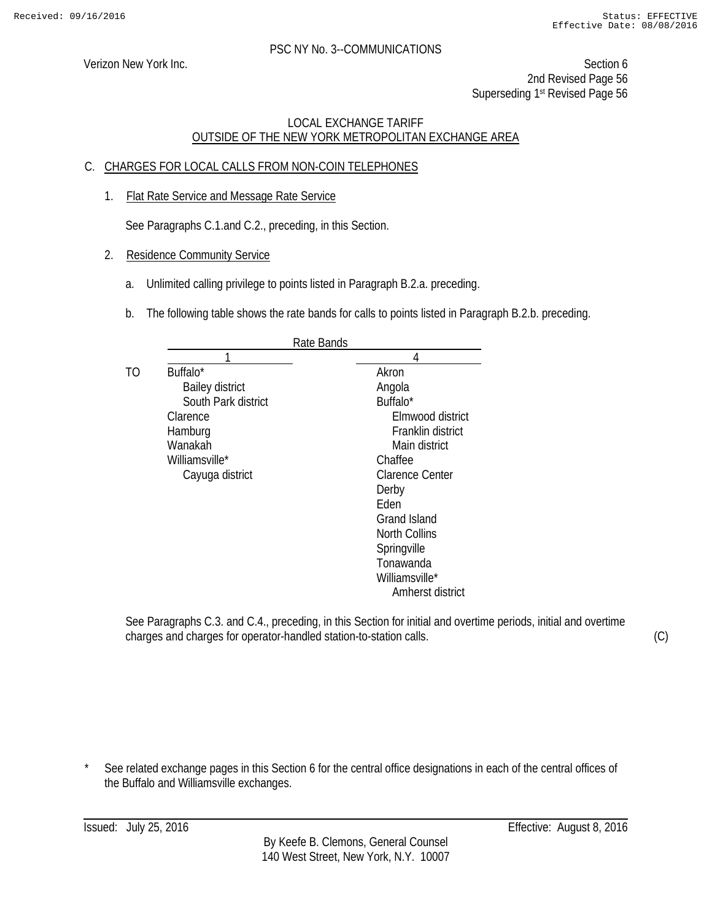PSC NY No. 3--COMMUNICATIONS

Verizon New York Inc.

Section 6
2nd Revised Page 56
Superseding 1st Revised Page 56

LOCAL EXCHANGE TARIFF
OUTSIDE OF THE NEW YORK METROPOLITAN EXCHANGE AREA

## C. CHARGES FOR LOCAL CALLS FROM NON-COIN TELEPHONES

1. Flat Rate Service and Message Rate Service

   See Paragraphs C.1.and C.2., preceding, in this Section.

2. Residence Community Service

   a. Unlimited calling privilege to points listed in Paragraph B.2.a. preceding.

   b. The following table shows the rate bands for calls to points listed in Paragraph B.2.b. preceding.

| | Rate Bands | |
|---|---|---|
| | 1 | 4 |
| TO | Buffalo* | Akron |
| | Bailey district | Angola |
| | South Park district | Buffalo* |
| | Clarence | Elmwood district |
| | Hamburg | Franklin district |
| | Wanakah | Main district |
| | Williamsville* | Chaffee |
| | Cayuga district | Clarence Center |
| | | Derby |
| | | Eden |
| | | Grand Island |
| | | North Collins |
| | | Springville |
| | | Tonawanda |
| | | Williamsville* |
| | | Amherst district |

See Paragraphs C.3. and C.4., preceding, in this Section for initial and overtime periods, initial and overtime charges and charges for operator-handled station-to-station calls. (C)

\* See related exchange pages in this Section 6 for the central office designations in each of the central offices of the Buffalo and Williamsville exchanges.

Issued: July 25, 2016

Effective: August 8, 2016

By Keefe B. Clemons, General Counsel
140 West Street, New York, N.Y. 10007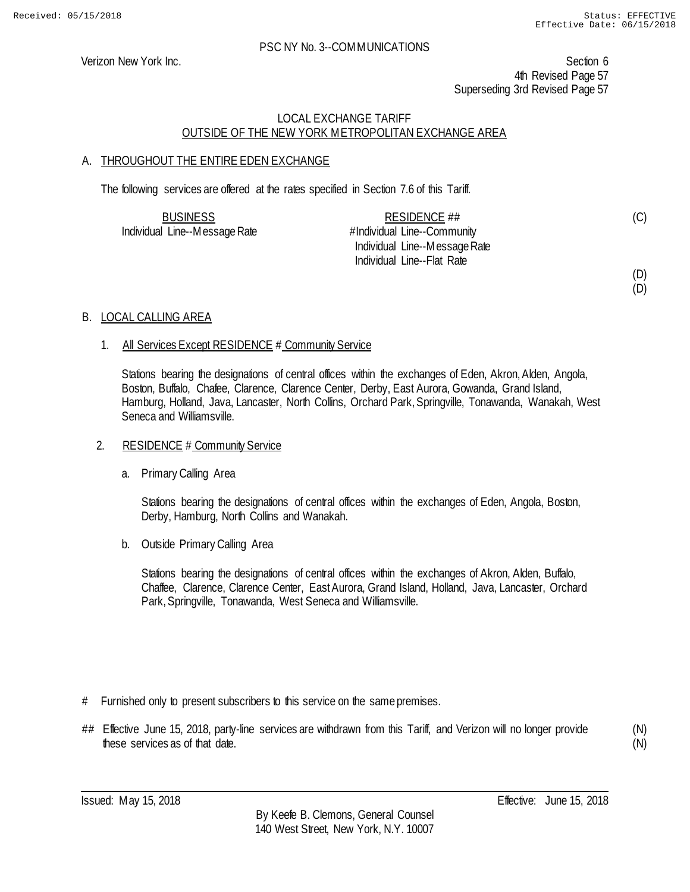PSC NY No. 3--COMMUNICATIONS

Verizon New York Inc.

Section 6
4th Revised Page 57
Superseding 3rd Revised Page 57

LOCAL EXCHANGE TARIFF
OUTSIDE OF THE NEW YORK METROPOLITAN EXCHANGE AREA

## A. THROUGHOUT THE ENTIRE EDEN EXCHANGE

The following services are offered at the rates specified in Section 7.6 of this Tariff.

| BUSINESS | RESIDENCE ## | |
|---|---|---|
| Individual Line--Message Rate | # Individual Line--Community | (C) |
| | Individual Line--Message Rate | |
| | Individual Line--Flat Rate | |
| | | (D) |
| | | (D) |

## B. LOCAL CALLING AREA

1. All Services Except RESIDENCE # Community Service

   Stations bearing the designations of central offices within the exchanges of Eden, Akron, Alden, Angola, Boston, Buffalo, Chafee, Clarence, Clarence Center, Derby, East Aurora, Gowanda, Grand Island, Hamburg, Holland, Java, Lancaster, North Collins, Orchard Park, Springville, Tonawanda, Wanakah, West Seneca and Williamsville.

2. RESIDENCE # Community Service

   a. Primary Calling Area

      Stations bearing the designations of central offices within the exchanges of Eden, Angola, Boston, Derby, Hamburg, North Collins and Wanakah.

   b. Outside Primary Calling Area

      Stations bearing the designations of central offices within the exchanges of Akron, Alden, Buffalo, Chaffee, Clarence, Clarence Center, East Aurora, Grand Island, Holland, Java, Lancaster, Orchard Park, Springville, Tonawanda, West Seneca and Williamsville.

# Furnished only to present subscribers to this service on the same premises.

## Effective June 15, 2018, party-line services are withdrawn from this Tariff, and Verizon will no longer provide these services as of that date. (N) (N)

Issued: May 15, 2018

Effective: June 15, 2018

By Keefe B. Clemons, General Counsel
140 West Street, New York, N.Y. 10007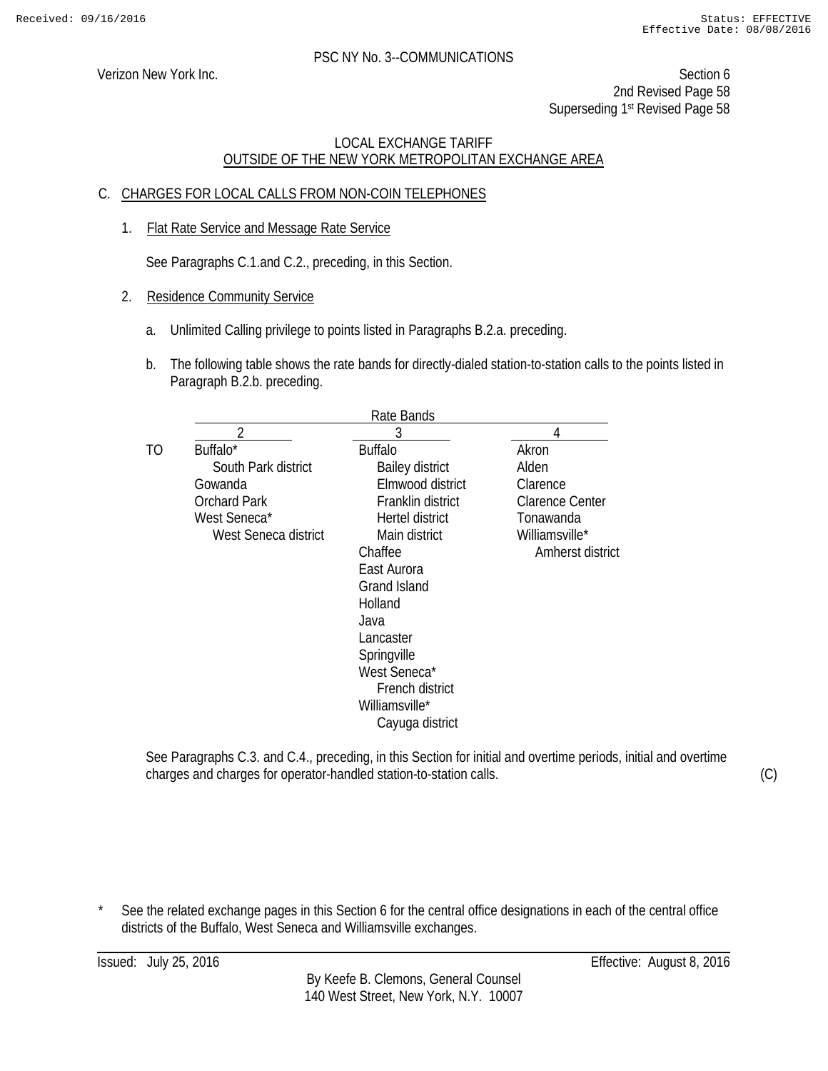PSC NY No. 3--COMMUNICATIONS

Verizon New York Inc.

Section 6
2nd Revised Page 58
Superseding 1st Revised Page 58

LOCAL EXCHANGE TARIFF
OUTSIDE OF THE NEW YORK METROPOLITAN EXCHANGE AREA

C. CHARGES FOR LOCAL CALLS FROM NON-COIN TELEPHONES

1. Flat Rate Service and Message Rate Service

   See Paragraphs C.1.and C.2., preceding, in this Section.

2. Residence Community Service

   a. Unlimited Calling privilege to points listed in Paragraphs B.2.a. preceding.

   b. The following table shows the rate bands for directly-dialed station-to-station calls to the points listed in Paragraph B.2.b. preceding.

| | Rate Bands | | |
|---|---|---|---|
| | 2 | 3 | 4 |
| TO | Buffalo* | Buffalo | Akron |
| | South Park district | Bailey district | Alden |
| | Gowanda | Elmwood district | Clarence |
| | Orchard Park | Franklin district | Clarence Center |
| | West Seneca* | Hertel district | Tonawanda |
| | West Seneca district | Main district | Williamsville* |
| | | Chaffee | Amherst district |
| | | East Aurora | |
| | | Grand Island | |
| | | Holland | |
| | | Java | |
| | | Lancaster | |
| | | Springville | |
| | | West Seneca* | |
| | | French district | |
| | | Williamsville* | |
| | | Cayuga district | |

See Paragraphs C.3. and C.4., preceding, in this Section for initial and overtime periods, initial and overtime charges and charges for operator-handled station-to-station calls. (C)

\* See the related exchange pages in this Section 6 for the central office designations in each of the central office districts of the Buffalo, West Seneca and Williamsville exchanges.

Issued: July 25, 2016 Effective: August 8, 2016

By Keefe B. Clemons, General Counsel
140 West Street, New York, N.Y. 10007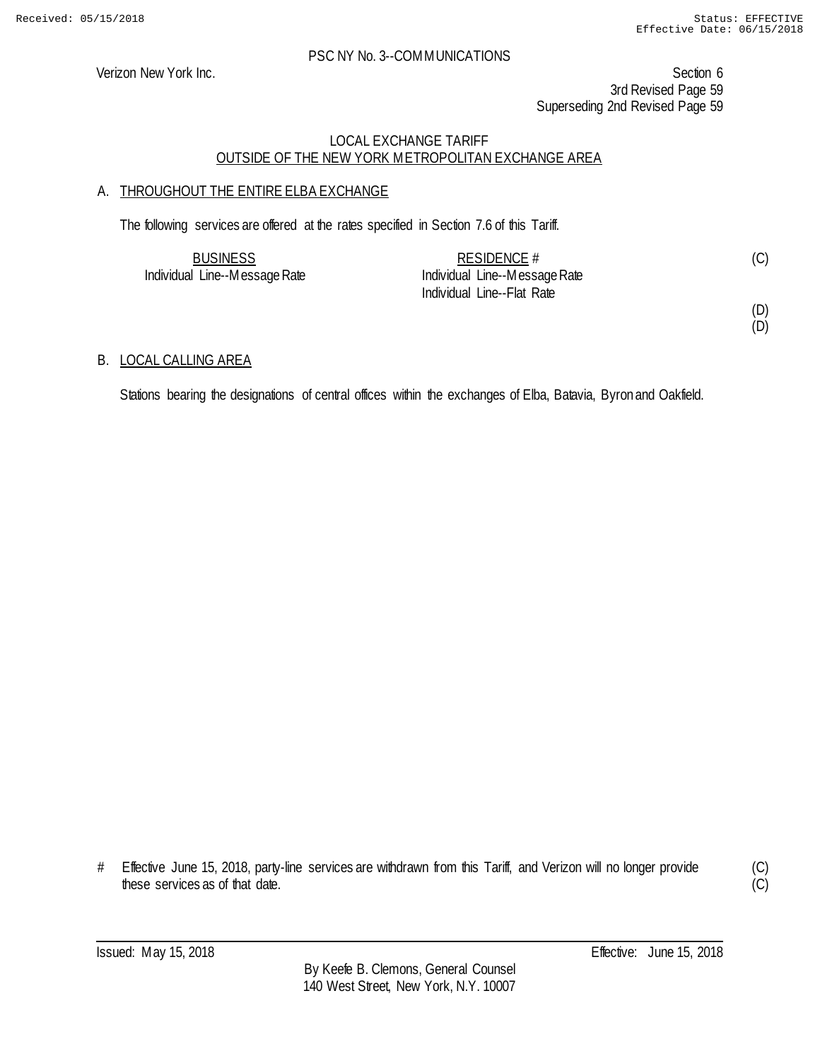PSC NY No. 3--COMMUNICATIONS

Verizon New York Inc.

Section 6
3rd Revised Page 59
Superseding 2nd Revised Page 59

LOCAL EXCHANGE TARIFF
OUTSIDE OF THE NEW YORK METROPOLITAN EXCHANGE AREA

A. THROUGHOUT THE ENTIRE ELBA EXCHANGE

The following services are offered at the rates specified in Section 7.6 of this Tariff.

| BUSINESS | RESIDENCE # | |
|---|---|---|
| Individual Line--Message Rate | Individual Line--Message Rate | (C) |
| | Individual Line--Flat Rate | |
| | | (D) |
| | | (D) |

B. LOCAL CALLING AREA

Stations bearing the designations of central offices within the exchanges of Elba, Batavia, Byron and Oakfield.

\# Effective June 15, 2018, party-line services are withdrawn from this Tariff, and Verizon will no longer provide these services as of that date. (C) (C)

Issued: May 15, 2018 Effective: June 15, 2018

By Keefe B. Clemons, General Counsel
140 West Street, New York, N.Y. 10007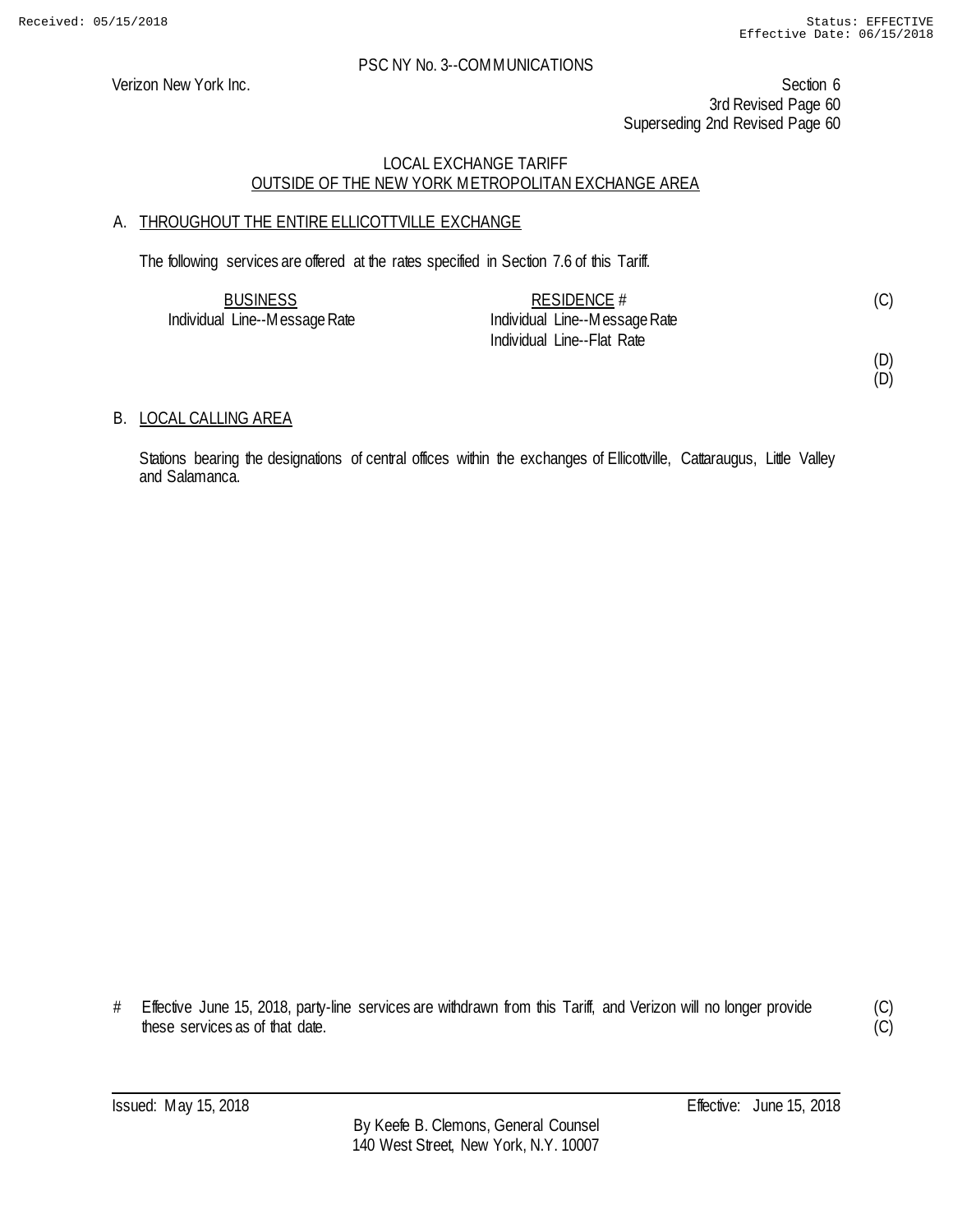PSC NY No. 3--COMMUNICATIONS

Verizon New York Inc.

Section 6
3rd Revised Page 60
Superseding 2nd Revised Page 60

LOCAL EXCHANGE TARIFF
OUTSIDE OF THE NEW YORK METROPOLITAN EXCHANGE AREA

## A. THROUGHOUT THE ENTIRE ELLICOTTVILLE EXCHANGE

The following services are offered at the rates specified in Section 7.6 of this Tariff.

| BUSINESS | RESIDENCE # | |
|---|---|---|
| Individual Line--Message Rate | Individual Line--Message Rate | (C) |
| | Individual Line--Flat Rate | |
| | | (D) |
| | | (D) |

## B. LOCAL CALLING AREA

Stations bearing the designations of central offices within the exchanges of Ellicottville, Cattaraugus, Little Valley and Salamanca.

# Effective June 15, 2018, party-line services are withdrawn from this Tariff, and Verizon will no longer provide these services as of that date. (C) (C)

Issued: May 15, 2018 Effective: June 15, 2018

By Keefe B. Clemons, General Counsel
140 West Street, New York, N.Y. 10007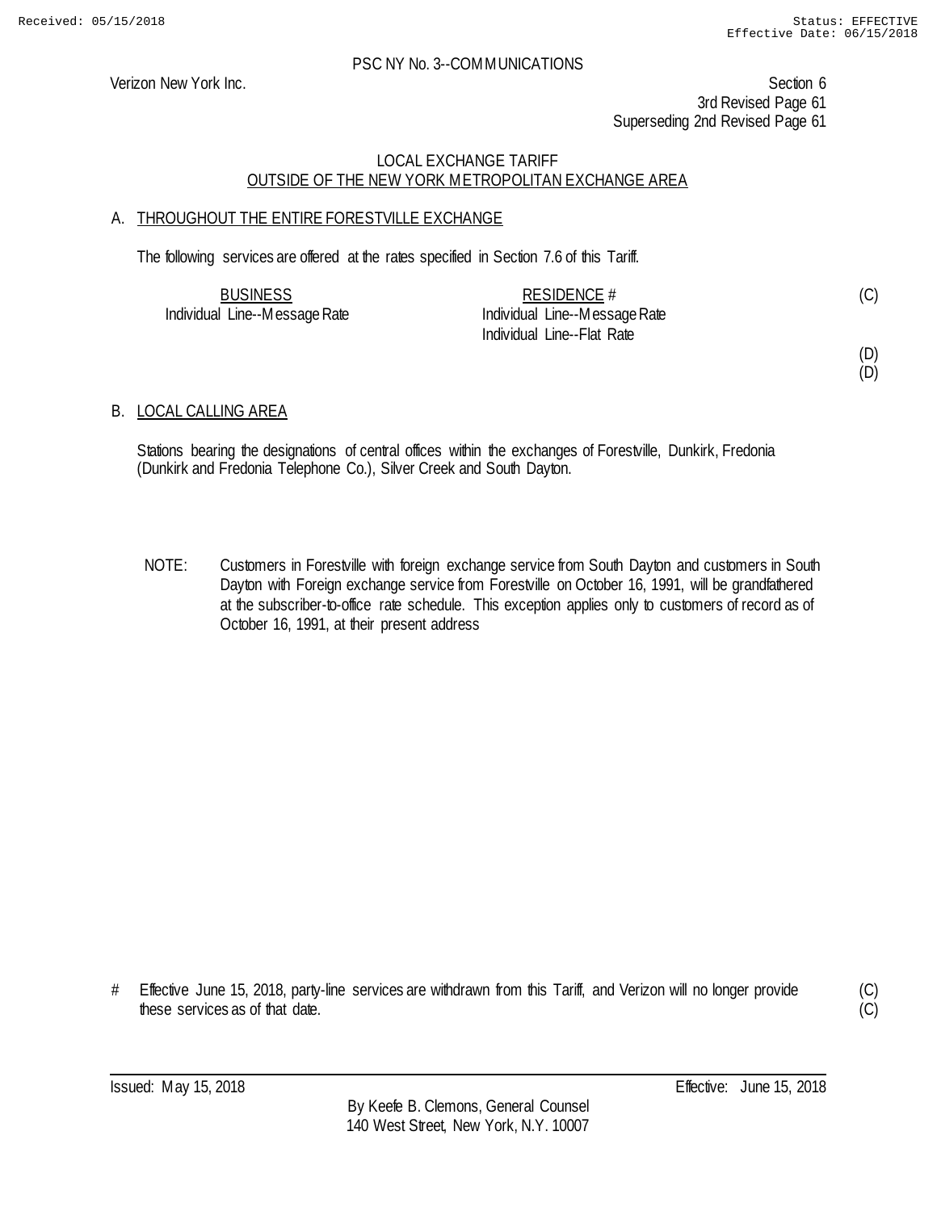PSC NY No. 3--COMMUNICATIONS

Verizon New York Inc.

Section 6
3rd Revised Page 61
Superseding 2nd Revised Page 61

LOCAL EXCHANGE TARIFF
OUTSIDE OF THE NEW YORK METROPOLITAN EXCHANGE AREA

## A. THROUGHOUT THE ENTIRE FORESTVILLE EXCHANGE

The following services are offered at the rates specified in Section 7.6 of this Tariff.

| BUSINESS | RESIDENCE # | |
|---|---|---|
| Individual Line--Message Rate | Individual Line--Message Rate | (C) |
| | Individual Line--Flat Rate | |
| | | (D) |
| | | (D) |

## B. LOCAL CALLING AREA

Stations bearing the designations of central offices within the exchanges of Forestville, Dunkirk, Fredonia (Dunkirk and Fredonia Telephone Co.), Silver Creek and South Dayton.

NOTE: Customers in Forestville with foreign exchange service from South Dayton and customers in South Dayton with Foreign exchange service from Forestville on October 16, 1991, will be grandfathered at the subscriber-to-office rate schedule. This exception applies only to customers of record as of October 16, 1991, at their present address

# Effective June 15, 2018, party-line services are withdrawn from this Tariff, and Verizon will no longer provide these services as of that date. (C)
(C)

Issued: May 15, 2018

Effective: June 15, 2018

By Keefe B. Clemons, General Counsel
140 West Street, New York, N.Y. 10007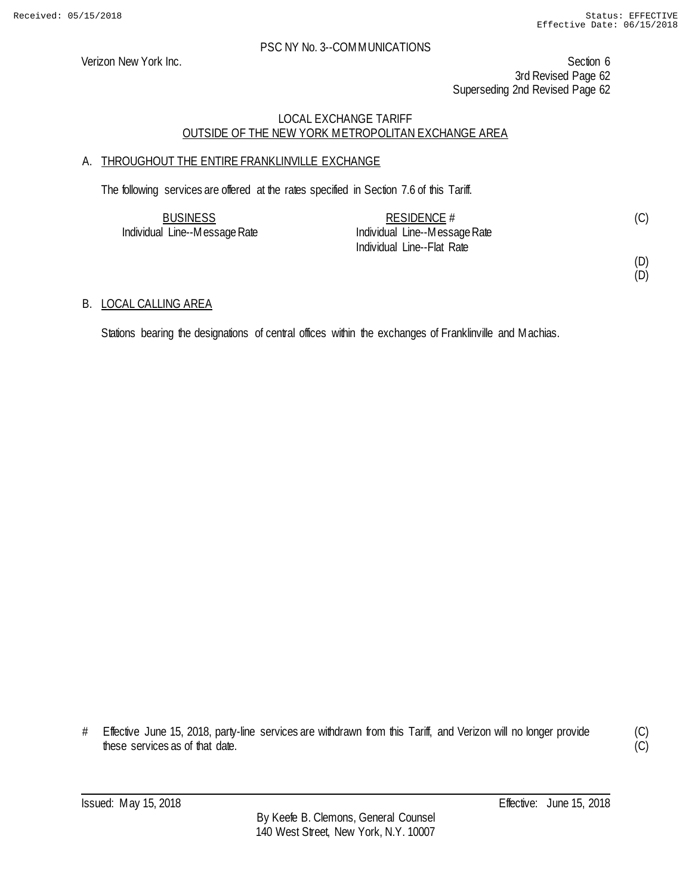Received: 05/15/2018 Status: EFFECTIVE
Effective Date: 06/15/2018

PSC NY No. 3--COMMUNICATIONS

Verizon New York Inc.

Section 6
3rd Revised Page 62
Superseding 2nd Revised Page 62

LOCAL EXCHANGE TARIFF
OUTSIDE OF THE NEW YORK METROPOLITAN EXCHANGE AREA

A. THROUGHOUT THE ENTIRE FRANKLINVILLE EXCHANGE

The following services are offered at the rates specified in Section 7.6 of this Tariff.

| BUSINESS | RESIDENCE # | |
|---|---|---|
| Individual Line--Message Rate | Individual Line--Message Rate | (C) |
| | Individual Line--Flat Rate | |
| | | (D) |
| | | (D) |

B. LOCAL CALLING AREA

Stations bearing the designations of central offices within the exchanges of Franklinville and Machias.

\# Effective June 15, 2018, party-line services are withdrawn from this Tariff, and Verizon will no longer provide these services as of that date. (C)
(C)

Issued: May 15, 2018 Effective: June 15, 2018

By Keefe B. Clemons, General Counsel
140 West Street, New York, N.Y. 10007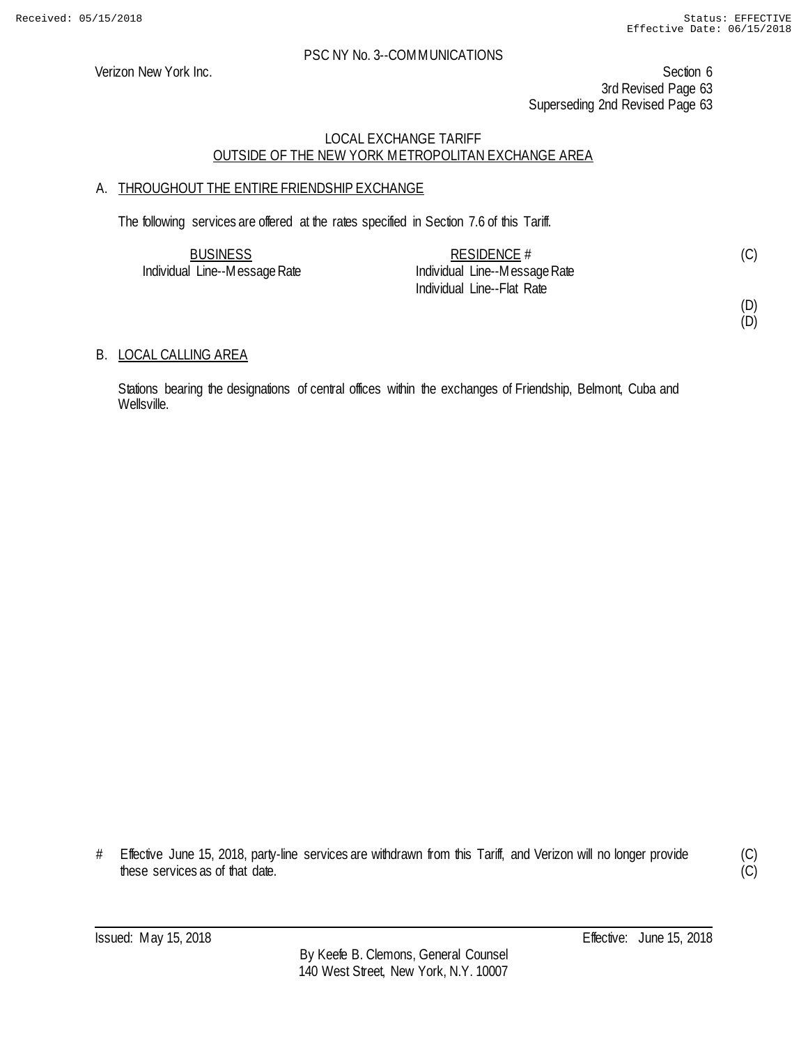PSC NY No. 3--COMMUNICATIONS

Verizon New York Inc.

Section 6
3rd Revised Page 63
Superseding 2nd Revised Page 63

LOCAL EXCHANGE TARIFF
OUTSIDE OF THE NEW YORK METROPOLITAN EXCHANGE AREA

A. THROUGHOUT THE ENTIRE FRIENDSHIP EXCHANGE

The following services are offered at the rates specified in Section 7.6 of this Tariff.

| BUSINESS | RESIDENCE # | (C) |
|---|---|---|
| Individual Line--Message Rate | Individual Line--Message Rate | |
| | Individual Line--Flat Rate | |
| | | (D) |
| | | (D) |

B. LOCAL CALLING AREA

Stations bearing the designations of central offices within the exchanges of Friendship, Belmont, Cuba and Wellsville.

\# Effective June 15, 2018, party-line services are withdrawn from this Tariff, and Verizon will no longer provide these services as of that date. (C) (C)

Issued: May 15, 2018 Effective: June 15, 2018

By Keefe B. Clemons, General Counsel
140 West Street, New York, N.Y. 10007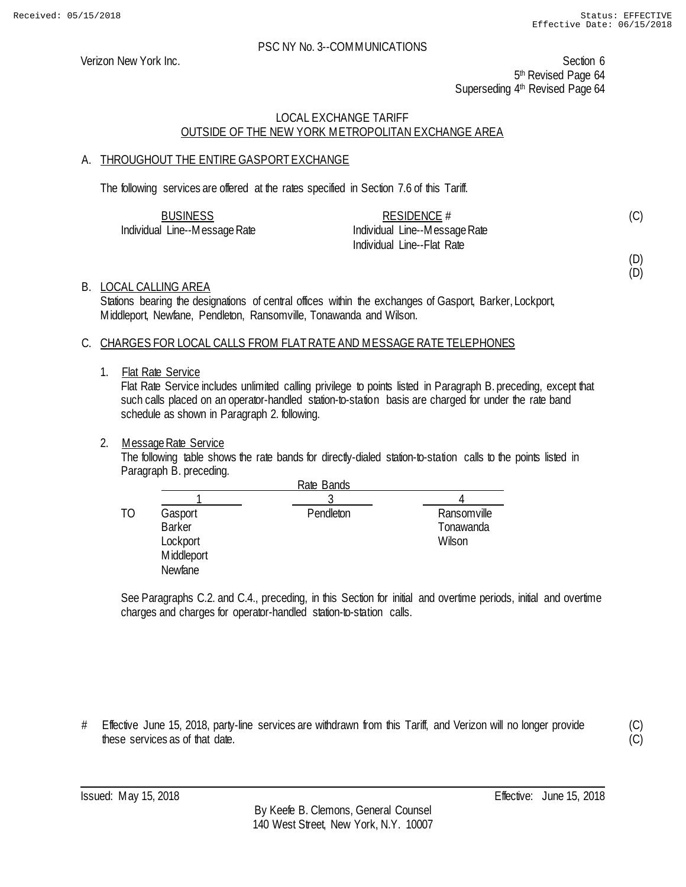Received: 05/15/2018 Status: EFFECTIVE Effective Date: 06/15/2018

PSC NY No. 3--COMMUNICATIONS

Verizon New York Inc.

Section 6
5th Revised Page 64
Superseding 4th Revised Page 64

LOCAL EXCHANGE TARIFF
OUTSIDE OF THE NEW YORK METROPOLITAN EXCHANGE AREA

A. THROUGHOUT THE ENTIRE GASPORT EXCHANGE

The following services are offered at the rates specified in Section 7.6 of this Tariff.

| BUSINESS | RESIDENCE # |
|---|---|
| Individual Line--Message Rate | Individual Line--Message Rate |
| | Individual Line--Flat Rate |

(C)

(D)
(D)

B. LOCAL CALLING AREA
Stations bearing the designations of central offices within the exchanges of Gasport, Barker, Lockport, Middleport, Newfane, Pendleton, Ransomville, Tonawanda and Wilson.

C. CHARGES FOR LOCAL CALLS FROM FLAT RATE AND MESSAGE RATE TELEPHONES

1. Flat Rate Service
Flat Rate Service includes unlimited calling privilege to points listed in Paragraph B. preceding, except that such calls placed on an operator-handled station-to-station basis are charged for under the rate band schedule as shown in Paragraph 2. following.

2. Message Rate Service
The following table shows the rate bands for directly-dialed station-to-station calls to the points listed in Paragraph B. preceding.

| | Rate Bands | | |
|---|---|---|---|
| | 1 | 3 | 4 |
| TO | Gasport | Pendleton | Ransomville |
| | Barker | | Tonawanda |
| | Lockport | | Wilson |
| | Middleport | | |
| | Newfane | | |

See Paragraphs C.2. and C.4., preceding, in this Section for initial and overtime periods, initial and overtime charges and charges for operator-handled station-to-station calls.

\# Effective June 15, 2018, party-line services are withdrawn from this Tariff, and Verizon will no longer provide these services as of that date. (C)
(C)

Issued: May 15, 2018 Effective: June 15, 2018

By Keefe B. Clemons, General Counsel
140 West Street, New York, N.Y. 10007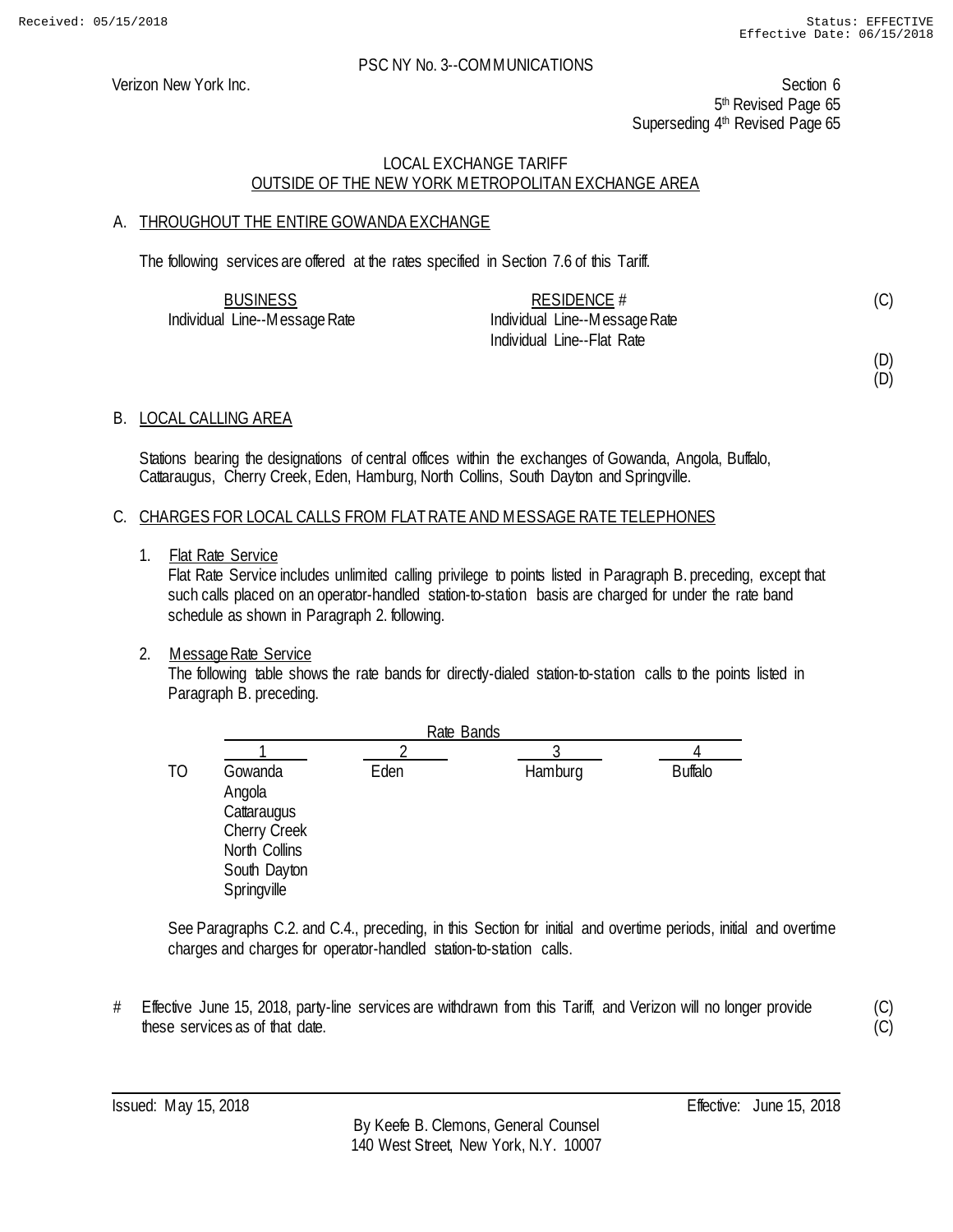Received: 05/15/2018 Status: EFFECTIVE
Effective Date: 06/15/2018

PSC NY No. 3--COMMUNICATIONS

Verizon New York Inc.

Section 6
5th Revised Page 65
Superseding 4th Revised Page 65

LOCAL EXCHANGE TARIFF
OUTSIDE OF THE NEW YORK METROPOLITAN EXCHANGE AREA

## A. THROUGHOUT THE ENTIRE GOWANDA EXCHANGE

The following services are offered at the rates specified in Section 7.6 of this Tariff.

| BUSINESS | RESIDENCE # | |
|---|---|---|
| Individual Line--Message Rate | Individual Line--Message Rate | (C) |
| | Individual Line--Flat Rate | |
| | | (D) |
| | | (D) |

## B. LOCAL CALLING AREA

Stations bearing the designations of central offices within the exchanges of Gowanda, Angola, Buffalo, Cattaraugus, Cherry Creek, Eden, Hamburg, North Collins, South Dayton and Springville.

## C. CHARGES FOR LOCAL CALLS FROM FLAT RATE AND MESSAGE RATE TELEPHONES

1. Flat Rate Service
   Flat Rate Service includes unlimited calling privilege to points listed in Paragraph B. preceding, except that such calls placed on an operator-handled station-to-station basis are charged for under the rate band schedule as shown in Paragraph 2. following.

2. Message Rate Service
   The following table shows the rate bands for directly-dialed station-to-station calls to the points listed in Paragraph B. preceding.

| | Rate Bands | | | |
|---|---|---|---|---|
| | 1 | 2 | 3 | 4 |
| TO | Gowanda | Eden | Hamburg | Buffalo |
| | Angola | | | |
| | Cattaraugus | | | |
| | Cherry Creek | | | |
| | North Collins | | | |
| | South Dayton | | | |
| | Springville | | | |

See Paragraphs C.2. and C.4., preceding, in this Section for initial and overtime periods, initial and overtime charges and charges for operator-handled station-to-station calls.

\# Effective June 15, 2018, party-line services are withdrawn from this Tariff, and Verizon will no longer provide these services as of that date. (C)
(C)

Issued: May 15, 2018 Effective: June 15, 2018

By Keefe B. Clemons, General Counsel
140 West Street, New York, N.Y. 10007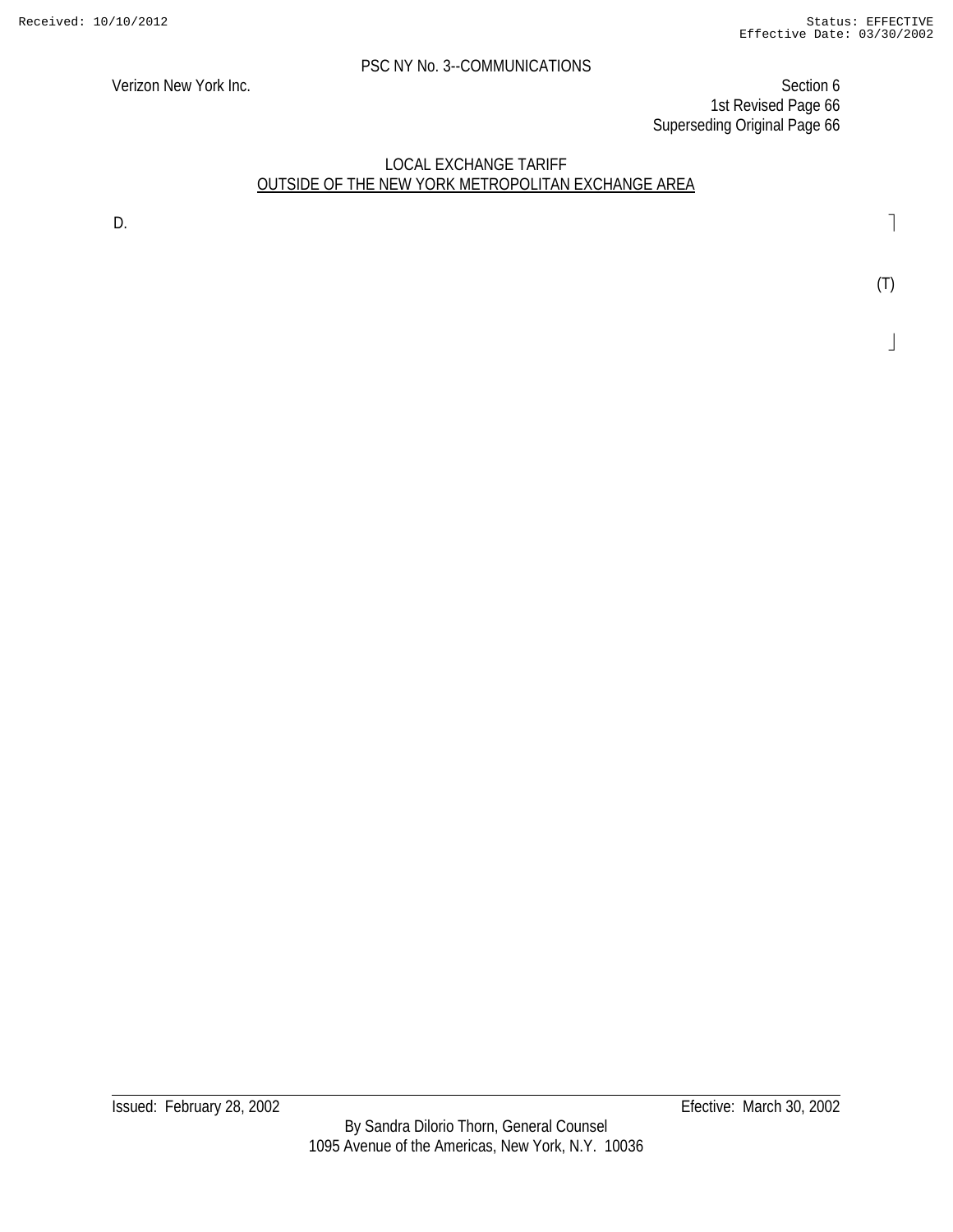PSC NY No. 3--COMMUNICATIONS

Verizon New York Inc.

Section 6
1st Revised Page 66
Superseding Original Page 66

LOCAL EXCHANGE TARIFF
OUTSIDE OF THE NEW YORK METROPOLITAN EXCHANGE AREA

D.

(T)

Issued: February 28, 2002

Efective: March 30, 2002

By Sandra Dilorio Thorn, General Counsel
1095 Avenue of the Americas, New York, N.Y. 10036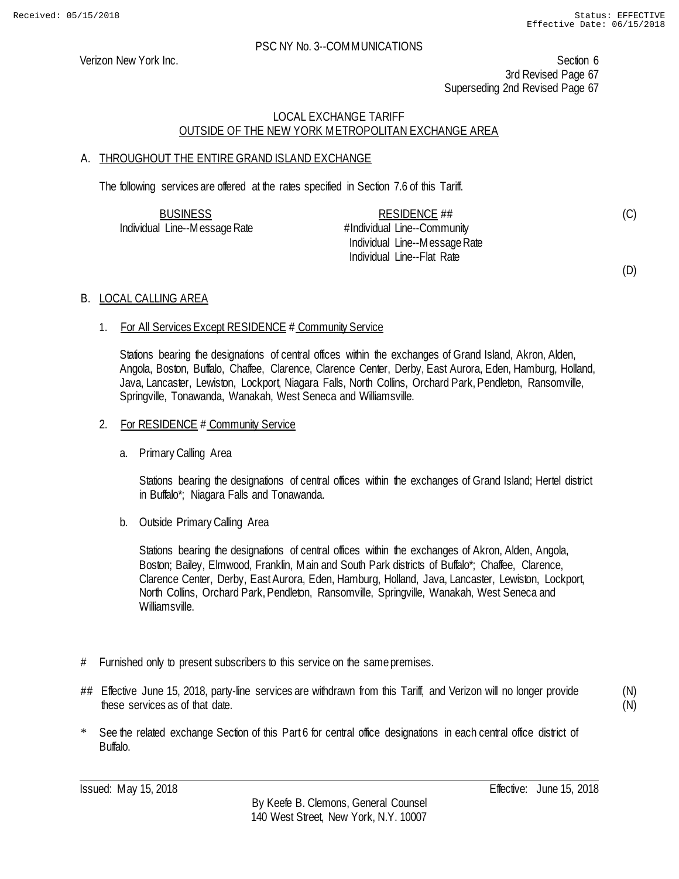PSC NY No. 3--COMMUNICATIONS

Verizon New York Inc.

Section 6
3rd Revised Page 67
Superseding 2nd Revised Page 67

LOCAL EXCHANGE TARIFF
OUTSIDE OF THE NEW YORK METROPOLITAN EXCHANGE AREA

## A. THROUGHOUT THE ENTIRE GRAND ISLAND EXCHANGE

The following services are offered at the rates specified in Section 7.6 of this Tariff.

| BUSINESS | RESIDENCE ## | |
|---|---|---|
| Individual Line--Message Rate | #Individual Line--Community | (C) |
| | Individual Line--Message Rate | |
| | Individual Line--Flat Rate | |
| | | (D) |

## B. LOCAL CALLING AREA

1. For All Services Except RESIDENCE # Community Service

   Stations bearing the designations of central offices within the exchanges of Grand Island, Akron, Alden, Angola, Boston, Buffalo, Chaffee, Clarence, Clarence Center, Derby, East Aurora, Eden, Hamburg, Holland, Java, Lancaster, Lewiston, Lockport, Niagara Falls, North Collins, Orchard Park, Pendleton, Ransomville, Springville, Tonawanda, Wanakah, West Seneca and Williamsville.

2. For RESIDENCE # Community Service

   a. Primary Calling Area

      Stations bearing the designations of central offices within the exchanges of Grand Island; Hertel district in Buffalo*; Niagara Falls and Tonawanda.

   b. Outside Primary Calling Area

      Stations bearing the designations of central offices within the exchanges of Akron, Alden, Angola, Boston; Bailey, Elmwood, Franklin, Main and South Park districts of Buffalo*; Chaffee, Clarence, Clarence Center, Derby, East Aurora, Eden, Hamburg, Holland, Java, Lancaster, Lewiston, Lockport, North Collins, Orchard Park, Pendleton, Ransomville, Springville, Wanakah, West Seneca and Williamsville.

\# Furnished only to present subscribers to this service on the same premises.

\## Effective June 15, 2018, party-line services are withdrawn from this Tariff, and Verizon will no longer provide these services as of that date. (N)(N)

\* See the related exchange Section of this Part 6 for central office designations in each central office district of Buffalo.

Issued: May 15, 2018

Effective: June 15, 2018

By Keefe B. Clemons, General Counsel
140 West Street, New York, N.Y. 10007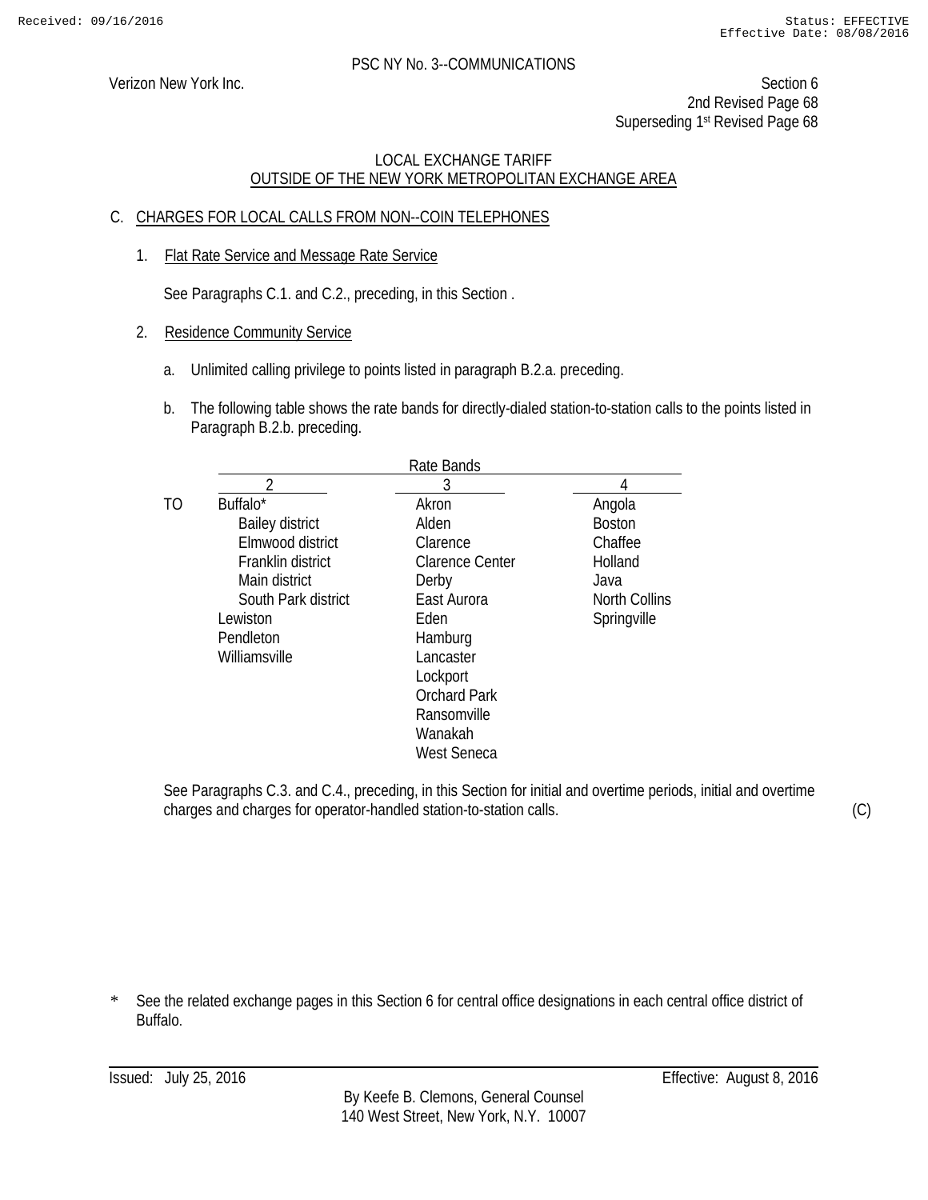PSC NY No. 3--COMMUNICATIONS

Verizon New York Inc.

Section 6
2nd Revised Page 68
Superseding 1st Revised Page 68

LOCAL EXCHANGE TARIFF
OUTSIDE OF THE NEW YORK METROPOLITAN EXCHANGE AREA

## C. CHARGES FOR LOCAL CALLS FROM NON--COIN TELEPHONES

1. Flat Rate Service and Message Rate Service

   See Paragraphs C.1. and C.2., preceding, in this Section .

2. Residence Community Service

   a. Unlimited calling privilege to points listed in paragraph B.2.a. preceding.

   b. The following table shows the rate bands for directly-dialed station-to-station calls to the points listed in Paragraph B.2.b. preceding.

| | Rate Bands | | |
|---|---|---|---|
| | 2 | 3 | 4 |
| TO | Buffalo* | Akron | Angola |
| | Bailey district | Alden | Boston |
| | Elmwood district | Clarence | Chaffee |
| | Franklin district | Clarence Center | Holland |
| | Main district | Derby | Java |
| | South Park district | East Aurora | North Collins |
| | Lewiston | Eden | Springville |
| | Pendleton | Hamburg | |
| | Williamsville | Lancaster | |
| | | Lockport | |
| | | Orchard Park | |
| | | Ransomville | |
| | | Wanakah | |
| | | West Seneca | |

See Paragraphs C.3. and C.4., preceding, in this Section for initial and overtime periods, initial and overtime charges and charges for operator-handled station-to-station calls. (C)

\* See the related exchange pages in this Section 6 for central office designations in each central office district of Buffalo.

Issued: July 25, 2016

Effective: August 8, 2016

By Keefe B. Clemons, General Counsel
140 West Street, New York, N.Y. 10007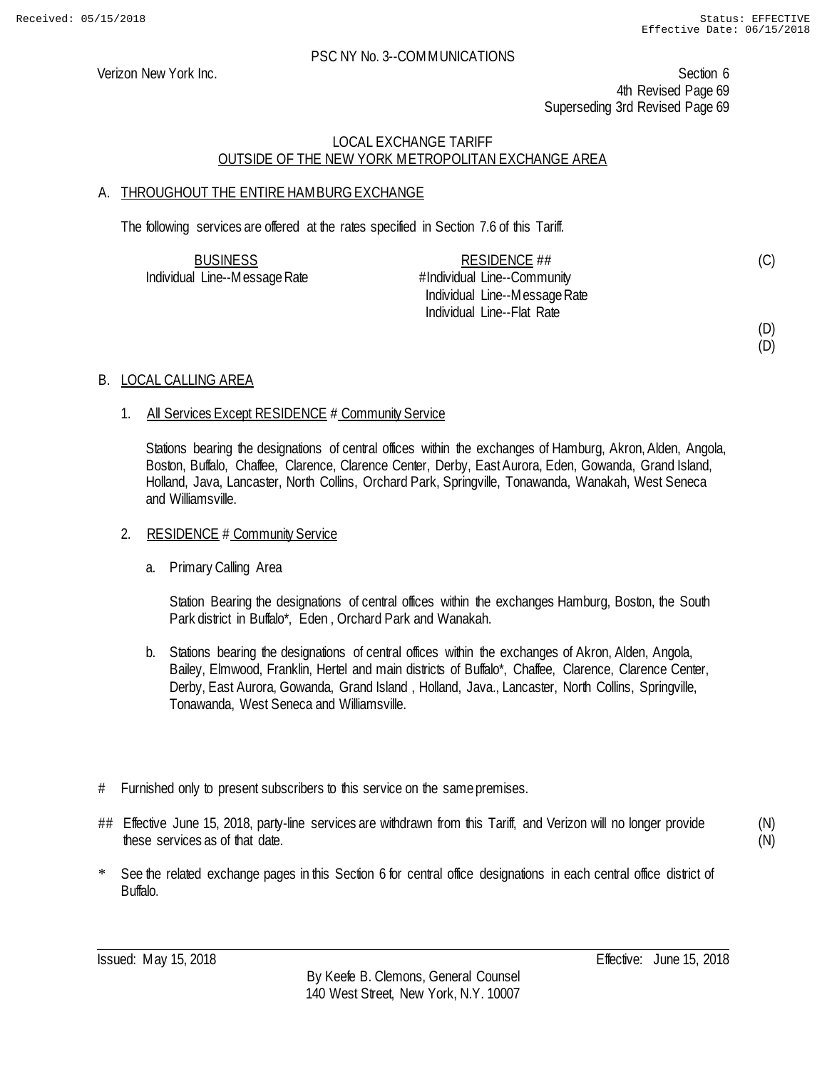PSC NY No. 3--COMMUNICATIONS

Verizon New York Inc.

Section 6
4th Revised Page 69
Superseding 3rd Revised Page 69

LOCAL EXCHANGE TARIFF
OUTSIDE OF THE NEW YORK METROPOLITAN EXCHANGE AREA

## A. THROUGHOUT THE ENTIRE HAMBURG EXCHANGE

The following services are offered at the rates specified in Section 7.6 of this Tariff.

| BUSINESS | RESIDENCE ## | |
|---|---|---|
| Individual Line--Message Rate | #Individual Line--Community | (C) |
| | Individual Line--Message Rate | |
| | Individual Line--Flat Rate | |
| | | (D) |
| | | (D) |

## B. LOCAL CALLING AREA

1. All Services Except RESIDENCE # Community Service

   Stations bearing the designations of central offices within the exchanges of Hamburg, Akron, Alden, Angola, Boston, Buffalo, Chaffee, Clarence, Clarence Center, Derby, East Aurora, Eden, Gowanda, Grand Island, Holland, Java, Lancaster, North Collins, Orchard Park, Springville, Tonawanda, Wanakah, West Seneca and Williamsville.

2. RESIDENCE # Community Service

   a. Primary Calling Area

      Station Bearing the designations of central offices within the exchanges Hamburg, Boston, the South Park district in Buffalo*, Eden , Orchard Park and Wanakah.

   b. Stations bearing the designations of central offices within the exchanges of Akron, Alden, Angola, Bailey, Elmwood, Franklin, Hertel and main districts of Buffalo*, Chaffee, Clarence, Clarence Center, Derby, East Aurora, Gowanda, Grand Island , Holland, Java., Lancaster, North Collins, Springville, Tonawanda, West Seneca and Williamsville.

# Furnished only to present subscribers to this service on the same premises.

## Effective June 15, 2018, party-line services are withdrawn from this Tariff, and Verizon will no longer provide these services as of that date. (N) (N)

\* See the related exchange pages in this Section 6 for central office designations in each central office district of Buffalo.

Issued: May 15, 2018 Effective: June 15, 2018

By Keefe B. Clemons, General Counsel
140 West Street, New York, N.Y. 10007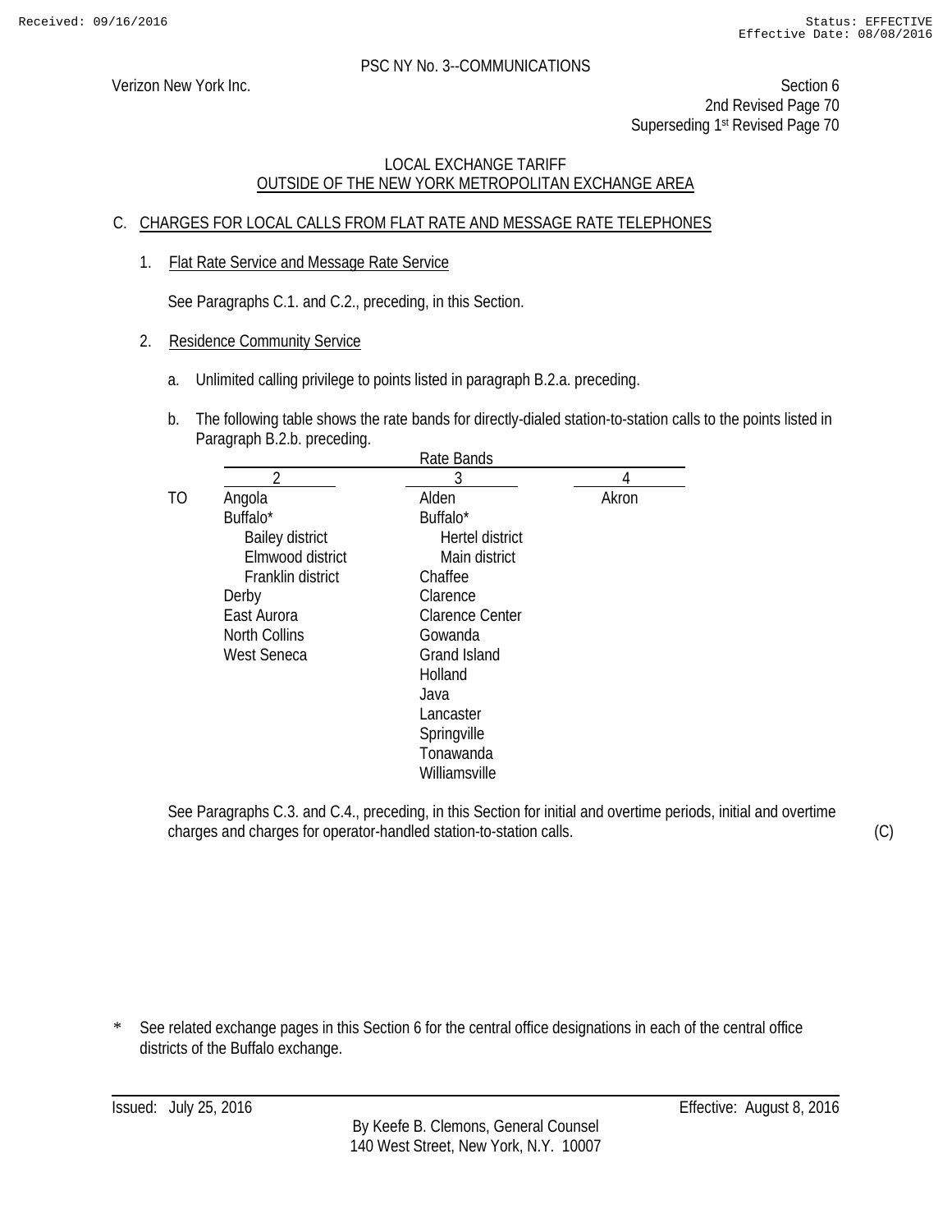PSC NY No. 3--COMMUNICATIONS

Verizon New York Inc.

Section 6
2nd Revised Page 70
Superseding 1st Revised Page 70

LOCAL EXCHANGE TARIFF
OUTSIDE OF THE NEW YORK METROPOLITAN EXCHANGE AREA

## C. CHARGES FOR LOCAL CALLS FROM FLAT RATE AND MESSAGE RATE TELEPHONES

1. Flat Rate Service and Message Rate Service

   See Paragraphs C.1. and C.2., preceding, in this Section.

2. Residence Community Service

   a. Unlimited calling privilege to points listed in paragraph B.2.a. preceding.

   b. The following table shows the rate bands for directly-dialed station-to-station calls to the points listed in Paragraph B.2.b. preceding.

| | Rate Bands | | |
|---|---|---|---|
| | 2 | 3 | 4 |
| TO | Angola | Alden | Akron |
| | Buffalo* | Buffalo* | |
| | Bailey district | Hertel district | |
| | Elmwood district | Main district | |
| | Franklin district | Chaffee | |
| | Derby | Clarence | |
| | East Aurora | Clarence Center | |
| | North Collins | Gowanda | |
| | West Seneca | Grand Island | |
| | | Holland | |
| | | Java | |
| | | Lancaster | |
| | | Springville | |
| | | Tonawanda | |
| | | Williamsville | |

See Paragraphs C.3. and C.4., preceding, in this Section for initial and overtime periods, initial and overtime charges and charges for operator-handled station-to-station calls. (C)

\* See related exchange pages in this Section 6 for the central office designations in each of the central office districts of the Buffalo exchange.

Issued: July 25, 2016 Effective: August 8, 2016

By Keefe B. Clemons, General Counsel
140 West Street, New York, N.Y. 10007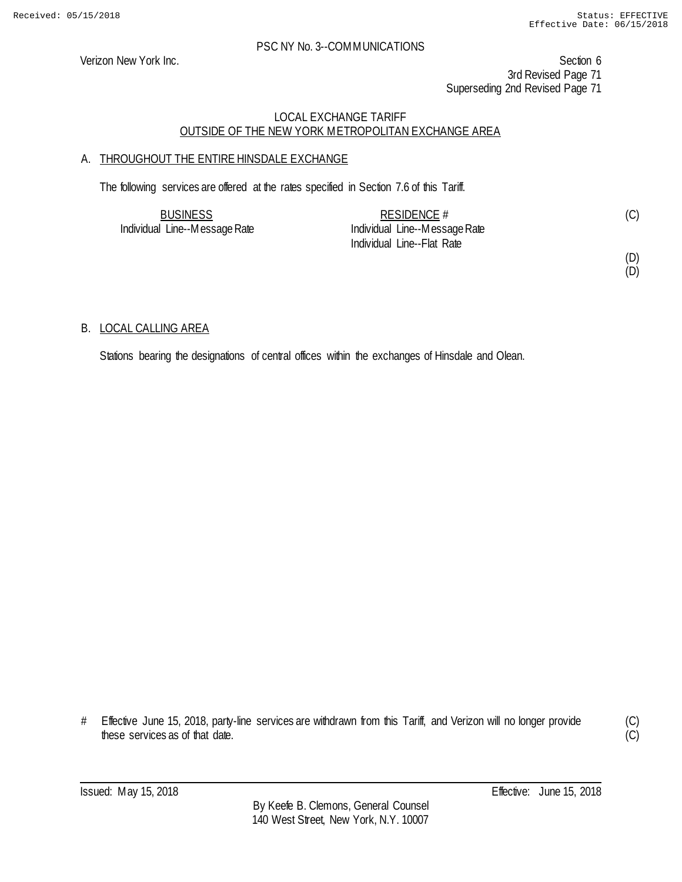PSC NY No. 3--COMMUNICATIONS

Verizon New York Inc.

Section 6
3rd Revised Page 71
Superseding 2nd Revised Page 71

LOCAL EXCHANGE TARIFF
OUTSIDE OF THE NEW YORK METROPOLITAN EXCHANGE AREA

A. THROUGHOUT THE ENTIRE HINSDALE EXCHANGE

The following services are offered at the rates specified in Section 7.6 of this Tariff.

| BUSINESS | RESIDENCE # | |
|---|---|---|
| Individual Line--Message Rate | Individual Line--Message Rate | (C) |
| | Individual Line--Flat Rate | |
| | | (D) |
| | | (D) |

B. LOCAL CALLING AREA

Stations bearing the designations of central offices within the exchanges of Hinsdale and Olean.

# Effective June 15, 2018, party-line services are withdrawn from this Tariff, and Verizon will no longer provide these services as of that date. (C) (C)

Issued: May 15, 2018

Effective: June 15, 2018

By Keefe B. Clemons, General Counsel
140 West Street, New York, N.Y. 10007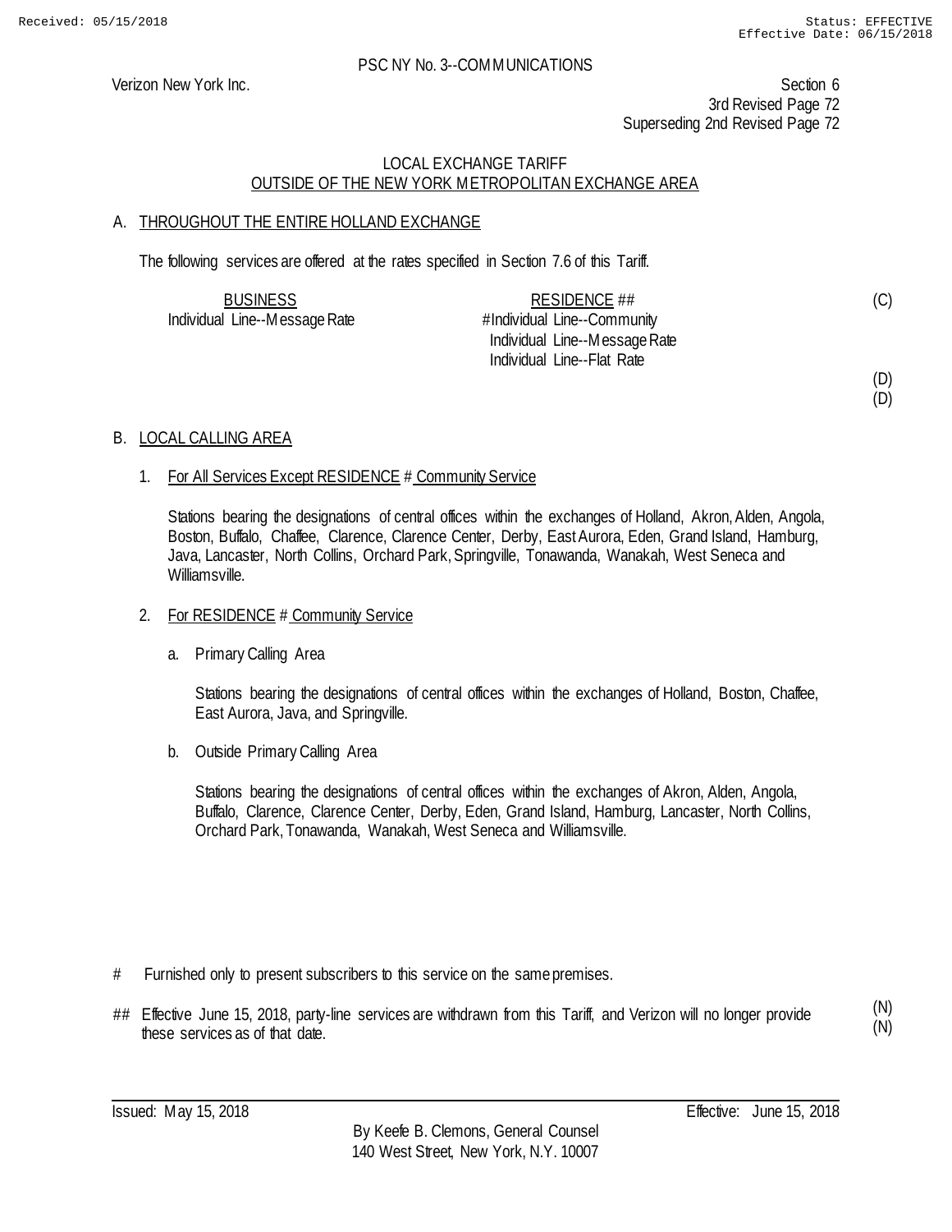PSC NY No. 3--COMMUNICATIONS

Verizon New York Inc.

Section 6
3rd Revised Page 72
Superseding 2nd Revised Page 72

LOCAL EXCHANGE TARIFF
OUTSIDE OF THE NEW YORK METROPOLITAN EXCHANGE AREA

A. THROUGHOUT THE ENTIRE HOLLAND EXCHANGE

The following services are offered at the rates specified in Section 7.6 of this Tariff.

| BUSINESS | RESIDENCE ## | |
|---|---|---|
| Individual Line--Message Rate | #Individual Line--Community | (C) |
| | Individual Line--Message Rate | |
| | Individual Line--Flat Rate | |
| | | (D) |
| | | (D) |

B. LOCAL CALLING AREA

1. For All Services Except RESIDENCE # Community Service

   Stations bearing the designations of central offices within the exchanges of Holland, Akron, Alden, Angola, Boston, Buffalo, Chaffee, Clarence, Clarence Center, Derby, East Aurora, Eden, Grand Island, Hamburg, Java, Lancaster, North Collins, Orchard Park, Springville, Tonawanda, Wanakah, West Seneca and Williamsville.

2. For RESIDENCE # Community Service

   a. Primary Calling Area

      Stations bearing the designations of central offices within the exchanges of Holland, Boston, Chaffee, East Aurora, Java, and Springville.

   b. Outside Primary Calling Area

      Stations bearing the designations of central offices within the exchanges of Akron, Alden, Angola, Buffalo, Clarence, Clarence Center, Derby, Eden, Grand Island, Hamburg, Lancaster, North Collins, Orchard Park, Tonawanda, Wanakah, West Seneca and Williamsville.

\# Furnished only to present subscribers to this service on the same premises.

\## Effective June 15, 2018, party-line services are withdrawn from this Tariff, and Verizon will no longer provide these services as of that date. (N) (N)

Issued: May 15, 2018

Effective: June 15, 2018

By Keefe B. Clemons, General Counsel
140 West Street, New York, N.Y. 10007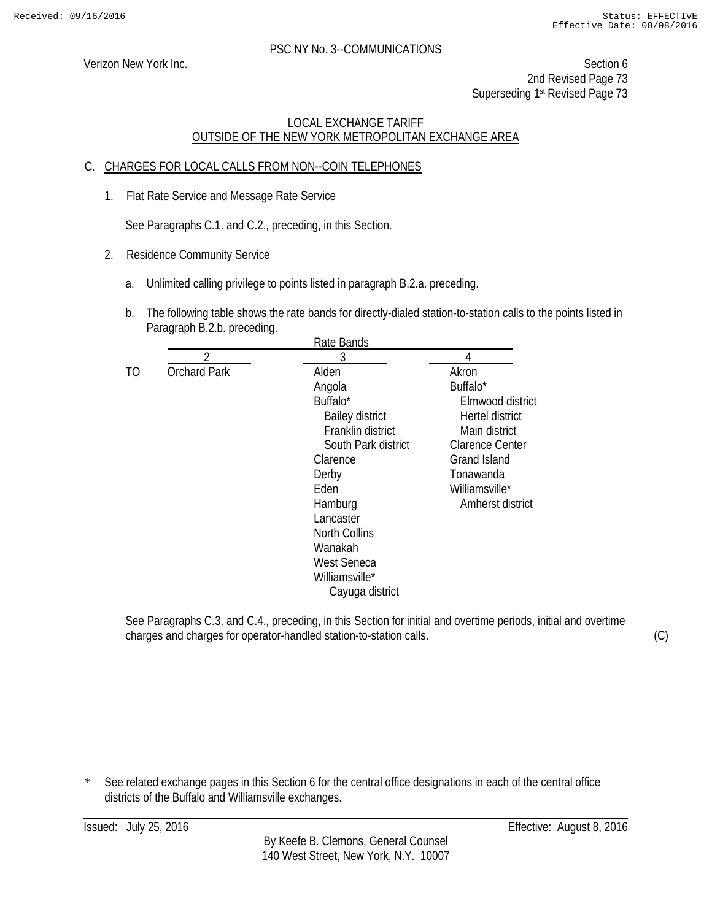PSC NY No. 3--COMMUNICATIONS

Verizon New York Inc.

Section 6
2nd Revised Page 73
Superseding 1st Revised Page 73

LOCAL EXCHANGE TARIFF
OUTSIDE OF THE NEW YORK METROPOLITAN EXCHANGE AREA

C. CHARGES FOR LOCAL CALLS FROM NON--COIN TELEPHONES

1. Flat Rate Service and Message Rate Service

   See Paragraphs C.1. and C.2., preceding, in this Section.

2. Residence Community Service

   a. Unlimited calling privilege to points listed in paragraph B.2.a. preceding.

   b. The following table shows the rate bands for directly-dialed station-to-station calls to the points listed in Paragraph B.2.b. preceding.

| | Rate Bands | | |
|---|---|---|---|
| | 2 | 3 | 4 |
| TO | Orchard Park | Alden | Akron |
| | | Angola | Buffalo* |
| | | Buffalo* | Elmwood district |
| | | Bailey district | Hertel district |
| | | Franklin district | Main district |
| | | South Park district | Clarence Center |
| | | Clarence | Grand Island |
| | | Derby | Tonawanda |
| | | Eden | Williamsville* |
| | | Hamburg | Amherst district |
| | | Lancaster | |
| | | North Collins | |
| | | Wanakah | |
| | | West Seneca | |
| | | Williamsville* | |
| | | Cayuga district | |

See Paragraphs C.3. and C.4., preceding, in this Section for initial and overtime periods, initial and overtime charges and charges for operator-handled station-to-station calls. (C)

* See related exchange pages in this Section 6 for the central office designations in each of the central office districts of the Buffalo and Williamsville exchanges.

Issued: July 25, 2016

Effective: August 8, 2016

By Keefe B. Clemons, General Counsel
140 West Street, New York, N.Y. 10007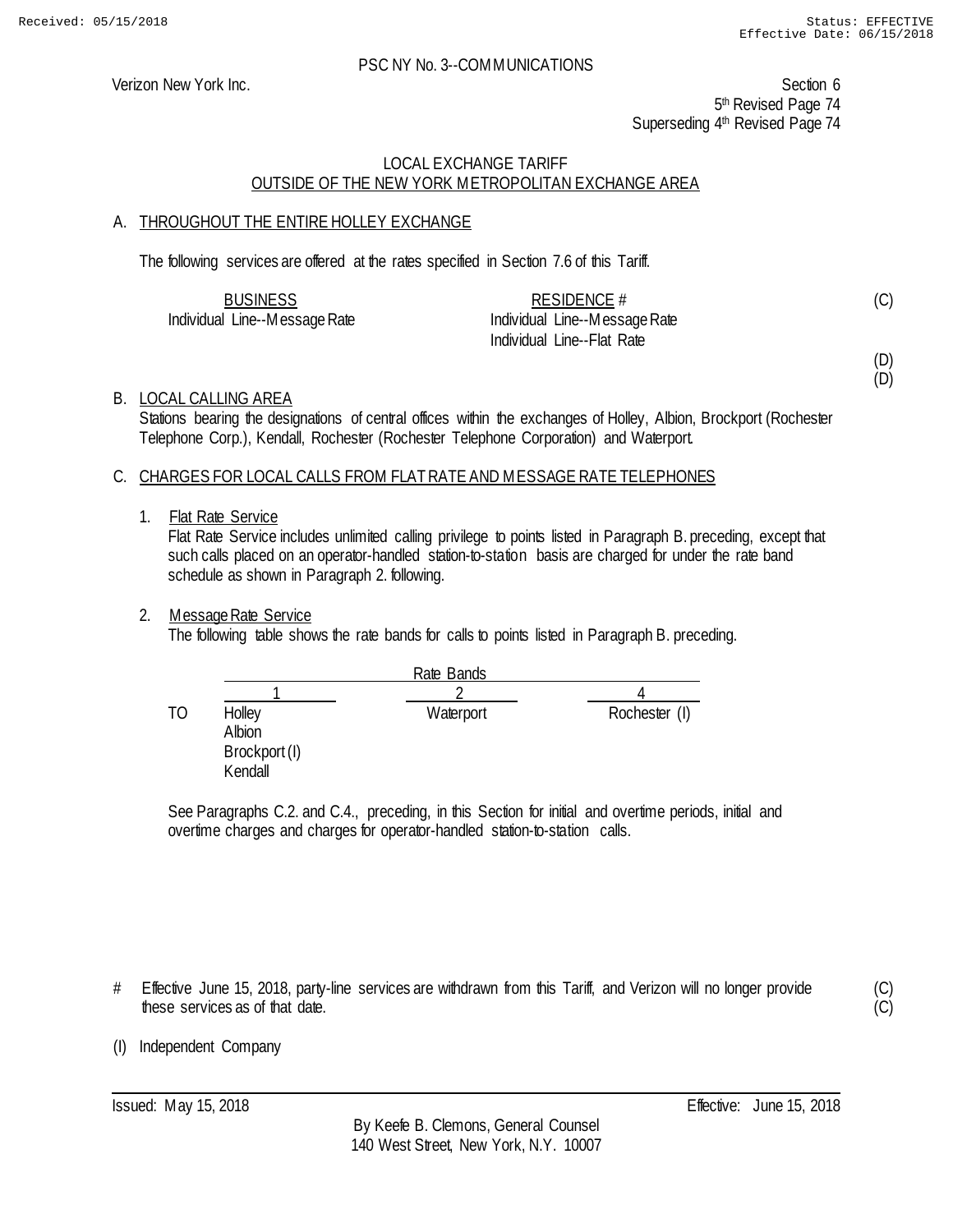PSC NY No. 3--COMMUNICATIONS

Verizon New York Inc.

Section 6
5th Revised Page 74
Superseding 4th Revised Page 74

LOCAL EXCHANGE TARIFF
OUTSIDE OF THE NEW YORK METROPOLITAN EXCHANGE AREA

A. THROUGHOUT THE ENTIRE HOLLEY EXCHANGE

The following services are offered at the rates specified in Section 7.6 of this Tariff.

| BUSINESS | RESIDENCE # | |
|---|---|---|
| Individual Line--Message Rate | Individual Line--Message Rate | (C) |
| | Individual Line--Flat Rate | |
| | | (D) |
| | | (D) |

B. LOCAL CALLING AREA

Stations bearing the designations of central offices within the exchanges of Holley, Albion, Brockport (Rochester Telephone Corp.), Kendall, Rochester (Rochester Telephone Corporation) and Waterport.

C. CHARGES FOR LOCAL CALLS FROM FLAT RATE AND MESSAGE RATE TELEPHONES

1. Flat Rate Service

   Flat Rate Service includes unlimited calling privilege to points listed in Paragraph B. preceding, except that such calls placed on an operator-handled station-to-station basis are charged for under the rate band schedule as shown in Paragraph 2. following.

2. Message Rate Service

   The following table shows the rate bands for calls to points listed in Paragraph B. preceding.

| | Rate Bands | | |
|---|---|---|---|
| | 1 | 2 | 4 |
| TO | Holley | Waterport | Rochester (I) |
| | Albion | | |
| | Brockport (I) | | |
| | Kendall | | |

   See Paragraphs C.2. and C.4., preceding, in this Section for initial and overtime periods, initial and overtime charges and charges for operator-handled station-to-station calls.

\# Effective June 15, 2018, party-line services are withdrawn from this Tariff, and Verizon will no longer provide these services as of that date. (C) (C)

(I) Independent Company

Issued: May 15, 2018

Effective: June 15, 2018

By Keefe B. Clemons, General Counsel
140 West Street, New York, N.Y. 10007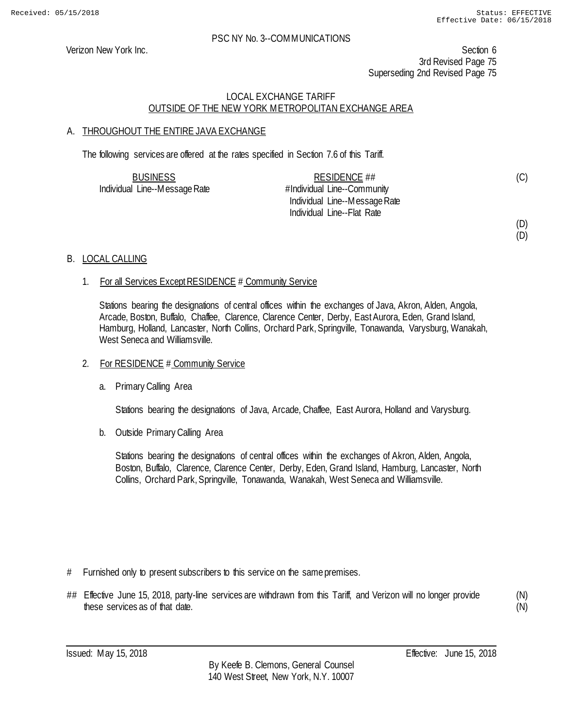PSC NY No. 3--COMMUNICATIONS

Verizon New York Inc.

Section 6
3rd Revised Page 75
Superseding 2nd Revised Page 75

LOCAL EXCHANGE TARIFF
OUTSIDE OF THE NEW YORK METROPOLITAN EXCHANGE AREA

## A. THROUGHOUT THE ENTIRE JAVA EXCHANGE

The following services are offered at the rates specified in Section 7.6 of this Tariff.

| BUSINESS | RESIDENCE ## | |
|---|---|---|
| Individual Line--Message Rate | #Individual Line--Community | (C) |
| | Individual Line--Message Rate | |
| | Individual Line--Flat Rate | |
| | | (D) |
| | | (D) |

## B. LOCAL CALLING

1. For all Services Except RESIDENCE # Community Service

   Stations bearing the designations of central offices within the exchanges of Java, Akron, Alden, Angola, Arcade, Boston, Buffalo, Chaffee, Clarence, Clarence Center, Derby, East Aurora, Eden, Grand Island, Hamburg, Holland, Lancaster, North Collins, Orchard Park, Springville, Tonawanda, Varysburg, Wanakah, West Seneca and Williamsville.

2. For RESIDENCE # Community Service

   a. Primary Calling Area

      Stations bearing the designations of Java, Arcade, Chaffee, East Aurora, Holland and Varysburg.

   b. Outside Primary Calling Area

      Stations bearing the designations of central offices within the exchanges of Akron, Alden, Angola, Boston, Buffalo, Clarence, Clarence Center, Derby, Eden, Grand Island, Hamburg, Lancaster, North Collins, Orchard Park, Springville, Tonawanda, Wanakah, West Seneca and Williamsville.

# Furnished only to present subscribers to this service on the same premises.

## Effective June 15, 2018, party-line services are withdrawn from this Tariff, and Verizon will no longer provide these services as of that date. (N) (N)

Issued: May 15, 2018

Effective: June 15, 2018

By Keefe B. Clemons, General Counsel
140 West Street, New York, N.Y. 10007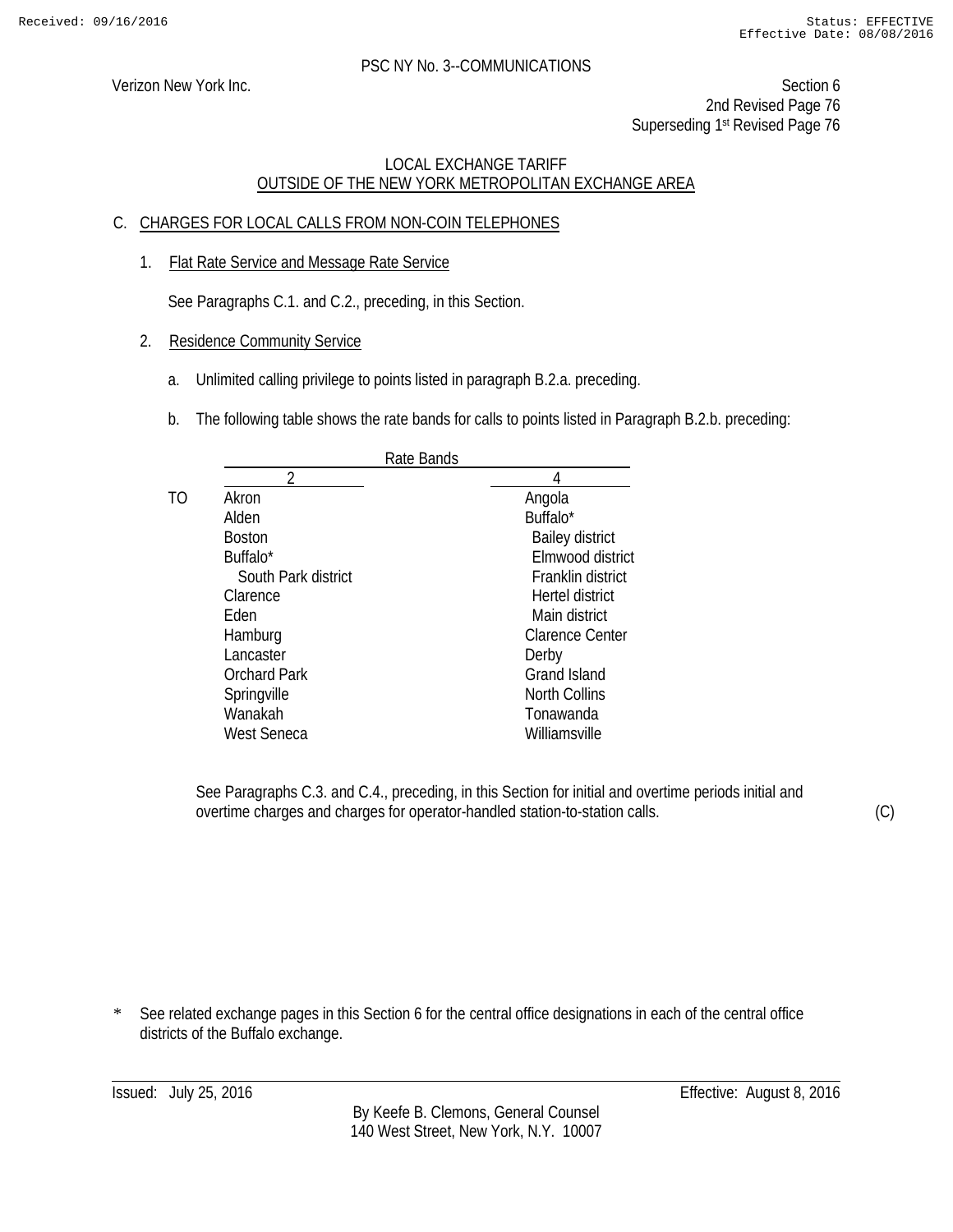PSC NY No. 3--COMMUNICATIONS

Verizon New York Inc.

Section 6
2nd Revised Page 76
Superseding 1st Revised Page 76

LOCAL EXCHANGE TARIFF
OUTSIDE OF THE NEW YORK METROPOLITAN EXCHANGE AREA

C. CHARGES FOR LOCAL CALLS FROM NON-COIN TELEPHONES

1. Flat Rate Service and Message Rate Service

   See Paragraphs C.1. and C.2., preceding, in this Section.

2. Residence Community Service

   a. Unlimited calling privilege to points listed in paragraph B.2.a. preceding.

   b. The following table shows the rate bands for calls to points listed in Paragraph B.2.b. preceding:

| | Rate Bands | |
|---|---|---|
| | 2 | 4 |
| TO | Akron | Angola |
| | Alden | Buffalo* |
| | Boston | Bailey district |
| | Buffalo* | Elmwood district |
| | South Park district | Franklin district |
| | Clarence | Hertel district |
| | Eden | Main district |
| | Hamburg | Clarence Center |
| | Lancaster | Derby |
| | Orchard Park | Grand Island |
| | Springville | North Collins |
| | Wanakah | Tonawanda |
| | West Seneca | Williamsville |

   See Paragraphs C.3. and C.4., preceding, in this Section for initial and overtime periods initial and overtime charges and charges for operator-handled station-to-station calls. (C)

\* See related exchange pages in this Section 6 for the central office designations in each of the central office districts of the Buffalo exchange.

Issued: July 25, 2016

Effective: August 8, 2016

By Keefe B. Clemons, General Counsel
140 West Street, New York, N.Y. 10007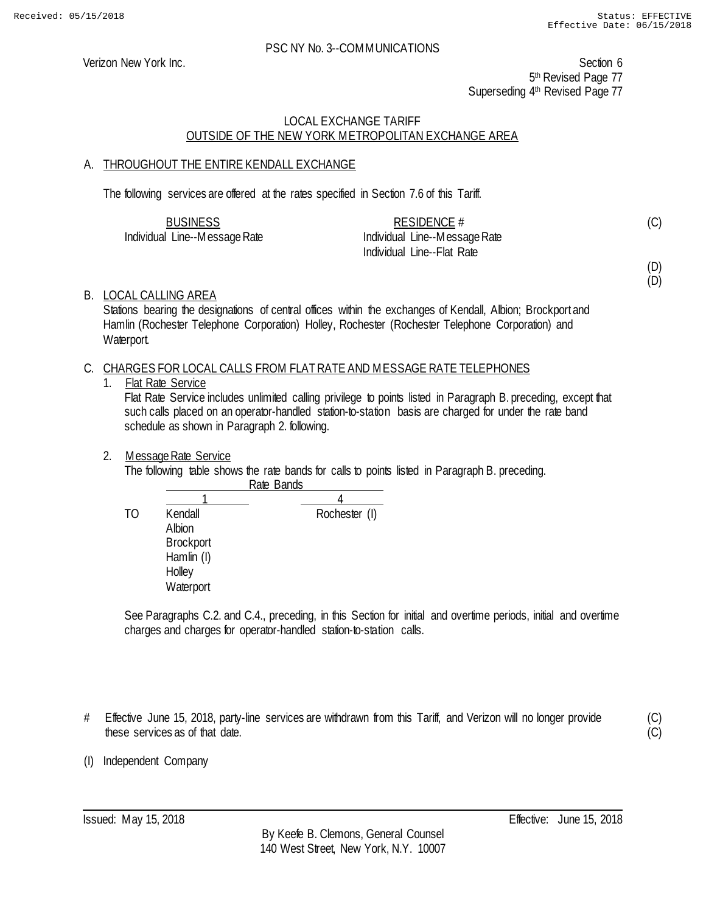PSC NY No. 3--COMMUNICATIONS

Verizon New York Inc.

Section 6
5th Revised Page 77
Superseding 4th Revised Page 77

## LOCAL EXCHANGE TARIFF
## OUTSIDE OF THE NEW YORK METROPOLITAN EXCHANGE AREA

### A. THROUGHOUT THE ENTIRE KENDALL EXCHANGE

The following services are offered at the rates specified in Section 7.6 of this Tariff.

| BUSINESS | RESIDENCE # |
|---|---|
| Individual Line--Message Rate | Individual Line--Message Rate |
| | Individual Line--Flat Rate |

(C)

(D)
(D)

### B. LOCAL CALLING AREA

Stations bearing the designations of central offices within the exchanges of Kendall, Albion; Brockport and Hamlin (Rochester Telephone Corporation) Holley, Rochester (Rochester Telephone Corporation) and Waterport.

### C. CHARGES FOR LOCAL CALLS FROM FLAT RATE AND MESSAGE RATE TELEPHONES

1. Flat Rate Service

   Flat Rate Service includes unlimited calling privilege to points listed in Paragraph B. preceding, except that such calls placed on an operator-handled station-to-station basis are charged for under the rate band schedule as shown in Paragraph 2. following.

2. Message Rate Service

   The following table shows the rate bands for calls to points listed in Paragraph B. preceding.

|  | Rate Bands | |
|---|---|---|
|  | 1 | 4 |
| TO | Kendall | Rochester (I) |
|  | Albion | |
|  | Brockport | |
|  | Hamlin (I) | |
|  | Holley | |
|  | Waterport | |

   See Paragraphs C.2. and C.4., preceding, in this Section for initial and overtime periods, initial and overtime charges and charges for operator-handled station-to-station calls.

\# Effective June 15, 2018, party-line services are withdrawn from this Tariff, and Verizon will no longer provide these services as of that date. (C)(C)

(I) Independent Company

Issued: May 15, 2018

Effective: June 15, 2018

By Keefe B. Clemons, General Counsel
140 West Street, New York, N.Y. 10007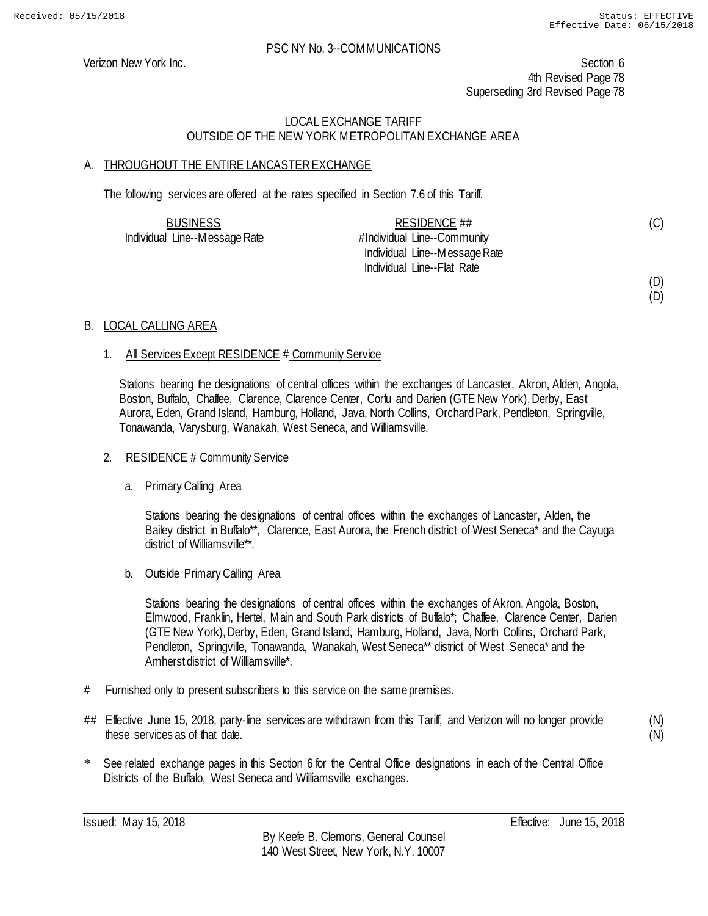PSC NY No. 3--COMMUNICATIONS

Verizon New York Inc.

Section 6
4th Revised Page 78
Superseding 3rd Revised Page 78

## LOCAL EXCHANGE TARIFF
## OUTSIDE OF THE NEW YORK METROPOLITAN EXCHANGE AREA

### A. THROUGHOUT THE ENTIRE LANCASTER EXCHANGE

The following services are offered at the rates specified in Section 7.6 of this Tariff.

| BUSINESS | RESIDENCE ## | |
|---|---|---|
| Individual Line--Message Rate | #Individual Line--Community | (C) |
| | Individual Line--Message Rate | |
| | Individual Line--Flat Rate | |
| | | (D) |
| | | (D) |

### B. LOCAL CALLING AREA

1. All Services Except RESIDENCE # Community Service

   Stations bearing the designations of central offices within the exchanges of Lancaster, Akron, Alden, Angola, Boston, Buffalo, Chaffee, Clarence, Clarence Center, Corfu and Darien (GTE New York), Derby, East Aurora, Eden, Grand Island, Hamburg, Holland, Java, North Collins, Orchard Park, Pendleton, Springville, Tonawanda, Varysburg, Wanakah, West Seneca, and Williamsville.

2. RESIDENCE # Community Service

   a. Primary Calling Area

      Stations bearing the designations of central offices within the exchanges of Lancaster, Alden, the Bailey district in Buffalo**, Clarence, East Aurora, the French district of West Seneca* and the Cayuga district of Williamsville**.

   b. Outside Primary Calling Area

      Stations bearing the designations of central offices within the exchanges of Akron, Angola, Boston, Elmwood, Franklin, Hertel, Main and South Park districts of Buffalo*; Chaffee, Clarence Center, Darien (GTE New York), Derby, Eden, Grand Island, Hamburg, Holland, Java, North Collins, Orchard Park, Pendleton, Springville, Tonawanda, Wanakah, West Seneca** district of West Seneca* and the Amherst district of Williamsville*.

# Furnished only to present subscribers to this service on the same premises.

## Effective June 15, 2018, party-line services are withdrawn from this Tariff, and Verizon will no longer provide these services as of that date. (N)(N)

\* See related exchange pages in this Section 6 for the Central Office designations in each of the Central Office Districts of the Buffalo, West Seneca and Williamsville exchanges.

Issued: May 15, 2018 Effective: June 15, 2018

By Keefe B. Clemons, General Counsel
140 West Street, New York, N.Y. 10007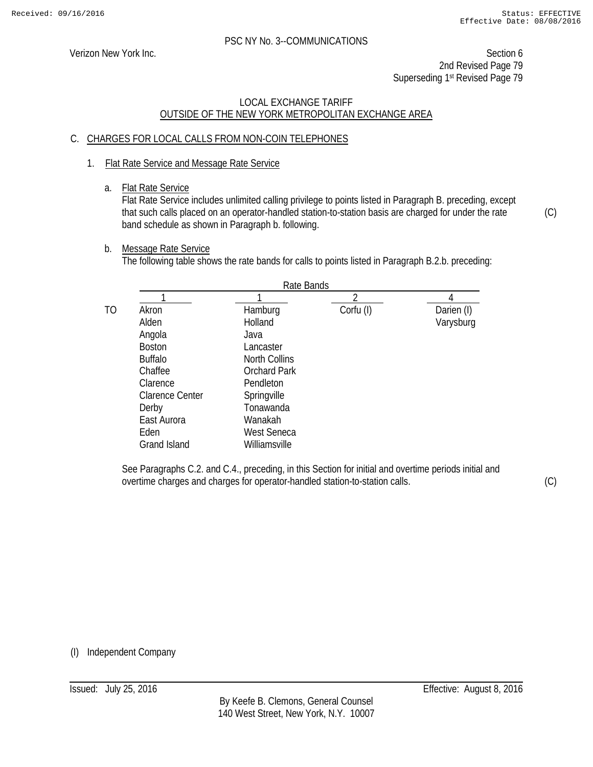PSC NY No. 3--COMMUNICATIONS

Verizon New York Inc.

Section 6
2nd Revised Page 79
Superseding 1st Revised Page 79

LOCAL EXCHANGE TARIFF
OUTSIDE OF THE NEW YORK METROPOLITAN EXCHANGE AREA

C. CHARGES FOR LOCAL CALLS FROM NON-COIN TELEPHONES

1. Flat Rate Service and Message Rate Service

a. Flat Rate Service

Flat Rate Service includes unlimited calling privilege to points listed in Paragraph B. preceding, except that such calls placed on an operator-handled station-to-station basis are charged for under the rate band schedule as shown in Paragraph b. following. (C)

b. Message Rate Service

The following table shows the rate bands for calls to points listed in Paragraph B.2.b. preceding:

| | Rate Bands | | | |
|---|---|---|---|---|
| | 1 | 1 | 2 | 4 |
| TO | Akron | Hamburg | Corfu (I) | Darien (I) |
| | Alden | Holland | | Varysburg |
| | Angola | Java | | |
| | Boston | Lancaster | | |
| | Buffalo | North Collins | | |
| | Chaffee | Orchard Park | | |
| | Clarence | Pendleton | | |
| | Clarence Center | Springville | | |
| | Derby | Tonawanda | | |
| | East Aurora | Wanakah | | |
| | Eden | West Seneca | | |
| | Grand Island | Williamsville | | |

See Paragraphs C.2. and C.4., preceding, in this Section for initial and overtime periods initial and overtime charges and charges for operator-handled station-to-station calls. (C)

(I) Independent Company

Issued: July 25, 2016

Effective: August 8, 2016

By Keefe B. Clemons, General Counsel
140 West Street, New York, N.Y. 10007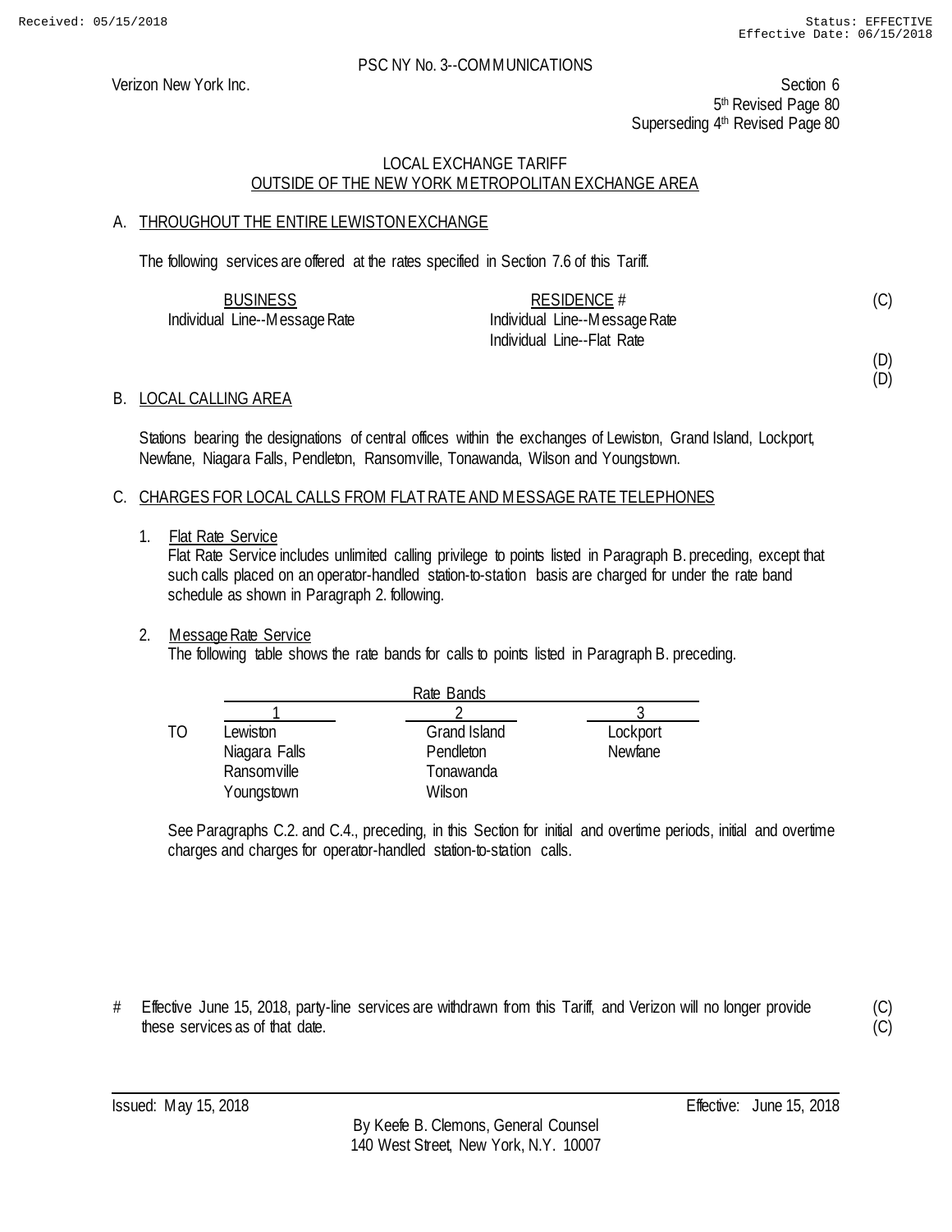PSC NY No. 3--COMMUNICATIONS

Verizon New York Inc.

Section 6
5th Revised Page 80
Superseding 4th Revised Page 80

LOCAL EXCHANGE TARIFF
OUTSIDE OF THE NEW YORK METROPOLITAN EXCHANGE AREA

## A. THROUGHOUT THE ENTIRE LEWISTON EXCHANGE

The following services are offered at the rates specified in Section 7.6 of this Tariff.

| BUSINESS | RESIDENCE # | |
|---|---|---|
| Individual Line--Message Rate | Individual Line--Message Rate | (C) |
| | Individual Line--Flat Rate | |
| | | (D) |
| | | (D) |

## B. LOCAL CALLING AREA

Stations bearing the designations of central offices within the exchanges of Lewiston, Grand Island, Lockport, Newfane, Niagara Falls, Pendleton, Ransomville, Tonawanda, Wilson and Youngstown.

## C. CHARGES FOR LOCAL CALLS FROM FLAT RATE AND MESSAGE RATE TELEPHONES

1. Flat Rate Service
   Flat Rate Service includes unlimited calling privilege to points listed in Paragraph B. preceding, except that such calls placed on an operator-handled station-to-station basis are charged for under the rate band schedule as shown in Paragraph 2. following.

2. Message Rate Service
   The following table shows the rate bands for calls to points listed in Paragraph B. preceding.

| | Rate Bands | | |
|---|---|---|---|
| | 1 | 2 | 3 |
| TO | Lewiston | Grand Island | Lockport |
| | Niagara Falls | Pendleton | Newfane |
| | Ransomville | Tonawanda | |
| | Youngstown | Wilson | |

See Paragraphs C.2. and C.4., preceding, in this Section for initial and overtime periods, initial and overtime charges and charges for operator-handled station-to-station calls.

# Effective June 15, 2018, party-line services are withdrawn from this Tariff, and Verizon will no longer provide these services as of that date. (C)(C)

Issued: May 15, 2018 Effective: June 15, 2018

By Keefe B. Clemons, General Counsel
140 West Street, New York, N.Y. 10007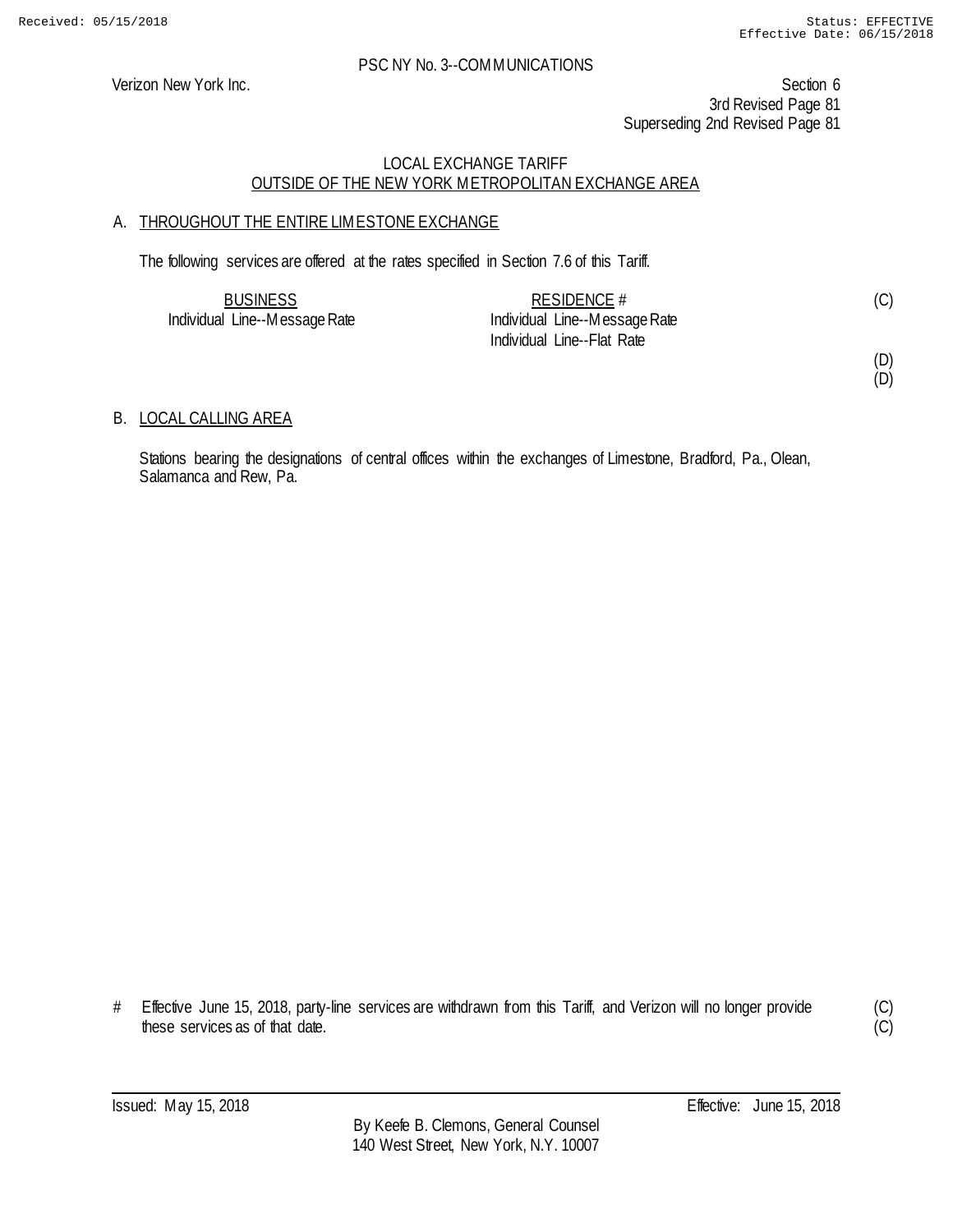PSC NY No. 3--COMMUNICATIONS

Verizon New York Inc.

Section 6
3rd Revised Page 81
Superseding 2nd Revised Page 81

LOCAL EXCHANGE TARIFF
OUTSIDE OF THE NEW YORK METROPOLITAN EXCHANGE AREA

A. THROUGHOUT THE ENTIRE LIMESTONE EXCHANGE

The following services are offered at the rates specified in Section 7.6 of this Tariff.

| BUSINESS | RESIDENCE # | |
|---|---|---|
| Individual Line--Message Rate | Individual Line--Message Rate | (C) |
| | Individual Line--Flat Rate | |
| | | (D) |
| | | (D) |

B. LOCAL CALLING AREA

Stations bearing the designations of central offices within the exchanges of Limestone, Bradford, Pa., Olean, Salamanca and Rew, Pa.

\# Effective June 15, 2018, party-line services are withdrawn from this Tariff, and Verizon will no longer provide these services as of that date. (C) (C)

Issued: May 15, 2018 Effective: June 15, 2018

By Keefe B. Clemons, General Counsel
140 West Street, New York, N.Y. 10007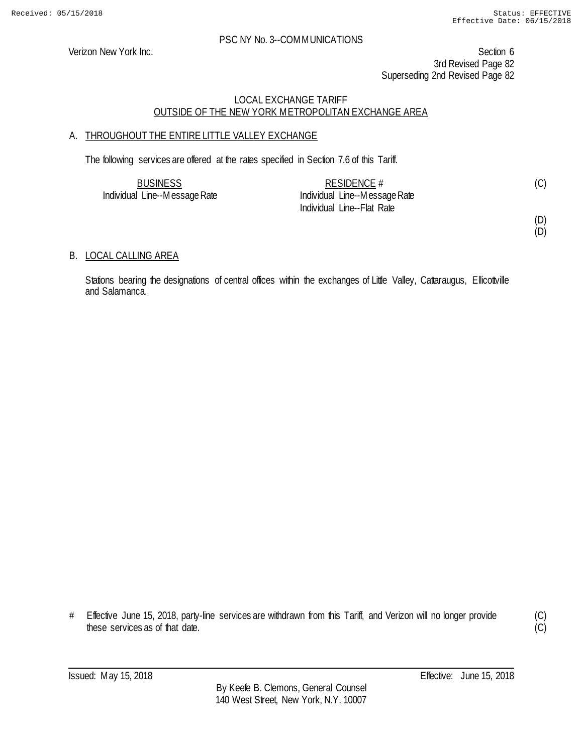PSC NY No. 3--COMMUNICATIONS

Verizon New York Inc.

Section 6
3rd Revised Page 82
Superseding 2nd Revised Page 82

## LOCAL EXCHANGE TARIFF
## OUTSIDE OF THE NEW YORK METROPOLITAN EXCHANGE AREA

### A. THROUGHOUT THE ENTIRE LITTLE VALLEY EXCHANGE

The following services are offered at the rates specified in Section 7.6 of this Tariff.

| BUSINESS | RESIDENCE # | |
|---|---|---|
| Individual Line--Message Rate | Individual Line--Message Rate | (C) |
| | Individual Line--Flat Rate | |
| | | (D) |
| | | (D) |

### B. LOCAL CALLING AREA

Stations bearing the designations of central offices within the exchanges of Little Valley, Cattaraugus, Ellicottville and Salamanca.

# Effective June 15, 2018, party-line services are withdrawn from this Tariff, and Verizon will no longer provide these services as of that date. (C)
(C)

Issued: May 15, 2018

Effective: June 15, 2018

By Keefe B. Clemons, General Counsel
140 West Street, New York, N.Y. 10007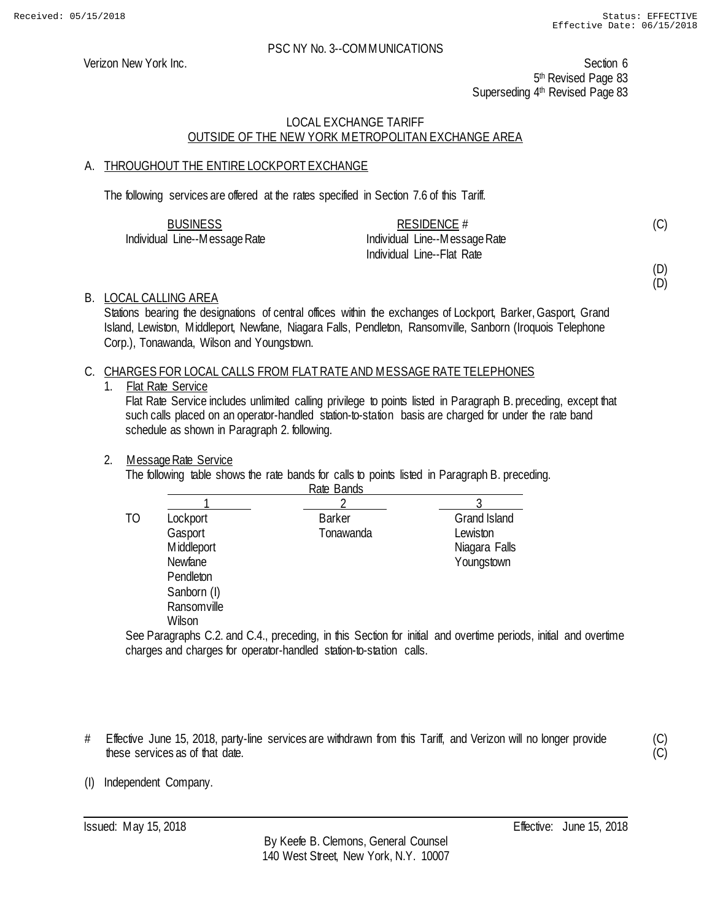PSC NY No. 3--COMMUNICATIONS

Verizon New York Inc.

Section 6
5th Revised Page 83
Superseding 4th Revised Page 83

LOCAL EXCHANGE TARIFF
OUTSIDE OF THE NEW YORK METROPOLITAN EXCHANGE AREA

A. THROUGHOUT THE ENTIRE LOCKPORT EXCHANGE

The following services are offered at the rates specified in Section 7.6 of this Tariff.

| BUSINESS | RESIDENCE # | |
|---|---|---|
| Individual Line--Message Rate | Individual Line--Message Rate | (C) |
| | Individual Line--Flat Rate | |
| | | (D) |
| | | (D) |

B. LOCAL CALLING AREA

Stations bearing the designations of central offices within the exchanges of Lockport, Barker, Gasport, Grand Island, Lewiston, Middleport, Newfane, Niagara Falls, Pendleton, Ransomville, Sanborn (Iroquois Telephone Corp.), Tonawanda, Wilson and Youngstown.

C. CHARGES FOR LOCAL CALLS FROM FLAT RATE AND MESSAGE RATE TELEPHONES

1. Flat Rate Service

   Flat Rate Service includes unlimited calling privilege to points listed in Paragraph B. preceding, except that such calls placed on an operator-handled station-to-station basis are charged for under the rate band schedule as shown in Paragraph 2. following.

2. Message Rate Service

   The following table shows the rate bands for calls to points listed in Paragraph B. preceding.

| | Rate Bands | | |
|---|---|---|---|
| | 1 | 2 | 3 |
| TO | Lockport | Barker | Grand Island |
| | Gasport | Tonawanda | Lewiston |
| | Middleport | | Niagara Falls |
| | Newfane | | Youngstown |
| | Pendleton | | |
| | Sanborn (I) | | |
| | Ransomville | | |
| | Wilson | | |

   See Paragraphs C.2. and C.4., preceding, in this Section for initial and overtime periods, initial and overtime charges and charges for operator-handled station-to-station calls.

# Effective June 15, 2018, party-line services are withdrawn from this Tariff, and Verizon will no longer provide these services as of that date. (C)(C)

(I) Independent Company.

Issued: May 15, 2018

Effective: June 15, 2018

By Keefe B. Clemons, General Counsel
140 West Street, New York, N.Y. 10007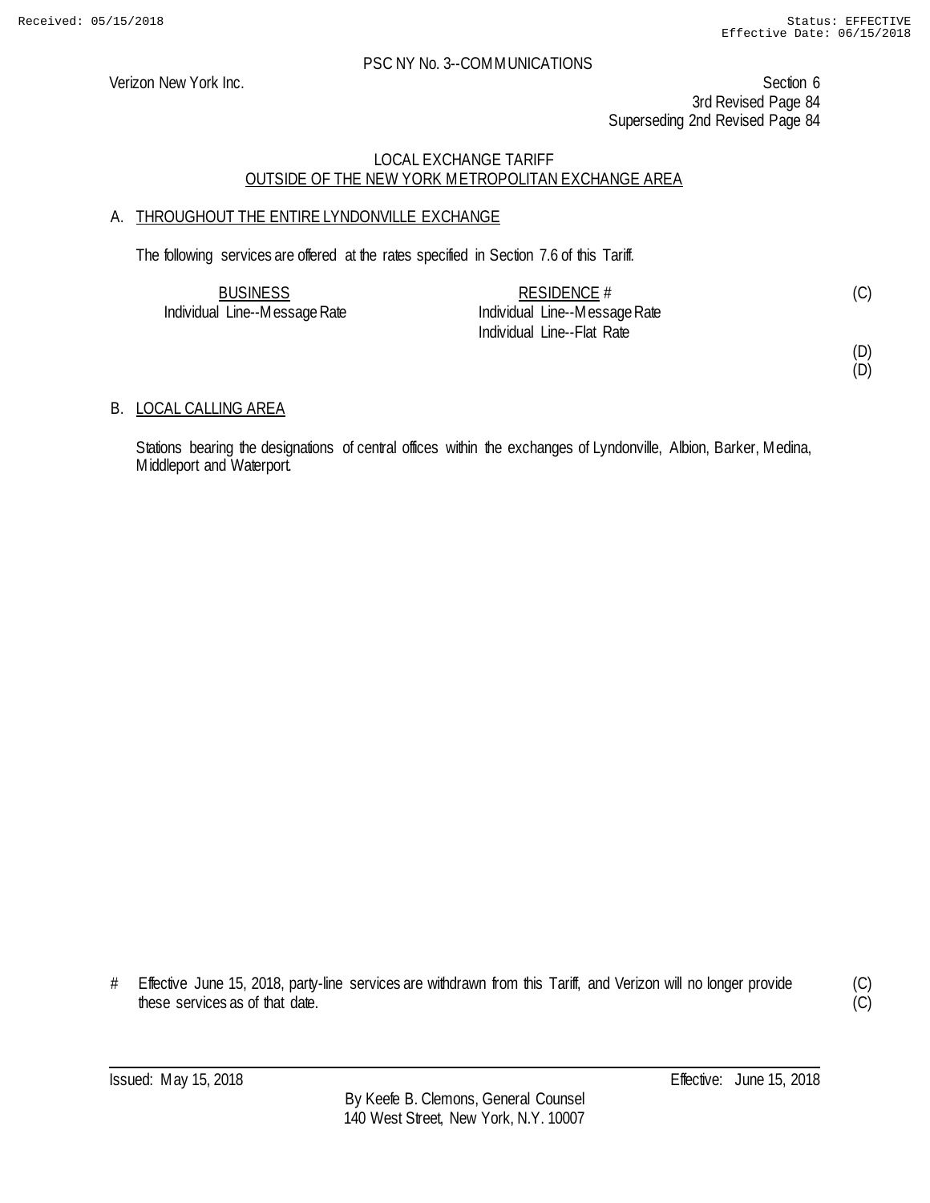PSC NY No. 3--COMMUNICATIONS

Verizon New York Inc.

Section 6
3rd Revised Page 84
Superseding 2nd Revised Page 84

## LOCAL EXCHANGE TARIFF
## OUTSIDE OF THE NEW YORK METROPOLITAN EXCHANGE AREA

### A. THROUGHOUT THE ENTIRE LYNDONVILLE EXCHANGE

The following services are offered at the rates specified in Section 7.6 of this Tariff.

| BUSINESS | RESIDENCE # | |
|---|---|---|
| Individual Line--Message Rate | Individual Line--Message Rate | (C) |
| | Individual Line--Flat Rate | |
| | | (D) |
| | | (D) |

### B. LOCAL CALLING AREA

Stations bearing the designations of central offices within the exchanges of Lyndonville, Albion, Barker, Medina, Middleport and Waterport.

\# Effective June 15, 2018, party-line services are withdrawn from this Tariff, and Verizon will no longer provide these services as of that date. (C)
(C)

Issued: May 15, 2018

Effective: June 15, 2018

By Keefe B. Clemons, General Counsel
140 West Street, New York, N.Y. 10007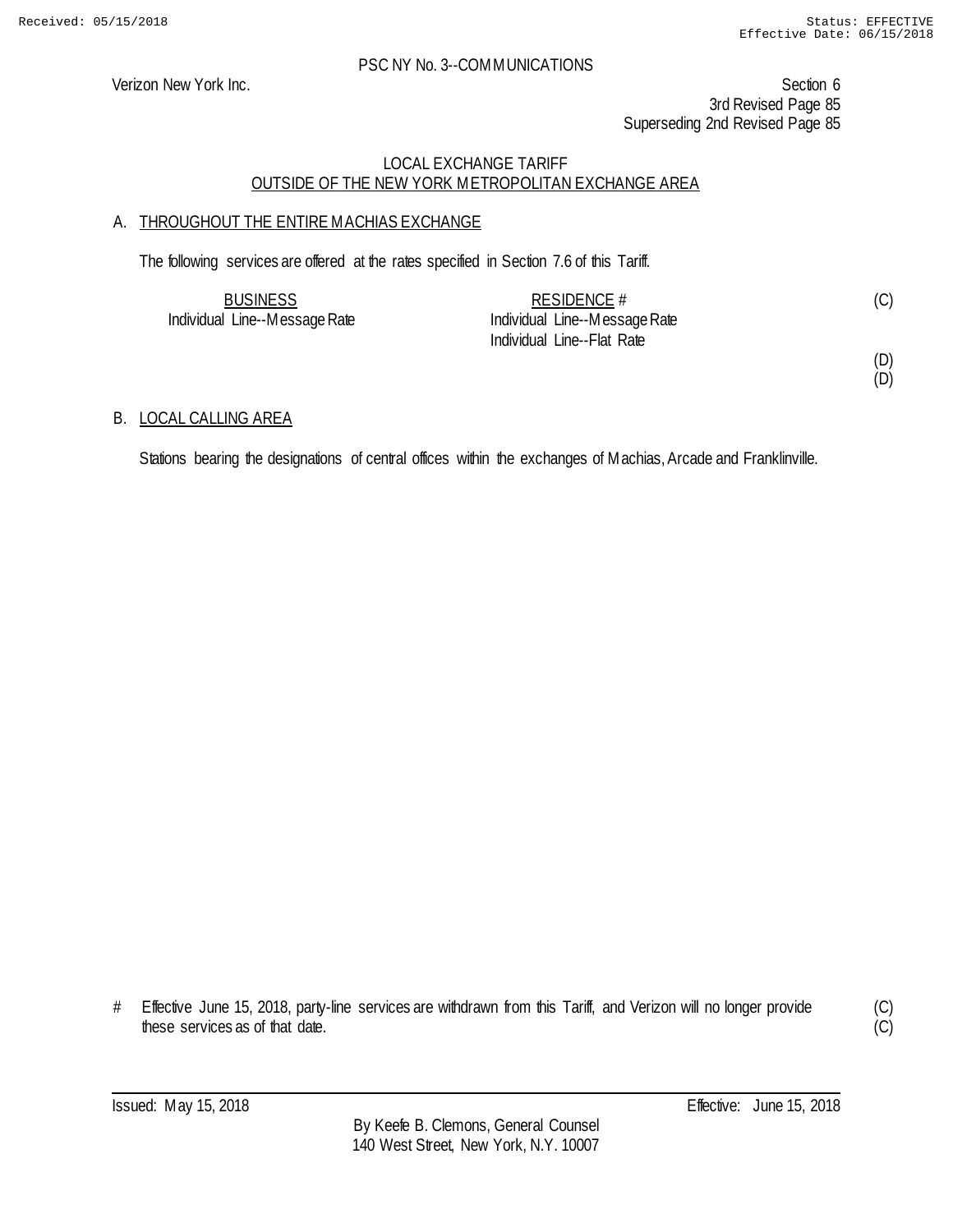PSC NY No. 3--COMMUNICATIONS

Verizon New York Inc.

Section 6
3rd Revised Page 85
Superseding 2nd Revised Page 85

LOCAL EXCHANGE TARIFF
OUTSIDE OF THE NEW YORK METROPOLITAN EXCHANGE AREA

## A. THROUGHOUT THE ENTIRE MACHIAS EXCHANGE

The following services are offered at the rates specified in Section 7.6 of this Tariff.

| BUSINESS | RESIDENCE # | |
|---|---|---|
| Individual Line--Message Rate | Individual Line--Message Rate | (C) |
| | Individual Line--Flat Rate | |
| | | (D) |
| | | (D) |

## B. LOCAL CALLING AREA

Stations bearing the designations of central offices within the exchanges of Machias, Arcade and Franklinville.

\# Effective June 15, 2018, party-line services are withdrawn from this Tariff, and Verizon will no longer provide these services as of that date. (C)
(C)

Issued: May 15, 2018 Effective: June 15, 2018

By Keefe B. Clemons, General Counsel
140 West Street, New York, N.Y. 10007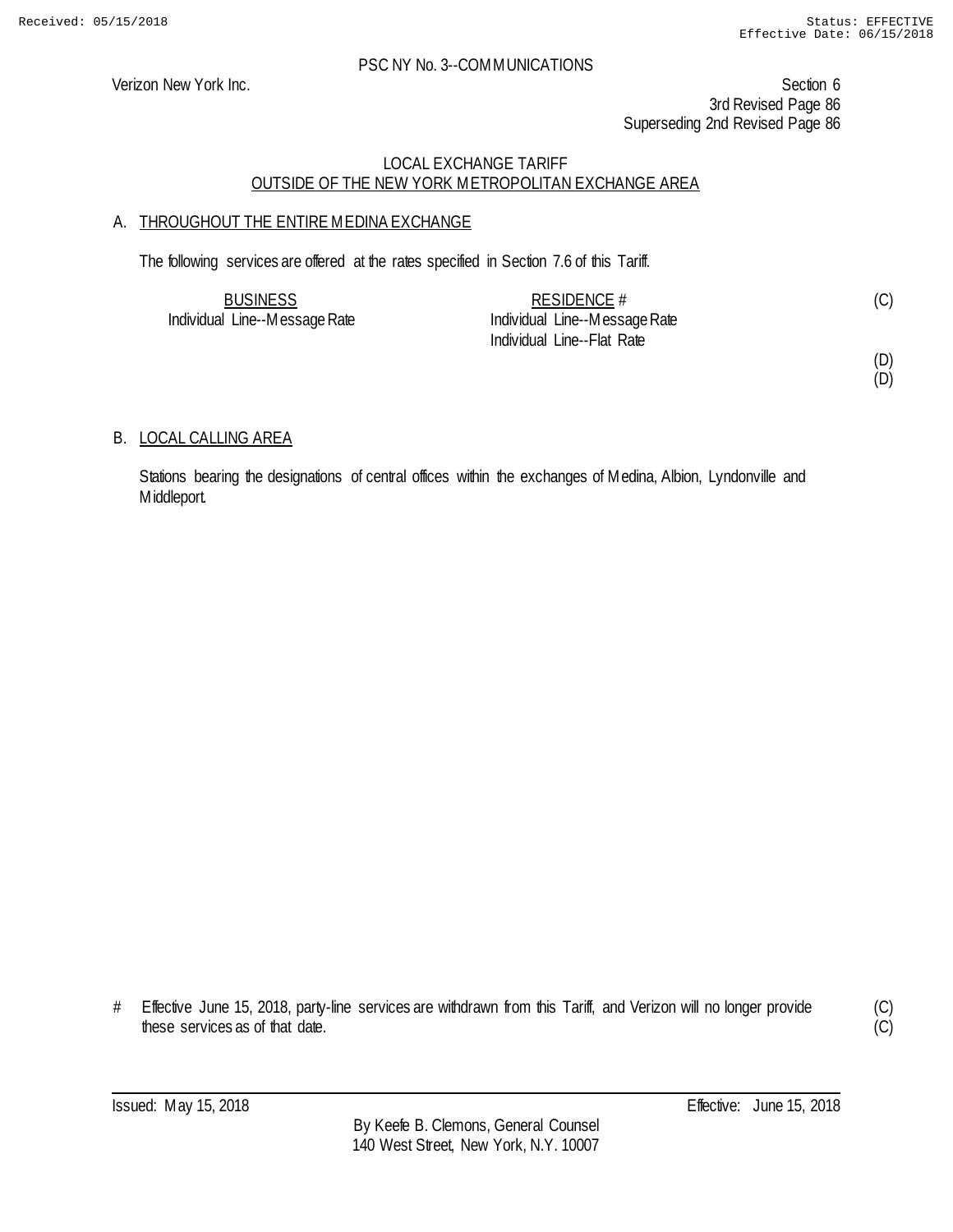PSC NY No. 3--COMMUNICATIONS

Verizon New York Inc.

Section 6
3rd Revised Page 86
Superseding 2nd Revised Page 86

LOCAL EXCHANGE TARIFF
OUTSIDE OF THE NEW YORK METROPOLITAN EXCHANGE AREA

## A. THROUGHOUT THE ENTIRE MEDINA EXCHANGE

The following services are offered at the rates specified in Section 7.6 of this Tariff.

| BUSINESS | RESIDENCE # | |
|---|---|---|
| Individual Line--Message Rate | Individual Line--Message Rate | (C) |
| | Individual Line--Flat Rate | |
| | | (D) |
| | | (D) |

## B. LOCAL CALLING AREA

Stations bearing the designations of central offices within the exchanges of Medina, Albion, Lyndonville and Middleport.

\# Effective June 15, 2018, party-line services are withdrawn from this Tariff, and Verizon will no longer provide these services as of that date. (C)
(C)

Issued: May 15, 2018

Effective: June 15, 2018

By Keefe B. Clemons, General Counsel
140 West Street, New York, N.Y. 10007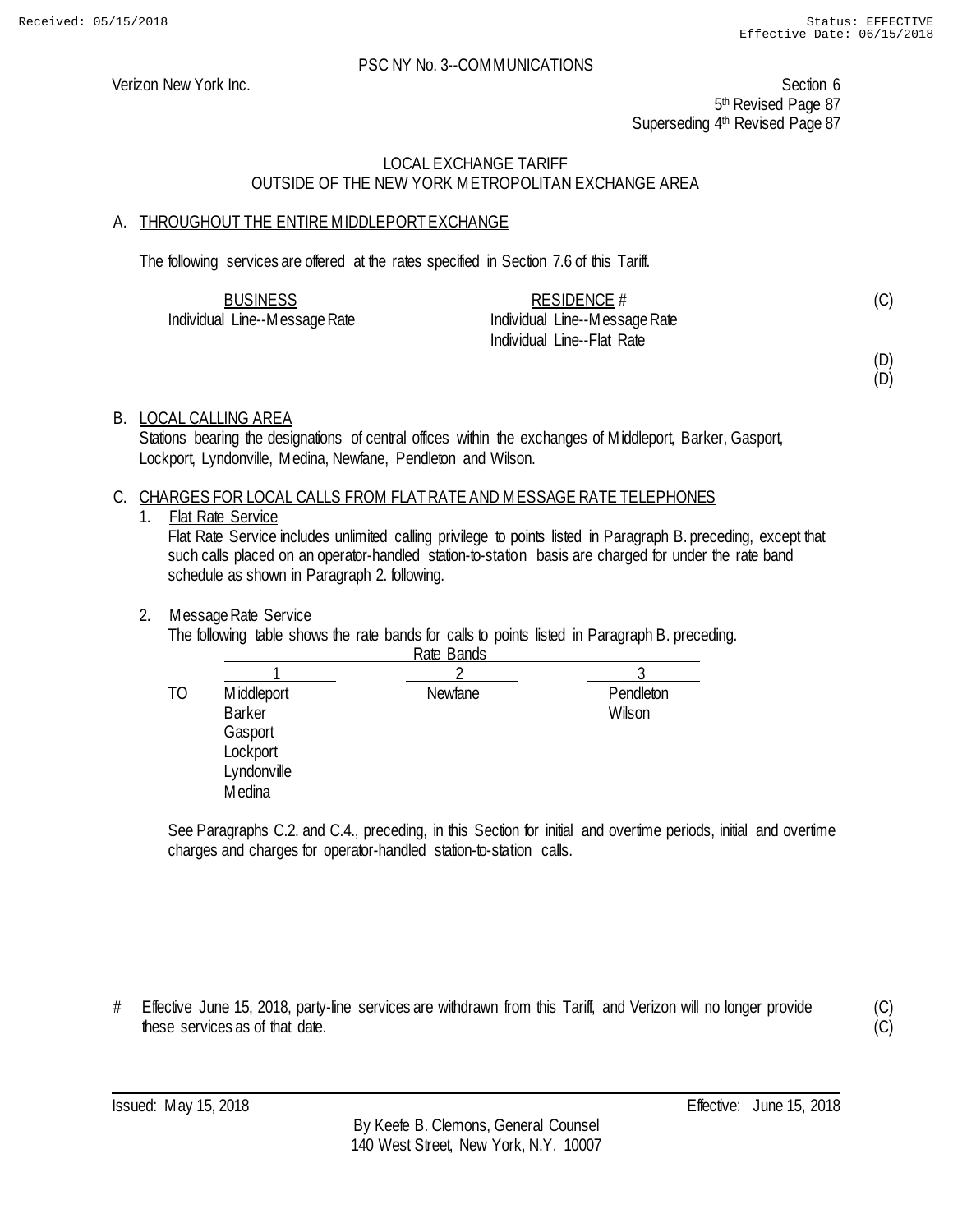PSC NY No. 3--COMMUNICATIONS

Verizon New York Inc.

Section 6
5th Revised Page 87
Superseding 4th Revised Page 87

LOCAL EXCHANGE TARIFF
OUTSIDE OF THE NEW YORK METROPOLITAN EXCHANGE AREA

A. THROUGHOUT THE ENTIRE MIDDLEPORT EXCHANGE

The following services are offered at the rates specified in Section 7.6 of this Tariff.

| BUSINESS | RESIDENCE # | |
|---|---|---|
| Individual Line--Message Rate | Individual Line--Message Rate | (C) |
| | Individual Line--Flat Rate | |
| | | (D) |
| | | (D) |

B. LOCAL CALLING AREA

Stations bearing the designations of central offices within the exchanges of Middleport, Barker, Gasport, Lockport, Lyndonville, Medina, Newfane, Pendleton and Wilson.

C. CHARGES FOR LOCAL CALLS FROM FLAT RATE AND MESSAGE RATE TELEPHONES

1. Flat Rate Service

   Flat Rate Service includes unlimited calling privilege to points listed in Paragraph B. preceding, except that such calls placed on an operator-handled station-to-station basis are charged for under the rate band schedule as shown in Paragraph 2. following.

2. Message Rate Service

   The following table shows the rate bands for calls to points listed in Paragraph B. preceding.

| | Rate Bands | | |
|---|---|---|---|
| | 1 | 2 | 3 |
| TO | Middleport | Newfane | Pendleton |
| | Barker | | Wilson |
| | Gasport | | |
| | Lockport | | |
| | Lyndonville | | |
| | Medina | | |

   See Paragraphs C.2. and C.4., preceding, in this Section for initial and overtime periods, initial and overtime charges and charges for operator-handled station-to-station calls.

# Effective June 15, 2018, party-line services are withdrawn from this Tariff, and Verizon will no longer provide these services as of that date. (C)(C)

Issued: May 15, 2018 Effective: June 15, 2018

By Keefe B. Clemons, General Counsel
140 West Street, New York, N.Y. 10007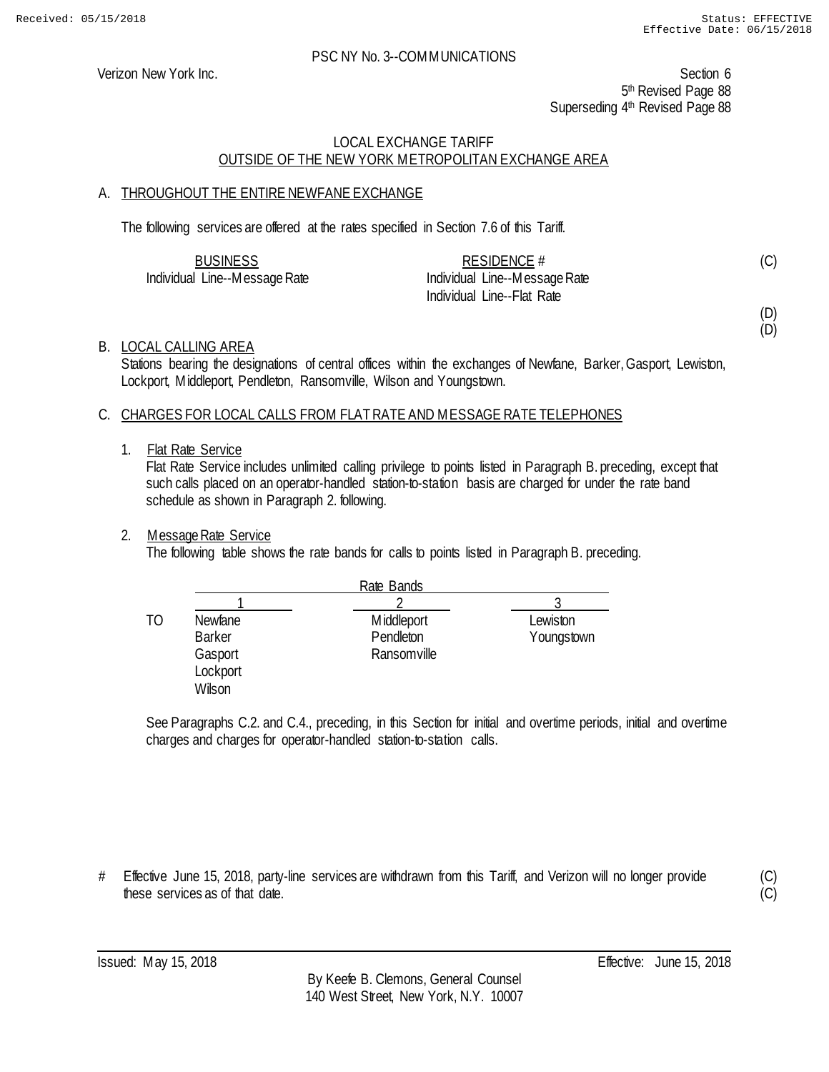PSC NY No. 3--COMMUNICATIONS

Verizon New York Inc.

Section 6
5th Revised Page 88
Superseding 4th Revised Page 88

## LOCAL EXCHANGE TARIFF
## OUTSIDE OF THE NEW YORK METROPOLITAN EXCHANGE AREA

### A. THROUGHOUT THE ENTIRE NEWFANE EXCHANGE

The following services are offered at the rates specified in Section 7.6 of this Tariff.

| BUSINESS | RESIDENCE # | |
|---|---|---|
| Individual Line--Message Rate | Individual Line--Message Rate | (C) |
| | Individual Line--Flat Rate | |
| | | (D) |
| | | (D) |

### B. LOCAL CALLING AREA

Stations bearing the designations of central offices within the exchanges of Newfane, Barker, Gasport, Lewiston, Lockport, Middleport, Pendleton, Ransomville, Wilson and Youngstown.

### C. CHARGES FOR LOCAL CALLS FROM FLAT RATE AND MESSAGE RATE TELEPHONES

1. Flat Rate Service
   Flat Rate Service includes unlimited calling privilege to points listed in Paragraph B. preceding, except that such calls placed on an operator-handled station-to-station basis are charged for under the rate band schedule as shown in Paragraph 2. following.

2. Message Rate Service
   The following table shows the rate bands for calls to points listed in Paragraph B. preceding.

| | Rate Bands | | |
|---|---|---|---|
| | 1 | 2 | 3 |
| TO | Newfane | Middleport | Lewiston |
| | Barker | Pendleton | Youngstown |
| | Gasport | Ransomville | |
| | Lockport | | |
| | Wilson | | |

See Paragraphs C.2. and C.4., preceding, in this Section for initial and overtime periods, initial and overtime charges and charges for operator-handled station-to-station calls.

\# Effective June 15, 2018, party-line services are withdrawn from this Tariff, and Verizon will no longer provide these services as of that date. (C)

Issued: May 15, 2018

Effective: June 15, 2018

By Keefe B. Clemons, General Counsel
140 West Street, New York, N.Y. 10007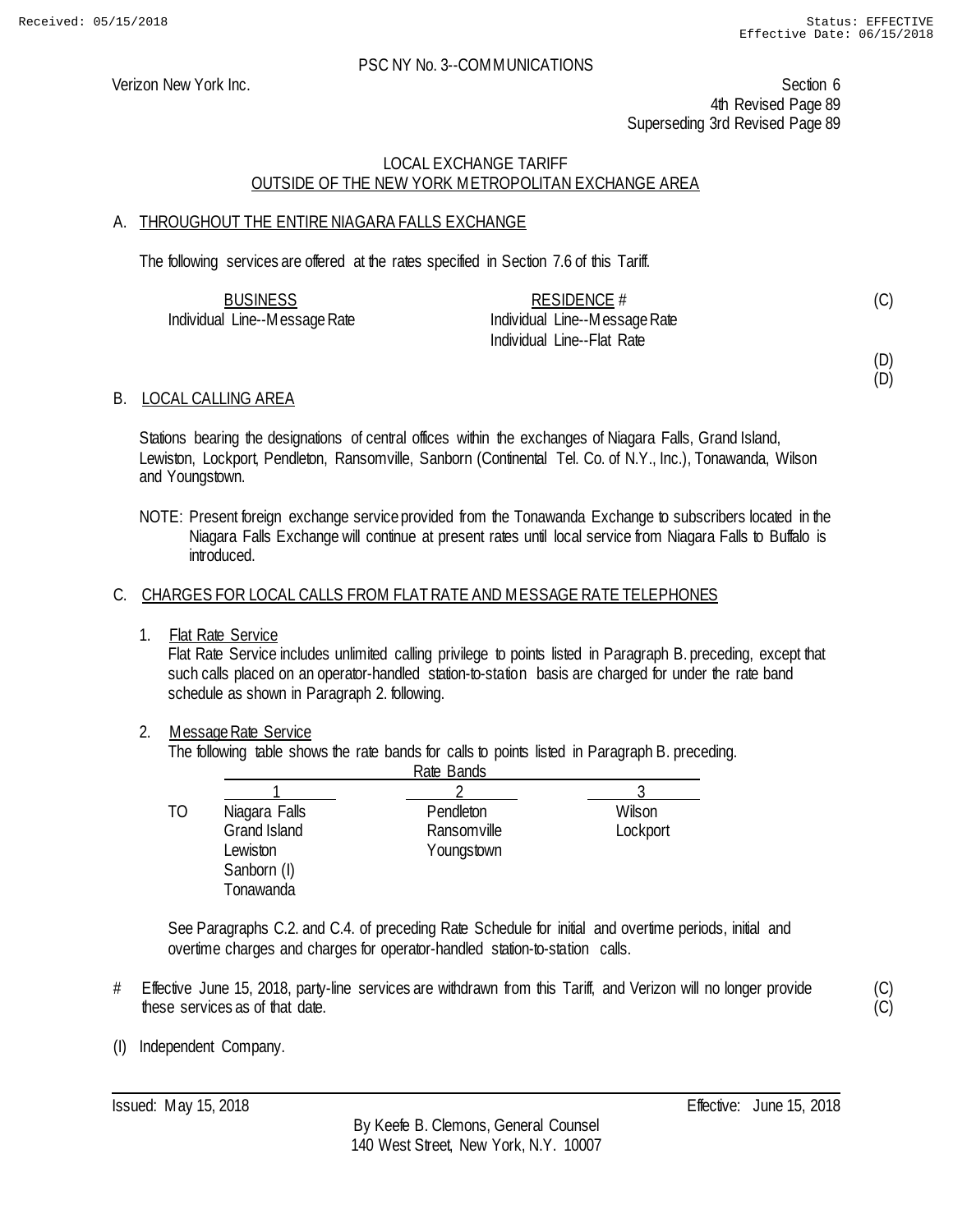PSC NY No. 3--COMMUNICATIONS

Verizon New York Inc.

Section 6
4th Revised Page 89
Superseding 3rd Revised Page 89

LOCAL EXCHANGE TARIFF
OUTSIDE OF THE NEW YORK METROPOLITAN EXCHANGE AREA

A. THROUGHOUT THE ENTIRE NIAGARA FALLS EXCHANGE

The following services are offered at the rates specified in Section 7.6 of this Tariff.

| BUSINESS | RESIDENCE # | |
|---|---|---|
| Individual Line--Message Rate | Individual Line--Message Rate | (C) |
| | Individual Line--Flat Rate | |
| | | (D) |
| | | (D) |

B. LOCAL CALLING AREA

Stations bearing the designations of central offices within the exchanges of Niagara Falls, Grand Island, Lewiston, Lockport, Pendleton, Ransomville, Sanborn (Continental Tel. Co. of N.Y., Inc.), Tonawanda, Wilson and Youngstown.

NOTE: Present foreign exchange service provided from the Tonawanda Exchange to subscribers located in the Niagara Falls Exchange will continue at present rates until local service from Niagara Falls to Buffalo is introduced.

C. CHARGES FOR LOCAL CALLS FROM FLAT RATE AND MESSAGE RATE TELEPHONES

1. Flat Rate Service
   Flat Rate Service includes unlimited calling privilege to points listed in Paragraph B. preceding, except that such calls placed on an operator-handled station-to-station basis are charged for under the rate band schedule as shown in Paragraph 2. following.

2. Message Rate Service
   The following table shows the rate bands for calls to points listed in Paragraph B. preceding.

| | Rate Bands | | |
|---|---|---|---|
| | 1 | 2 | 3 |
| TO | Niagara Falls | Pendleton | Wilson |
| | Grand Island | Ransomville | Lockport |
| | Lewiston | Youngstown | |
| | Sanborn (I) | | |
| | Tonawanda | | |

See Paragraphs C.2. and C.4. of preceding Rate Schedule for initial and overtime periods, initial and overtime charges and charges for operator-handled station-to-station calls.

# Effective June 15, 2018, party-line services are withdrawn from this Tariff, and Verizon will no longer provide these services as of that date. (C) (C)

(I) Independent Company.

Issued: May 15, 2018

Effective: June 15, 2018

By Keefe B. Clemons, General Counsel
140 West Street, New York, N.Y. 10007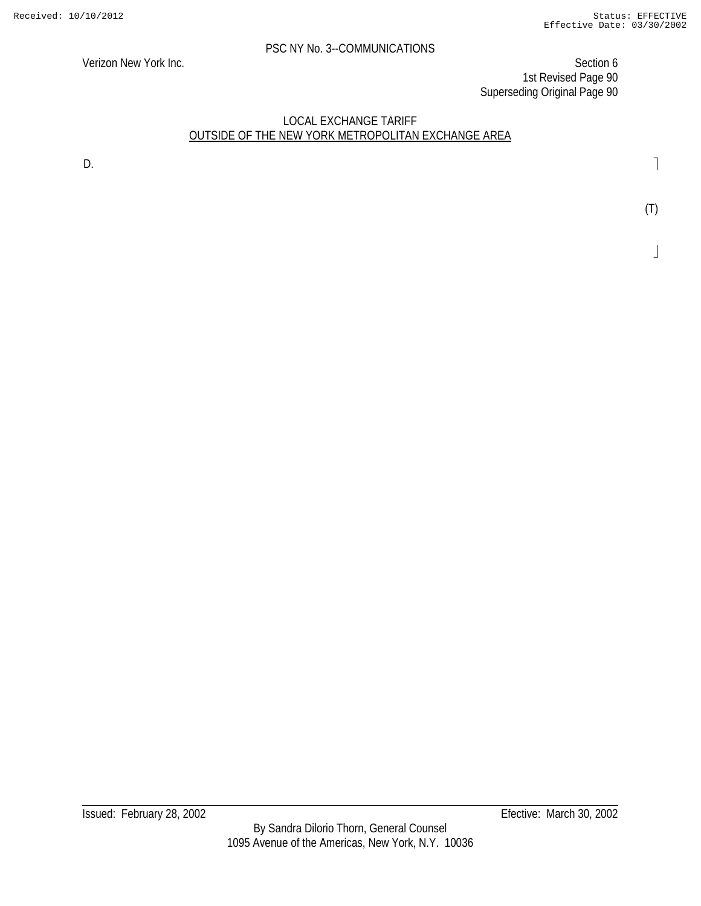PSC NY No. 3--COMMUNICATIONS

Verizon New York Inc.

Section 6
1st Revised Page 90
Superseding Original Page 90

LOCAL EXCHANGE TARIFF
OUTSIDE OF THE NEW YORK METROPOLITAN EXCHANGE AREA

D.

(T)

Issued: February 28, 2002

Efective: March 30, 2002

By Sandra Dilorio Thorn, General Counsel
1095 Avenue of the Americas, New York, N.Y. 10036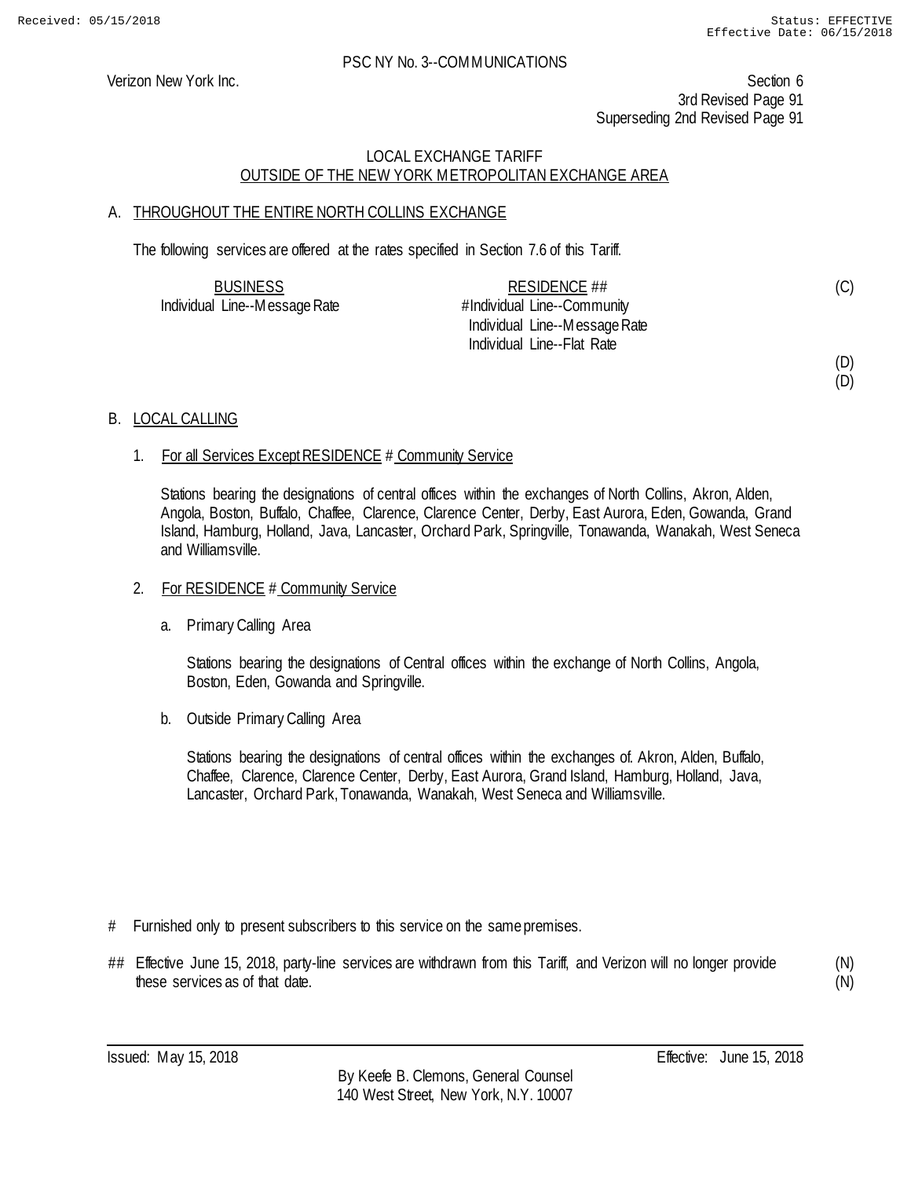Verizon New York Inc.

PSC NY No. 3--COMMUNICATIONS

Section 6
3rd Revised Page 91
Superseding 2nd Revised Page 91

LOCAL EXCHANGE TARIFF
OUTSIDE OF THE NEW YORK METROPOLITAN EXCHANGE AREA

## A. THROUGHOUT THE ENTIRE NORTH COLLINS EXCHANGE

The following services are offered at the rates specified in Section 7.6 of this Tariff.

| BUSINESS | RESIDENCE ## | |
|---|---|---|
| Individual Line--Message Rate | # Individual Line--Community | (C) |
| | Individual Line--Message Rate | |
| | Individual Line--Flat Rate | |
| | | (D) |
| | | (D) |

## B. LOCAL CALLING

1. For all Services Except RESIDENCE # Community Service

   Stations bearing the designations of central offices within the exchanges of North Collins, Akron, Alden, Angola, Boston, Buffalo, Chaffee, Clarence, Clarence Center, Derby, East Aurora, Eden, Gowanda, Grand Island, Hamburg, Holland, Java, Lancaster, Orchard Park, Springville, Tonawanda, Wanakah, West Seneca and Williamsville.

2. For RESIDENCE # Community Service

   a. Primary Calling Area

      Stations bearing the designations of Central offices within the exchange of North Collins, Angola, Boston, Eden, Gowanda and Springville.

   b. Outside Primary Calling Area

      Stations bearing the designations of central offices within the exchanges of. Akron, Alden, Buffalo, Chaffee, Clarence, Clarence Center, Derby, East Aurora, Grand Island, Hamburg, Holland, Java, Lancaster, Orchard Park, Tonawanda, Wanakah, West Seneca and Williamsville.

# Furnished only to present subscribers to this service on the same premises.

## Effective June 15, 2018, party-line services are withdrawn from this Tariff, and Verizon will no longer provide these services as of that date. (N) (N)

Issued: May 15, 2018

Effective: June 15, 2018

By Keefe B. Clemons, General Counsel
140 West Street, New York, N.Y. 10007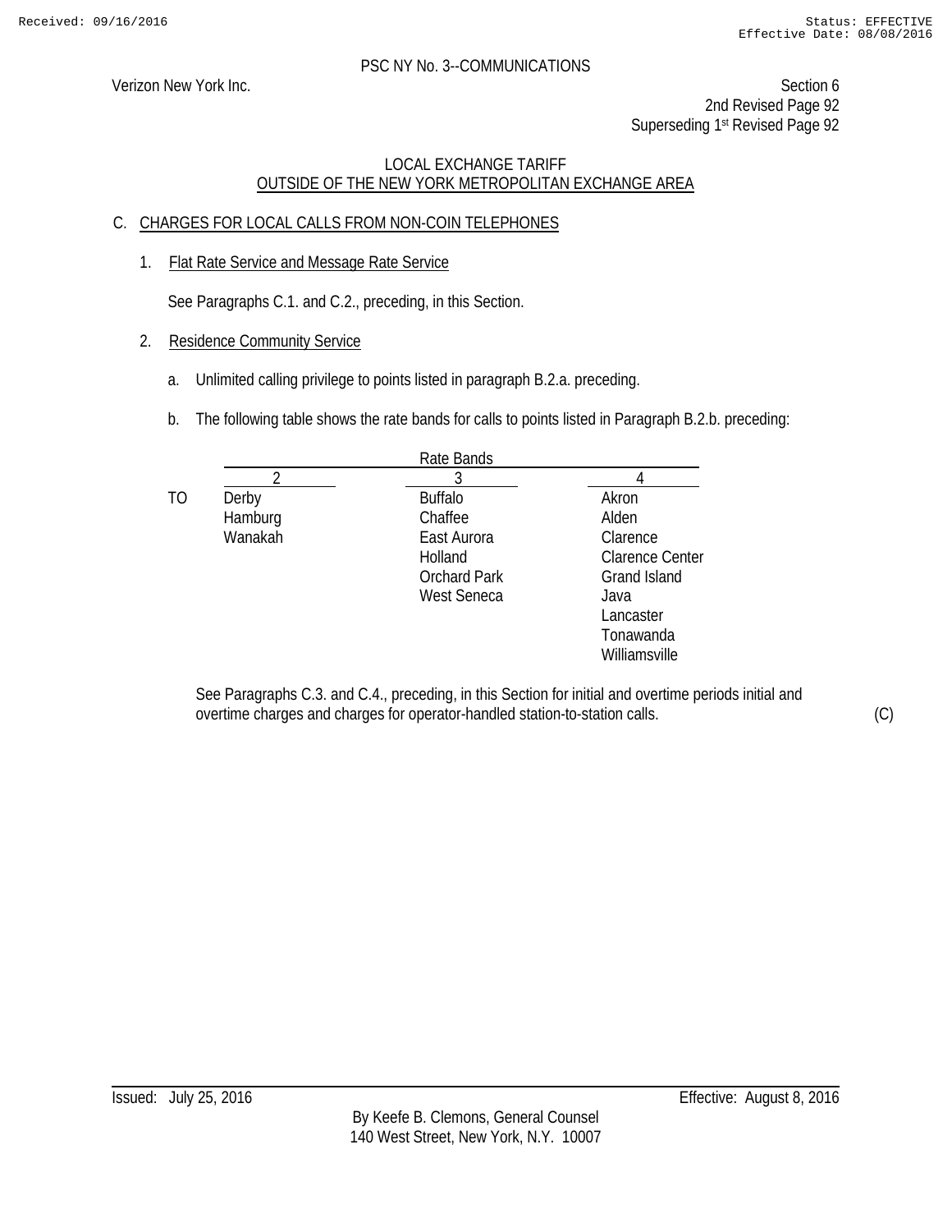PSC NY No. 3--COMMUNICATIONS

Verizon New York Inc.

Section 6
2nd Revised Page 92
Superseding 1st Revised Page 92

LOCAL EXCHANGE TARIFF
OUTSIDE OF THE NEW YORK METROPOLITAN EXCHANGE AREA

C. CHARGES FOR LOCAL CALLS FROM NON-COIN TELEPHONES

1. Flat Rate Service and Message Rate Service

   See Paragraphs C.1. and C.2., preceding, in this Section.

2. Residence Community Service

   a. Unlimited calling privilege to points listed in paragraph B.2.a. preceding.

   b. The following table shows the rate bands for calls to points listed in Paragraph B.2.b. preceding:

| | Rate Bands | | |
|---|---|---|---|
| | 2 | 3 | 4 |
| TO | Derby | Buffalo | Akron |
| | Hamburg | Chaffee | Alden |
| | Wanakah | East Aurora | Clarence |
| | | Holland | Clarence Center |
| | | Orchard Park | Grand Island |
| | | West Seneca | Java |
| | | | Lancaster |
| | | | Tonawanda |
| | | | Williamsville |

   See Paragraphs C.3. and C.4., preceding, in this Section for initial and overtime periods initial and overtime charges and charges for operator-handled station-to-station calls. (C)

Issued: July 25, 2016

Effective: August 8, 2016

By Keefe B. Clemons, General Counsel
140 West Street, New York, N.Y. 10007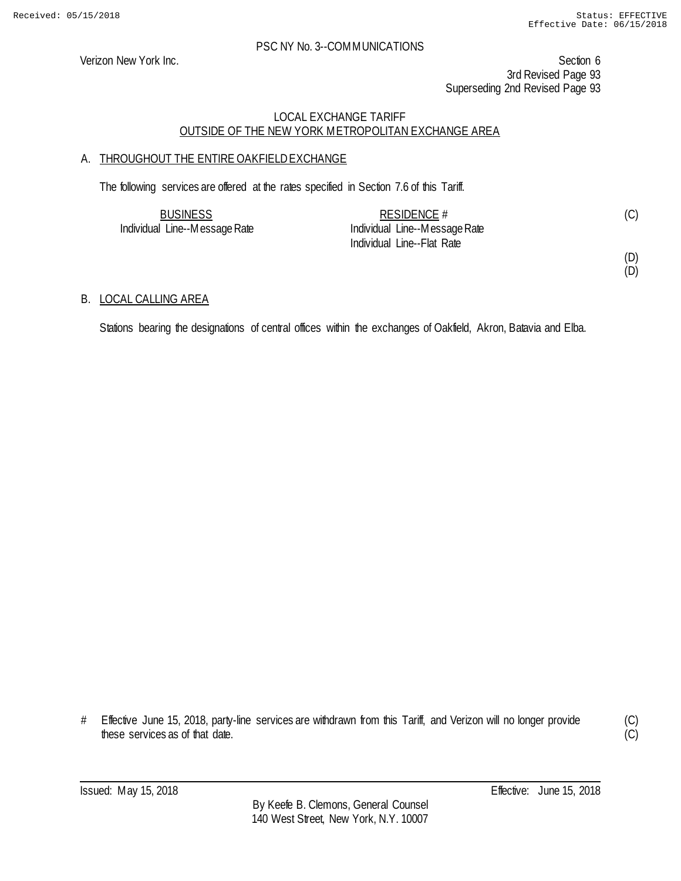PSC NY No. 3--COMMUNICATIONS

Verizon New York Inc.

Section 6
3rd Revised Page 93
Superseding 2nd Revised Page 93

LOCAL EXCHANGE TARIFF
OUTSIDE OF THE NEW YORK METROPOLITAN EXCHANGE AREA

## A. THROUGHOUT THE ENTIRE OAKFIELD EXCHANGE

The following services are offered at the rates specified in Section 7.6 of this Tariff.

| BUSINESS | RESIDENCE # | |
|---|---|---|
| Individual Line--Message Rate | Individual Line--Message Rate | (C) |
| | Individual Line--Flat Rate | |
| | | (D) |
| | | (D) |

## B. LOCAL CALLING AREA

Stations bearing the designations of central offices within the exchanges of Oakfield, Akron, Batavia and Elba.

# Effective June 15, 2018, party-line services are withdrawn from this Tariff, and Verizon will no longer provide these services as of that date. (C) (C)

Issued: May 15, 2018

Effective: June 15, 2018

By Keefe B. Clemons, General Counsel
140 West Street, New York, N.Y. 10007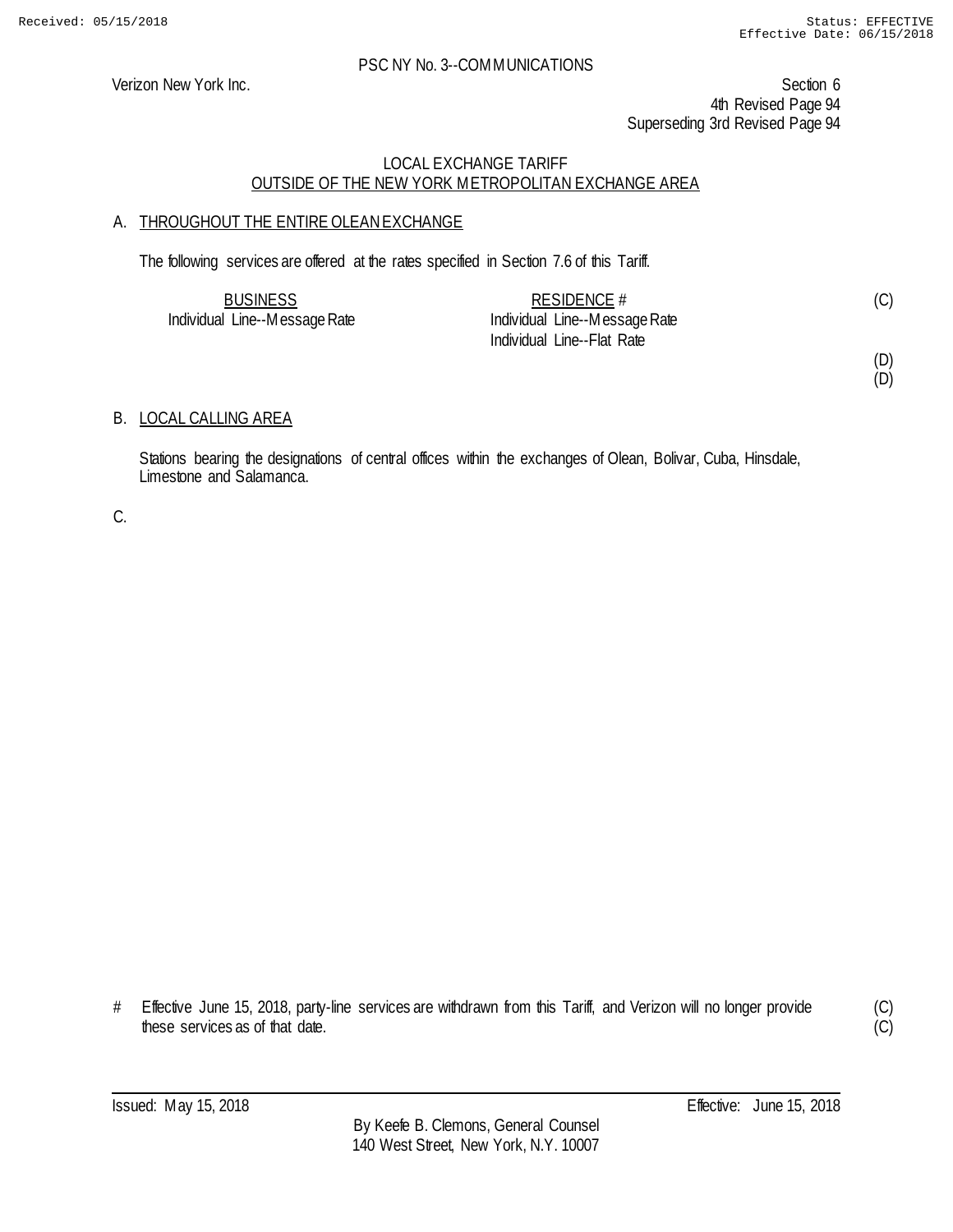PSC NY No. 3--COMMUNICATIONS

Verizon New York Inc.

Section 6
4th Revised Page 94
Superseding 3rd Revised Page 94

LOCAL EXCHANGE TARIFF
OUTSIDE OF THE NEW YORK METROPOLITAN EXCHANGE AREA

A. THROUGHOUT THE ENTIRE OLEAN EXCHANGE

The following services are offered at the rates specified in Section 7.6 of this Tariff.

| BUSINESS | RESIDENCE # | |
|---|---|---|
| Individual Line--Message Rate | Individual Line--Message Rate | (C) |
| | Individual Line--Flat Rate | |
| | | (D) |
| | | (D) |

B. LOCAL CALLING AREA

Stations bearing the designations of central offices within the exchanges of Olean, Bolivar, Cuba, Hinsdale, Limestone and Salamanca.

C.

# Effective June 15, 2018, party-line services are withdrawn from this Tariff, and Verizon will no longer provide these services as of that date. (C)
(C)

Issued: May 15, 2018 Effective: June 15, 2018

By Keefe B. Clemons, General Counsel
140 West Street, New York, N.Y. 10007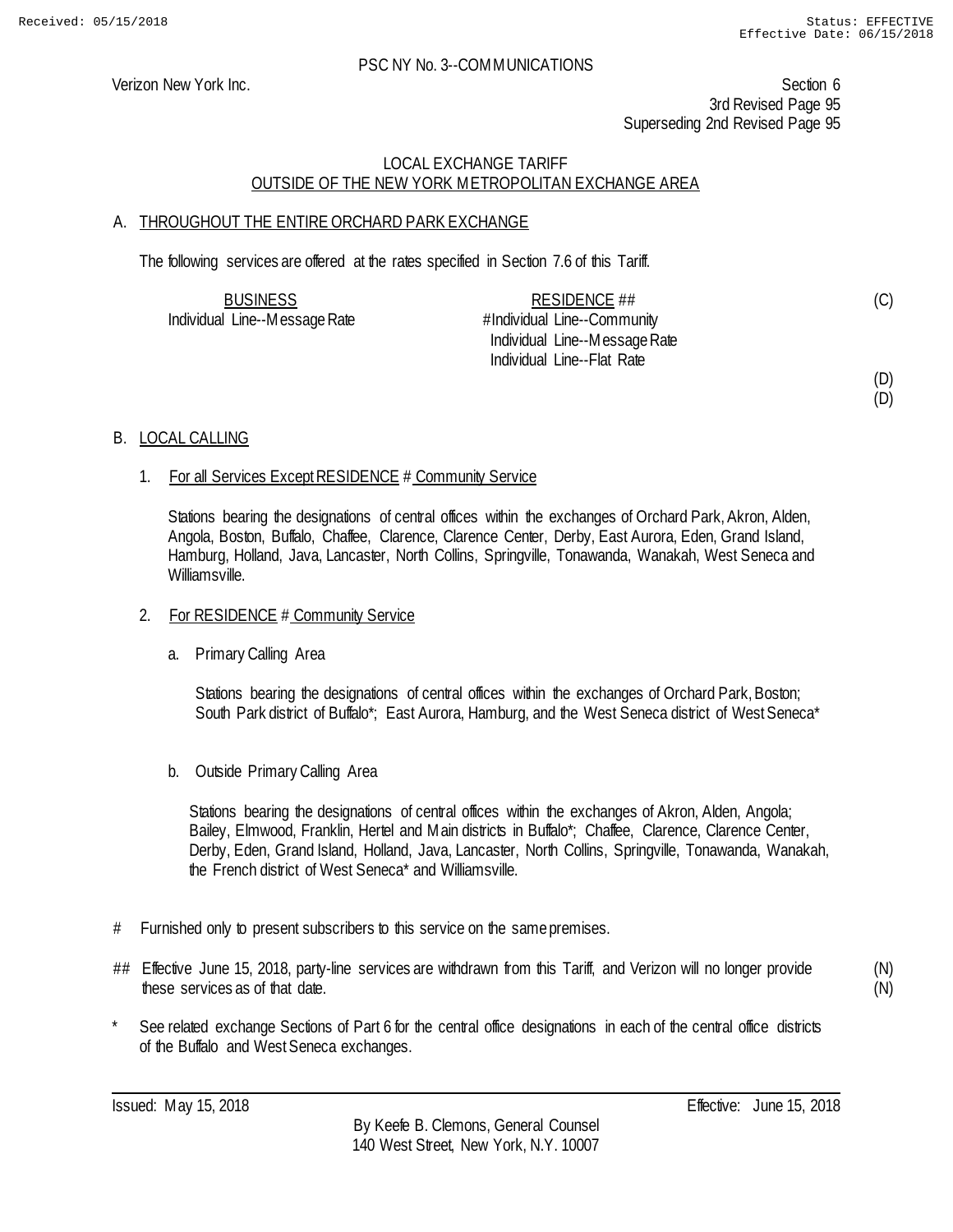Received: 05/15/2018 Status: EFFECTIVE
Effective Date: 06/15/2018

PSC NY No. 3--COMMUNICATIONS

Verizon New York Inc.

Section 6
3rd Revised Page 95
Superseding 2nd Revised Page 95

LOCAL EXCHANGE TARIFF
OUTSIDE OF THE NEW YORK METROPOLITAN EXCHANGE AREA

A. THROUGHOUT THE ENTIRE ORCHARD PARK EXCHANGE

The following services are offered at the rates specified in Section 7.6 of this Tariff.

| BUSINESS | RESIDENCE ## | |
|---|---|---|
| Individual Line--Message Rate | #Individual Line--Community | (C) |
| | Individual Line--Message Rate | |
| | Individual Line--Flat Rate | |
| | | (D) |
| | | (D) |

B. LOCAL CALLING

1. For all Services Except RESIDENCE # Community Service

   Stations bearing the designations of central offices within the exchanges of Orchard Park, Akron, Alden, Angola, Boston, Buffalo, Chaffee, Clarence, Clarence Center, Derby, East Aurora, Eden, Grand Island, Hamburg, Holland, Java, Lancaster, North Collins, Springville, Tonawanda, Wanakah, West Seneca and Williamsville.

2. For RESIDENCE # Community Service

   a. Primary Calling Area

      Stations bearing the designations of central offices within the exchanges of Orchard Park, Boston; South Park district of Buffalo*; East Aurora, Hamburg, and the West Seneca district of West Seneca*

   b. Outside Primary Calling Area

      Stations bearing the designations of central offices within the exchanges of Akron, Alden, Angola; Bailey, Elmwood, Franklin, Hertel and Main districts in Buffalo*; Chaffee, Clarence, Clarence Center, Derby, Eden, Grand Island, Holland, Java, Lancaster, North Collins, Springville, Tonawanda, Wanakah, the French district of West Seneca* and Williamsville.

\# Furnished only to present subscribers to this service on the same premises.

\## Effective June 15, 2018, party-line services are withdrawn from this Tariff, and Verizon will no longer provide these services as of that date. (N)
(N)

\* See related exchange Sections of Part 6 for the central office designations in each of the central office districts of the Buffalo and West Seneca exchanges.

Issued: May 15, 2018 Effective: June 15, 2018

By Keefe B. Clemons, General Counsel
140 West Street, New York, N.Y. 10007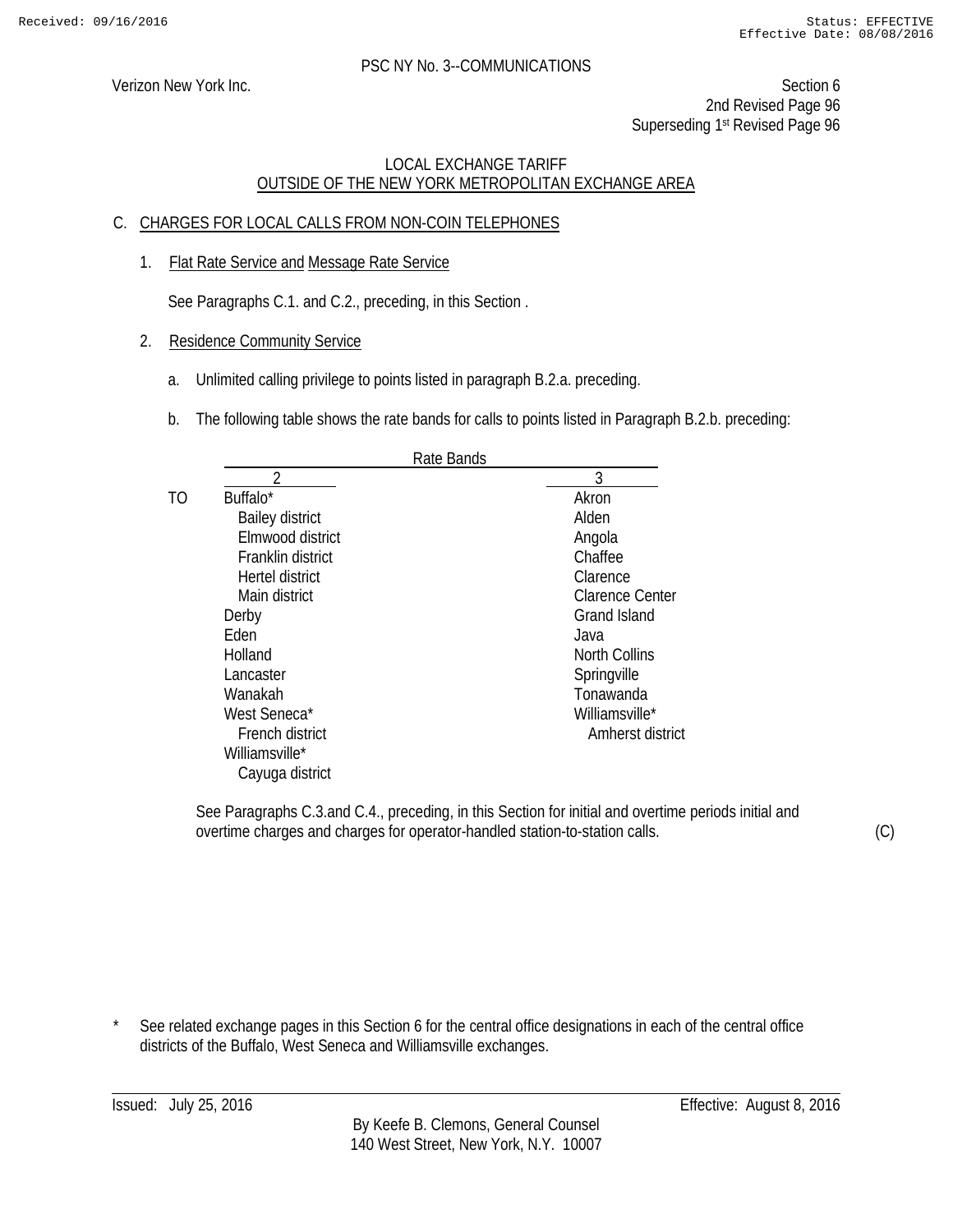PSC NY No. 3--COMMUNICATIONS

Verizon New York Inc.

Section 6
2nd Revised Page 96
Superseding 1st Revised Page 96

LOCAL EXCHANGE TARIFF
OUTSIDE OF THE NEW YORK METROPOLITAN EXCHANGE AREA

C. CHARGES FOR LOCAL CALLS FROM NON-COIN TELEPHONES

1. Flat Rate Service and Message Rate Service

See Paragraphs C.1. and C.2., preceding, in this Section .

2. Residence Community Service

a. Unlimited calling privilege to points listed in paragraph B.2.a. preceding.

b. The following table shows the rate bands for calls to points listed in Paragraph B.2.b. preceding:

| | Rate Bands | |
|---|---|---|
| | 2 | 3 |
| TO | Buffalo* | Akron |
| | Bailey district | Alden |
| | Elmwood district | Angola |
| | Franklin district | Chaffee |
| | Hertel district | Clarence |
| | Main district | Clarence Center |
| | Derby | Grand Island |
| | Eden | Java |
| | Holland | North Collins |
| | Lancaster | Springville |
| | Wanakah | Tonawanda |
| | West Seneca* | Williamsville* |
| | French district | Amherst district |
| | Williamsville* | |
| | Cayuga district | |

See Paragraphs C.3.and C.4., preceding, in this Section for initial and overtime periods initial and overtime charges and charges for operator-handled station-to-station calls. (C)

\* See related exchange pages in this Section 6 for the central office designations in each of the central office districts of the Buffalo, West Seneca and Williamsville exchanges.

Issued: July 25, 2016 Effective: August 8, 2016

By Keefe B. Clemons, General Counsel
140 West Street, New York, N.Y. 10007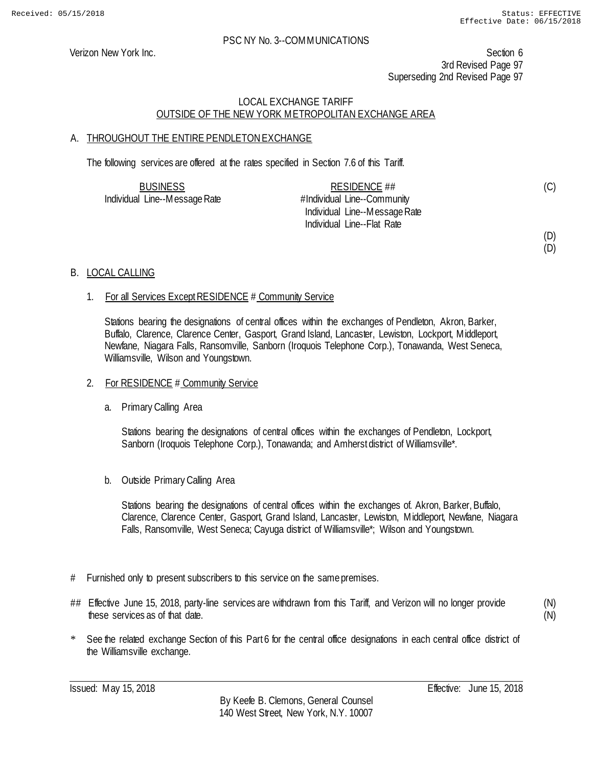PSC NY No. 3--COMMUNICATIONS

Verizon New York Inc.

Section 6
3rd Revised Page 97
Superseding 2nd Revised Page 97

LOCAL EXCHANGE TARIFF
OUTSIDE OF THE NEW YORK METROPOLITAN EXCHANGE AREA

## A. THROUGHOUT THE ENTIRE PENDLETON EXCHANGE

The following services are offered at the rates specified in Section 7.6 of this Tariff.

| BUSINESS | RESIDENCE ## | |
|---|---|---|
| Individual Line--Message Rate | #Individual Line--Community | (C) |
| | Individual Line--Message Rate | |
| | Individual Line--Flat Rate | |
| | | (D) |
| | | (D) |

## B. LOCAL CALLING

1. For all Services Except RESIDENCE # Community Service

   Stations bearing the designations of central offices within the exchanges of Pendleton, Akron, Barker, Buffalo, Clarence, Clarence Center, Gasport, Grand Island, Lancaster, Lewiston, Lockport, Middleport, Newfane, Niagara Falls, Ransomville, Sanborn (Iroquois Telephone Corp.), Tonawanda, West Seneca, Williamsville, Wilson and Youngstown.

2. For RESIDENCE # Community Service

   a. Primary Calling Area

      Stations bearing the designations of central offices within the exchanges of Pendleton, Lockport, Sanborn (Iroquois Telephone Corp.), Tonawanda; and Amherst district of Williamsville*.

   b. Outside Primary Calling Area

      Stations bearing the designations of central offices within the exchanges of. Akron, Barker, Buffalo, Clarence, Clarence Center, Gasport, Grand Island, Lancaster, Lewiston, Middleport, Newfane, Niagara Falls, Ransomville, West Seneca; Cayuga district of Williamsville*; Wilson and Youngstown.

\# Furnished only to present subscribers to this service on the same premises.

\## Effective June 15, 2018, party-line services are withdrawn from this Tariff, and Verizon will no longer provide these services as of that date. (N) (N)

\* See the related exchange Section of this Part 6 for the central office designations in each central office district of the Williamsville exchange.

Issued: May 15, 2018

Effective: June 15, 2018

By Keefe B. Clemons, General Counsel
140 West Street, New York, N.Y. 10007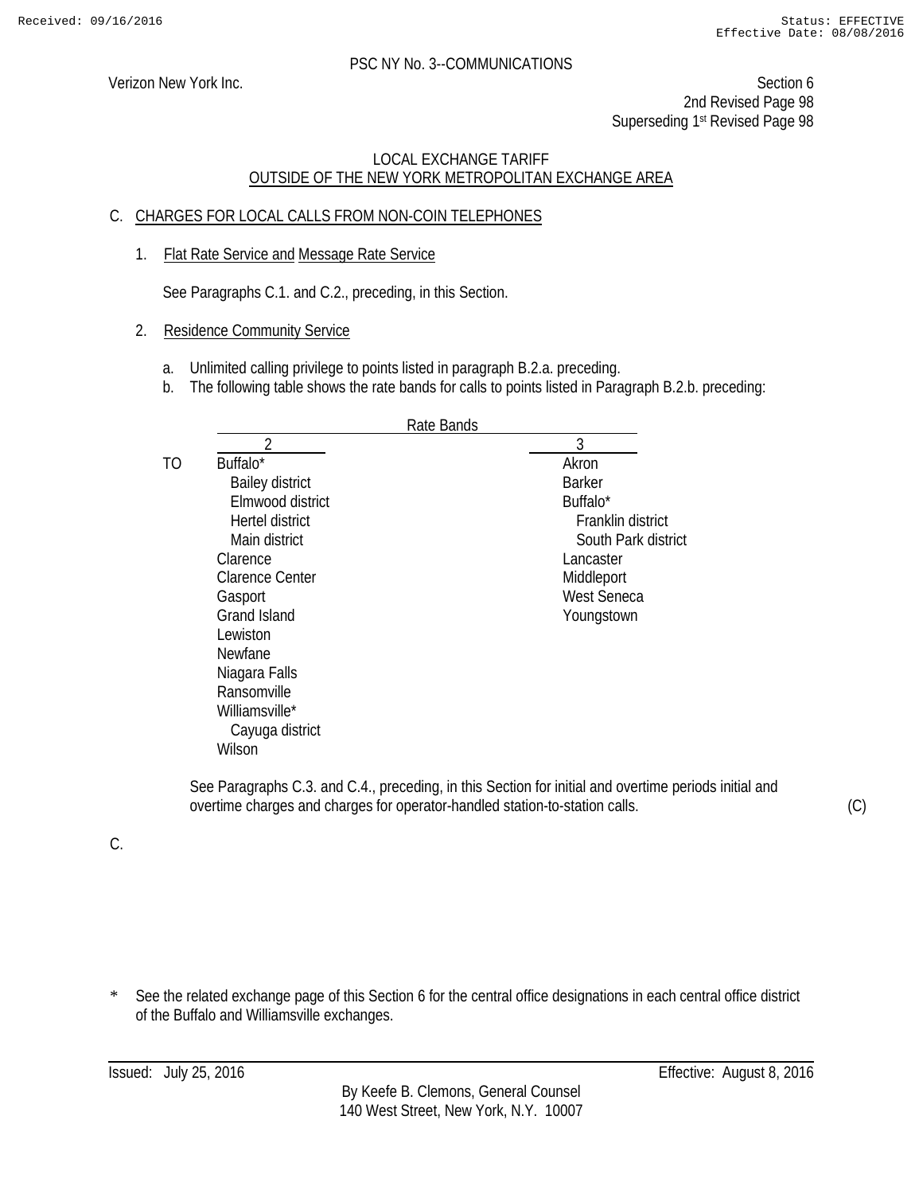PSC NY No. 3--COMMUNICATIONS

Verizon New York Inc.

Section 6
2nd Revised Page 98
Superseding 1st Revised Page 98

LOCAL EXCHANGE TARIFF
OUTSIDE OF THE NEW YORK METROPOLITAN EXCHANGE AREA

## C. CHARGES FOR LOCAL CALLS FROM NON-COIN TELEPHONES

1. Flat Rate Service and Message Rate Service

   See Paragraphs C.1. and C.2., preceding, in this Section.

2. Residence Community Service

   a. Unlimited calling privilege to points listed in paragraph B.2.a. preceding.
   b. The following table shows the rate bands for calls to points listed in Paragraph B.2.b. preceding:

| | Rate Bands | |
|---|---|---|
| | 2 | 3 |
| TO | Buffalo* | Akron |
| | Bailey district | Barker |
| | Elmwood district | Buffalo* |
| | Hertel district | Franklin district |
| | Main district | South Park district |
| | Clarence | Lancaster |
| | Clarence Center | Middleport |
| | Gasport | West Seneca |
| | Grand Island | Youngstown |
| | Lewiston | |
| | Newfane | |
| | Niagara Falls | |
| | Ransomville | |
| | Williamsville* | |
| | Cayuga district | |
| | Wilson | |

   See Paragraphs C.3. and C.4., preceding, in this Section for initial and overtime periods initial and overtime charges and charges for operator-handled station-to-station calls. (C)

C.

\* See the related exchange page of this Section 6 for the central office designations in each central office district of the Buffalo and Williamsville exchanges.

Issued: July 25, 2016 Effective: August 8, 2016

By Keefe B. Clemons, General Counsel
140 West Street, New York, N.Y. 10007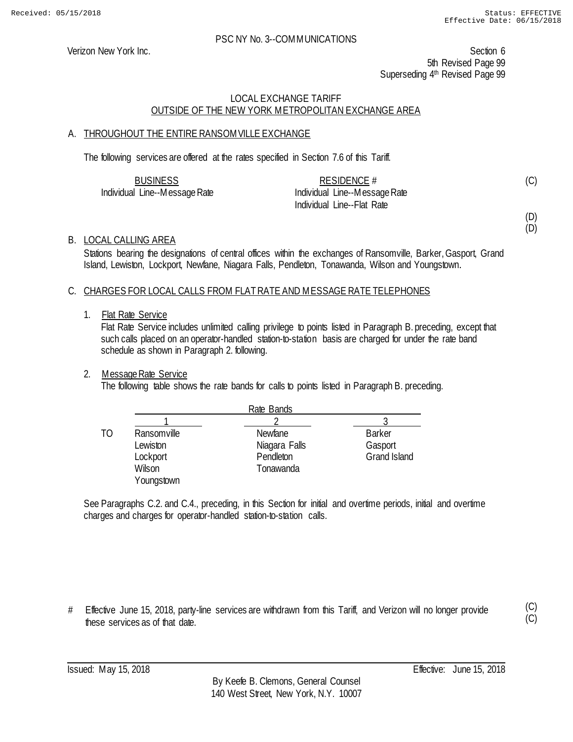PSC NY No. 3--COMMUNICATIONS

Verizon New York Inc.

Section 6
5th Revised Page 99
Superseding 4th Revised Page 99

## LOCAL EXCHANGE TARIFF
## OUTSIDE OF THE NEW YORK METROPOLITAN EXCHANGE AREA

A. THROUGHOUT THE ENTIRE RANSOMVILLE EXCHANGE

The following services are offered at the rates specified in Section 7.6 of this Tariff.

| BUSINESS | RESIDENCE # | |
|---|---|---|
| Individual Line--Message Rate | Individual Line--Message Rate | (C) |
| | Individual Line--Flat Rate | |
| | | (D) |
| | | (D) |

B. LOCAL CALLING AREA

Stations bearing the designations of central offices within the exchanges of Ransomville, Barker, Gasport, Grand Island, Lewiston, Lockport, Newfane, Niagara Falls, Pendleton, Tonawanda, Wilson and Youngstown.

C. CHARGES FOR LOCAL CALLS FROM FLAT RATE AND MESSAGE RATE TELEPHONES

1. Flat Rate Service
   Flat Rate Service includes unlimited calling privilege to points listed in Paragraph B. preceding, except that such calls placed on an operator-handled station-to-station basis are charged for under the rate band schedule as shown in Paragraph 2. following.

2. Message Rate Service
   The following table shows the rate bands for calls to points listed in Paragraph B. preceding.

| | Rate Bands | | |
|---|---|---|---|
| | 1 | 2 | 3 |
| TO | Ransomville | Newfane | Barker |
| | Lewiston | Niagara Falls | Gasport |
| | Lockport | Pendleton | Grand Island |
| | Wilson | Tonawanda | |
| | Youngstown | | |

See Paragraphs C.2. and C.4., preceding, in this Section for initial and overtime periods, initial and overtime charges and charges for operator-handled station-to-station calls.

\# Effective June 15, 2018, party-line services are withdrawn from this Tariff, and Verizon will no longer provide these services as of that date. (C)(C)

Issued: May 15, 2018

Effective: June 15, 2018

By Keefe B. Clemons, General Counsel
140 West Street, New York, N.Y. 10007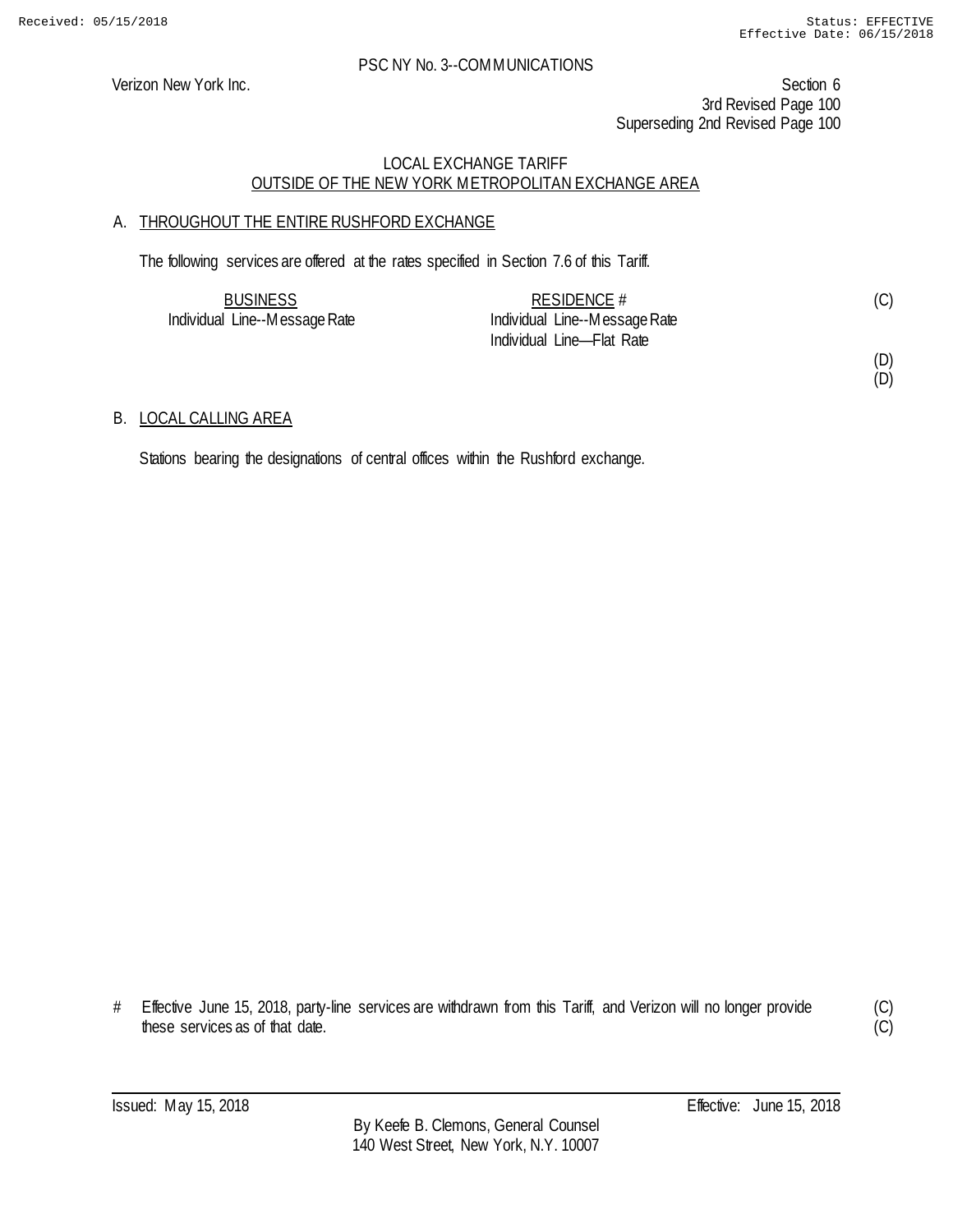PSC NY No. 3--COMMUNICATIONS

Verizon New York Inc.

Section 6
3rd Revised Page 100
Superseding 2nd Revised Page 100

LOCAL EXCHANGE TARIFF
OUTSIDE OF THE NEW YORK METROPOLITAN EXCHANGE AREA

A. THROUGHOUT THE ENTIRE RUSHFORD EXCHANGE

The following services are offered at the rates specified in Section 7.6 of this Tariff.

| BUSINESS | RESIDENCE # | |
|---|---|---|
| Individual Line--Message Rate | Individual Line--Message Rate | (C) |
| | Individual Line—Flat Rate | |
| | | (D) |
| | | (D) |

B. LOCAL CALLING AREA

Stations bearing the designations of central offices within the Rushford exchange.

# Effective June 15, 2018, party-line services are withdrawn from this Tariff, and Verizon will no longer provide these services as of that date. (C) (C)

Issued: May 15, 2018 Effective: June 15, 2018

By Keefe B. Clemons, General Counsel
140 West Street, New York, N.Y. 10007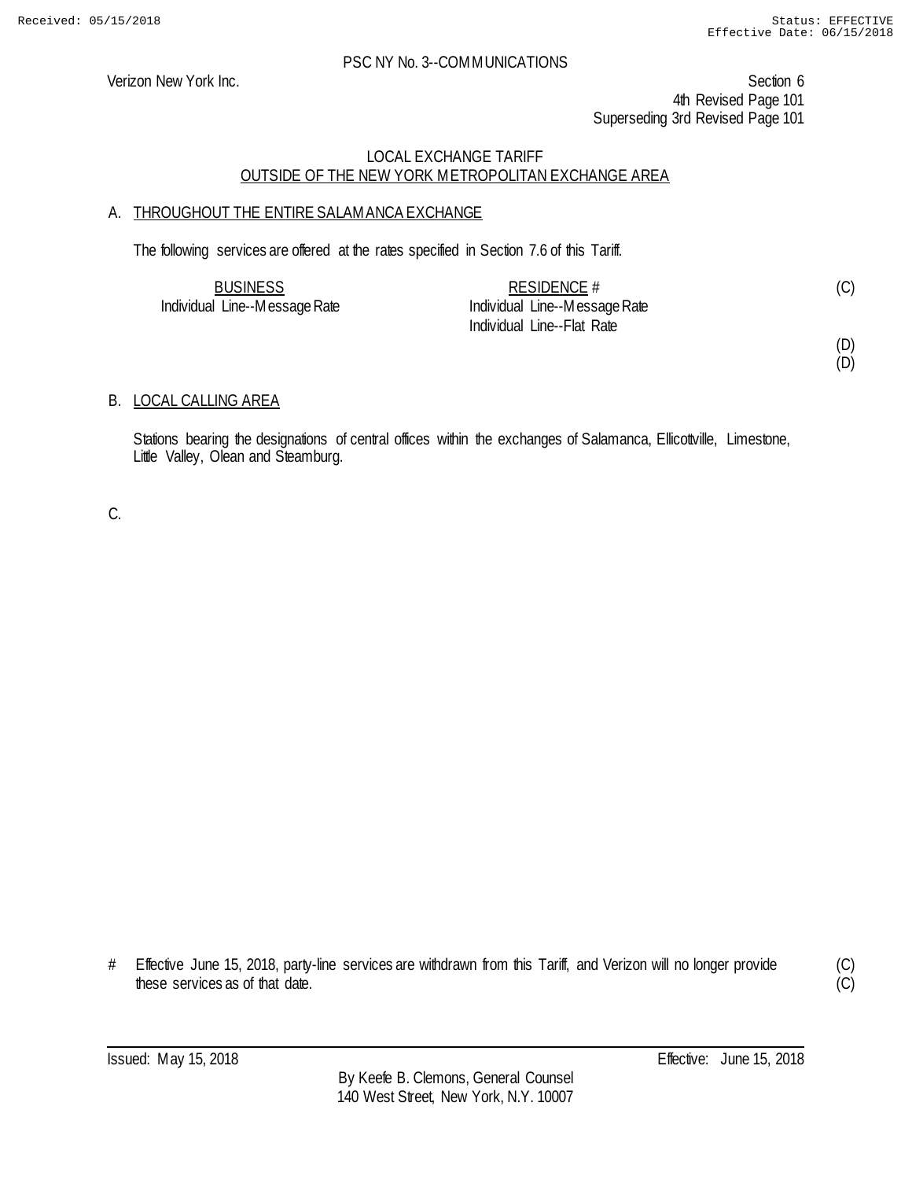PSC NY No. 3--COMMUNICATIONS

Verizon New York Inc.

Section 6
4th Revised Page 101
Superseding 3rd Revised Page 101

LOCAL EXCHANGE TARIFF
OUTSIDE OF THE NEW YORK METROPOLITAN EXCHANGE AREA

A. THROUGHOUT THE ENTIRE SALAMANCA EXCHANGE

The following services are offered at the rates specified in Section 7.6 of this Tariff.

| BUSINESS | RESIDENCE # | |
|---|---|---|
| Individual Line--Message Rate | Individual Line--Message Rate | (C) |
| | Individual Line--Flat Rate | |
| | | (D) |
| | | (D) |

B. LOCAL CALLING AREA

Stations bearing the designations of central offices within the exchanges of Salamanca, Ellicottville, Limestone, Little Valley, Olean and Steamburg.

C.

# Effective June 15, 2018, party-line services are withdrawn from this Tariff, and Verizon will no longer provide these services as of that date. (C) (C)

Issued: May 15, 2018 Effective: June 15, 2018

By Keefe B. Clemons, General Counsel
140 West Street, New York, N.Y. 10007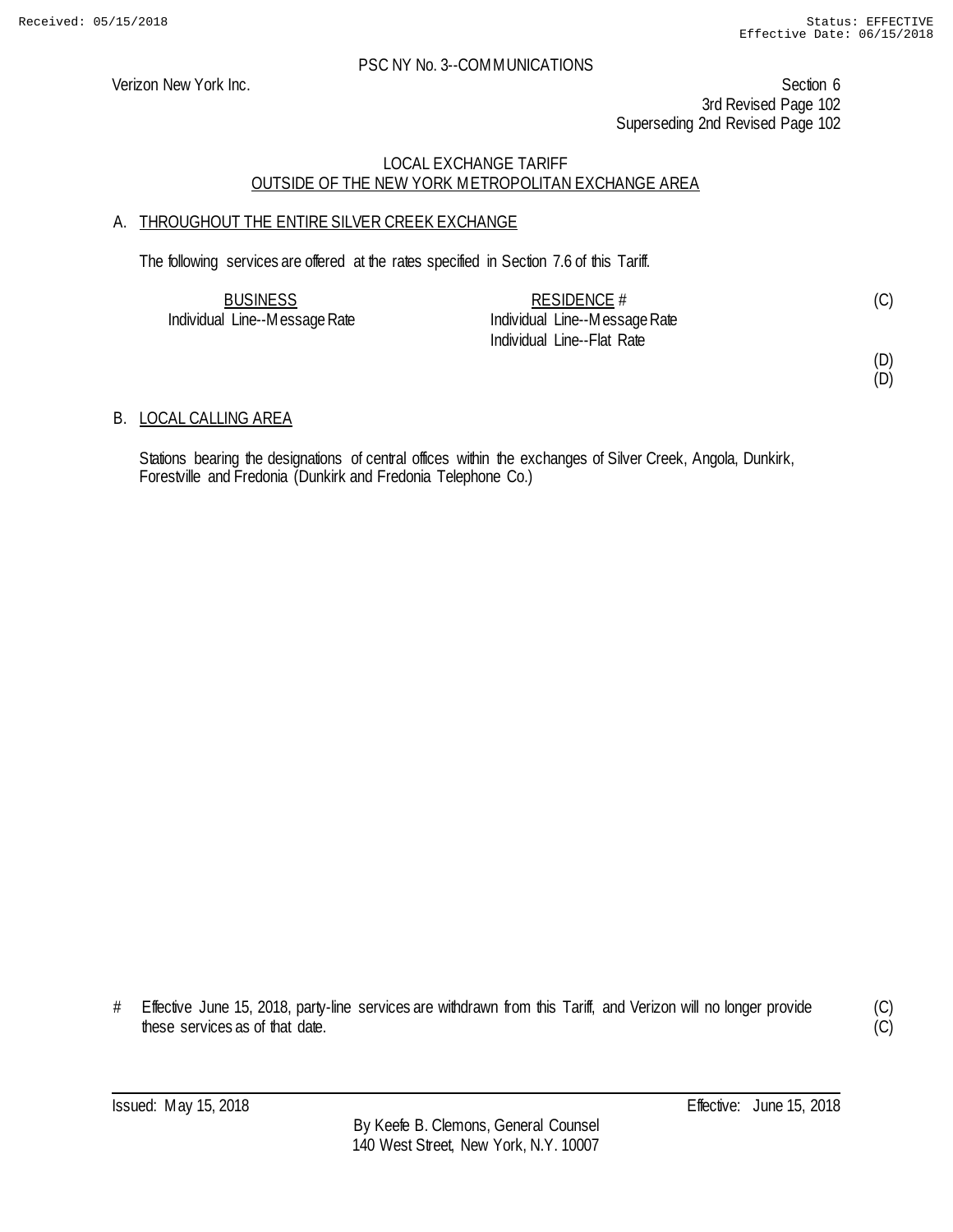PSC NY No. 3--COMMUNICATIONS

Verizon New York Inc.

Section 6
3rd Revised Page 102
Superseding 2nd Revised Page 102

LOCAL EXCHANGE TARIFF
OUTSIDE OF THE NEW YORK METROPOLITAN EXCHANGE AREA

A. THROUGHOUT THE ENTIRE SILVER CREEK EXCHANGE

The following services are offered at the rates specified in Section 7.6 of this Tariff.

| BUSINESS | RESIDENCE # | |
|---|---|---|
| Individual Line--Message Rate | Individual Line--Message Rate | (C) |
| | Individual Line--Flat Rate | |
| | | (D) |
| | | (D) |

B. LOCAL CALLING AREA

Stations bearing the designations of central offices within the exchanges of Silver Creek, Angola, Dunkirk, Forestville and Fredonia (Dunkirk and Fredonia Telephone Co.)

# Effective June 15, 2018, party-line services are withdrawn from this Tariff, and Verizon will no longer provide these services as of that date. (C)
(C)

Issued: May 15, 2018

Effective: June 15, 2018

By Keefe B. Clemons, General Counsel
140 West Street, New York, N.Y. 10007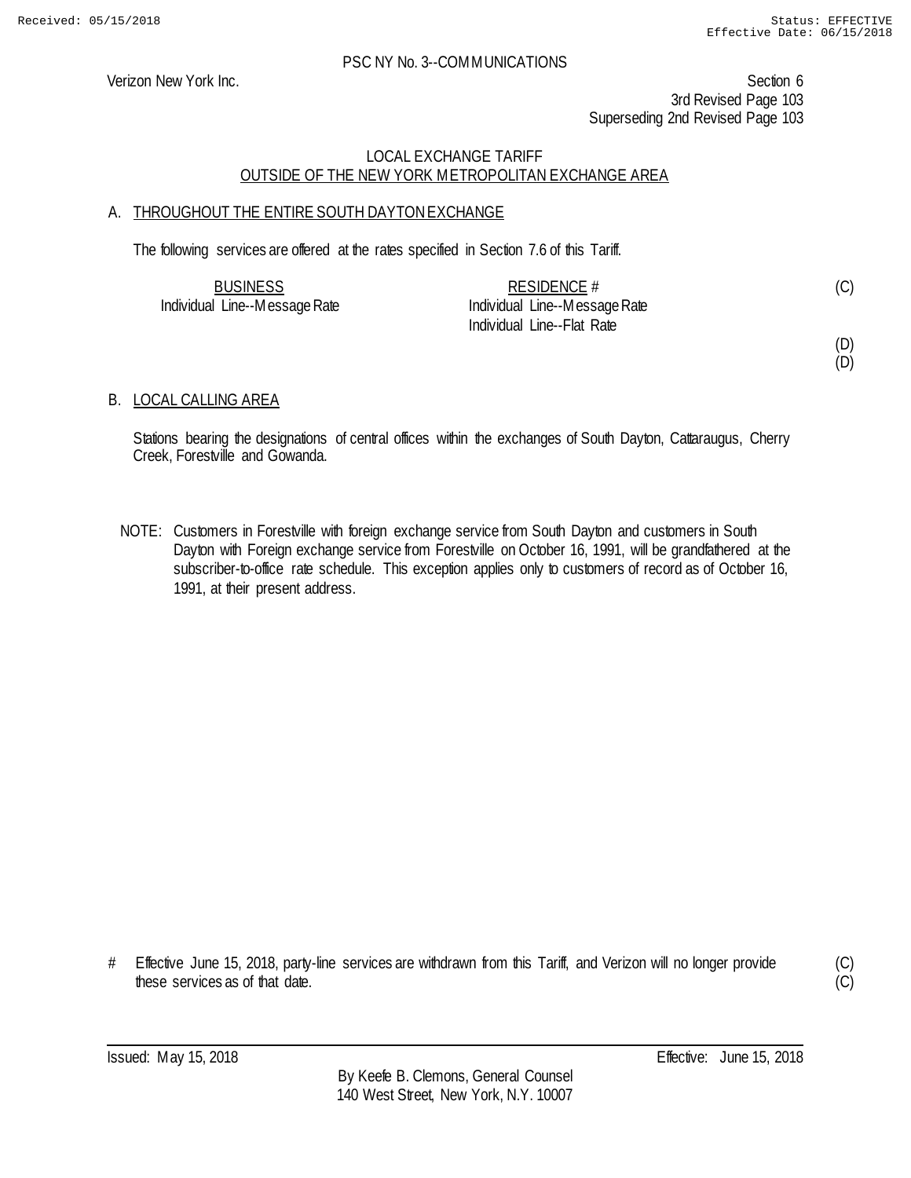PSC NY No. 3--COMMUNICATIONS

Verizon New York Inc.

Section 6
3rd Revised Page 103
Superseding 2nd Revised Page 103

## LOCAL EXCHANGE TARIFF
## OUTSIDE OF THE NEW YORK METROPOLITAN EXCHANGE AREA

### A. THROUGHOUT THE ENTIRE SOUTH DAYTON EXCHANGE

The following services are offered at the rates specified in Section 7.6 of this Tariff.

| BUSINESS | RESIDENCE # | |
|---|---|---|
| Individual Line--Message Rate | Individual Line--Message Rate | (C) |
| | Individual Line--Flat Rate | |
| | | (D) |
| | | (D) |

### B. LOCAL CALLING AREA

Stations bearing the designations of central offices within the exchanges of South Dayton, Cattaraugus, Cherry Creek, Forestville and Gowanda.

NOTE: Customers in Forestville with foreign exchange service from South Dayton and customers in South Dayton with Foreign exchange service from Forestville on October 16, 1991, will be grandfathered at the subscriber-to-office rate schedule. This exception applies only to customers of record as of October 16, 1991, at their present address.

# Effective June 15, 2018, party-line services are withdrawn from this Tariff, and Verizon will no longer provide these services as of that date. (C)

Issued: May 15, 2018

Effective: June 15, 2018

By Keefe B. Clemons, General Counsel
140 West Street, New York, N.Y. 10007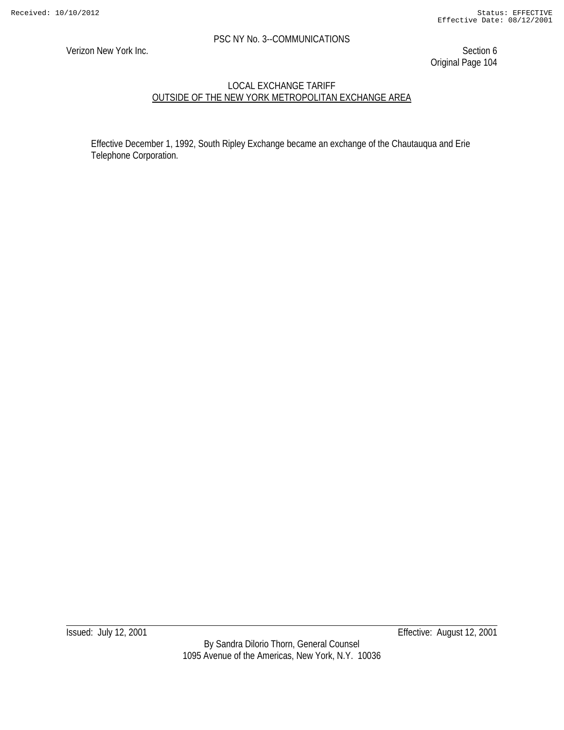Effective December 1, 1992, South Ripley Exchange became an exchange of the Chautauqua and Erie Telephone Corporation.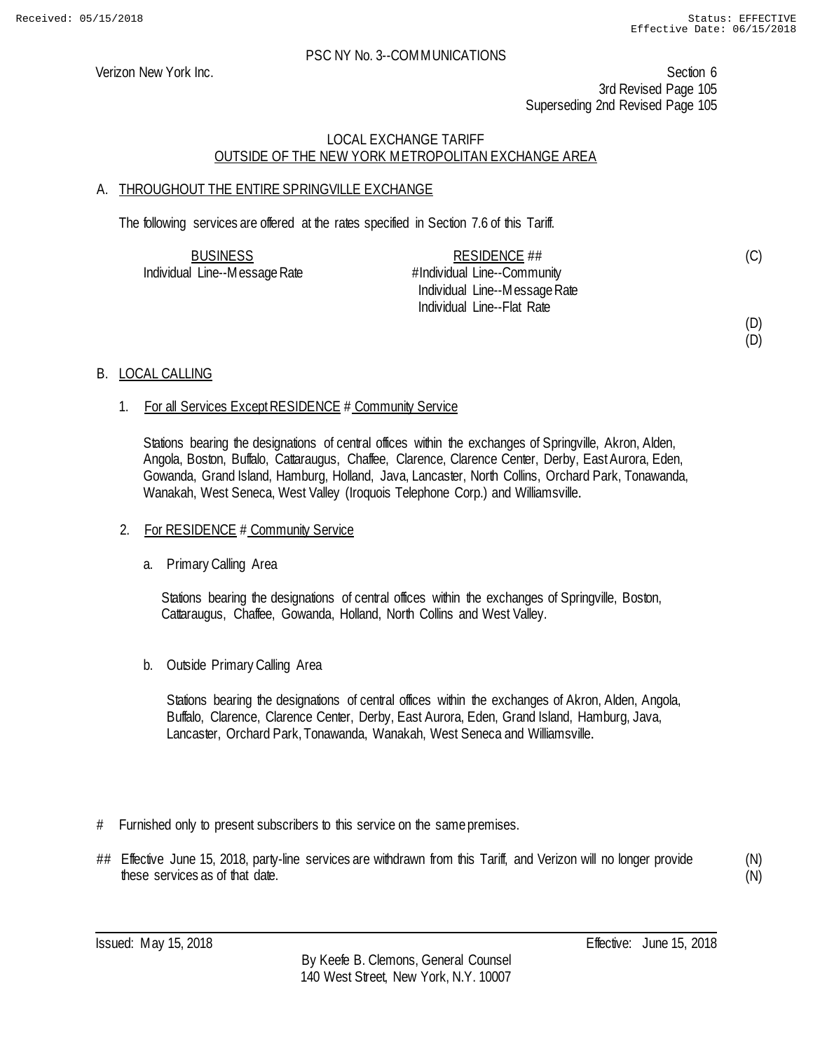Received: 05/15/2018 Status: EFFECTIVE
Effective Date: 06/15/2018

PSC NY No. 3--COMMUNICATIONS

Verizon New York Inc.

Section 6
3rd Revised Page 105
Superseding 2nd Revised Page 105

LOCAL EXCHANGE TARIFF
OUTSIDE OF THE NEW YORK METROPOLITAN EXCHANGE AREA

A. THROUGHOUT THE ENTIRE SPRINGVILLE EXCHANGE

The following services are offered at the rates specified in Section 7.6 of this Tariff.

| BUSINESS | RESIDENCE ## | |
|---|---|---|
| Individual Line--Message Rate | # Individual Line--Community | (C) |
| | Individual Line--Message Rate | |
| | Individual Line--Flat Rate | |
| | | (D) |
| | | (D) |

B. LOCAL CALLING

1. For all Services Except RESIDENCE # Community Service

   Stations bearing the designations of central offices within the exchanges of Springville, Akron, Alden, Angola, Boston, Buffalo, Cattaraugus, Chaffee, Clarence, Clarence Center, Derby, East Aurora, Eden, Gowanda, Grand Island, Hamburg, Holland, Java, Lancaster, North Collins, Orchard Park, Tonawanda, Wanakah, West Seneca, West Valley (Iroquois Telephone Corp.) and Williamsville.

2. For RESIDENCE # Community Service

   a. Primary Calling Area

      Stations bearing the designations of central offices within the exchanges of Springville, Boston, Cattaraugus, Chaffee, Gowanda, Holland, North Collins and West Valley.

   b. Outside Primary Calling Area

      Stations bearing the designations of central offices within the exchanges of Akron, Alden, Angola, Buffalo, Clarence, Clarence Center, Derby, East Aurora, Eden, Grand Island, Hamburg, Java, Lancaster, Orchard Park, Tonawanda, Wanakah, West Seneca and Williamsville.

# Furnished only to present subscribers to this service on the same premises.

## Effective June 15, 2018, party-line services are withdrawn from this Tariff, and Verizon will no longer provide these services as of that date. (N)
(N)

Issued: May 15, 2018 Effective: June 15, 2018

By Keefe B. Clemons, General Counsel
140 West Street, New York, N.Y. 10007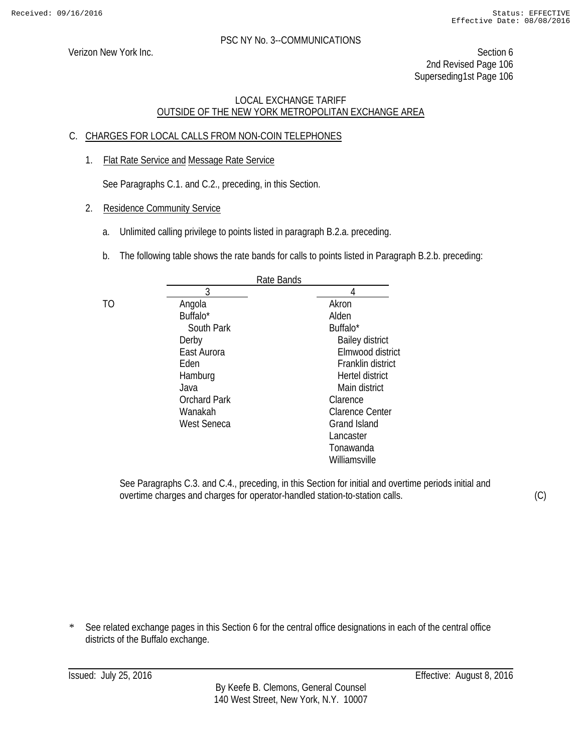PSC NY No. 3--COMMUNICATIONS

Verizon New York Inc.

Section 6
2nd Revised Page 106
Superseding1st Page 106

LOCAL EXCHANGE TARIFF
OUTSIDE OF THE NEW YORK METROPOLITAN EXCHANGE AREA

C. CHARGES FOR LOCAL CALLS FROM NON-COIN TELEPHONES

1. Flat Rate Service and Message Rate Service

   See Paragraphs C.1. and C.2., preceding, in this Section.

2. Residence Community Service

   a. Unlimited calling privilege to points listed in paragraph B.2.a. preceding.

   b. The following table shows the rate bands for calls to points listed in Paragraph B.2.b. preceding:

| | Rate Bands | |
|---|---|---|
| | 3 | 4 |
| TO | Angola | Akron |
| | Buffalo* | Alden |
| | South Park | Buffalo* |
| | Derby | Bailey district |
| | East Aurora | Elmwood district |
| | Eden | Franklin district |
| | Hamburg | Hertel district |
| | Java | Main district |
| | Orchard Park | Clarence |
| | Wanakah | Clarence Center |
| | West Seneca | Grand Island |
| | | Lancaster |
| | | Tonawanda |
| | | Williamsville |

   See Paragraphs C.3. and C.4., preceding, in this Section for initial and overtime periods initial and overtime charges and charges for operator-handled station-to-station calls. (C)

\* See related exchange pages in this Section 6 for the central office designations in each of the central office districts of the Buffalo exchange.

Issued: July 25, 2016 Effective: August 8, 2016

By Keefe B. Clemons, General Counsel
140 West Street, New York, N.Y. 10007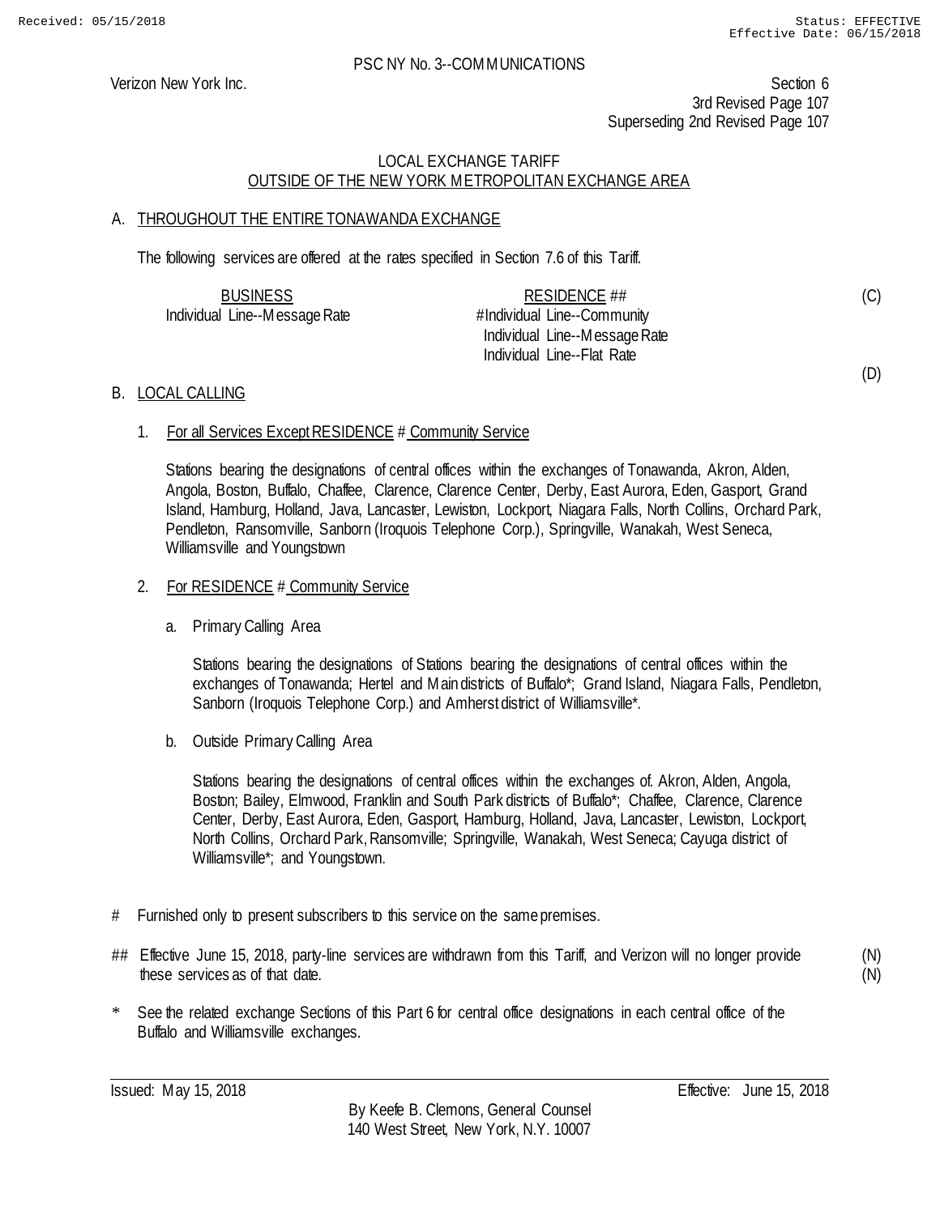PSC NY No. 3--COMMUNICATIONS

Verizon New York Inc.

Section 6
3rd Revised Page 107
Superseding 2nd Revised Page 107

LOCAL EXCHANGE TARIFF
OUTSIDE OF THE NEW YORK METROPOLITAN EXCHANGE AREA

A. THROUGHOUT THE ENTIRE TONAWANDA EXCHANGE

The following services are offered at the rates specified in Section 7.6 of this Tariff.

| BUSINESS | RESIDENCE ## |
|---|---|
| Individual Line--Message Rate | #Individual Line--Community |
| | Individual Line--Message Rate |
| | Individual Line--Flat Rate |

(C)

(D)

B. LOCAL CALLING

1. For all Services Except RESIDENCE # Community Service

   Stations bearing the designations of central offices within the exchanges of Tonawanda, Akron, Alden, Angola, Boston, Buffalo, Chaffee, Clarence, Clarence Center, Derby, East Aurora, Eden, Gasport, Grand Island, Hamburg, Holland, Java, Lancaster, Lewiston, Lockport, Niagara Falls, North Collins, Orchard Park, Pendleton, Ransomville, Sanborn (Iroquois Telephone Corp.), Springville, Wanakah, West Seneca, Williamsville and Youngstown

2. For RESIDENCE # Community Service

   a. Primary Calling Area

      Stations bearing the designations of Stations bearing the designations of central offices within the exchanges of Tonawanda; Hertel and Main districts of Buffalo*; Grand Island, Niagara Falls, Pendleton, Sanborn (Iroquois Telephone Corp.) and Amherst district of Williamsville*.

   b. Outside Primary Calling Area

      Stations bearing the designations of central offices within the exchanges of. Akron, Alden, Angola, Boston; Bailey, Elmwood, Franklin and South Park districts of Buffalo*; Chaffee, Clarence, Clarence Center, Derby, East Aurora, Eden, Gasport, Hamburg, Holland, Java, Lancaster, Lewiston, Lockport, North Collins, Orchard Park, Ransomville; Springville, Wanakah, West Seneca; Cayuga district of Williamsville*; and Youngstown.

# Furnished only to present subscribers to this service on the same premises.

## Effective June 15, 2018, party-line services are withdrawn from this Tariff, and Verizon will no longer provide these services as of that date. (N)(N)

\* See the related exchange Sections of this Part 6 for central office designations in each central office of the Buffalo and Williamsville exchanges.

Issued: May 15, 2018

Effective: June 15, 2018

By Keefe B. Clemons, General Counsel
140 West Street, New York, N.Y. 10007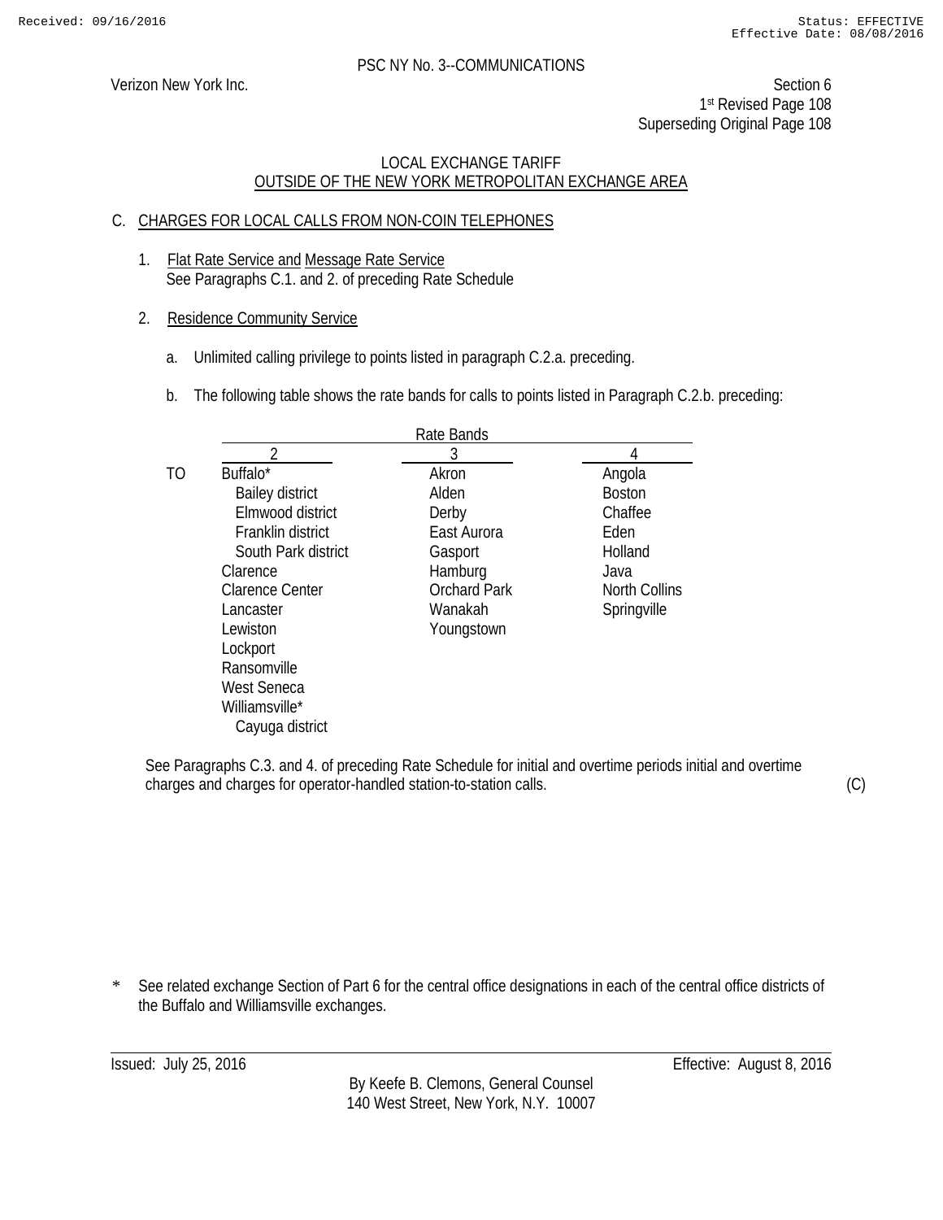PSC NY No. 3--COMMUNICATIONS

Verizon New York Inc.

Section 6
1st Revised Page 108
Superseding Original Page 108

LOCAL EXCHANGE TARIFF
OUTSIDE OF THE NEW YORK METROPOLITAN EXCHANGE AREA

C. CHARGES FOR LOCAL CALLS FROM NON-COIN TELEPHONES

1. Flat Rate Service and Message Rate Service
   See Paragraphs C.1. and 2. of preceding Rate Schedule

2. Residence Community Service

   a. Unlimited calling privilege to points listed in paragraph C.2.a. preceding.

   b. The following table shows the rate bands for calls to points listed in Paragraph C.2.b. preceding:

| | Rate Bands | | |
|---|---|---|---|
| | 2 | 3 | 4 |
| TO | Buffalo* | Akron | Angola |
| | Bailey district | Alden | Boston |
| | Elmwood district | Derby | Chaffee |
| | Franklin district | East Aurora | Eden |
| | South Park district | Gasport | Holland |
| | Clarence | Hamburg | Java |
| | Clarence Center | Orchard Park | North Collins |
| | Lancaster | Wanakah | Springville |
| | Lewiston | Youngstown | |
| | Lockport | | |
| | Ransomville | | |
| | West Seneca | | |
| | Williamsville* | | |
| | Cayuga district | | |

See Paragraphs C.3. and 4. of preceding Rate Schedule for initial and overtime periods initial and overtime charges and charges for operator-handled station-to-station calls. (C)

\* See related exchange Section of Part 6 for the central office designations in each of the central office districts of the Buffalo and Williamsville exchanges.

Issued: July 25, 2016 Effective: August 8, 2016

By Keefe B. Clemons, General Counsel
140 West Street, New York, N.Y. 10007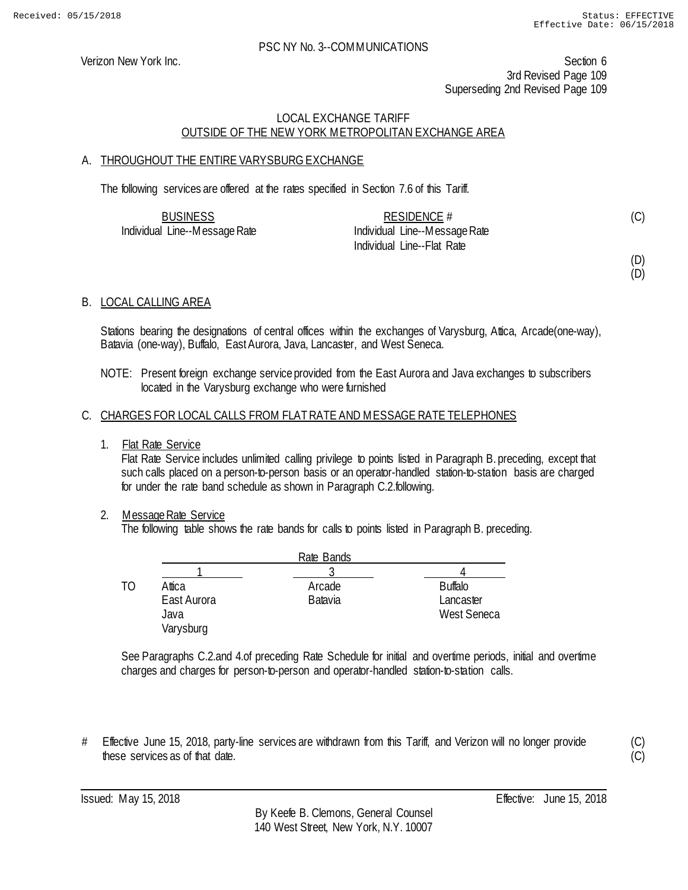PSC NY No. 3--COMMUNICATIONS

Verizon New York Inc.

Section 6
3rd Revised Page 109
Superseding 2nd Revised Page 109

LOCAL EXCHANGE TARIFF
OUTSIDE OF THE NEW YORK METROPOLITAN EXCHANGE AREA

## A. THROUGHOUT THE ENTIRE VARYSBURG EXCHANGE

The following services are offered at the rates specified in Section 7.6 of this Tariff.

| BUSINESS | RESIDENCE # | |
|---|---|---|
| Individual Line--Message Rate | Individual Line--Message Rate | (C) |
| | Individual Line--Flat Rate | |
| | | (D) |
| | | (D) |

## B. LOCAL CALLING AREA

Stations bearing the designations of central offices within the exchanges of Varysburg, Attica, Arcade(one-way), Batavia (one-way), Buffalo, East Aurora, Java, Lancaster, and West Seneca.

NOTE: Present foreign exchange service provided from the East Aurora and Java exchanges to subscribers located in the Varysburg exchange who were furnished

## C. CHARGES FOR LOCAL CALLS FROM FLAT RATE AND MESSAGE RATE TELEPHONES

1. Flat Rate Service
   Flat Rate Service includes unlimited calling privilege to points listed in Paragraph B. preceding, except that such calls placed on a person-to-person basis or an operator-handled station-to-station basis are charged for under the rate band schedule as shown in Paragraph C.2.following.

2. Message Rate Service
   The following table shows the rate bands for calls to points listed in Paragraph B. preceding.

| | Rate Bands | | |
|---|---|---|---|
| | 1 | 3 | 4 |
| TO | Attica | Arcade | Buffalo |
| | East Aurora | Batavia | Lancaster |
| | Java | | West Seneca |
| | Varysburg | | |

See Paragraphs C.2.and 4.of preceding Rate Schedule for initial and overtime periods, initial and overtime charges and charges for person-to-person and operator-handled station-to-station calls.

\# Effective June 15, 2018, party-line services are withdrawn from this Tariff, and Verizon will no longer provide these services as of that date. (C)

Issued: May 15, 2018 Effective: June 15, 2018

By Keefe B. Clemons, General Counsel
140 West Street, New York, N.Y. 10007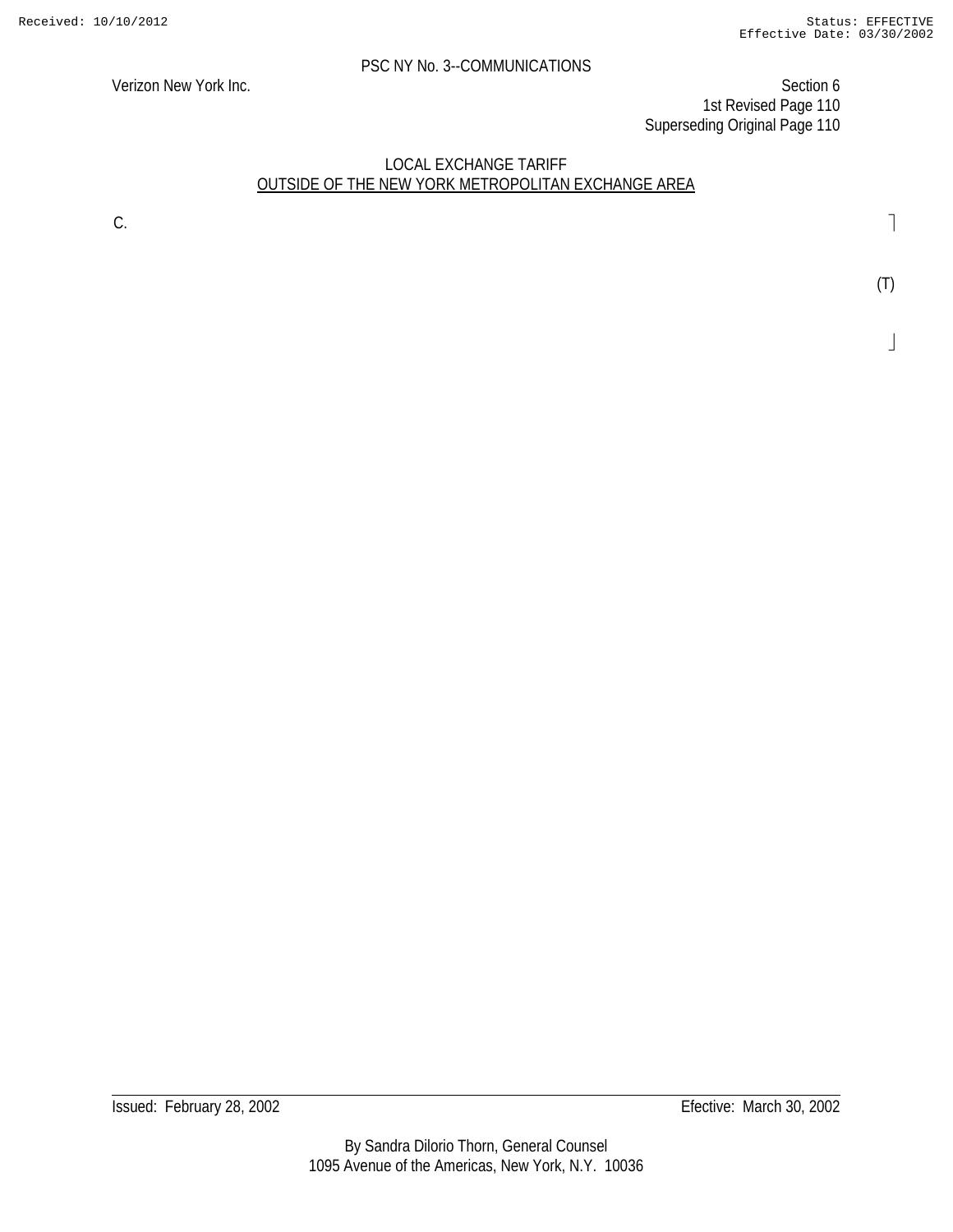LOCAL EXCHANGE TARIFF
OUTSIDE OF THE NEW YORK METROPOLITAN EXCHANGE AREA

C.

(T)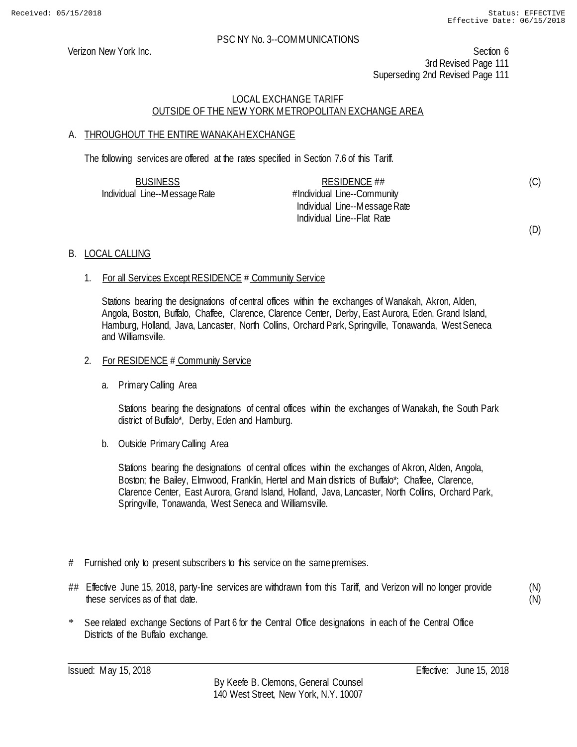PSC NY No. 3--COMMUNICATIONS

Verizon New York Inc.

Section 6
3rd Revised Page 111
Superseding 2nd Revised Page 111

LOCAL EXCHANGE TARIFF
OUTSIDE OF THE NEW YORK METROPOLITAN EXCHANGE AREA

## A. THROUGHOUT THE ENTIRE WANAKAH EXCHANGE

The following services are offered at the rates specified in Section 7.6 of this Tariff.

| BUSINESS | RESIDENCE ## | |
|---|---|---|
| Individual Line--Message Rate | # Individual Line--Community | (C) |
| | Individual Line--Message Rate | |
| | Individual Line--Flat Rate | |
| | | (D) |

## B. LOCAL CALLING

1. For all Services Except RESIDENCE # Community Service

   Stations bearing the designations of central offices within the exchanges of Wanakah, Akron, Alden, Angola, Boston, Buffalo, Chaffee, Clarence, Clarence Center, Derby, East Aurora, Eden, Grand Island, Hamburg, Holland, Java, Lancaster, North Collins, Orchard Park, Springville, Tonawanda, West Seneca and Williamsville.

2. For RESIDENCE # Community Service

   a. Primary Calling Area

      Stations bearing the designations of central offices within the exchanges of Wanakah, the South Park district of Buffalo*, Derby, Eden and Hamburg.

   b. Outside Primary Calling Area

      Stations bearing the designations of central offices within the exchanges of Akron, Alden, Angola, Boston; the Bailey, Elmwood, Franklin, Hertel and Main districts of Buffalo*; Chaffee, Clarence, Clarence Center, East Aurora, Grand Island, Holland, Java, Lancaster, North Collins, Orchard Park, Springville, Tonawanda, West Seneca and Williamsville.

# Furnished only to present subscribers to this service on the same premises.

## Effective June 15, 2018, party-line services are withdrawn from this Tariff, and Verizon will no longer provide these services as of that date. (N)

\* See related exchange Sections of Part 6 for the Central Office designations in each of the Central Office Districts of the Buffalo exchange.

Issued: May 15, 2018 Effective: June 15, 2018

By Keefe B. Clemons, General Counsel
140 West Street, New York, N.Y. 10007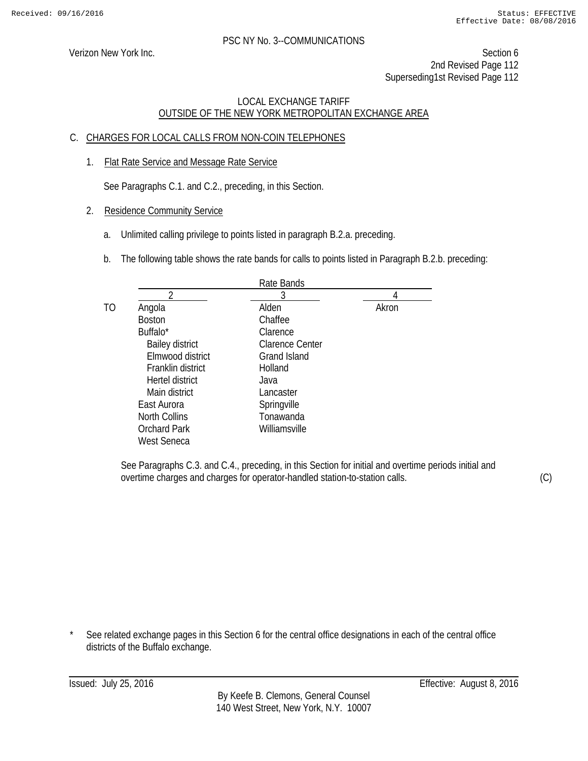PSC NY No. 3--COMMUNICATIONS

Verizon New York Inc.

Section 6
2nd Revised Page 112
Superseding1st Revised Page 112

LOCAL EXCHANGE TARIFF
OUTSIDE OF THE NEW YORK METROPOLITAN EXCHANGE AREA

## C. CHARGES FOR LOCAL CALLS FROM NON-COIN TELEPHONES

1. Flat Rate Service and Message Rate Service

   See Paragraphs C.1. and C.2., preceding, in this Section.

2. Residence Community Service

   a. Unlimited calling privilege to points listed in paragraph B.2.a. preceding.

   b. The following table shows the rate bands for calls to points listed in Paragraph B.2.b. preceding:

| | Rate Bands | | |
|---|---|---|---|
| | 2 | 3 | 4 |
| TO | Angola | Alden | Akron |
| | Boston | Chaffee | |
| | Buffalo* | Clarence | |
| | Bailey district | Clarence Center | |
| | Elmwood district | Grand Island | |
| | Franklin district | Holland | |
| | Hertel district | Java | |
| | Main district | Lancaster | |
| | East Aurora | Springville | |
| | North Collins | Tonawanda | |
| | Orchard Park | Williamsville | |
| | West Seneca | | |

   See Paragraphs C.3. and C.4., preceding, in this Section for initial and overtime periods initial and overtime charges and charges for operator-handled station-to-station calls. (C)

\* See related exchange pages in this Section 6 for the central office designations in each of the central office districts of the Buffalo exchange.

Issued: July 25, 2016

Effective: August 8, 2016

By Keefe B. Clemons, General Counsel
140 West Street, New York, N.Y. 10007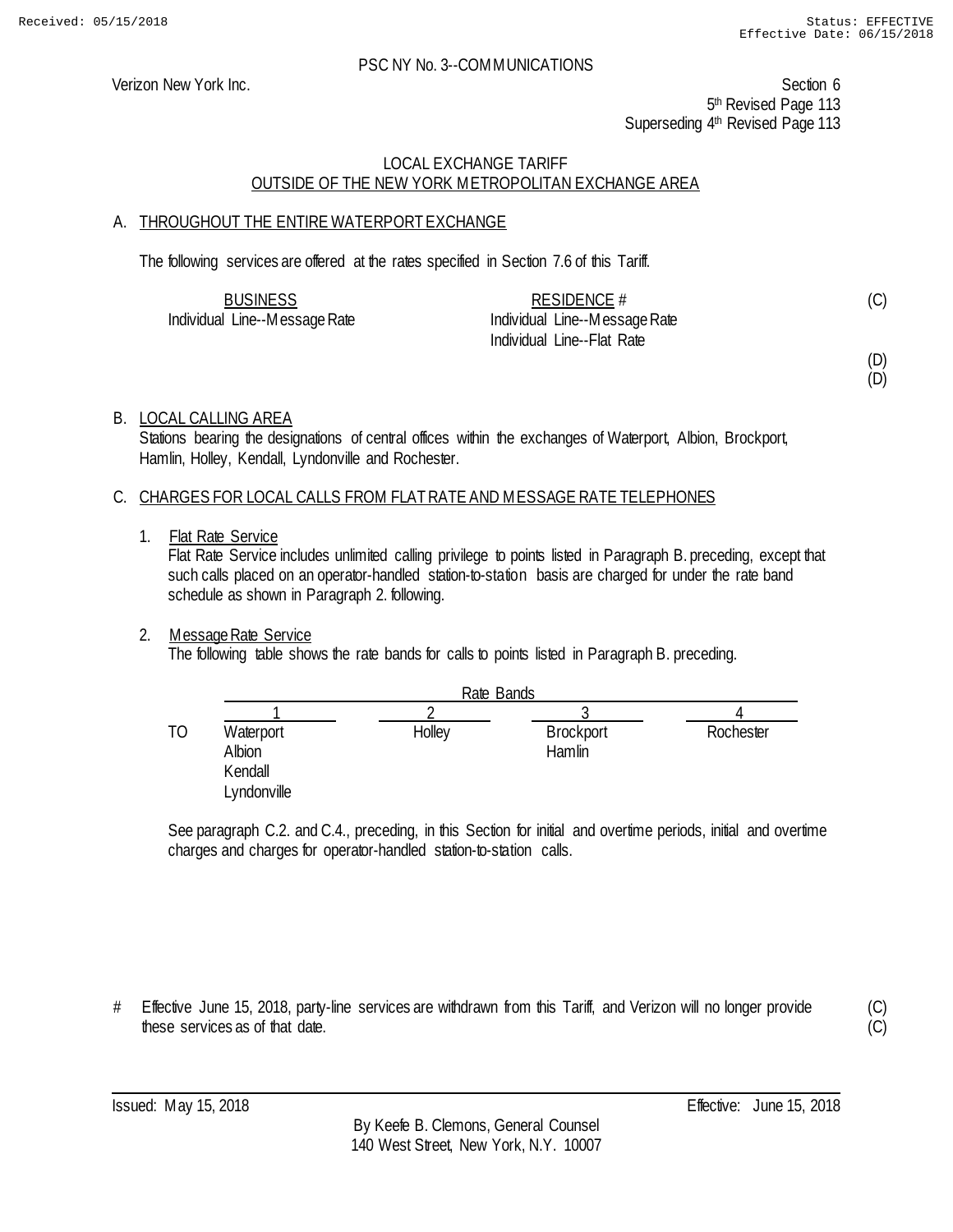PSC NY No. 3--COMMUNICATIONS

Verizon New York Inc.

Section 6
5th Revised Page 113
Superseding 4th Revised Page 113

LOCAL EXCHANGE TARIFF
OUTSIDE OF THE NEW YORK METROPOLITAN EXCHANGE AREA

A. THROUGHOUT THE ENTIRE WATERPORT EXCHANGE

The following services are offered at the rates specified in Section 7.6 of this Tariff.

| BUSINESS | RESIDENCE # | |
|---|---|---|
| Individual Line--Message Rate | Individual Line--Message Rate | (C) |
| | Individual Line--Flat Rate | |
| | | (D) |
| | | (D) |

B. LOCAL CALLING AREA

Stations bearing the designations of central offices within the exchanges of Waterport, Albion, Brockport, Hamlin, Holley, Kendall, Lyndonville and Rochester.

C. CHARGES FOR LOCAL CALLS FROM FLAT RATE AND MESSAGE RATE TELEPHONES

1. Flat Rate Service

   Flat Rate Service includes unlimited calling privilege to points listed in Paragraph B. preceding, except that such calls placed on an operator-handled station-to-station basis are charged for under the rate band schedule as shown in Paragraph 2. following.

2. Message Rate Service

   The following table shows the rate bands for calls to points listed in Paragraph B. preceding.

| | Rate Bands | | | |
|---|---|---|---|---|
| | 1 | 2 | 3 | 4 |
| TO | Waterport | Holley | Brockport | Rochester |
| | Albion | | Hamlin | |
| | Kendall | | | |
| | Lyndonville | | | |

   See paragraph C.2. and C.4., preceding, in this Section for initial and overtime periods, initial and overtime charges and charges for operator-handled station-to-station calls.

# Effective June 15, 2018, party-line services are withdrawn from this Tariff, and Verizon will no longer provide these services as of that date. (C)

Issued: May 15, 2018

Effective: June 15, 2018

By Keefe B. Clemons, General Counsel
140 West Street, New York, N.Y. 10007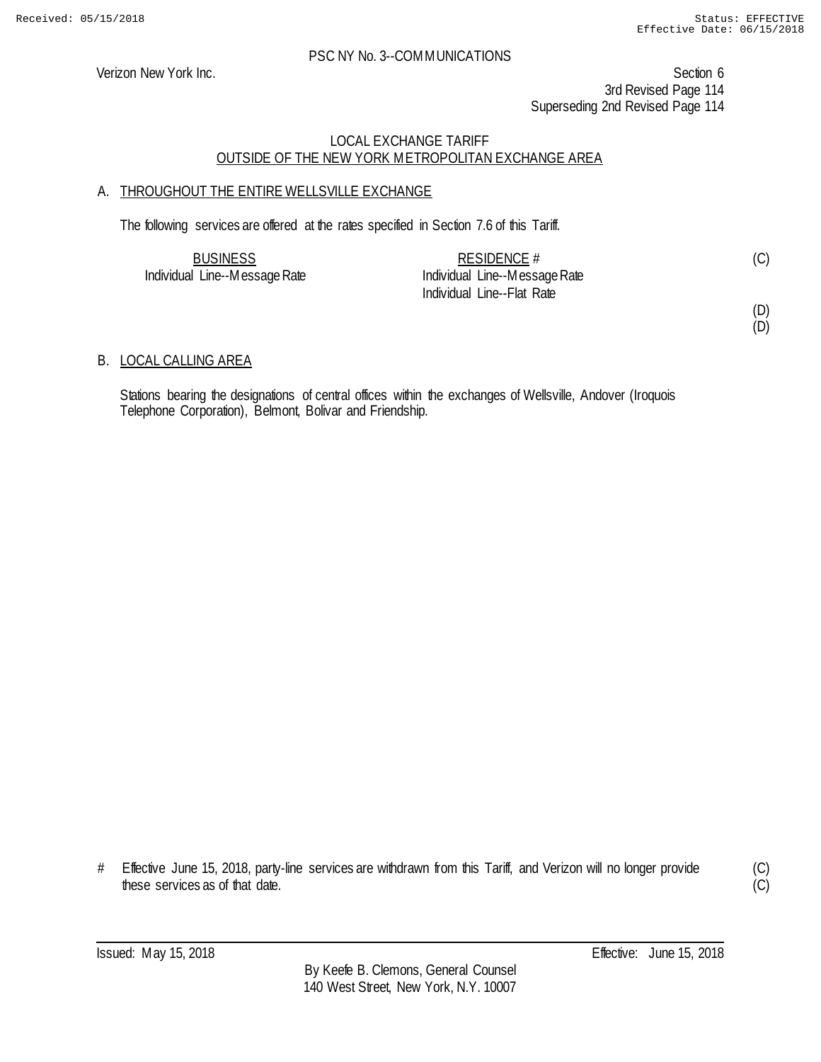PSC NY No. 3--COMMUNICATIONS

Verizon New York Inc.

Section 6
3rd Revised Page 114
Superseding 2nd Revised Page 114

LOCAL EXCHANGE TARIFF
OUTSIDE OF THE NEW YORK METROPOLITAN EXCHANGE AREA

## A. THROUGHOUT THE ENTIRE WELLSVILLE EXCHANGE

The following services are offered at the rates specified in Section 7.6 of this Tariff.

| BUSINESS | RESIDENCE # | |
|---|---|---|
| Individual Line--Message Rate | Individual Line--Message Rate | (C) |
| | Individual Line--Flat Rate | |
| | | (D) |
| | | (D) |

## B. LOCAL CALLING AREA

Stations bearing the designations of central offices within the exchanges of Wellsville, Andover (Iroquois Telephone Corporation), Belmont, Bolivar and Friendship.

# Effective June 15, 2018, party-line services are withdrawn from this Tariff, and Verizon will no longer provide these services as of that date. (C) (C)

Issued: May 15, 2018 Effective: June 15, 2018

By Keefe B. Clemons, General Counsel
140 West Street, New York, N.Y. 10007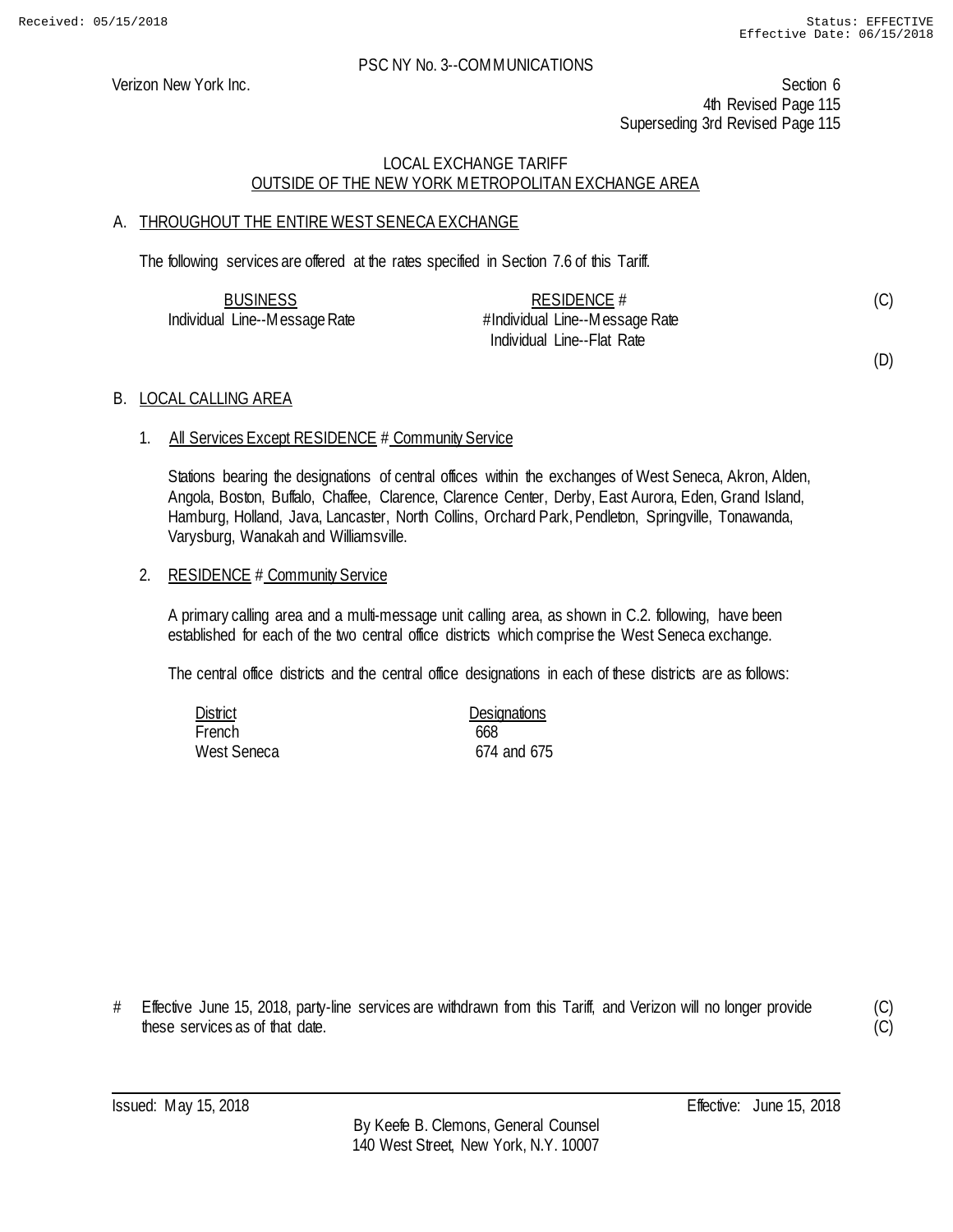PSC NY No. 3--COMMUNICATIONS

Verizon New York Inc.

Section 6
4th Revised Page 115
Superseding 3rd Revised Page 115

## LOCAL EXCHANGE TARIFF
## OUTSIDE OF THE NEW YORK METROPOLITAN EXCHANGE AREA

### A. THROUGHOUT THE ENTIRE WEST SENECA EXCHANGE

The following services are offered at the rates specified in Section 7.6 of this Tariff.

| BUSINESS | RESIDENCE # | |
|---|---|---|
| Individual Line--Message Rate | #Individual Line--Message Rate | (C) |
| | Individual Line--Flat Rate | |
| | | (D) |

### B. LOCAL CALLING AREA

1. All Services Except RESIDENCE # Community Service

   Stations bearing the designations of central offices within the exchanges of West Seneca, Akron, Alden, Angola, Boston, Buffalo, Chaffee, Clarence, Clarence Center, Derby, East Aurora, Eden, Grand Island, Hamburg, Holland, Java, Lancaster, North Collins, Orchard Park, Pendleton, Springville, Tonawanda, Varysburg, Wanakah and Williamsville.

2. RESIDENCE # Community Service

   A primary calling area and a multi-message unit calling area, as shown in C.2. following, have been established for each of the two central office districts which comprise the West Seneca exchange.

   The central office districts and the central office designations in each of these districts are as follows:

| District | Designations |
|---|---|
| French | 668 |
| West Seneca | 674 and 675 |

\# Effective June 15, 2018, party-line services are withdrawn from this Tariff, and Verizon will no longer provide these services as of that date. (C) (C)

Issued: May 15, 2018 Effective: June 15, 2018

By Keefe B. Clemons, General Counsel
140 West Street, New York, N.Y. 10007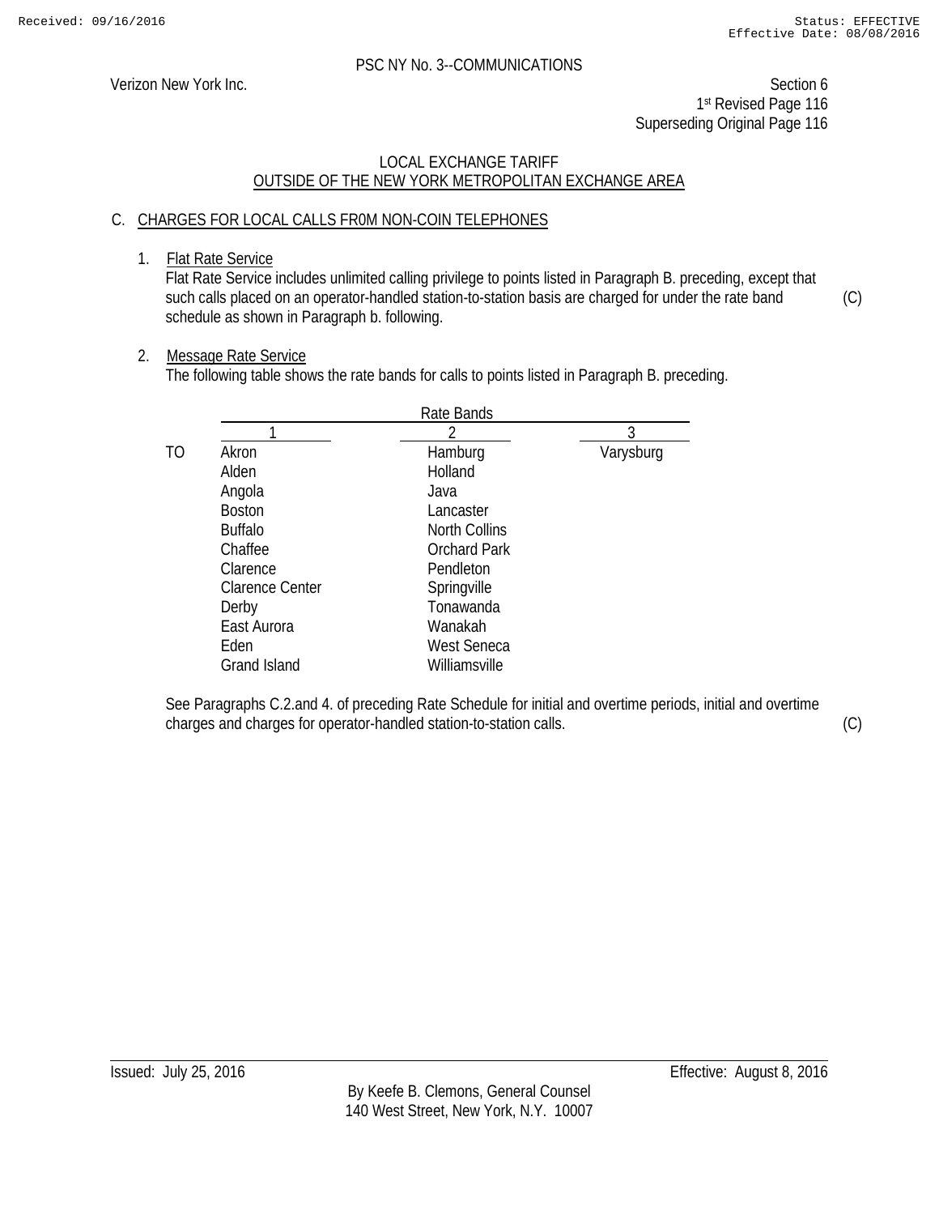PSC NY No. 3--COMMUNICATIONS

Verizon New York Inc.

Section 6
1st Revised Page 116
Superseding Original Page 116

LOCAL EXCHANGE TARIFF
OUTSIDE OF THE NEW YORK METROPOLITAN EXCHANGE AREA

## C. CHARGES FOR LOCAL CALLS FR0M NON-COIN TELEPHONES

1. Flat Rate Service

   Flat Rate Service includes unlimited calling privilege to points listed in Paragraph B. preceding, except that such calls placed on an operator-handled station-to-station basis are charged for under the rate band schedule as shown in Paragraph b. following. (C)

2. Message Rate Service

   The following table shows the rate bands for calls to points listed in Paragraph B. preceding.

| | Rate Bands | | |
|---|---|---|---|
| | 1 | 2 | 3 |
| TO | Akron | Hamburg | Varysburg |
| | Alden | Holland | |
| | Angola | Java | |
| | Boston | Lancaster | |
| | Buffalo | North Collins | |
| | Chaffee | Orchard Park | |
| | Clarence | Pendleton | |
| | Clarence Center | Springville | |
| | Derby | Tonawanda | |
| | East Aurora | Wanakah | |
| | Eden | West Seneca | |
| | Grand Island | Williamsville | |

See Paragraphs C.2.and 4. of preceding Rate Schedule for initial and overtime periods, initial and overtime charges and charges for operator-handled station-to-station calls. (C)

Issued: July 25, 2016

Effective: August 8, 2016

By Keefe B. Clemons, General Counsel
140 West Street, New York, N.Y. 10007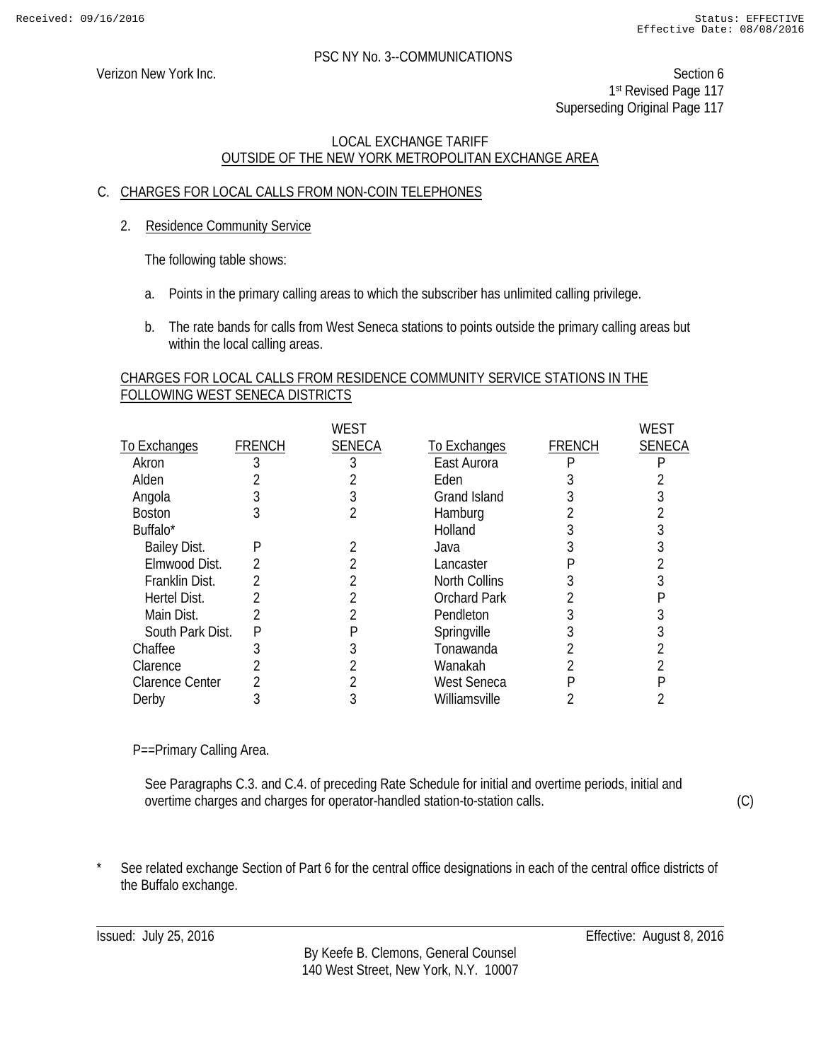PSC NY No. 3--COMMUNICATIONS

Verizon New York Inc.

Section 6
1st Revised Page 117
Superseding Original Page 117

## LOCAL EXCHANGE TARIFF
## OUTSIDE OF THE NEW YORK METROPOLITAN EXCHANGE AREA

### C. CHARGES FOR LOCAL CALLS FROM NON-COIN TELEPHONES

2. Residence Community Service

The following table shows:

a. Points in the primary calling areas to which the subscriber has unlimited calling privilege.

b. The rate bands for calls from West Seneca stations to points outside the primary calling areas but within the local calling areas.

CHARGES FOR LOCAL CALLS FROM RESIDENCE COMMUNITY SERVICE STATIONS IN THE FOLLOWING WEST SENECA DISTRICTS

| To Exchanges | FRENCH | WEST SENECA | To Exchanges | FRENCH | WEST SENECA |
|---|---|---|---|---|---|
| Akron | 3 | 3 | East Aurora | P | P |
| Alden | 2 | 2 | Eden | 3 | 2 |
| Angola | 3 | 3 | Grand Island | 3 | 3 |
| Boston | 3 | 2 | Hamburg | 2 | 2 |
| Buffalo* | | | Holland | 3 | 3 |
| Bailey Dist. | P | 2 | Java | 3 | 3 |
| Elmwood Dist. | 2 | 2 | Lancaster | P | 2 |
| Franklin Dist. | 2 | 2 | North Collins | 3 | 3 |
| Hertel Dist. | 2 | 2 | Orchard Park | 2 | P |
| Main Dist. | 2 | 2 | Pendleton | 3 | 3 |
| South Park Dist. | P | P | Springville | 3 | 3 |
| Chaffee | 3 | 3 | Tonawanda | 2 | 2 |
| Clarence | 2 | 2 | Wanakah | 2 | 2 |
| Clarence Center | 2 | 2 | West Seneca | P | P |
| Derby | 3 | 3 | Williamsville | 2 | 2 |

P==Primary Calling Area.

See Paragraphs C.3. and C.4. of preceding Rate Schedule for initial and overtime periods, initial and overtime charges and charges for operator-handled station-to-station calls. (C)

\* See related exchange Section of Part 6 for the central office designations in each of the central office districts of the Buffalo exchange.

Issued: July 25, 2016

Effective: August 8, 2016

By Keefe B. Clemons, General Counsel
140 West Street, New York, N.Y. 10007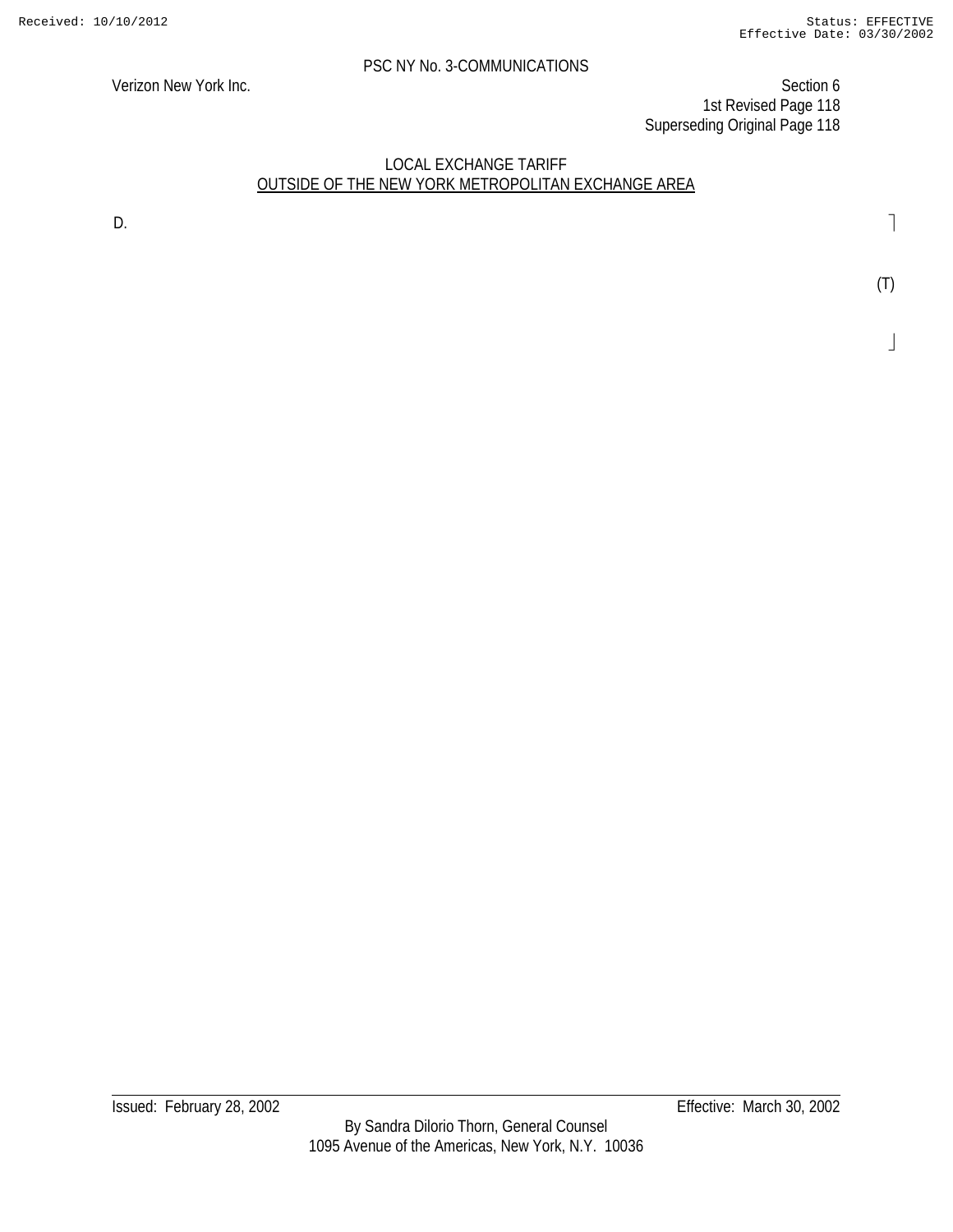PSC NY No. 3-COMMUNICATIONS

Verizon New York Inc.

Section 6
1st Revised Page 118
Superseding Original Page 118

LOCAL EXCHANGE TARIFF
OUTSIDE OF THE NEW YORK METROPOLITAN EXCHANGE AREA

D.

(T)

Issued: February 28, 2002

Effective: March 30, 2002

By Sandra Dilorio Thorn, General Counsel
1095 Avenue of the Americas, New York, N.Y. 10036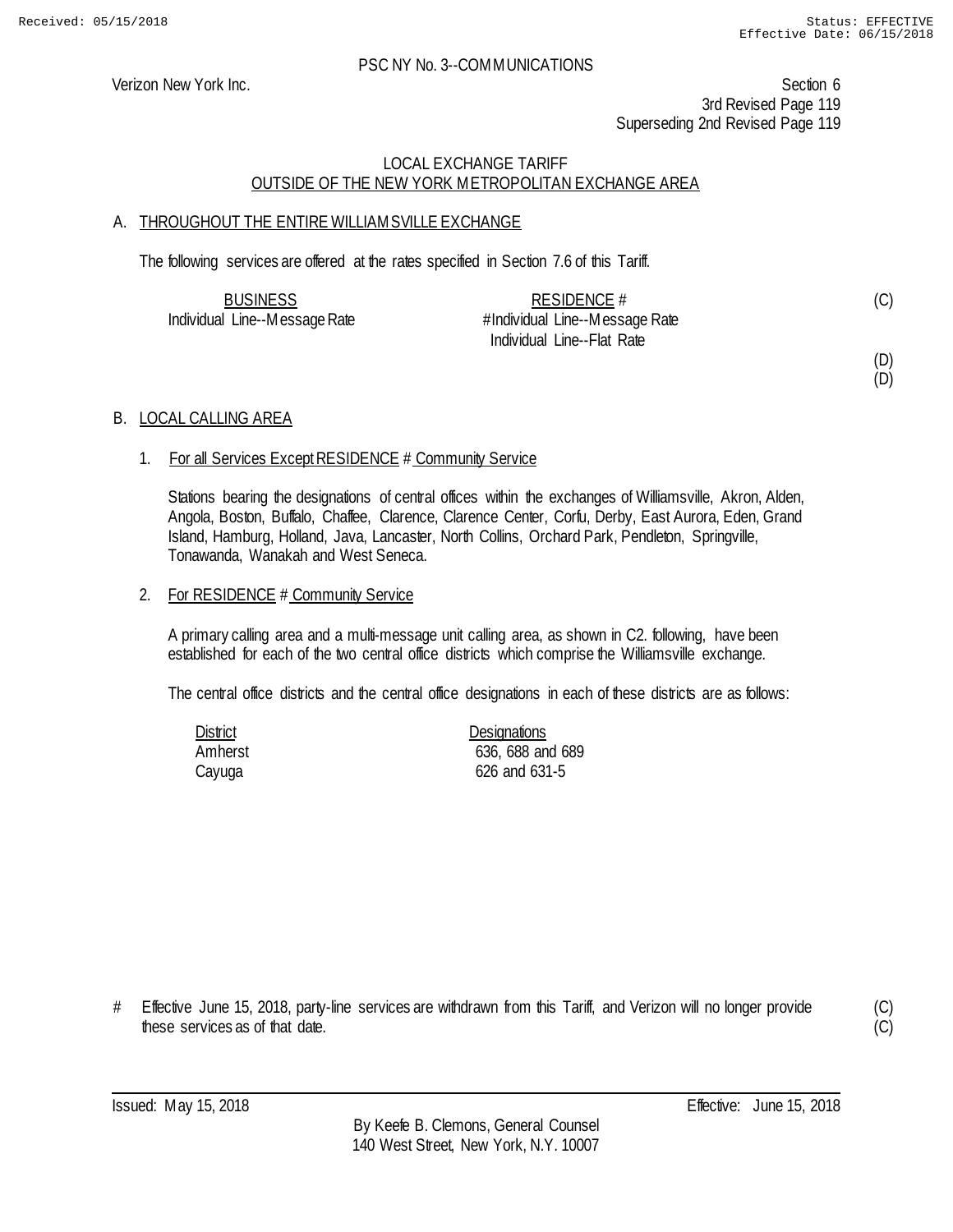PSC NY No. 3--COMMUNICATIONS

Verizon New York Inc.

Section 6
3rd Revised Page 119
Superseding 2nd Revised Page 119

LOCAL EXCHANGE TARIFF
OUTSIDE OF THE NEW YORK METROPOLITAN EXCHANGE AREA

A. THROUGHOUT THE ENTIRE WILLIAMSVILLE EXCHANGE

The following services are offered at the rates specified in Section 7.6 of this Tariff.

| BUSINESS | RESIDENCE # | |
|---|---|---|
| Individual Line--Message Rate | #Individual Line--Message Rate | (C) |
| | Individual Line--Flat Rate | |
| | | (D) |
| | | (D) |

B. LOCAL CALLING AREA

1. For all Services Except RESIDENCE # Community Service

Stations bearing the designations of central offices within the exchanges of Williamsville, Akron, Alden, Angola, Boston, Buffalo, Chaffee, Clarence, Clarence Center, Corfu, Derby, East Aurora, Eden, Grand Island, Hamburg, Holland, Java, Lancaster, North Collins, Orchard Park, Pendleton, Springville, Tonawanda, Wanakah and West Seneca.

2. For RESIDENCE # Community Service

A primary calling area and a multi-message unit calling area, as shown in C2. following, have been established for each of the two central office districts which comprise the Williamsville exchange.

The central office districts and the central office designations in each of these districts are as follows:

| District | Designations |
|---|---|
| Amherst | 636, 688 and 689 |
| Cayuga | 626 and 631-5 |

\# Effective June 15, 2018, party-line services are withdrawn from this Tariff, and Verizon will no longer provide these services as of that date. (C)(C)

Issued: May 15, 2018

Effective: June 15, 2018

By Keefe B. Clemons, General Counsel
140 West Street, New York, N.Y. 10007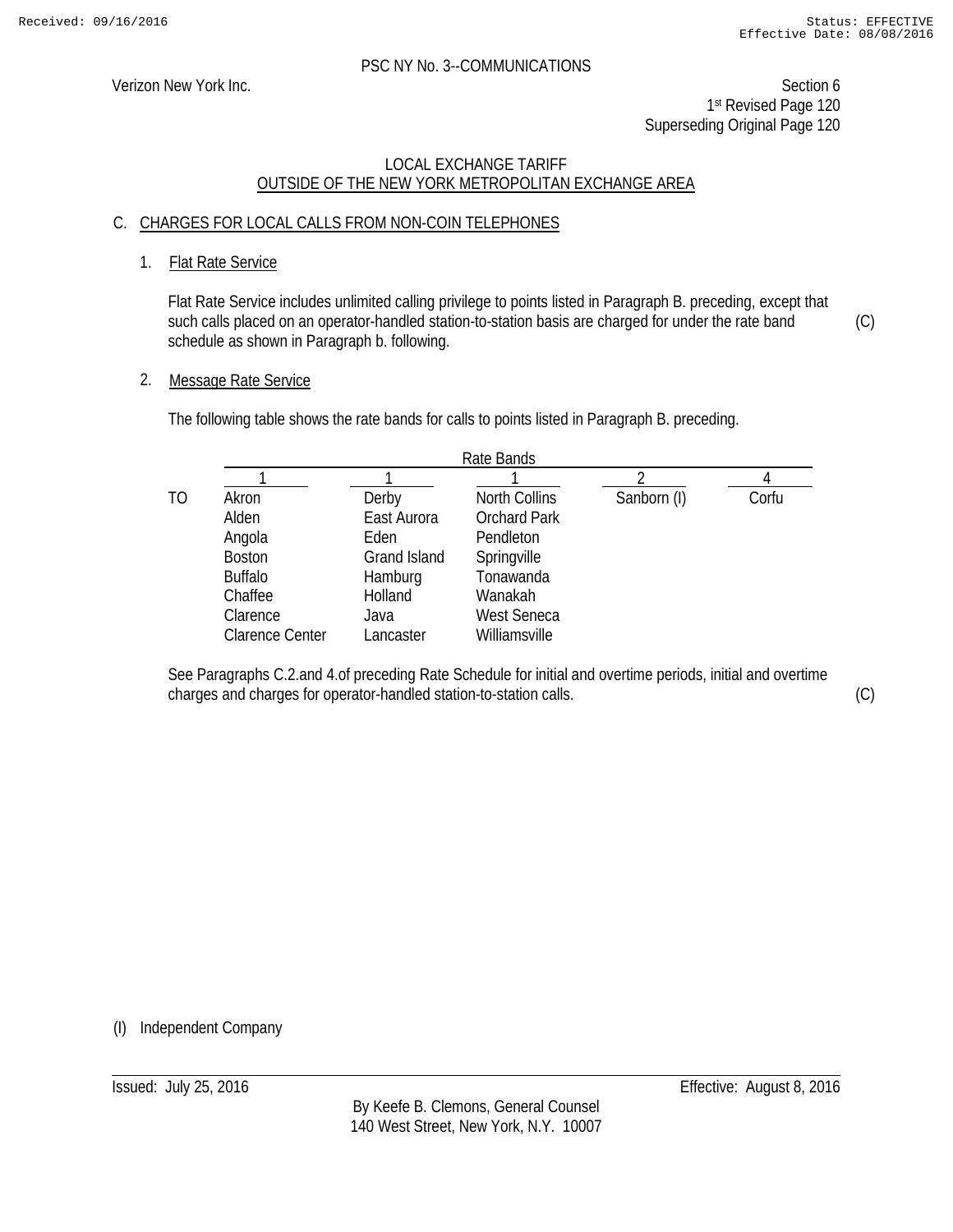PSC NY No. 3--COMMUNICATIONS

Verizon New York Inc.

Section 6
1st Revised Page 120
Superseding Original Page 120

LOCAL EXCHANGE TARIFF
OUTSIDE OF THE NEW YORK METROPOLITAN EXCHANGE AREA

## C. CHARGES FOR LOCAL CALLS FROM NON-COIN TELEPHONES

### 1. Flat Rate Service

Flat Rate Service includes unlimited calling privilege to points listed in Paragraph B. preceding, except that such calls placed on an operator-handled station-to-station basis are charged for under the rate band schedule as shown in Paragraph b. following. (C)

### 2. Message Rate Service

The following table shows the rate bands for calls to points listed in Paragraph B. preceding.

| | Rate Bands | | | | |
|---|---|---|---|---|---|
| | 1 | 1 | 1 | 2 | 4 |
| TO | Akron | Derby | North Collins | Sanborn (I) | Corfu |
| | Alden | East Aurora | Orchard Park | | |
| | Angola | Eden | Pendleton | | |
| | Boston | Grand Island | Springville | | |
| | Buffalo | Hamburg | Tonawanda | | |
| | Chaffee | Holland | Wanakah | | |
| | Clarence | Java | West Seneca | | |
| | Clarence Center | Lancaster | Williamsville | | |

See Paragraphs C.2.and 4.of preceding Rate Schedule for initial and overtime periods, initial and overtime charges and charges for operator-handled station-to-station calls. (C)

(I) Independent Company

Issued: July 25, 2016

Effective: August 8, 2016

By Keefe B. Clemons, General Counsel
140 West Street, New York, N.Y. 10007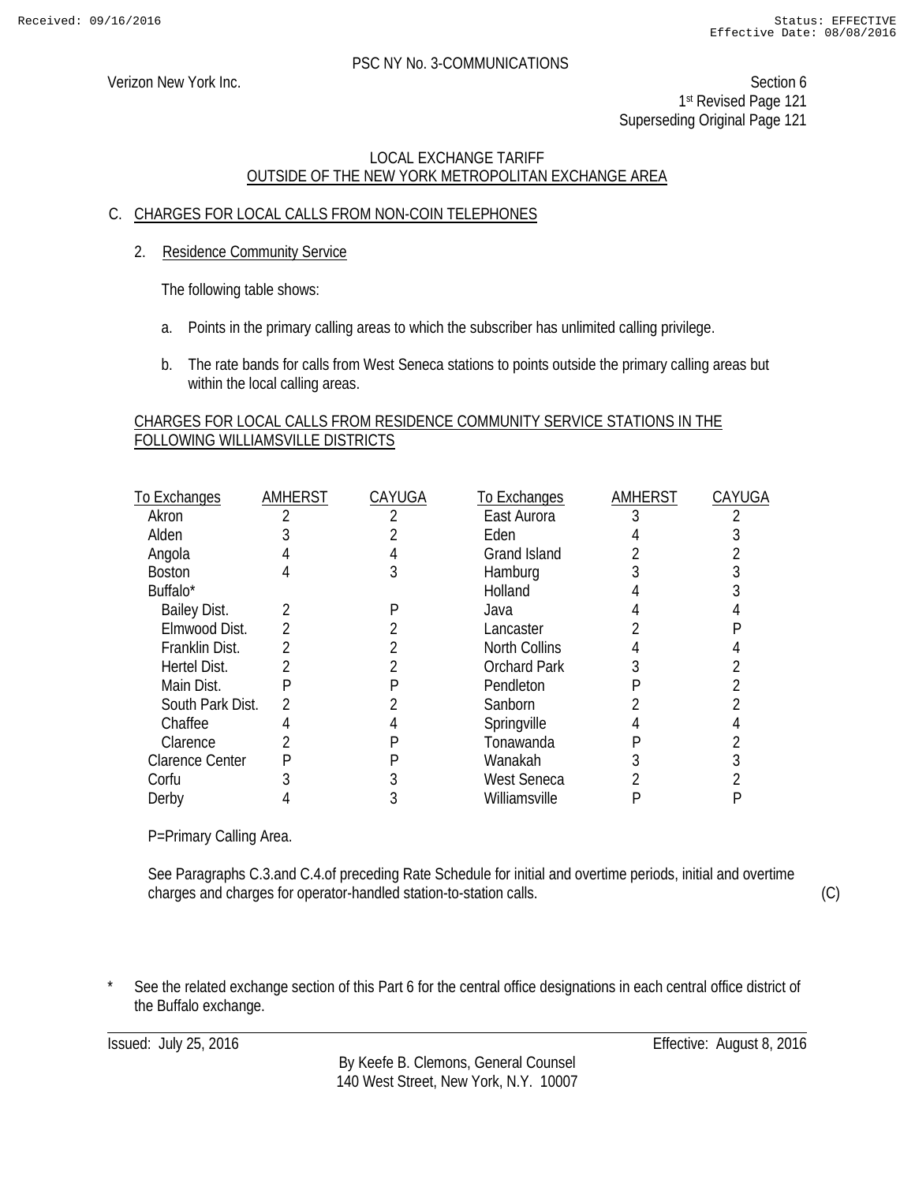PSC NY No. 3-COMMUNICATIONS

Verizon New York Inc.

Section 6
1st Revised Page 121
Superseding Original Page 121

LOCAL EXCHANGE TARIFF
OUTSIDE OF THE NEW YORK METROPOLITAN EXCHANGE AREA

## C. CHARGES FOR LOCAL CALLS FROM NON-COIN TELEPHONES

### 2. Residence Community Service

The following table shows:

a. Points in the primary calling areas to which the subscriber has unlimited calling privilege.

b. The rate bands for calls from West Seneca stations to points outside the primary calling areas but within the local calling areas.

CHARGES FOR LOCAL CALLS FROM RESIDENCE COMMUNITY SERVICE STATIONS IN THE FOLLOWING WILLIAMSVILLE DISTRICTS

| To Exchanges | AMHERST | CAYUGA | To Exchanges | AMHERST | CAYUGA |
|---|---|---|---|---|---|
| Akron | 2 | 2 | East Aurora | 3 | 2 |
| Alden | 3 | 2 | Eden | 4 | 3 |
| Angola | 4 | 4 | Grand Island | 2 | 2 |
| Boston | 4 | 3 | Hamburg | 3 | 3 |
| Buffalo* | | | Holland | 4 | 3 |
| Bailey Dist. | 2 | P | Java | 4 | 4 |
| Elmwood Dist. | 2 | 2 | Lancaster | 2 | P |
| Franklin Dist. | 2 | 2 | North Collins | 4 | 4 |
| Hertel Dist. | 2 | 2 | Orchard Park | 3 | 2 |
| Main Dist. | P | P | Pendleton | P | 2 |
| South Park Dist. | 2 | 2 | Sanborn | 2 | 2 |
| Chaffee | 4 | 4 | Springville | 4 | 4 |
| Clarence | 2 | P | Tonawanda | P | 2 |
| Clarence Center | P | P | Wanakah | 3 | 3 |
| Corfu | 3 | 3 | West Seneca | 2 | 2 |
| Derby | 4 | 3 | Williamsville | P | P |

P=Primary Calling Area.

See Paragraphs C.3.and C.4.of preceding Rate Schedule for initial and overtime periods, initial and overtime charges and charges for operator-handled station-to-station calls. (C)

\* See the related exchange section of this Part 6 for the central office designations in each central office district of the Buffalo exchange.

Issued: July 25, 2016

Effective: August 8, 2016

By Keefe B. Clemons, General Counsel
140 West Street, New York, N.Y. 10007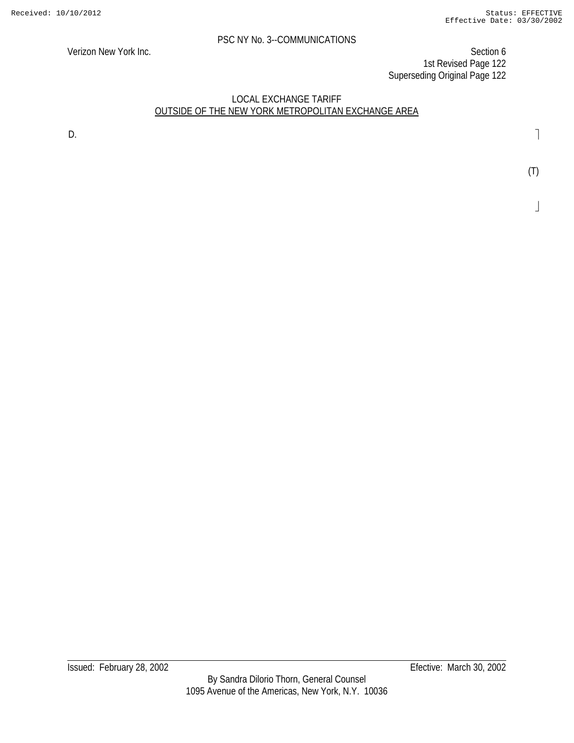PSC NY No. 3--COMMUNICATIONS

Verizon New York Inc.

Section 6
1st Revised Page 122
Superseding Original Page 122

LOCAL EXCHANGE TARIFF
OUTSIDE OF THE NEW YORK METROPOLITAN EXCHANGE AREA

D.

(T)

Issued: February 28, 2002

Efective: March 30, 2002

By Sandra Dilorio Thorn, General Counsel
1095 Avenue of the Americas, New York, N.Y. 10036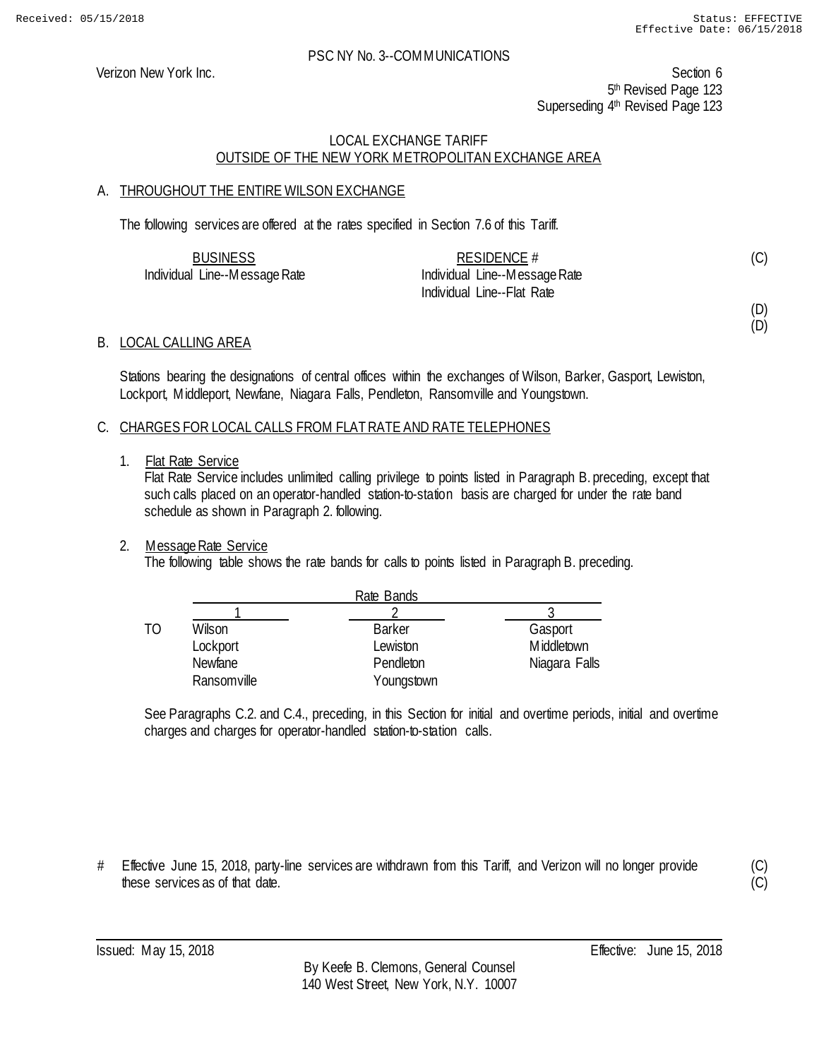PSC NY No. 3--COMMUNICATIONS

Verizon New York Inc.

Section 6
5th Revised Page 123
Superseding 4th Revised Page 123

LOCAL EXCHANGE TARIFF
OUTSIDE OF THE NEW YORK METROPOLITAN EXCHANGE AREA

## A. THROUGHOUT THE ENTIRE WILSON EXCHANGE

The following services are offered at the rates specified in Section 7.6 of this Tariff.

| BUSINESS | RESIDENCE # | |
|---|---|---|
| Individual Line--Message Rate | Individual Line--Message Rate | (C) |
| | Individual Line--Flat Rate | |
| | | (D) |
| | | (D) |

## B. LOCAL CALLING AREA

Stations bearing the designations of central offices within the exchanges of Wilson, Barker, Gasport, Lewiston, Lockport, Middleport, Newfane, Niagara Falls, Pendleton, Ransomville and Youngstown.

## C. CHARGES FOR LOCAL CALLS FROM FLAT RATE AND RATE TELEPHONES

1. Flat Rate Service
   Flat Rate Service includes unlimited calling privilege to points listed in Paragraph B. preceding, except that such calls placed on an operator-handled station-to-station basis are charged for under the rate band schedule as shown in Paragraph 2. following.

2. Message Rate Service
   The following table shows the rate bands for calls to points listed in Paragraph B. preceding.

| | Rate Bands | | |
|---|---|---|---|
| | 1 | 2 | 3 |
| TO | Wilson | Barker | Gasport |
| | Lockport | Lewiston | Middletown |
| | Newfane | Pendleton | Niagara Falls |
| | Ransomville | Youngstown | |

See Paragraphs C.2. and C.4., preceding, in this Section for initial and overtime periods, initial and overtime charges and charges for operator-handled station-to-station calls.

\# Effective June 15, 2018, party-line services are withdrawn from this Tariff, and Verizon will no longer provide these services as of that date. (C) (C)

Issued: May 15, 2018 Effective: June 15, 2018

By Keefe B. Clemons, General Counsel
140 West Street, New York, N.Y. 10007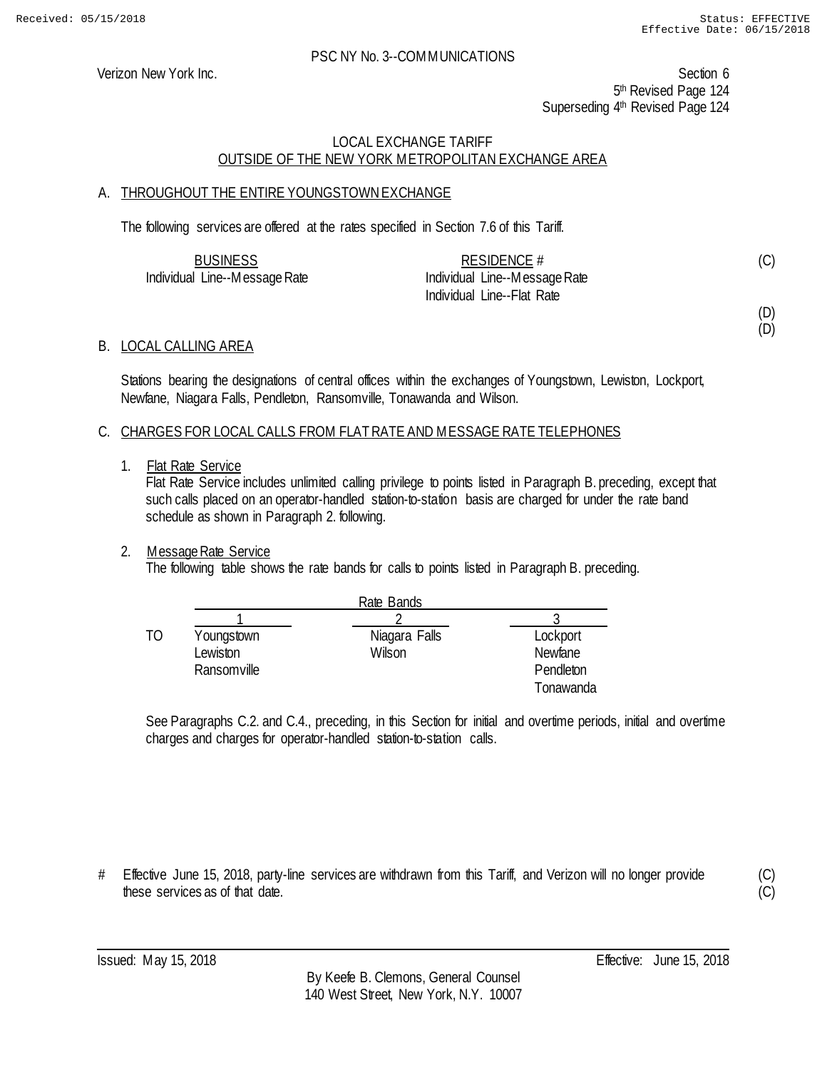PSC NY No. 3--COMMUNICATIONS

Verizon New York Inc.

Section 6
5th Revised Page 124
Superseding 4th Revised Page 124

LOCAL EXCHANGE TARIFF
OUTSIDE OF THE NEW YORK METROPOLITAN EXCHANGE AREA

## A. THROUGHOUT THE ENTIRE YOUNGSTOWN EXCHANGE

The following services are offered at the rates specified in Section 7.6 of this Tariff.

| BUSINESS | RESIDENCE # | |
|---|---|---|
| Individual Line--Message Rate | Individual Line--Message Rate | (C) |
| | Individual Line--Flat Rate | |
| | | (D) |
| | | (D) |

## B. LOCAL CALLING AREA

Stations bearing the designations of central offices within the exchanges of Youngstown, Lewiston, Lockport, Newfane, Niagara Falls, Pendleton, Ransomville, Tonawanda and Wilson.

## C. CHARGES FOR LOCAL CALLS FROM FLAT RATE AND MESSAGE RATE TELEPHONES

1. Flat Rate Service
   Flat Rate Service includes unlimited calling privilege to points listed in Paragraph B. preceding, except that such calls placed on an operator-handled station-to-station basis are charged for under the rate band schedule as shown in Paragraph 2. following.

2. Message Rate Service
   The following table shows the rate bands for calls to points listed in Paragraph B. preceding.

| | Rate Bands | | |
|---|---|---|---|
| | 1 | 2 | 3 |
| TO | Youngstown | Niagara Falls | Lockport |
| | Lewiston | Wilson | Newfane |
| | Ransomville | | Pendleton |
| | | | Tonawanda |

See Paragraphs C.2. and C.4., preceding, in this Section for initial and overtime periods, initial and overtime charges and charges for operator-handled station-to-station calls.

# Effective June 15, 2018, party-line services are withdrawn from this Tariff, and Verizon will no longer provide these services as of that date. (C)(C)

Issued: May 15, 2018

Effective: June 15, 2018

By Keefe B. Clemons, General Counsel
140 West Street, New York, N.Y. 10007